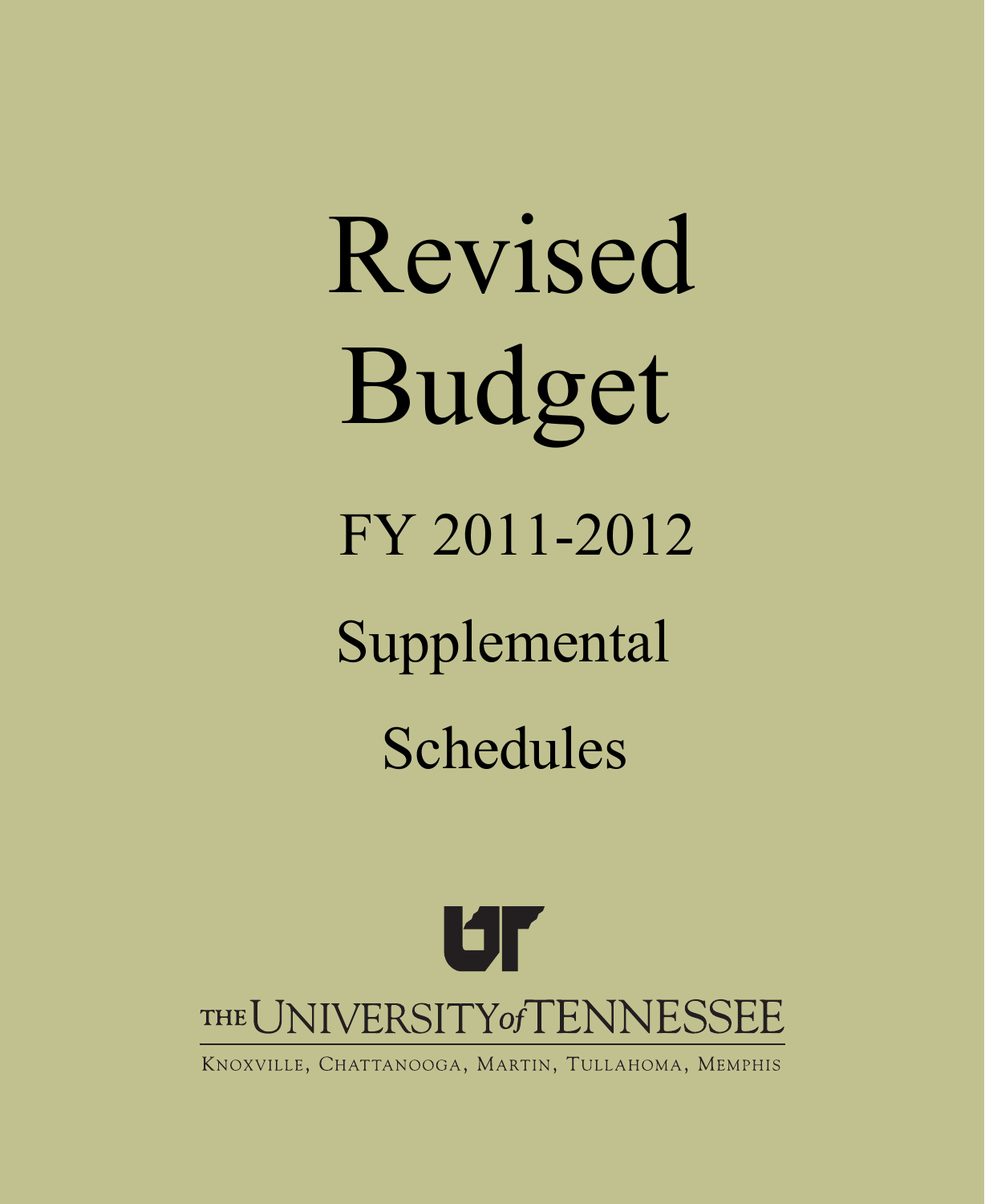# Revised Budget

## FY 2011-2012

## Supplemental Schedules

THE UNIVERSITY of TENNESSEE

KNOXVILLE, CHATTANOOGA, MARTIN, TULLAHOMA, MEMPHIS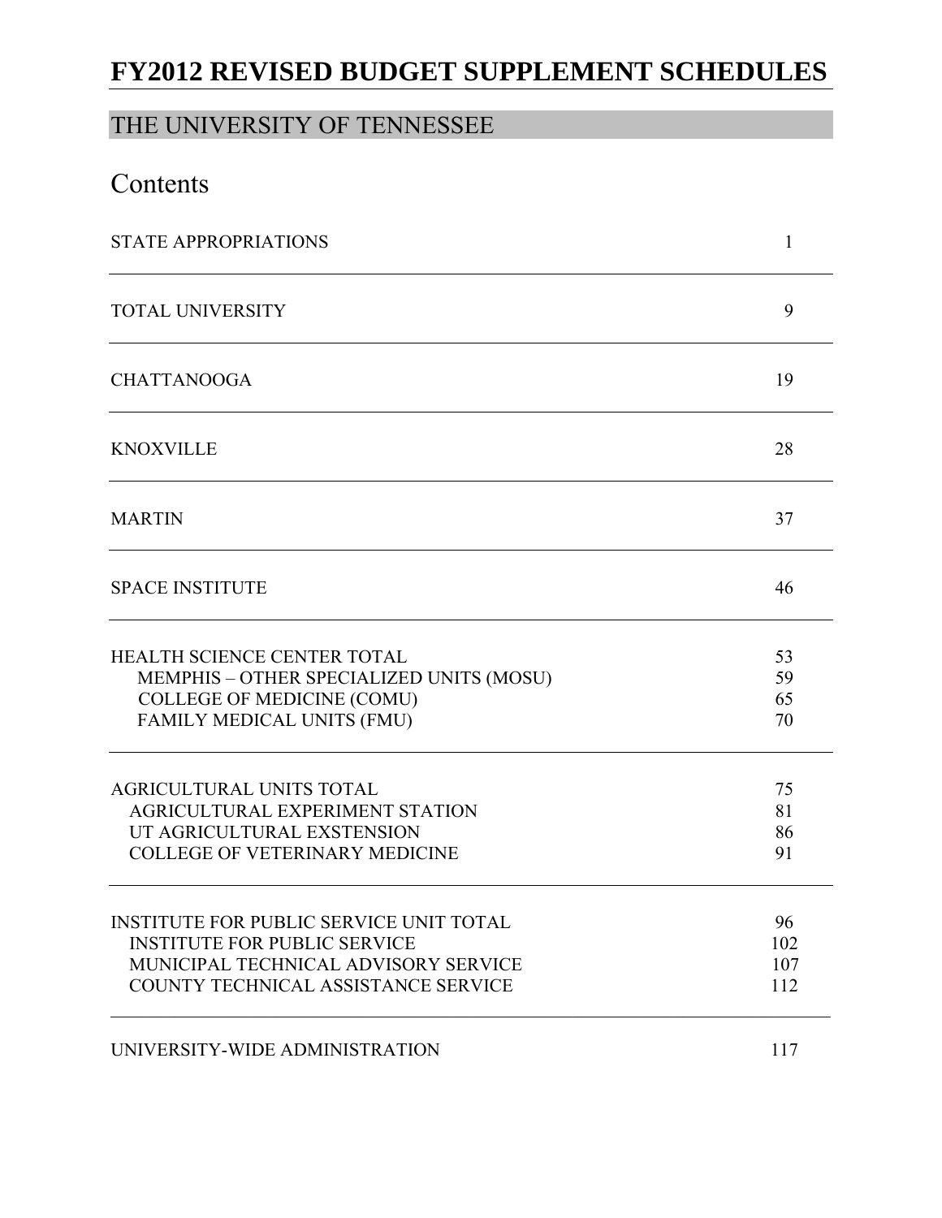# FY2012 REVISED BUDGET SUPPLEMENT SCHEDULES

## THE UNIVERSITY OF TENNESSEE

## Contents

| | |
|---|---|
| STATE APPROPRIATIONS | 1 |
| TOTAL UNIVERSITY | 9 |
| CHATTANOOGA | 19 |
| KNOXVILLE | 28 |
| MARTIN | 37 |
| SPACE INSTITUTE | 46 |
| HEALTH SCIENCE CENTER TOTAL | 53 |
| MEMPHIS – OTHER SPECIALIZED UNITS (MOSU) | 59 |
| COLLEGE OF MEDICINE (COMU) | 65 |
| FAMILY MEDICAL UNITS (FMU) | 70 |
| AGRICULTURAL UNITS TOTAL | 75 |
| AGRICULTURAL EXPERIMENT STATION | 81 |
| UT AGRICULTURAL EXSTENSION | 86 |
| COLLEGE OF VETERINARY MEDICINE | 91 |
| INSTITUTE FOR PUBLIC SERVICE UNIT TOTAL | 96 |
| INSTITUTE FOR PUBLIC SERVICE | 102 |
| MUNICIPAL TECHNICAL ADVISORY SERVICE | 107 |
| COUNTY TECHNICAL ASSISTANCE SERVICE | 112 |
| UNIVERSITY-WIDE ADMINISTRATION | 117 |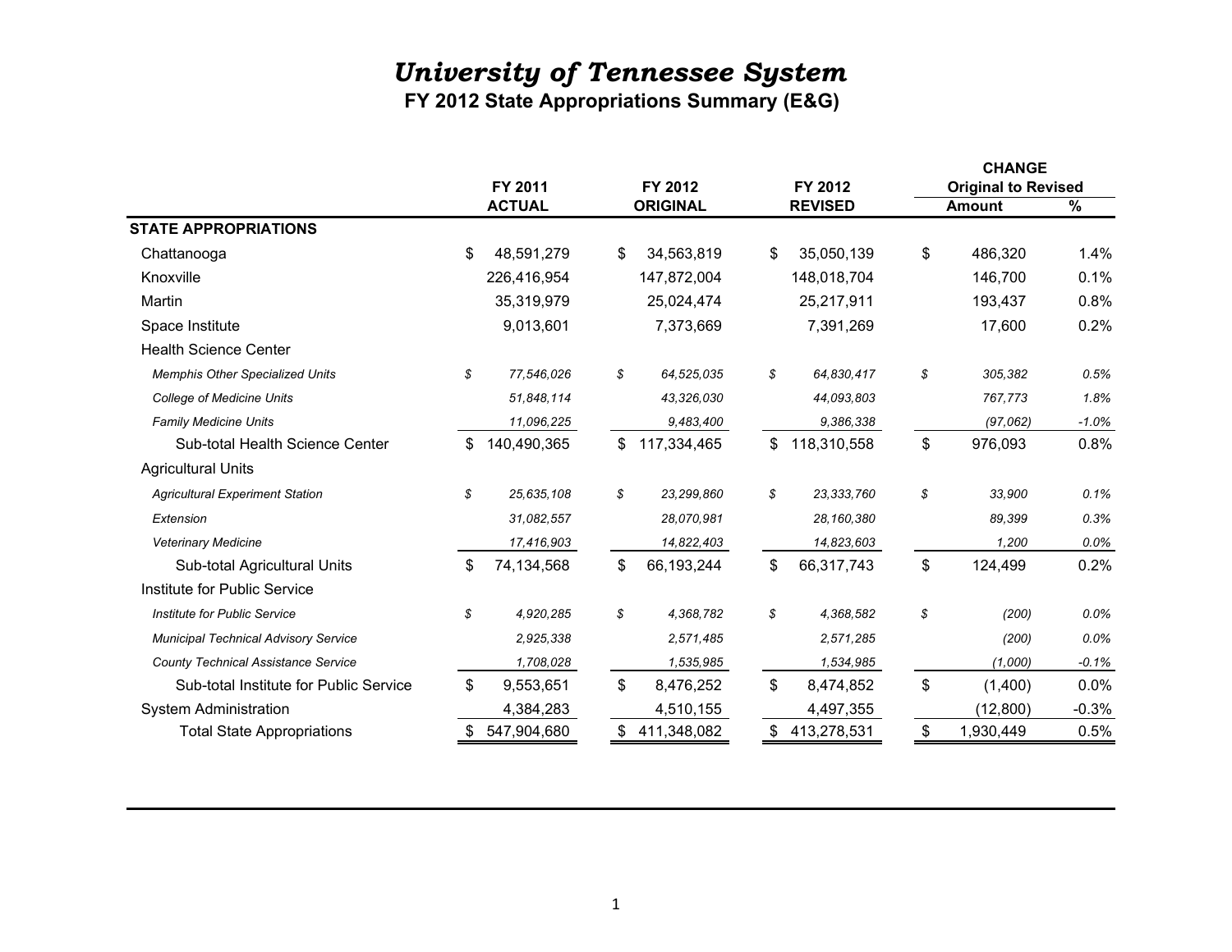# *University of Tennessee System*

## FY 2012 State Appropriations Summary (E&G)

| | FY 2011 ACTUAL | FY 2012 ORIGINAL | FY 2012 REVISED | CHANGE Original to Revised Amount | % |
|---|---|---|---|---|---|
| **STATE APPROPRIATIONS** | | | | | |
| Chattanooga | $ 48,591,279 | $ 34,563,819 | $ 35,050,139 | $ 486,320 | 1.4% |
| Knoxville | 226,416,954 | 147,872,004 | 148,018,704 | 146,700 | 0.1% |
| Martin | 35,319,979 | 25,024,474 | 25,217,911 | 193,437 | 0.8% |
| Space Institute | 9,013,601 | 7,373,669 | 7,391,269 | 17,600 | 0.2% |
| Health Science Center | | | | | |
| *Memphis Other Specialized Units* | *$ 77,546,026* | *$ 64,525,035* | *$ 64,830,417* | *$ 305,382* | *0.5%* |
| *College of Medicine Units* | *51,848,114* | *43,326,030* | *44,093,803* | *767,773* | *1.8%* |
| *Family Medicine Units* | *11,096,225* | *9,483,400* | *9,386,338* | *(97,062)* | *-1.0%* |
| Sub-total Health Science Center | $ 140,490,365 | $ 117,334,465 | $ 118,310,558 | $ 976,093 | 0.8% |
| Agricultural Units | | | | | |
| *Agricultural Experiment Station* | *$ 25,635,108* | *$ 23,299,860* | *$ 23,333,760* | *$ 33,900* | *0.1%* |
| *Extension* | *31,082,557* | *28,070,981* | *28,160,380* | *89,399* | *0.3%* |
| *Veterinary Medicine* | *17,416,903* | *14,822,403* | *14,823,603* | *1,200* | *0.0%* |
| Sub-total Agricultural Units | $ 74,134,568 | $ 66,193,244 | $ 66,317,743 | $ 124,499 | 0.2% |
| Institute for Public Service | | | | | |
| *Institute for Public Service* | *$ 4,920,285* | *$ 4,368,782* | *$ 4,368,582* | *$ (200)* | *0.0%* |
| *Municipal Technical Advisory Service* | *2,925,338* | *2,571,485* | *2,571,285* | *(200)* | *0.0%* |
| *County Technical Assistance Service* | *1,708,028* | *1,535,985* | *1,534,985* | *(1,000)* | *-0.1%* |
| Sub-total Institute for Public Service | $ 9,553,651 | $ 8,476,252 | $ 8,474,852 | $ (1,400) | 0.0% |
| System Administration | 4,384,283 | 4,510,155 | 4,497,355 | (12,800) | -0.3% |
| Total State Appropriations | $ 547,904,680 | $ 411,348,082 | $ 413,278,531 | $ 1,930,449 | 0.5% |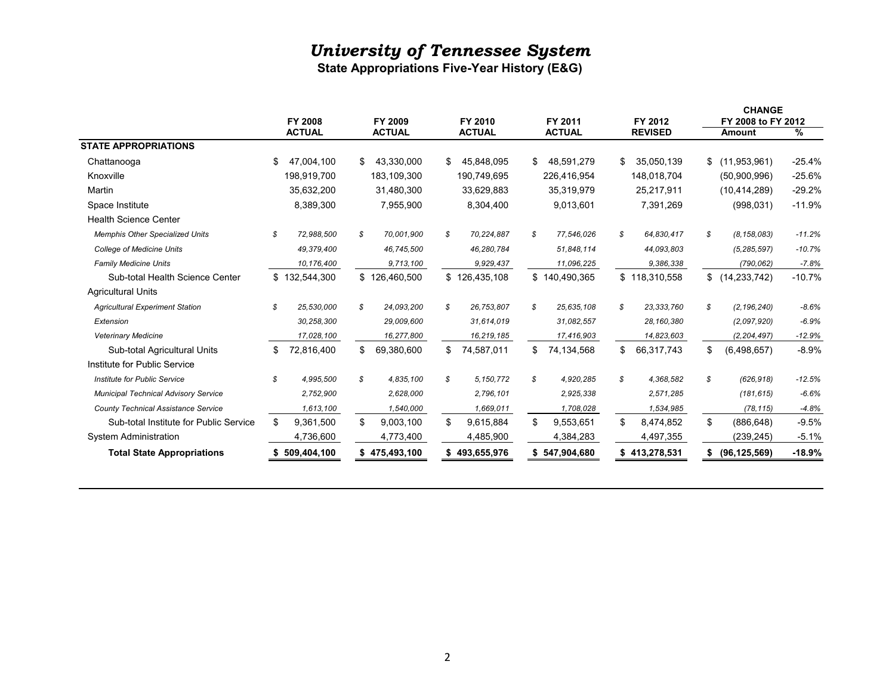# *University of Tennessee System*

**State Appropriations Five-Year History (E&G)**

| | FY 2008 ACTUAL | FY 2009 ACTUAL | FY 2010 ACTUAL | FY 2011 ACTUAL | FY 2012 REVISED | CHANGE FY 2008 to FY 2012 Amount | % |
|---|---|---|---|---|---|---|---|
| **STATE APPROPRIATIONS** | | | | | | | |
| Chattanooga | $ 47,004,100 | $ 43,330,000 | $ 45,848,095 | $ 48,591,279 | $ 35,050,139 | $ (11,953,961) | -25.4% |
| Knoxville | 198,919,700 | 183,109,300 | 190,749,695 | 226,416,954 | 148,018,704 | (50,900,996) | -25.6% |
| Martin | 35,632,200 | 31,480,300 | 33,629,883 | 35,319,979 | 25,217,911 | (10,414,289) | -29.2% |
| Space Institute | 8,389,300 | 7,955,900 | 8,304,400 | 9,013,601 | 7,391,269 | (998,031) | -11.9% |
| Health Science Center | | | | | | | |
| *Memphis Other Specialized Units* | *$ 72,988,500* | *$ 70,001,900* | *$ 70,224,887* | *$ 77,546,026* | *$ 64,830,417* | *$ (8,158,083)* | *-11.2%* |
| *College of Medicine Units* | *49,379,400* | *46,745,500* | *46,280,784* | *51,848,114* | *44,093,803* | *(5,285,597)* | *-10.7%* |
| *Family Medicine Units* | *10,176,400* | *9,713,100* | *9,929,437* | *11,096,225* | *9,386,338* | *(790,062)* | *-7.8%* |
| Sub-total Health Science Center | $ 132,544,300 | $ 126,460,500 | $ 126,435,108 | $ 140,490,365 | $ 118,310,558 | $ (14,233,742) | -10.7% |
| Agricultural Units | | | | | | | |
| *Agricultural Experiment Station* | *$ 25,530,000* | *$ 24,093,200* | *$ 26,753,807* | *$ 25,635,108* | *$ 23,333,760* | *$ (2,196,240)* | *-8.6%* |
| *Extension* | *30,258,300* | *29,009,600* | *31,614,019* | *31,082,557* | *28,160,380* | *(2,097,920)* | *-6.9%* |
| *Veterinary Medicine* | *17,028,100* | *16,277,800* | *16,219,185* | *17,416,903* | *14,823,603* | *(2,204,497)* | *-12.9%* |
| Sub-total Agricultural Units | $ 72,816,400 | $ 69,380,600 | $ 74,587,011 | $ 74,134,568 | $ 66,317,743 | $ (6,498,657) | -8.9% |
| Institute for Public Service | | | | | | | |
| *Institute for Public Service* | *$ 4,995,500* | *$ 4,835,100* | *$ 5,150,772* | *$ 4,920,285* | *$ 4,368,582* | *$ (626,918)* | *-12.5%* |
| *Municipal Technical Advisory Service* | *2,752,900* | *2,628,000* | *2,796,101* | *2,925,338* | *2,571,285* | *(181,615)* | *-6.6%* |
| *County Technical Assistance Service* | *1,613,100* | *1,540,000* | *1,669,011* | *1,708,028* | *1,534,985* | *(78,115)* | *-4.8%* |
| Sub-total Institute for Public Service | $ 9,361,500 | $ 9,003,100 | $ 9,615,884 | $ 9,553,651 | $ 8,474,852 | $ (886,648) | -9.5% |
| System Administration | 4,736,600 | 4,773,400 | 4,485,900 | 4,384,283 | 4,497,355 | (239,245) | -5.1% |
| **Total State Appropriations** | **$ 509,404,100** | **$ 475,493,100** | **$ 493,655,976** | **$ 547,904,680** | **$ 413,278,531** | **$ (96,125,569)** | **-18.9%** |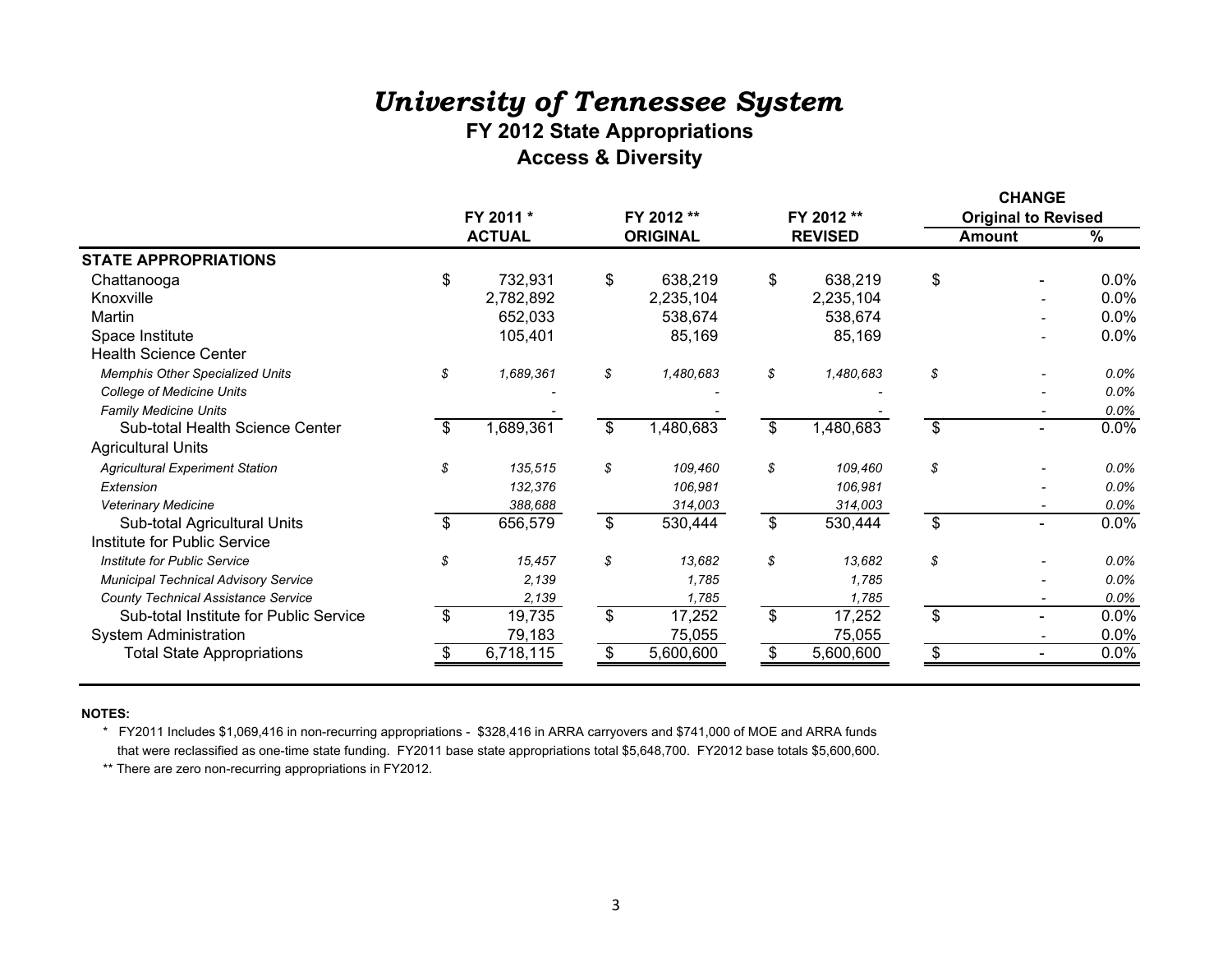# *University of Tennessee System*

## FY 2012 State Appropriations

## Access & Diversity

| | FY 2011 * ACTUAL | FY 2012 ** ORIGINAL | FY 2012 ** REVISED | CHANGE Original to Revised Amount | % |
|---|---|---|---|---|---|
| **STATE APPROPRIATIONS** | | | | | |
| Chattanooga | $ 732,931 | $ 638,219 | $ 638,219 | $ - | 0.0% |
| Knoxville | 2,782,892 | 2,235,104 | 2,235,104 | - | 0.0% |
| Martin | 652,033 | 538,674 | 538,674 | - | 0.0% |
| Space Institute | 105,401 | 85,169 | 85,169 | - | 0.0% |
| Health Science Center | | | | | |
| *Memphis Other Specialized Units* | *$ 1,689,361* | *$ 1,480,683* | *$ 1,480,683* | *$ -* | *0.0%* |
| *College of Medicine Units* | *-* | *-* | *-* | *-* | *0.0%* |
| *Family Medicine Units* | *-* | *-* | *-* | *-* | *0.0%* |
| Sub-total Health Science Center | $ 1,689,361 | $ 1,480,683 | $ 1,480,683 | $ - | 0.0% |
| Agricultural Units | | | | | |
| *Agricultural Experiment Station* | *$ 135,515* | *$ 109,460* | *$ 109,460* | *$ -* | *0.0%* |
| *Extension* | *132,376* | *106,981* | *106,981* | *-* | *0.0%* |
| *Veterinary Medicine* | *388,688* | *314,003* | *314,003* | *-* | *0.0%* |
| Sub-total Agricultural Units | $ 656,579 | $ 530,444 | $ 530,444 | $ - | 0.0% |
| Institute for Public Service | | | | | |
| *Institute for Public Service* | *$ 15,457* | *$ 13,682* | *$ 13,682* | *$ -* | *0.0%* |
| *Municipal Technical Advisory Service* | *2,139* | *1,785* | *1,785* | *-* | *0.0%* |
| *County Technical Assistance Service* | *2,139* | *1,785* | *1,785* | *-* | *0.0%* |
| Sub-total Institute for Public Service | $ 19,735 | $ 17,252 | $ 17,252 | $ - | 0.0% |
| System Administration | 79,183 | 75,055 | 75,055 | - | 0.0% |
| Total State Appropriations | $ 6,718,115 | $ 5,600,600 | $ 5,600,600 | $ - | 0.0% |

**NOTES:**

\* FY2011 Includes $1,069,416 in non-recurring appropriations - $328,416 in ARRA carryovers and $741,000 of MOE and ARRA funds that were reclassified as one-time state funding. FY2011 base state appropriations total $5,648,700. FY2012 base totals $5,600,600.

\*\* There are zero non-recurring appropriations in FY2012.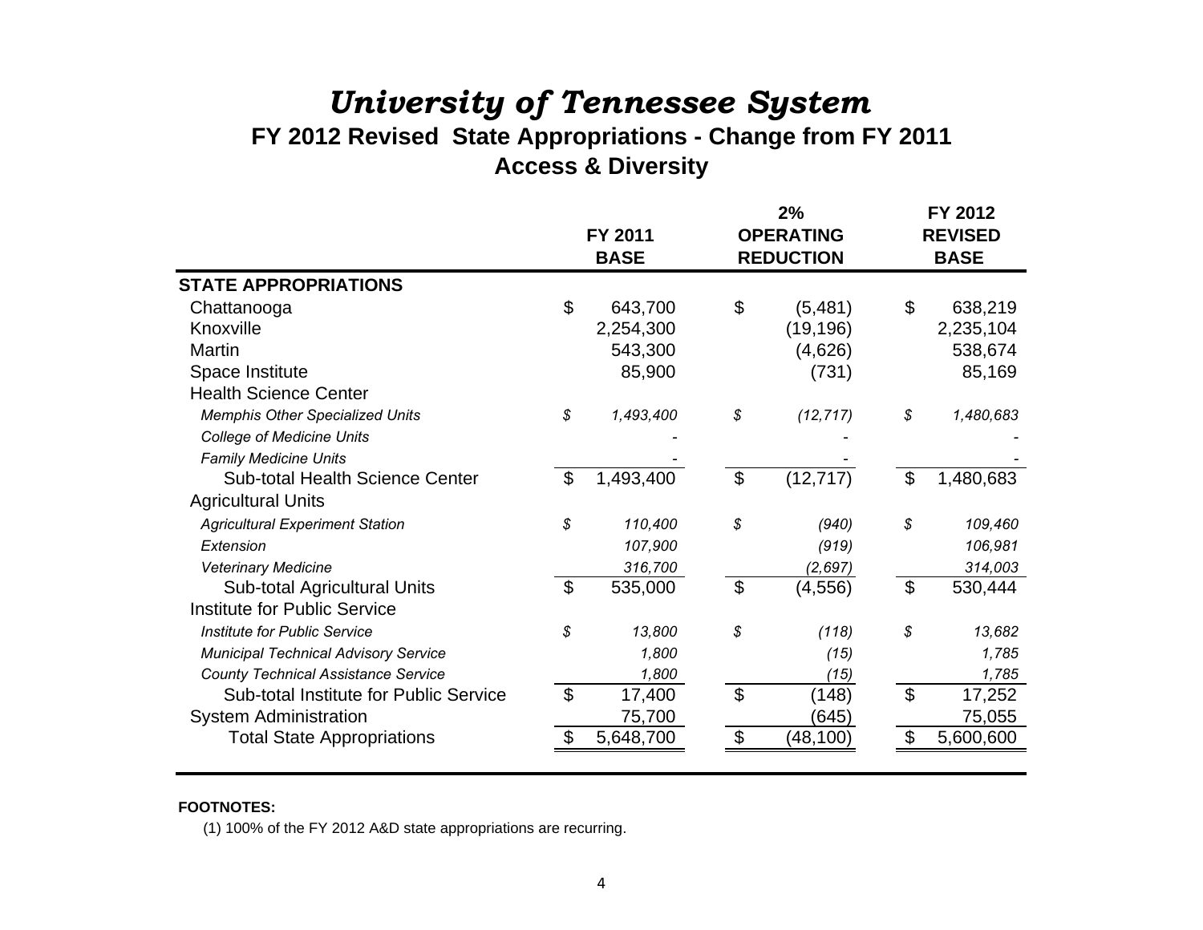# *University of Tennessee System*

## FY 2012 Revised State Appropriations - Change from FY 2011

## Access & Diversity

| | FY 2011 BASE | 2% OPERATING REDUCTION | FY 2012 REVISED BASE |
|---|---|---|---|
| **STATE APPROPRIATIONS** | | | |
| Chattanooga | $ 643,700 | $ (5,481) | $ 638,219 |
| Knoxville | 2,254,300 | (19,196) | 2,235,104 |
| Martin | 543,300 | (4,626) | 538,674 |
| Space Institute | 85,900 | (731) | 85,169 |
| Health Science Center | | | |
| *Memphis Other Specialized Units* | *$ 1,493,400* | *$ (12,717)* | *$ 1,480,683* |
| *College of Medicine Units* | - | - | - |
| *Family Medicine Units* | - | - | - |
| Sub-total Health Science Center | $ 1,493,400 | $ (12,717) | $ 1,480,683 |
| Agricultural Units | | | |
| *Agricultural Experiment Station* | *$ 110,400* | *$ (940)* | *$ 109,460* |
| *Extension* | *107,900* | *(919)* | *106,981* |
| *Veterinary Medicine* | *316,700* | *(2,697)* | *314,003* |
| Sub-total Agricultural Units | $ 535,000 | $ (4,556) | $ 530,444 |
| Institute for Public Service | | | |
| *Institute for Public Service* | *$ 13,800* | *$ (118)* | *$ 13,682* |
| *Municipal Technical Advisory Service* | *1,800* | *(15)* | *1,785* |
| *County Technical Assistance Service* | *1,800* | *(15)* | *1,785* |
| Sub-total Institute for Public Service | $ 17,400 | $ (148) | $ 17,252 |
| System Administration | 75,700 | (645) | 75,055 |
| Total State Appropriations | $ 5,648,700 | $ (48,100) | $ 5,600,600 |

**FOOTNOTES:**

(1) 100% of the FY 2012 A&D state appropriations are recurring.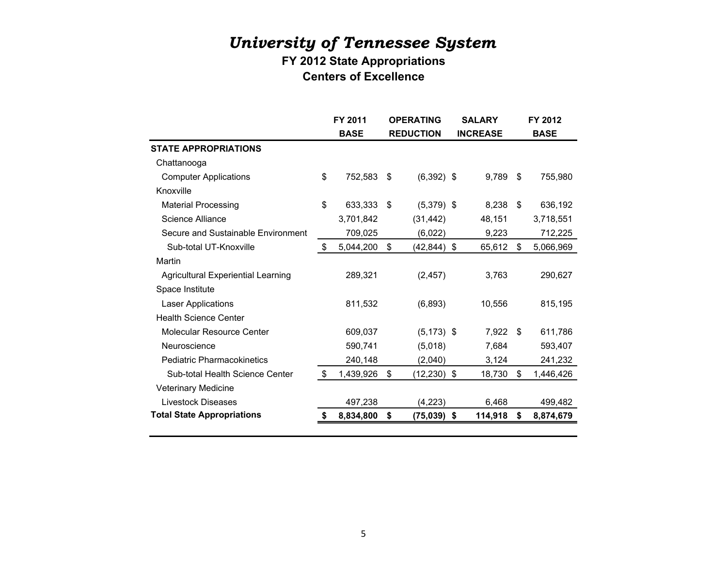# *University of Tennessee System*

## FY 2012 State Appropriations

## Centers of Excellence

| | FY 2011 BASE | OPERATING REDUCTION | SALARY INCREASE | FY 2012 BASE |
|---|---|---|---|---|
| **STATE APPROPRIATIONS** | | | | |
| Chattanooga | | | | |
| Computer Applications | $ 752,583 | $ (6,392) | $ 9,789 | $ 755,980 |
| Knoxville | | | | |
| Material Processing | $ 633,333 | $ (5,379) | $ 8,238 | $ 636,192 |
| Science Alliance | 3,701,842 | (31,442) | 48,151 | 3,718,551 |
| Secure and Sustainable Environment | 709,025 | (6,022) | 9,223 | 712,225 |
| Sub-total UT-Knoxville | $ 5,044,200 | $ (42,844) | $ 65,612 | $ 5,066,969 |
| Martin | | | | |
| Agricultural Experiential Learning | 289,321 | (2,457) | 3,763 | 290,627 |
| Space Institute | | | | |
| Laser Applications | 811,532 | (6,893) | 10,556 | 815,195 |
| Health Science Center | | | | |
| Molecular Resource Center | 609,037 | (5,173) | $ 7,922 | $ 611,786 |
| Neuroscience | 590,741 | (5,018) | 7,684 | 593,407 |
| Pediatric Pharmacokinetics | 240,148 | (2,040) | 3,124 | 241,232 |
| Sub-total Health Science Center | $ 1,439,926 | $ (12,230) | $ 18,730 | $ 1,446,426 |
| Veterinary Medicine | | | | |
| Livestock Diseases | 497,238 | (4,223) | 6,468 | 499,482 |
| **Total State Appropriations** | **$ 8,834,800** | **$ (75,039)** | **$ 114,918** | **$ 8,874,679** |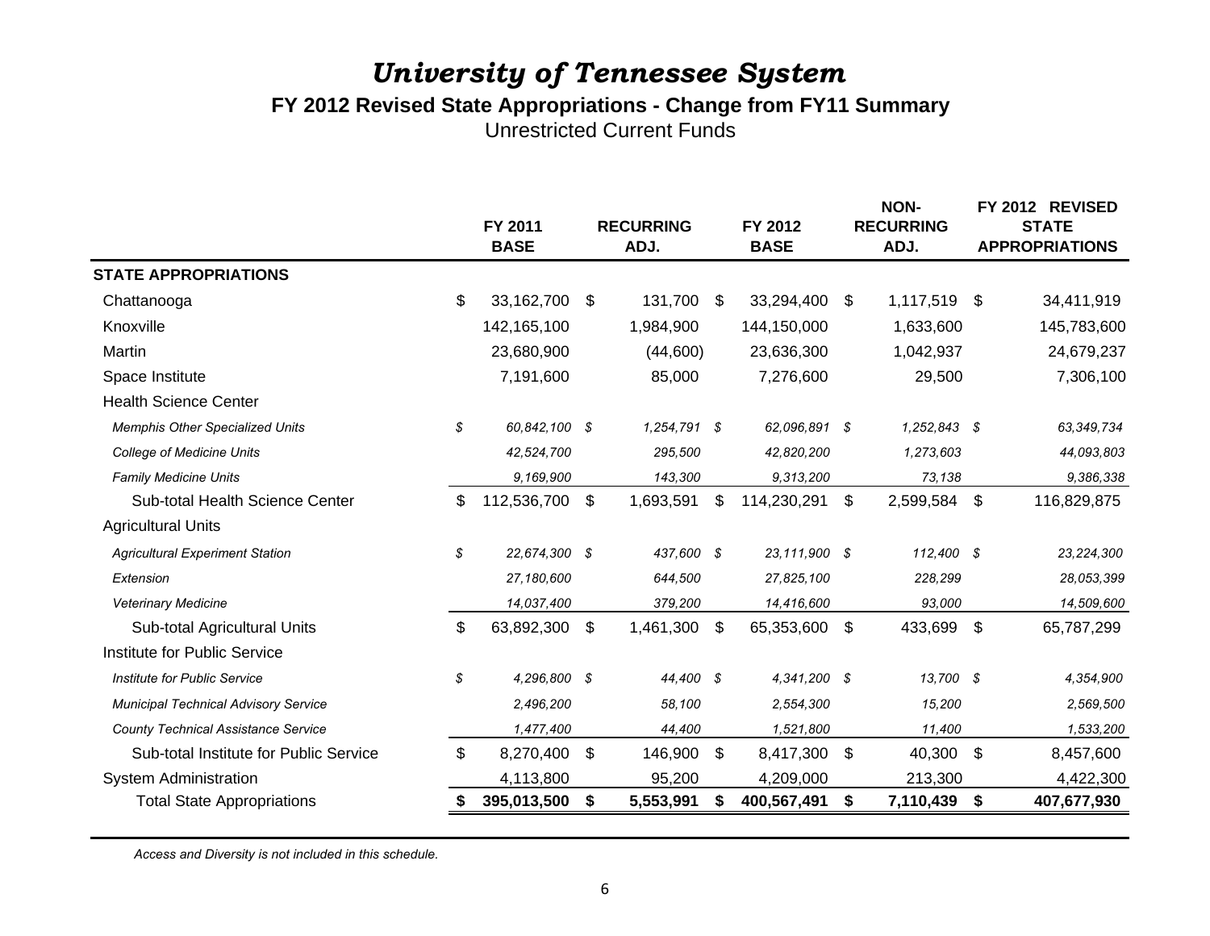# *University of Tennessee System*

## FY 2012 Revised State Appropriations - Change from FY11 Summary

Unrestricted Current Funds

| | FY 2011 BASE | RECURRING ADJ. | FY 2012 BASE | NON-RECURRING ADJ. | FY 2012 REVISED STATE APPROPRIATIONS |
|---|---|---|---|---|---|
| **STATE APPROPRIATIONS** | | | | | |
| Chattanooga | $ 33,162,700 | $ 131,700 | $ 33,294,400 | $ 1,117,519 | $ 34,411,919 |
| Knoxville | 142,165,100 | 1,984,900 | 144,150,000 | 1,633,600 | 145,783,600 |
| Martin | 23,680,900 | (44,600) | 23,636,300 | 1,042,937 | 24,679,237 |
| Space Institute | 7,191,600 | 85,000 | 7,276,600 | 29,500 | 7,306,100 |
| Health Science Center | | | | | |
| *Memphis Other Specialized Units* | *$ 60,842,100* | *$ 1,254,791* | *$ 62,096,891* | *$ 1,252,843* | *$ 63,349,734* |
| *College of Medicine Units* | *42,524,700* | *295,500* | *42,820,200* | *1,273,603* | *44,093,803* |
| *Family Medicine Units* | *9,169,900* | *143,300* | *9,313,200* | *73,138* | *9,386,338* |
| Sub-total Health Science Center | $ 112,536,700 | $ 1,693,591 | $ 114,230,291 | $ 2,599,584 | $ 116,829,875 |
| Agricultural Units | | | | | |
| *Agricultural Experiment Station* | *$ 22,674,300* | *$ 437,600* | *$ 23,111,900* | *$ 112,400* | *$ 23,224,300* |
| *Extension* | *27,180,600* | *644,500* | *27,825,100* | *228,299* | *28,053,399* |
| *Veterinary Medicine* | *14,037,400* | *379,200* | *14,416,600* | *93,000* | *14,509,600* |
| Sub-total Agricultural Units | $ 63,892,300 | $ 1,461,300 | $ 65,353,600 | $ 433,699 | $ 65,787,299 |
| Institute for Public Service | | | | | |
| *Institute for Public Service* | *$ 4,296,800* | *$ 44,400* | *$ 4,341,200* | *$ 13,700* | *$ 4,354,900* |
| *Municipal Technical Advisory Service* | *2,496,200* | *58,100* | *2,554,300* | *15,200* | *2,569,500* |
| *County Technical Assistance Service* | *1,477,400* | *44,400* | *1,521,800* | *11,400* | *1,533,200* |
| Sub-total Institute for Public Service | $ 8,270,400 | $ 146,900 | $ 8,417,300 | $ 40,300 | $ 8,457,600 |
| System Administration | 4,113,800 | 95,200 | 4,209,000 | 213,300 | 4,422,300 |
| Total State Appropriations | **$ 395,013,500** | **$ 5,553,991** | **$ 400,567,491** | **$ 7,110,439** | **$ 407,677,930** |

*Access and Diversity is not included in this schedule.*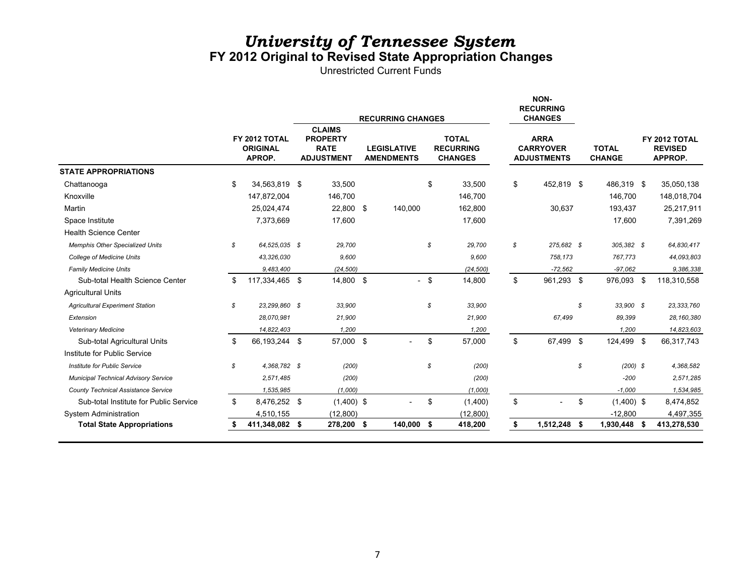# *University of Tennessee System*

## FY 2012 Original to Revised State Appropriation Changes

Unrestricted Current Funds

| | FY 2012 TOTAL ORIGINAL APROP. | RECURRING CHANGES | | | NON-RECURRING CHANGES | | |
|---|---|---|---|---|---|---|---|
| | | CLAIMS PROPERTY RATE ADJUSTMENT | LEGISLATIVE AMENDMENTS | TOTAL RECURRING CHANGES | ARRA CARRYOVER ADJUSTMENTS | TOTAL CHANGE | FY 2012 TOTAL REVISED APPROP. |
| **STATE APPROPRIATIONS** | | | | | | | |
| Chattanooga | $ 34,563,819 | $ 33,500 | | $ 33,500 | $ 452,819 | $ 486,319 | $ 35,050,138 |
| Knoxville | 147,872,004 | 146,700 | | 146,700 | | 146,700 | 148,018,704 |
| Martin | 25,024,474 | 22,800 | $ 140,000 | 162,800 | 30,637 | 193,437 | 25,217,911 |
| Space Institute | 7,373,669 | 17,600 | | 17,600 | | 17,600 | 7,391,269 |
| Health Science Center | | | | | | | |
| *Memphis Other Specialized Units* | *$ 64,525,035* | *$ 29,700* | | *$ 29,700* | *$ 275,682* | *$ 305,382* | *$ 64,830,417* |
| *College of Medicine Units* | *43,326,030* | *9,600* | | *9,600* | *758,173* | *767,773* | *44,093,803* |
| *Family Medicine Units* | *9,483,400* | *(24,500)* | | *(24,500)* | *-72,562* | *-97,062* | *9,386,338* |
| Sub-total Health Science Center | $ 117,334,465 | $ 14,800 | $ - | $ 14,800 | $ 961,293 | $ 976,093 | $ 118,310,558 |
| Agricultural Units | | | | | | | |
| *Agricultural Experiment Station* | *$ 23,299,860* | *$ 33,900* | | *$ 33,900* | | *$ 33,900* | *$ 23,333,760* |
| *Extension* | *28,070,981* | *21,900* | | *21,900* | *67,499* | *89,399* | *28,160,380* |
| *Veterinary Medicine* | *14,822,403* | *1,200* | | *1,200* | | *1,200* | *14,823,603* |
| Sub-total Agricultural Units | $ 66,193,244 | $ 57,000 | $ - | $ 57,000 | $ 67,499 | $ 124,499 | $ 66,317,743 |
| Institute for Public Service | | | | | | | |
| *Institute for Public Service* | *$ 4,368,782* | *$ (200)* | | *$ (200)* | | *$ (200)* | *$ 4,368,582* |
| *Municipal Technical Advisory Service* | *2,571,485* | *(200)* | | *(200)* | | *-200* | *2,571,285* |
| *County Technical Assistance Service* | *1,535,985* | *(1,000)* | | *(1,000)* | | *-1,000* | *1,534,985* |
| Sub-total Institute for Public Service | $ 8,476,252 | $ (1,400) | $ - | $ (1,400) | $ - | $ (1,400) | $ 8,474,852 |
| System Administration | 4,510,155 | (12,800) | | (12,800) | | -12,800 | 4,497,355 |
| **Total State Appropriations** | **$ 411,348,082** | **$ 278,200** | **$ 140,000** | **$ 418,200** | **$ 1,512,248** | **$ 1,930,448** | **$ 413,278,530** |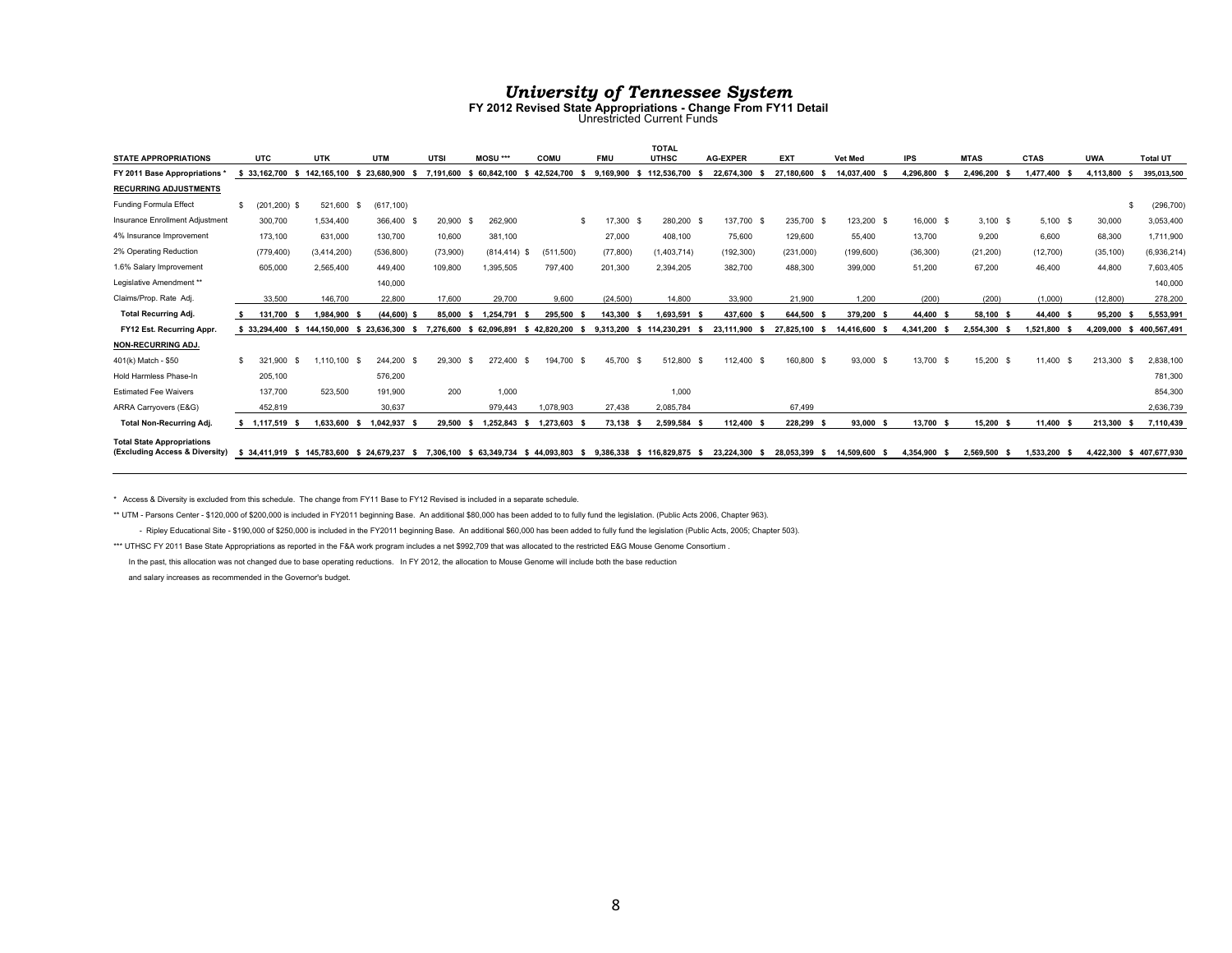# *University of Tennessee System*

**FY 2012 Revised State Appropriations - Change From FY11 Detail**

Unrestricted Current Funds

| STATE APPROPRIATIONS | UTC | UTK | UTM | UTSI | MOSU *** | COMU | FMU | TOTAL UTHSC | AG-EXPER | EXT | Vet Med | IPS | MTAS | CTAS | UWA | Total UT |
|---|---|---|---|---|---|---|---|---|---|---|---|---|---|---|---|---|
| **FY 2011 Base Appropriations *** | **$ 33,162,700** | **$ 142,165,100** | **$ 23,680,900** | **$ 7,191,600** | **$ 60,842,100** | **$ 42,524,700** | **$ 9,169,900** | **$ 112,536,700** | **$ 22,674,300** | **$ 27,180,600** | **$ 14,037,400** | **$ 4,296,800** | **$ 2,496,200** | **$ 1,477,400** | **$ 4,113,800** | **$ 395,013,500** |
| **RECURRING ADJUSTMENTS** | | | | | | | | | | | | | | | | |
| Funding Formula Effect | $ (201,200) | $ 521,600 | $ (617,100) | | | | | | | | | | | | | $ (296,700) |
| Insurance Enrollment Adjustment | 300,700 | 1,534,400 | 366,400 | $ 20,900 | $ 262,900 | | $ 17,300 | $ 280,200 | $ 137,700 | $ 235,700 | $ 123,200 | $ 16,000 | $ 3,100 | $ 5,100 | 30,000 | 3,053,400 |
| 4% Insurance Improvement | 173,100 | 631,000 | 130,700 | 10,600 | 381,100 | | 27,000 | 408,100 | 75,600 | 129,600 | 55,400 | 13,700 | 9,200 | 6,600 | 68,300 | 1,711,900 |
| 2% Operating Reduction | (779,400) | (3,414,200) | (536,800) | (73,900) | (814,414) | $ (511,500) | (77,800) | (1,403,714) | (192,300) | (231,000) | (199,600) | (36,300) | (21,200) | (12,700) | (35,100) | (6,936,214) |
| 1.6% Salary Improvement | 605,000 | 2,565,400 | 449,400 | 109,800 | 1,395,505 | 797,400 | 201,300 | 2,394,205 | 382,700 | 488,300 | 399,000 | 51,200 | 67,200 | 46,400 | 44,800 | 7,603,405 |
| Legislative Amendment ** | | | 140,000 | | | | | | | | | | | | | 140,000 |
| Claims/Prop. Rate Adj. | 33,500 | 146,700 | 22,800 | 17,600 | 29,700 | 9,600 | (24,500) | 14,800 | 33,900 | 21,900 | 1,200 | (200) | (200) | (1,000) | (12,800) | 278,200 |
| **Total Recurring Adj.** | **$ 131,700** | **$ 1,984,900** | **$ (44,600)** | **$ 85,000** | **$ 1,254,791** | **$ 295,500** | **$ 143,300** | **$ 1,693,591** | **$ 437,600** | **$ 644,500** | **$ 379,200** | **$ 44,400** | **$ 58,100** | **$ 44,400** | **$ 95,200** | **$ 5,553,991** |
| **FY12 Est. Recurring Appr.** | **$ 33,294,400** | **$ 144,150,000** | **$ 23,636,300** | **$ 7,276,600** | **$ 62,096,891** | **$ 42,820,200** | **$ 9,313,200** | **$ 114,230,291** | **$ 23,111,900** | **$ 27,825,100** | **$ 14,416,600** | **$ 4,341,200** | **$ 2,554,300** | **$ 1,521,800** | **$ 4,209,000** | **$ 400,567,491** |
| **NON-RECURRING ADJ.** | | | | | | | | | | | | | | | | |
| 401(k) Match - $50 | $ 321,900 | $ 1,110,100 | $ 244,200 | $ 29,300 | $ 272,400 | $ 194,700 | $ 45,700 | $ 512,800 | $ 112,400 | $ 160,800 | $ 93,000 | $ 13,700 | $ 15,200 | $ 11,400 | $ 213,300 | $ 2,838,100 |
| Hold Harmless Phase-In | 205,100 | | 576,200 | | | | | | | | | | | | | 781,300 |
| Estimated Fee Waivers | 137,700 | 523,500 | 191,900 | 200 | 1,000 | | | 1,000 | | | | | | | | 854,300 |
| ARRA Carryovers (E&G) | 452,819 | | 30,637 | | 979,443 | 1,078,903 | 27,438 | 2,085,784 | | 67,499 | | | | | | 2,636,739 |
| **Total Non-Recurring Adj.** | **$ 1,117,519** | **$ 1,633,600** | **$ 1,042,937** | **$ 29,500** | **$ 1,252,843** | **$ 1,273,603** | **$ 73,138** | **$ 2,599,584** | **$ 112,400** | **$ 228,299** | **$ 93,000** | **$ 13,700** | **$ 15,200** | **$ 11,400** | **$ 213,300** | **$ 7,110,439** |
| **Total State Appropriations (Excluding Access & Diversity)** | **$ 34,411,919** | **$ 145,783,600** | **$ 24,679,237** | **$ 7,306,100** | **$ 63,349,734** | **$ 44,093,803** | **$ 9,386,338** | **$ 116,829,875** | **$ 23,224,300** | **$ 28,053,399** | **$ 14,509,600** | **$ 4,354,900** | **$ 2,569,500** | **$ 1,533,200** | **$ 4,422,300** | **$ 407,677,930** |

\* Access & Diversity is excluded from this schedule. The change from FY11 Base to FY12 Revised is included in a separate schedule.

\*\* UTM - Parsons Center - $120,000 of $200,000 is included in FY2011 beginning Base. An additional $80,000 has been added to to fully fund the legislation. (Public Acts 2006, Chapter 963).

- Ripley Educational Site - $190,000 of $250,000 is included in the FY2011 beginning Base. An additional $60,000 has been added to fully fund the legislation (Public Acts, 2005; Chapter 503).

\*\*\* UTHSC FY 2011 Base State Appropriations as reported in the F&A work program includes a net $992,709 that was allocated to the restricted E&G Mouse Genome Consortium .

In the past, this allocation was not changed due to base operating reductions. In FY 2012, the allocation to Mouse Genome will include both the base reduction and salary increases as recommended in the Governor's budget.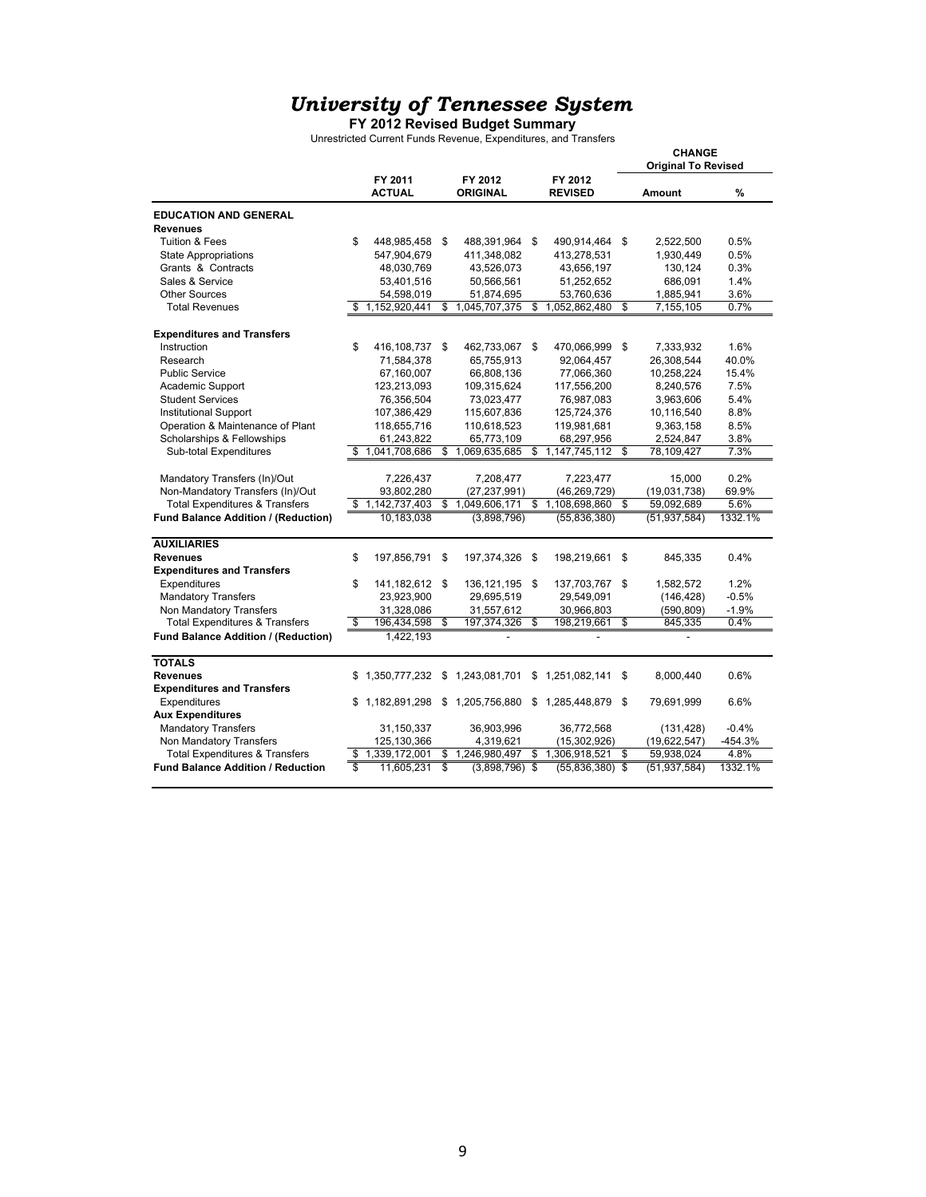# *University of Tennessee System*

**FY 2012 Revised Budget Summary**

Unrestricted Current Funds Revenue, Expenditures, and Transfers

| | FY 2011 ACTUAL | FY 2012 ORIGINAL | FY 2012 REVISED | CHANGE Original To Revised Amount | % |
|---|---|---|---|---|---|
| **EDUCATION AND GENERAL** | | | | | |
| **Revenues** | | | | | |
| Tuition & Fees | $ 448,985,458 | $ 488,391,964 | $ 490,914,464 | $ 2,522,500 | 0.5% |
| State Appropriations | 547,904,679 | 411,348,082 | 413,278,531 | 1,930,449 | 0.5% |
| Grants & Contracts | 48,030,769 | 43,526,073 | 43,656,197 | 130,124 | 0.3% |
| Sales & Service | 53,401,516 | 50,566,561 | 51,252,652 | 686,091 | 1.4% |
| Other Sources | 54,598,019 | 51,874,695 | 53,760,636 | 1,885,941 | 3.6% |
| Total Revenues | $ 1,152,920,441 | $ 1,045,707,375 | $ 1,052,862,480 | $ 7,155,105 | 0.7% |
| **Expenditures and Transfers** | | | | | |
| Instruction | $ 416,108,737 | $ 462,733,067 | $ 470,066,999 | $ 7,333,932 | 1.6% |
| Research | 71,584,378 | 65,755,913 | 92,064,457 | 26,308,544 | 40.0% |
| Public Service | 67,160,007 | 66,808,136 | 77,066,360 | 10,258,224 | 15.4% |
| Academic Support | 123,213,093 | 109,315,624 | 117,556,200 | 8,240,576 | 7.5% |
| Student Services | 76,356,504 | 73,023,477 | 76,987,083 | 3,963,606 | 5.4% |
| Institutional Support | 107,386,429 | 115,607,836 | 125,724,376 | 10,116,540 | 8.8% |
| Operation & Maintenance of Plant | 118,655,716 | 110,618,523 | 119,981,681 | 9,363,158 | 8.5% |
| Scholarships & Fellowships | 61,243,822 | 65,773,109 | 68,297,956 | 2,524,847 | 3.8% |
| Sub-total Expenditures | $ 1,041,708,686 | $ 1,069,635,685 | $ 1,147,745,112 | $ 78,109,427 | 7.3% |
| Mandatory Transfers (In)/Out | 7,226,437 | 7,208,477 | 7,223,477 | 15,000 | 0.2% |
| Non-Mandatory Transfers (In)/Out | 93,802,280 | (27,237,991) | (46,269,729) | (19,031,738) | 69.9% |
| Total Expenditures & Transfers | $ 1,142,737,403 | $ 1,049,606,171 | $ 1,108,698,860 | $ 59,092,689 | 5.6% |
| **Fund Balance Addition / (Reduction)** | 10,183,038 | (3,898,796) | (55,836,380) | (51,937,584) | 1332.1% |
| **AUXILIARIES** | | | | | |
| **Revenues** | $ 197,856,791 | $ 197,374,326 | $ 198,219,661 | $ 845,335 | 0.4% |
| **Expenditures and Transfers** | | | | | |
| Expenditures | $ 141,182,612 | $ 136,121,195 | $ 137,703,767 | $ 1,582,572 | 1.2% |
| Mandatory Transfers | 23,923,900 | 29,695,519 | 29,549,091 | (146,428) | -0.5% |
| Non Mandatory Transfers | 31,328,086 | 31,557,612 | 30,966,803 | (590,809) | -1.9% |
| Total Expenditures & Transfers | $ 196,434,598 | $ 197,374,326 | $ 198,219,661 | $ 845,335 | 0.4% |
| **Fund Balance Addition / (Reduction)** | 1,422,193 | - | - | - | |
| **TOTALS** | | | | | |
| **Revenues** | $ 1,350,777,232 | $ 1,243,081,701 | $ 1,251,082,141 | $ 8,000,440 | 0.6% |
| **Expenditures and Transfers** | | | | | |
| Expenditures | $ 1,182,891,298 | $ 1,205,756,880 | $ 1,285,448,879 | $ 79,691,999 | 6.6% |
| **Aux Expenditures** | | | | | |
| Mandatory Transfers | 31,150,337 | 36,903,996 | 36,772,568 | (131,428) | -0.4% |
| Non Mandatory Transfers | 125,130,366 | 4,319,621 | (15,302,926) | (19,622,547) | -454.3% |
| Total Expenditures & Transfers | $ 1,339,172,001 | $ 1,246,980,497 | $ 1,306,918,521 | $ 59,938,024 | 4.8% |
| **Fund Balance Addition / Reduction** | $ 11,605,231 | $ (3,898,796) | $ (55,836,380) | $ (51,937,584) | 1332.1% |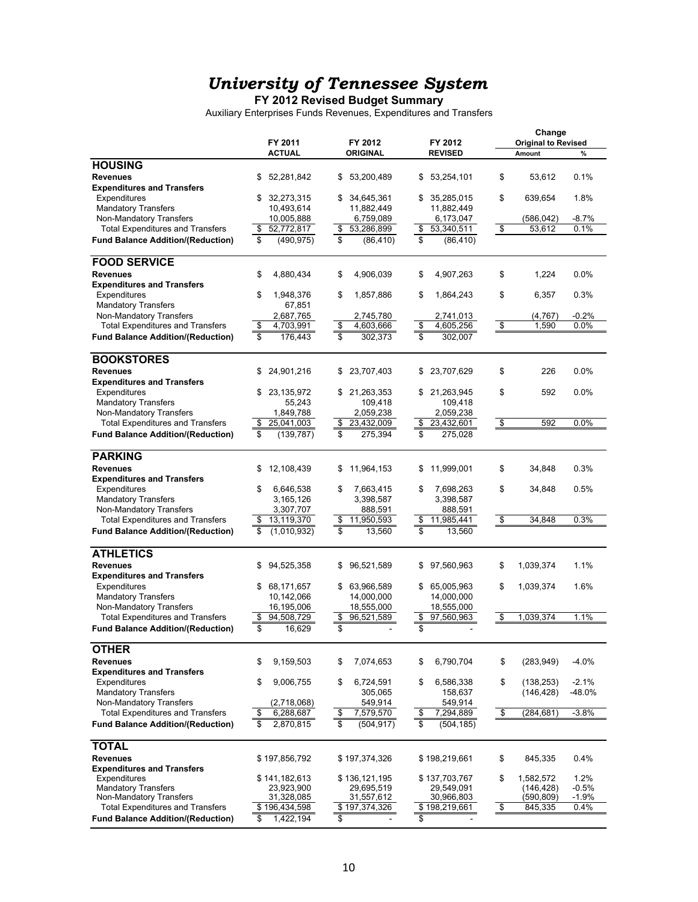# *University of Tennessee System*

## FY 2012 Revised Budget Summary

Auxiliary Enterprises Funds Revenues, Expenditures and Transfers

| | FY 2011 ACTUAL | FY 2012 ORIGINAL | FY 2012 REVISED | Change Original to Revised Amount | % |
|---|---|---|---|---|---|
| **HOUSING** | | | | | |
| **Revenues** | $ 52,281,842 | $ 53,200,489 | $ 53,254,101 | $ 53,612 | 0.1% |
| **Expenditures and Transfers** | | | | | |
| Expenditures | $ 32,273,315 | $ 34,645,361 | $ 35,285,015 | $ 639,654 | 1.8% |
| Mandatory Transfers | 10,493,614 | 11,882,449 | 11,882,449 | | |
| Non-Mandatory Transfers | 10,005,888 | 6,759,089 | 6,173,047 | (586,042) | -8.7% |
| Total Expenditures and Transfers | $ 52,772,817 | $ 53,286,899 | $ 53,340,511 | $ 53,612 | 0.1% |
| **Fund Balance Addition/(Reduction)** | $ (490,975) | $ (86,410) | $ (86,410) | | |
| **FOOD SERVICE** | | | | | |
| **Revenues** | $ 4,880,434 | $ 4,906,039 | $ 4,907,263 | $ 1,224 | 0.0% |
| **Expenditures and Transfers** | | | | | |
| Expenditures | $ 1,948,376 | $ 1,857,886 | $ 1,864,243 | $ 6,357 | 0.3% |
| Mandatory Transfers | 67,851 | | | | |
| Non-Mandatory Transfers | 2,687,765 | 2,745,780 | 2,741,013 | (4,767) | -0.2% |
| Total Expenditures and Transfers | $ 4,703,991 | $ 4,603,666 | $ 4,605,256 | $ 1,590 | 0.0% |
| **Fund Balance Addition/(Reduction)** | $ 176,443 | $ 302,373 | $ 302,007 | | |
| **BOOKSTORES** | | | | | |
| **Revenues** | $ 24,901,216 | $ 23,707,403 | $ 23,707,629 | $ 226 | 0.0% |
| **Expenditures and Transfers** | | | | | |
| Expenditures | $ 23,135,972 | $ 21,263,353 | $ 21,263,945 | $ 592 | 0.0% |
| Mandatory Transfers | 55,243 | 109,418 | 109,418 | | |
| Non-Mandatory Transfers | 1,849,788 | 2,059,238 | 2,059,238 | | |
| Total Expenditures and Transfers | $ 25,041,003 | $ 23,432,009 | $ 23,432,601 | $ 592 | 0.0% |
| **Fund Balance Addition/(Reduction)** | $ (139,787) | $ 275,394 | $ 275,028 | | |
| **PARKING** | | | | | |
| **Revenues** | $ 12,108,439 | $ 11,964,153 | $ 11,999,001 | $ 34,848 | 0.3% |
| **Expenditures and Transfers** | | | | | |
| Expenditures | $ 6,646,538 | $ 7,663,415 | $ 7,698,263 | $ 34,848 | 0.5% |
| Mandatory Transfers | 3,165,126 | 3,398,587 | 3,398,587 | | |
| Non-Mandatory Transfers | 3,307,707 | 888,591 | 888,591 | | |
| Total Expenditures and Transfers | $ 13,119,370 | $ 11,950,593 | $ 11,985,441 | $ 34,848 | 0.3% |
| **Fund Balance Addition/(Reduction)** | $ (1,010,932) | $ 13,560 | $ 13,560 | | |
| **ATHLETICS** | | | | | |
| **Revenues** | $ 94,525,358 | $ 96,521,589 | $ 97,560,963 | $ 1,039,374 | 1.1% |
| **Expenditures and Transfers** | | | | | |
| Expenditures | $ 68,171,657 | $ 63,966,589 | $ 65,005,963 | $ 1,039,374 | 1.6% |
| Mandatory Transfers | 10,142,066 | 14,000,000 | 14,000,000 | | |
| Non-Mandatory Transfers | 16,195,006 | 18,555,000 | 18,555,000 | | |
| Total Expenditures and Transfers | $ 94,508,729 | $ 96,521,589 | $ 97,560,963 | $ 1,039,374 | 1.1% |
| **Fund Balance Addition/(Reduction)** | $ 16,629 | $ - | $ - | | |
| **OTHER** | | | | | |
| **Revenues** | $ 9,159,503 | $ 7,074,653 | $ 6,790,704 | $ (283,949) | -4.0% |
| **Expenditures and Transfers** | | | | | |
| Expenditures | $ 9,006,755 | $ 6,724,591 | $ 6,586,338 | $ (138,253) | -2.1% |
| Mandatory Transfers | | 305,065 | 158,637 | (146,428) | -48.0% |
| Non-Mandatory Transfers | (2,718,068) | 549,914 | 549,914 | | |
| Total Expenditures and Transfers | $ 6,288,687 | $ 7,579,570 | $ 7,294,889 | $ (284,681) | -3.8% |
| **Fund Balance Addition/(Reduction)** | $ 2,870,815 | $ (504,917) | $ (504,185) | | |
| **TOTAL** | | | | | |
| **Revenues** | $ 197,856,792 | $ 197,374,326 | $ 198,219,661 | $ 845,335 | 0.4% |
| **Expenditures and Transfers** | | | | | |
| Expenditures | $ 141,182,613 | $ 136,121,195 | $ 137,703,767 | $ 1,582,572 | 1.2% |
| Mandatory Transfers | 23,923,900 | 29,695,519 | 29,549,091 | (146,428) | -0.5% |
| Non-Mandatory Transfers | 31,328,085 | 31,557,612 | 30,966,803 | (590,809) | -1.9% |
| Total Expenditures and Transfers | $ 196,434,598 | $ 197,374,326 | $ 198,219,661 | $ 845,335 | 0.4% |
| **Fund Balance Addition/(Reduction)** | $ 1,422,194 | $ - | $ - | | |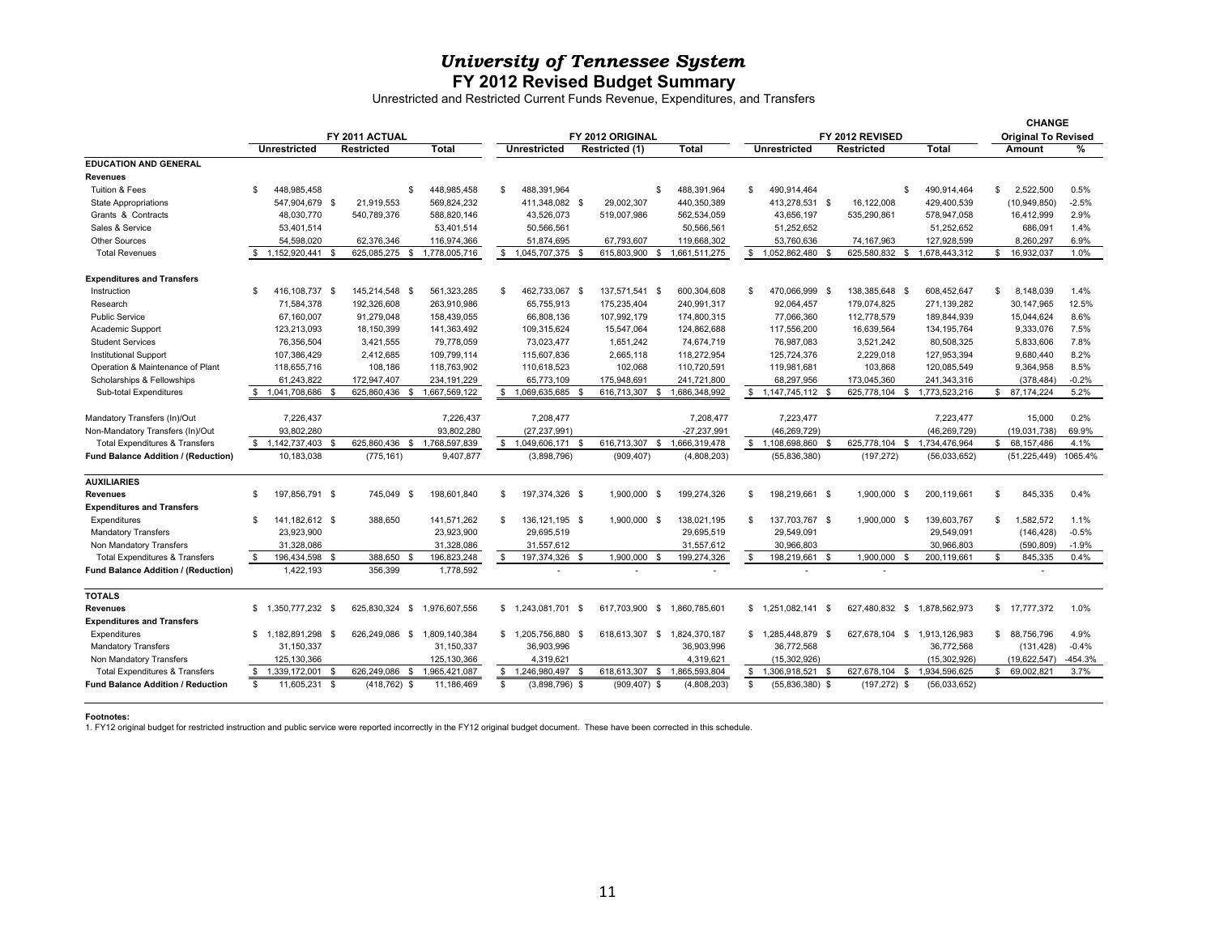# *University of Tennessee System*

## FY 2012 Revised Budget Summary

Unrestricted and Restricted Current Funds Revenue, Expenditures, and Transfers

| | FY 2011 ACTUAL | | | FY 2012 ORIGINAL | | | FY 2012 REVISED | | | CHANGE Original To Revised | |
|---|---|---|---|---|---|---|---|---|---|---|---|
| | Unrestricted | Restricted | Total | Unrestricted | Restricted (1) | Total | Unrestricted | Restricted | Total | Amount | % |
| **EDUCATION AND GENERAL** | | | | | | | | | | | |
| **Revenues** | | | | | | | | | | | |
| Tuition & Fees | $ 448,985,458 | | $ 448,985,458 | $ 488,391,964 | | $ 488,391,964 | $ 490,914,464 | | $ 490,914,464 | $ 2,522,500 | 0.5% |
| State Appropriations | 547,904,679 $ | 21,919,553 | 569,824,232 | 411,348,082 $ | 29,002,307 | 440,350,389 | 413,278,531 $ | 16,122,008 | 429,400,539 | (10,949,850) | -2.5% |
| Grants & Contracts | 48,030,770 | 540,789,376 | 588,820,146 | 43,526,073 | 519,007,986 | 562,534,059 | 43,656,197 | 535,290,861 | 578,947,058 | 16,412,999 | 2.9% |
| Sales & Service | 53,401,514 | | 53,401,514 | 50,566,561 | | 50,566,561 | 51,252,652 | | 51,252,652 | 686,091 | 1.4% |
| Other Sources | 54,598,020 | 62,376,346 | 116,974,366 | 51,874,695 | 67,793,607 | 119,668,302 | 53,760,636 | 74,167,963 | 127,928,599 | 8,260,297 | 6.9% |
| Total Revenues | $ 1,152,920,441 $ | 625,085,275 $ | 1,778,005,716 | $ 1,045,707,375 $ | 615,803,900 $ | 1,661,511,275 | $ 1,052,862,480 $ | 625,580,832 $ | 1,678,443,312 | $ 16,932,037 | 1.0% |
| **Expenditures and Transfers** | | | | | | | | | | | |
| Instruction | $ 416,108,737 $ | 145,214,548 $ | 561,323,285 | $ 462,733,067 $ | 137,571,541 $ | 600,304,608 | $ 470,066,999 $ | 138,385,648 $ | 608,452,647 | $ 8,148,039 | 1.4% |
| Research | 71,584,378 | 192,326,608 | 263,910,986 | 65,755,913 | 175,235,404 | 240,991,317 | 92,064,457 | 179,074,825 | 271,139,282 | 30,147,965 | 12.5% |
| Public Service | 67,160,007 | 91,279,048 | 158,439,055 | 66,808,136 | 107,992,179 | 174,800,315 | 77,066,360 | 112,778,579 | 189,844,939 | 15,044,624 | 8.6% |
| Academic Support | 123,213,093 | 18,150,399 | 141,363,492 | 109,315,624 | 15,547,064 | 124,862,688 | 117,556,200 | 16,639,564 | 134,195,764 | 9,333,076 | 7.5% |
| Student Services | 76,356,504 | 3,421,555 | 79,778,059 | 73,023,477 | 1,651,242 | 74,674,719 | 76,987,083 | 3,521,242 | 80,508,325 | 5,833,606 | 7.8% |
| Institutional Support | 107,386,429 | 2,412,685 | 109,799,114 | 115,607,836 | 2,665,118 | 118,272,954 | 125,724,376 | 2,229,018 | 127,953,394 | 9,680,440 | 8.2% |
| Operation & Maintenance of Plant | 118,655,716 | 108,186 | 118,763,902 | 110,618,523 | 102,068 | 110,720,591 | 119,981,681 | 103,868 | 120,085,549 | 9,364,958 | 8.5% |
| Scholarships & Fellowships | 61,243,822 | 172,947,407 | 234,191,229 | 65,773,109 | 175,948,691 | 241,721,800 | 68,297,956 | 173,045,360 | 241,343,316 | (378,484) | -0.2% |
| Sub-total Expenditures | $ 1,041,708,686 $ | 625,860,436 $ | 1,667,569,122 | $ 1,069,635,685 $ | 616,713,307 $ | 1,686,348,992 | $ 1,147,745,112 $ | 625,778,104 $ | 1,773,523,216 | $ 87,174,224 | 5.2% |
| Mandatory Transfers (In)/Out | 7,226,437 | | 7,226,437 | 7,208,477 | | 7,208,477 | 7,223,477 | | 7,223,477 | 15,000 | 0.2% |
| Non-Mandatory Transfers (In)/Out | 93,802,280 | | 93,802,280 | (27,237,991) | | -27,237,991 | (46,269,729) | | (46,269,729) | (19,031,738) | 69.9% |
| Total Expenditures & Transfers | $ 1,142,737,403 $ | 625,860,436 $ | 1,768,597,839 | $ 1,049,606,171 $ | 616,713,307 $ | 1,666,319,478 | $ 1,108,698,860 $ | 625,778,104 $ | 1,734,476,964 | $ 68,157,486 | 4.1% |
| **Fund Balance Addition / (Reduction)** | 10,183,038 | (775,161) | 9,407,877 | (3,898,796) | (909,407) | (4,808,203) | (55,836,380) | (197,272) | (56,033,652) | (51,225,449) | 1065.4% |
| **AUXILIARIES** | | | | | | | | | | | |
| **Revenues** | $ 197,856,791 $ | 745,049 $ | 198,601,840 | $ 197,374,326 $ | 1,900,000 $ | 199,274,326 | $ 198,219,661 $ | 1,900,000 $ | 200,119,661 | $ 845,335 | 0.4% |
| **Expenditures and Transfers** | | | | | | | | | | | |
| Expenditures | $ 141,182,612 $ | 388,650 | 141,571,262 | $ 136,121,195 $ | 1,900,000 $ | 138,021,195 | $ 137,703,767 $ | 1,900,000 $ | 139,603,767 | $ 1,582,572 | 1.1% |
| Mandatory Transfers | 23,923,900 | | 23,923,900 | 29,695,519 | | 29,695,519 | 29,549,091 | | 29,549,091 | (146,428) | -0.5% |
| Non Mandatory Transfers | 31,328,086 | | 31,328,086 | 31,557,612 | | 31,557,612 | 30,966,803 | | 30,966,803 | (590,809) | -1.9% |
| Total Expenditures & Transfers | $ 196,434,598 $ | 388,650 $ | 196,823,248 | $ 197,374,326 $ | 1,900,000 $ | 199,274,326 | $ 198,219,661 $ | 1,900,000 $ | 200,119,661 | $ 845,335 | 0.4% |
| **Fund Balance Addition / (Reduction)** | 1,422,193 | 356,399 | 1,778,592 | - | - | - | - | - | | - | |
| **TOTALS** | | | | | | | | | | | |
| **Revenues** | $ 1,350,777,232 $ | 625,830,324 $ | 1,976,607,556 | $ 1,243,081,701 $ | 617,703,900 $ | 1,860,785,601 | $ 1,251,082,141 $ | 627,480,832 $ | 1,878,562,973 | $ 17,777,372 | 1.0% |
| **Expenditures and Transfers** | | | | | | | | | | | |
| Expenditures | $ 1,182,891,298 $ | 626,249,086 $ | 1,809,140,384 | $ 1,205,756,880 $ | 618,613,307 $ | 1,824,370,187 | $ 1,285,448,879 $ | 627,678,104 $ | 1,913,126,983 | $ 88,756,796 | 4.9% |
| Mandatory Transfers | 31,150,337 | | 31,150,337 | 36,903,996 | | 36,903,996 | 36,772,568 | | 36,772,568 | (131,428) | -0.4% |
| Non Mandatory Transfers | 125,130,366 | | 125,130,366 | 4,319,621 | | 4,319,621 | (15,302,926) | | (15,302,926) | (19,622,547) | -454.3% |
| Total Expenditures & Transfers | $ 1,339,172,001 $ | 626,249,086 $ | 1,965,421,087 | $ 1,246,980,497 $ | 618,613,307 $ | 1,865,593,804 | $ 1,306,918,521 $ | 627,678,104 $ | 1,934,596,625 | $ 69,002,821 | 3.7% |
| **Fund Balance Addition / Reduction** | $ 11,605,231 $ | (418,762) $ | 11,186,469 | $ (3,898,796) $ | (909,407) $ | (4,808,203) | $ (55,836,380) $ | (197,272) $ | (56,033,652) | | |

**Footnotes:**

1. FY12 original budget for restricted instruction and public service were reported incorrectly in the FY12 original budget document. These have been corrected in this schedule.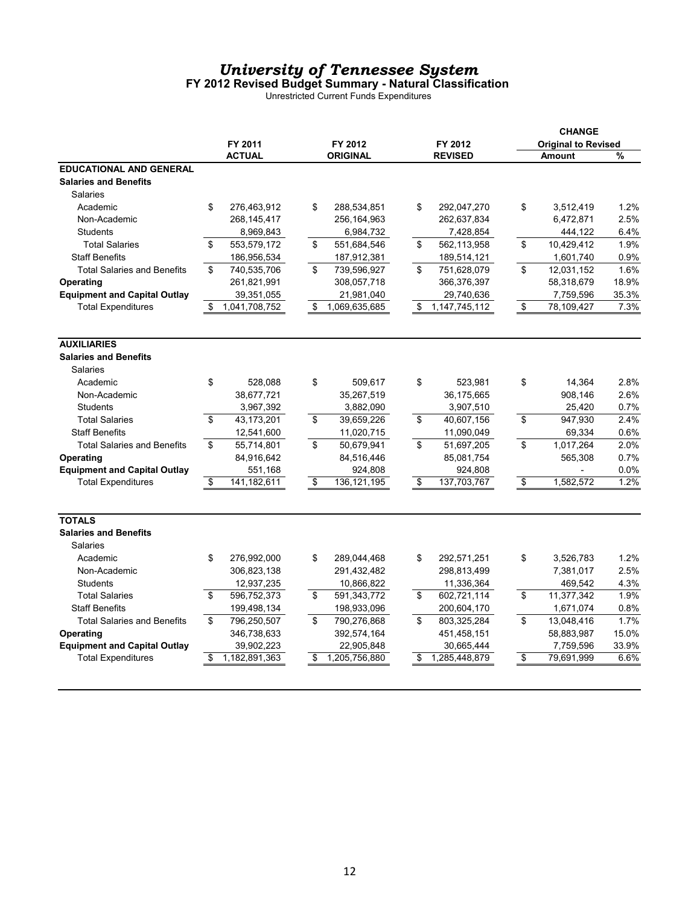# *University of Tennessee System*

## FY 2012 Revised Budget Summary - Natural Classification

Unrestricted Current Funds Expenditures

| | FY 2011 | FY 2012 | FY 2012 | CHANGE Original to Revised | |
|---|---|---|---|---|---|
| | ACTUAL | ORIGINAL | REVISED | Amount | % |
| **EDUCATIONAL AND GENERAL** | | | | | |
| **Salaries and Benefits** | | | | | |
| Salaries | | | | | |
| Academic | $ 276,463,912 | $ 288,534,851 | $ 292,047,270 | $ 3,512,419 | 1.2% |
| Non-Academic | 268,145,417 | 256,164,963 | 262,637,834 | 6,472,871 | 2.5% |
| Students | 8,969,843 | 6,984,732 | 7,428,854 | 444,122 | 6.4% |
| Total Salaries | $ 553,579,172 | $ 551,684,546 | $ 562,113,958 | $ 10,429,412 | 1.9% |
| Staff Benefits | 186,956,534 | 187,912,381 | 189,514,121 | 1,601,740 | 0.9% |
| Total Salaries and Benefits | $ 740,535,706 | $ 739,596,927 | $ 751,628,079 | $ 12,031,152 | 1.6% |
| **Operating** | 261,821,991 | 308,057,718 | 366,376,397 | 58,318,679 | 18.9% |
| **Equipment and Capital Outlay** | 39,351,055 | 21,981,040 | 29,740,636 | 7,759,596 | 35.3% |
| Total Expenditures | $ 1,041,708,752 | $ 1,069,635,685 | $ 1,147,745,112 | $ 78,109,427 | 7.3% |
| **AUXILIARIES** | | | | | |
| **Salaries and Benefits** | | | | | |
| Salaries | | | | | |
| Academic | $ 528,088 | $ 509,617 | $ 523,981 | $ 14,364 | 2.8% |
| Non-Academic | 38,677,721 | 35,267,519 | 36,175,665 | 908,146 | 2.6% |
| Students | 3,967,392 | 3,882,090 | 3,907,510 | 25,420 | 0.7% |
| Total Salaries | $ 43,173,201 | $ 39,659,226 | $ 40,607,156 | $ 947,930 | 2.4% |
| Staff Benefits | 12,541,600 | 11,020,715 | 11,090,049 | 69,334 | 0.6% |
| Total Salaries and Benefits | $ 55,714,801 | $ 50,679,941 | $ 51,697,205 | $ 1,017,264 | 2.0% |
| **Operating** | 84,916,642 | 84,516,446 | 85,081,754 | 565,308 | 0.7% |
| **Equipment and Capital Outlay** | 551,168 | 924,808 | 924,808 | - | 0.0% |
| Total Expenditures | $ 141,182,611 | $ 136,121,195 | $ 137,703,767 | $ 1,582,572 | 1.2% |
| **TOTALS** | | | | | |
| **Salaries and Benefits** | | | | | |
| Salaries | | | | | |
| Academic | $ 276,992,000 | $ 289,044,468 | $ 292,571,251 | $ 3,526,783 | 1.2% |
| Non-Academic | 306,823,138 | 291,432,482 | 298,813,499 | 7,381,017 | 2.5% |
| Students | 12,937,235 | 10,866,822 | 11,336,364 | 469,542 | 4.3% |
| Total Salaries | $ 596,752,373 | $ 591,343,772 | $ 602,721,114 | $ 11,377,342 | 1.9% |
| Staff Benefits | 199,498,134 | 198,933,096 | 200,604,170 | 1,671,074 | 0.8% |
| Total Salaries and Benefits | $ 796,250,507 | $ 790,276,868 | $ 803,325,284 | $ 13,048,416 | 1.7% |
| **Operating** | 346,738,633 | 392,574,164 | 451,458,151 | 58,883,987 | 15.0% |
| **Equipment and Capital Outlay** | 39,902,223 | 22,905,848 | 30,665,444 | 7,759,596 | 33.9% |
| Total Expenditures | $ 1,182,891,363 | $ 1,205,756,880 | $ 1,285,448,879 | $ 79,691,999 | 6.6% |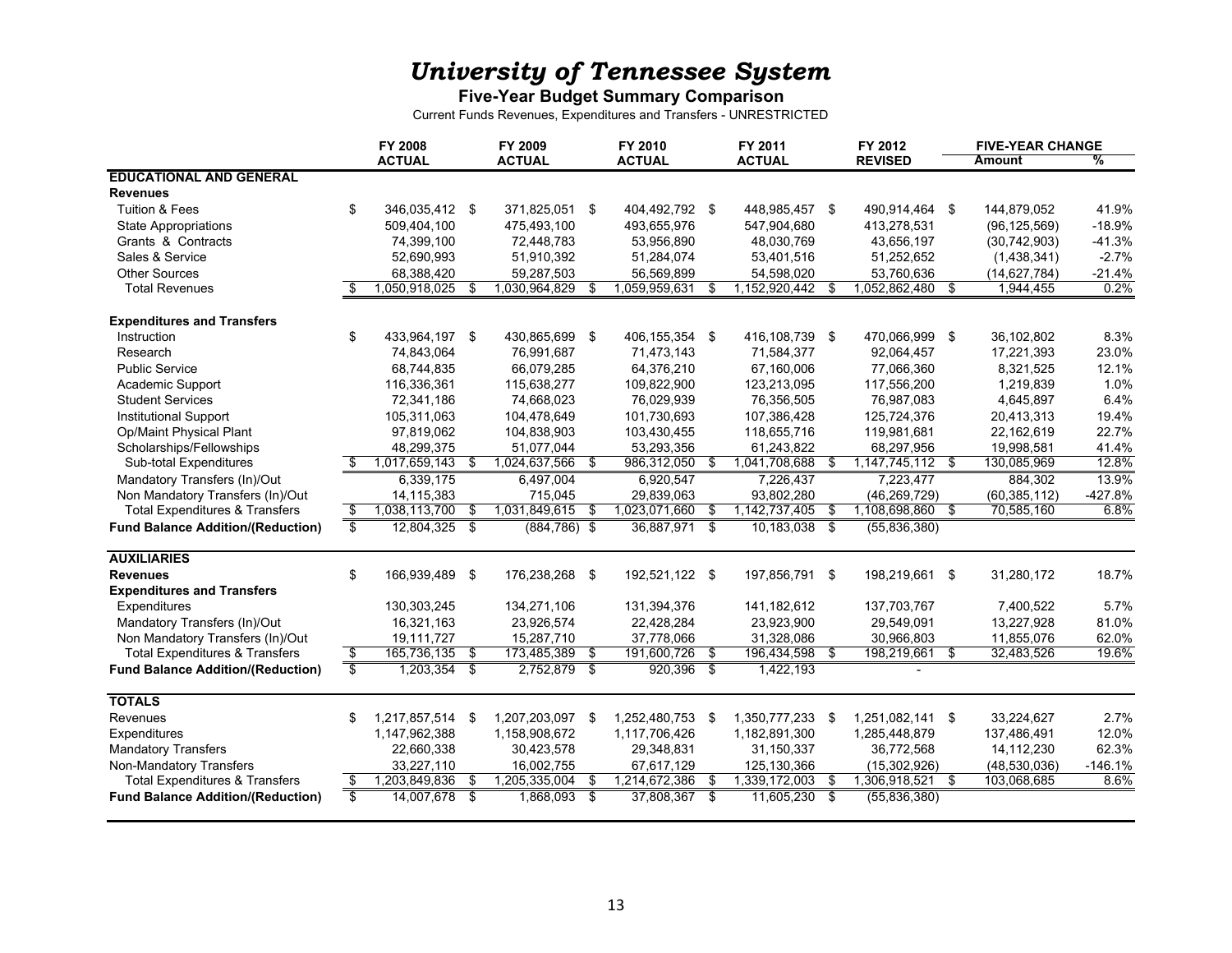# *University of Tennessee System*

**Five-Year Budget Summary Comparison**

Current Funds Revenues, Expenditures and Transfers - UNRESTRICTED

| | FY 2008 ACTUAL | FY 2009 ACTUAL | FY 2010 ACTUAL | FY 2011 ACTUAL | FY 2012 REVISED | FIVE-YEAR CHANGE Amount | % |
|---|---|---|---|---|---|---|---|
| **EDUCATIONAL AND GENERAL** | | | | | | | |
| **Revenues** | | | | | | | |
| Tuition & Fees | $ 346,035,412 | $ 371,825,051 | $ 404,492,792 | $ 448,985,457 | $ 490,914,464 | $ 144,879,052 | 41.9% |
| State Appropriations | 509,404,100 | 475,493,100 | 493,655,976 | 547,904,680 | 413,278,531 | (96,125,569) | -18.9% |
| Grants & Contracts | 74,399,100 | 72,448,783 | 53,956,890 | 48,030,769 | 43,656,197 | (30,742,903) | -41.3% |
| Sales & Service | 52,690,993 | 51,910,392 | 51,284,074 | 53,401,516 | 51,252,652 | (1,438,341) | -2.7% |
| Other Sources | 68,388,420 | 59,287,503 | 56,569,899 | 54,598,020 | 53,760,636 | (14,627,784) | -21.4% |
| Total Revenues | $ 1,050,918,025 | $ 1,030,964,829 | $ 1,059,959,631 | $ 1,152,920,442 | $ 1,052,862,480 | $ 1,944,455 | 0.2% |
| **Expenditures and Transfers** | | | | | | | |
| Instruction | $ 433,964,197 | $ 430,865,699 | $ 406,155,354 | $ 416,108,739 | $ 470,066,999 | $ 36,102,802 | 8.3% |
| Research | 74,843,064 | 76,991,687 | 71,473,143 | 71,584,377 | 92,064,457 | 17,221,393 | 23.0% |
| Public Service | 68,744,835 | 66,079,285 | 64,376,210 | 67,160,006 | 77,066,360 | 8,321,525 | 12.1% |
| Academic Support | 116,336,361 | 115,638,277 | 109,822,900 | 123,213,095 | 117,556,200 | 1,219,839 | 1.0% |
| Student Services | 72,341,186 | 74,668,023 | 76,029,939 | 76,356,505 | 76,987,083 | 4,645,897 | 6.4% |
| Institutional Support | 105,311,063 | 104,478,649 | 101,730,693 | 107,386,428 | 125,724,376 | 20,413,313 | 19.4% |
| Op/Maint Physical Plant | 97,819,062 | 104,838,903 | 103,430,455 | 118,655,716 | 119,981,681 | 22,162,619 | 22.7% |
| Scholarships/Fellowships | 48,299,375 | 51,077,044 | 53,293,356 | 61,243,822 | 68,297,956 | 19,998,581 | 41.4% |
| Sub-total Expenditures | $ 1,017,659,143 | $ 1,024,637,566 | $ 986,312,050 | $ 1,041,708,688 | $ 1,147,745,112 | $ 130,085,969 | 12.8% |
| Mandatory Transfers (In)/Out | 6,339,175 | 6,497,004 | 6,920,547 | 7,226,437 | 7,223,477 | 884,302 | 13.9% |
| Non Mandatory Transfers (In)/Out | 14,115,383 | 715,045 | 29,839,063 | 93,802,280 | (46,269,729) | (60,385,112) | -427.8% |
| Total Expenditures & Transfers | $ 1,038,113,700 | $ 1,031,849,615 | $ 1,023,071,660 | $ 1,142,737,405 | $ 1,108,698,860 | $ 70,585,160 | 6.8% |
| **Fund Balance Addition/(Reduction)** | $ 12,804,325 | $ (884,786) | $ 36,887,971 | $ 10,183,038 | $ (55,836,380) | | |
| **AUXILIARIES** | | | | | | | |
| **Revenues** | $ 166,939,489 | $ 176,238,268 | $ 192,521,122 | $ 197,856,791 | $ 198,219,661 | $ 31,280,172 | 18.7% |
| **Expenditures and Transfers** | | | | | | | |
| Expenditures | 130,303,245 | 134,271,106 | 131,394,376 | 141,182,612 | 137,703,767 | 7,400,522 | 5.7% |
| Mandatory Transfers (In)/Out | 16,321,163 | 23,926,574 | 22,428,284 | 23,923,900 | 29,549,091 | 13,227,928 | 81.0% |
| Non Mandatory Transfers (In)/Out | 19,111,727 | 15,287,710 | 37,778,066 | 31,328,086 | 30,966,803 | 11,855,076 | 62.0% |
| Total Expenditures & Transfers | $ 165,736,135 | $ 173,485,389 | $ 191,600,726 | $ 196,434,598 | $ 198,219,661 | $ 32,483,526 | 19.6% |
| **Fund Balance Addition/(Reduction)** | $ 1,203,354 | $ 2,752,879 | $ 920,396 | $ 1,422,193 | - | | |
| **TOTALS** | | | | | | | |
| Revenues | $ 1,217,857,514 | $ 1,207,203,097 | $ 1,252,480,753 | $ 1,350,777,233 | $ 1,251,082,141 | $ 33,224,627 | 2.7% |
| Expenditures | 1,147,962,388 | 1,158,908,672 | 1,117,706,426 | 1,182,891,300 | 1,285,448,879 | 137,486,491 | 12.0% |
| Mandatory Transfers | 22,660,338 | 30,423,578 | 29,348,831 | 31,150,337 | 36,772,568 | 14,112,230 | 62.3% |
| Non-Mandatory Transfers | 33,227,110 | 16,002,755 | 67,617,129 | 125,130,366 | (15,302,926) | (48,530,036) | -146.1% |
| Total Expenditures & Transfers | $ 1,203,849,836 | $ 1,205,335,004 | $ 1,214,672,386 | $ 1,339,172,003 | $ 1,306,918,521 | $ 103,068,685 | 8.6% |
| **Fund Balance Addition/(Reduction)** | $ 14,007,678 | $ 1,868,093 | $ 37,808,367 | $ 11,605,230 | $ (55,836,380) | | |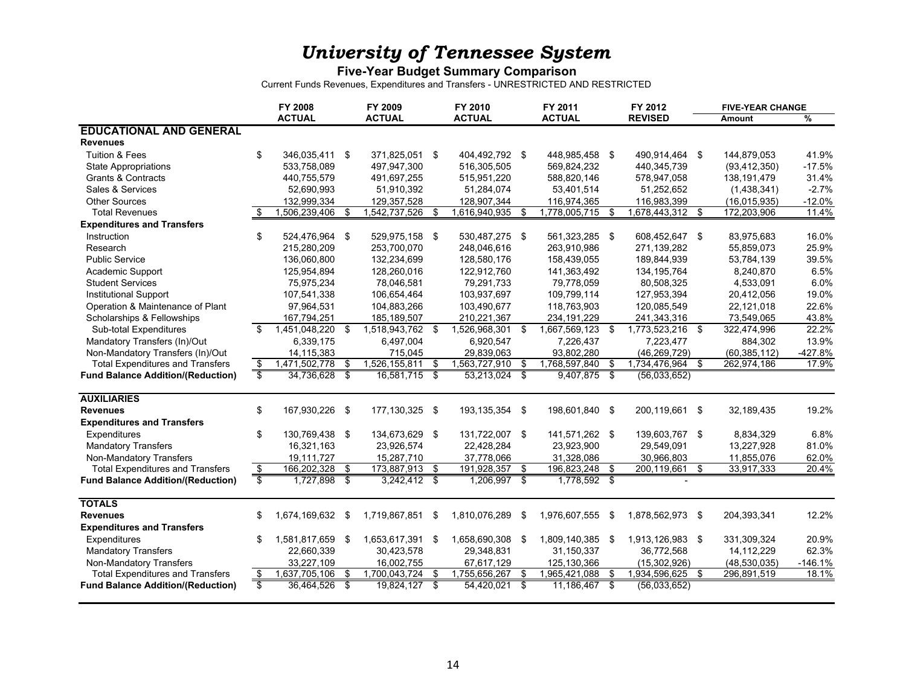# *University of Tennessee System*

**Five-Year Budget Summary Comparison**

Current Funds Revenues, Expenditures and Transfers - UNRESTRICTED AND RESTRICTED

| | FY 2008 ACTUAL | FY 2009 ACTUAL | FY 2010 ACTUAL | FY 2011 ACTUAL | FY 2012 REVISED | FIVE-YEAR CHANGE Amount | % |
|---|---|---|---|---|---|---|---|
| **EDUCATIONAL AND GENERAL** | | | | | | | |
| **Revenues** | | | | | | | |
| Tuition & Fees | $ 346,035,411 | $ 371,825,051 | $ 404,492,792 | $ 448,985,458 | $ 490,914,464 | $ 144,879,053 | 41.9% |
| State Appropriations | 533,758,089 | 497,947,300 | 516,305,505 | 569,824,232 | 440,345,739 | (93,412,350) | -17.5% |
| Grants & Contracts | 440,755,579 | 491,697,255 | 515,951,220 | 588,820,146 | 578,947,058 | 138,191,479 | 31.4% |
| Sales & Services | 52,690,993 | 51,910,392 | 51,284,074 | 53,401,514 | 51,252,652 | (1,438,341) | -2.7% |
| Other Sources | 132,999,334 | 129,357,528 | 128,907,344 | 116,974,365 | 116,983,399 | (16,015,935) | -12.0% |
| Total Revenues | $ 1,506,239,406 | $ 1,542,737,526 | $ 1,616,940,935 | $ 1,778,005,715 | $ 1,678,443,312 | $ 172,203,906 | 11.4% |
| **Expenditures and Transfers** | | | | | | | |
| Instruction | $ 524,476,964 | $ 529,975,158 | $ 530,487,275 | $ 561,323,285 | $ 608,452,647 | $ 83,975,683 | 16.0% |
| Research | 215,280,209 | 253,700,070 | 248,046,616 | 263,910,986 | 271,139,282 | 55,859,073 | 25.9% |
| Public Service | 136,060,800 | 132,234,699 | 128,580,176 | 158,439,055 | 189,844,939 | 53,784,139 | 39.5% |
| Academic Support | 125,954,894 | 128,260,016 | 122,912,760 | 141,363,492 | 134,195,764 | 8,240,870 | 6.5% |
| Student Services | 75,975,234 | 78,046,581 | 79,291,733 | 79,778,059 | 80,508,325 | 4,533,091 | 6.0% |
| Institutional Support | 107,541,338 | 106,654,464 | 103,937,697 | 109,799,114 | 127,953,394 | 20,412,056 | 19.0% |
| Operation & Maintenance of Plant | 97,964,531 | 104,883,266 | 103,490,677 | 118,763,903 | 120,085,549 | 22,121,018 | 22.6% |
| Scholarships & Fellowships | 167,794,251 | 185,189,507 | 210,221,367 | 234,191,229 | 241,343,316 | 73,549,065 | 43.8% |
| Sub-total Expenditures | $ 1,451,048,220 | $ 1,518,943,762 | $ 1,526,968,301 | $ 1,667,569,123 | $ 1,773,523,216 | $ 322,474,996 | 22.2% |
| Mandatory Transfers (In)/Out | 6,339,175 | 6,497,004 | 6,920,547 | 7,226,437 | 7,223,477 | 884,302 | 13.9% |
| Non-Mandatory Transfers (In)/Out | 14,115,383 | 715,045 | 29,839,063 | 93,802,280 | (46,269,729) | (60,385,112) | -427.8% |
| Total Expenditures and Transfers | $ 1,471,502,778 | $ 1,526,155,811 | $ 1,563,727,910 | $ 1,768,597,840 | $ 1,734,476,964 | $ 262,974,186 | 17.9% |
| **Fund Balance Addition/(Reduction)** | $ 34,736,628 | $ 16,581,715 | $ 53,213,024 | $ 9,407,875 | $ (56,033,652) | | |
| **AUXILIARIES** | | | | | | | |
| **Revenues** | $ 167,930,226 | $ 177,130,325 | $ 193,135,354 | $ 198,601,840 | $ 200,119,661 | $ 32,189,435 | 19.2% |
| **Expenditures and Transfers** | | | | | | | |
| Expenditures | $ 130,769,438 | $ 134,673,629 | $ 131,722,007 | $ 141,571,262 | $ 139,603,767 | $ 8,834,329 | 6.8% |
| Mandatory Transfers | 16,321,163 | 23,926,574 | 22,428,284 | 23,923,900 | 29,549,091 | 13,227,928 | 81.0% |
| Non-Mandatory Transfers | 19,111,727 | 15,287,710 | 37,778,066 | 31,328,086 | 30,966,803 | 11,855,076 | 62.0% |
| Total Expenditures and Transfers | $ 166,202,328 | $ 173,887,913 | $ 191,928,357 | $ 196,823,248 | $ 200,119,661 | $ 33,917,333 | 20.4% |
| **Fund Balance Addition/(Reduction)** | $ 1,727,898 | $ 3,242,412 | $ 1,206,997 | $ 1,778,592 | $ - | | |
| **TOTALS** | | | | | | | |
| **Revenues** | $ 1,674,169,632 | $ 1,719,867,851 | $ 1,810,076,289 | $ 1,976,607,555 | $ 1,878,562,973 | $ 204,393,341 | 12.2% |
| **Expenditures and Transfers** | | | | | | | |
| Expenditures | $ 1,581,817,659 | $ 1,653,617,391 | $ 1,658,690,308 | $ 1,809,140,385 | $ 1,913,126,983 | $ 331,309,324 | 20.9% |
| Mandatory Transfers | 22,660,339 | 30,423,578 | 29,348,831 | 31,150,337 | 36,772,568 | 14,112,229 | 62.3% |
| Non-Mandatory Transfers | 33,227,109 | 16,002,755 | 67,617,129 | 125,130,366 | (15,302,926) | (48,530,035) | -146.1% |
| Total Expenditures and Transfers | $ 1,637,705,106 | $ 1,700,043,724 | $ 1,755,656,267 | $ 1,965,421,088 | $ 1,934,596,625 | $ 296,891,519 | 18.1% |
| **Fund Balance Addition/(Reduction)** | $ 36,464,526 | $ 19,824,127 | $ 54,420,021 | $ 11,186,467 | $ (56,033,652) | | |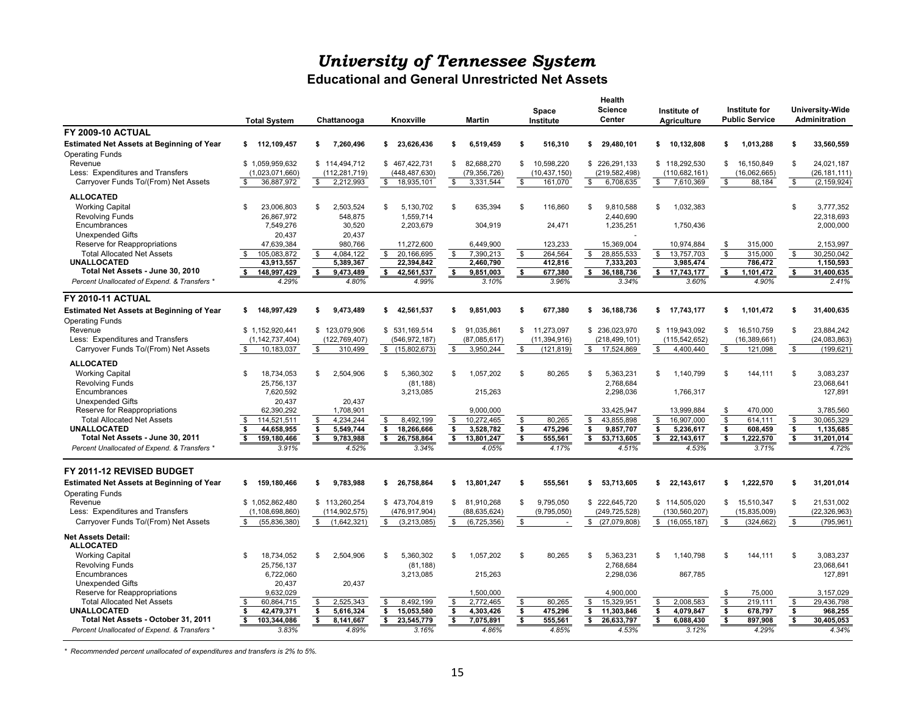# *University of Tennessee System*

## Educational and General Unrestricted Net Assets

| | Total System | Chattanooga | Knoxville | Martin | Space Institute | Health Science Center | Institute of Agriculture | Institute for Public Service | University-Wide Adminitration |
|---|---|---|---|---|---|---|---|---|---|
| **FY 2009-10 ACTUAL** | | | | | | | | | |
| **Estimated Net Assets at Beginning of Year** | **$ 112,109,457** | **$ 7,260,496** | **$ 23,626,436** | **$ 6,519,459** | **$ 516,310** | **$ 29,480,101** | **$ 10,132,808** | **$ 1,013,288** | **$ 33,560,559** |
| Operating Funds | | | | | | | | | |
| Revenue | $ 1,059,959,632 | $ 114,494,712 | $ 467,422,731 | $ 82,688,270 | $ 10,598,220 | $ 226,291,133 | $ 118,292,530 | $ 16,150,849 | $ 24,021,187 |
| Less: Expenditures and Transfers | (1,023,071,660) | (112,281,719) | (448,487,630) | (79,356,726) | (10,437,150) | (219,582,498) | (110,682,161) | (16,062,665) | (26,181,111) |
| Carryover Funds To/(From) Net Assets | $ 36,887,972 | $ 2,212,993 | $ 18,935,101 | $ 3,331,544 | $ 161,070 | $ 6,708,635 | $ 7,610,369 | $ 88,184 | $ (2,159,924) |
| **ALLOCATED** | | | | | | | | | |
| Working Capital | $ 23,006,803 | $ 2,503,524 | $ 5,130,702 | $ 635,394 | $ 116,860 | $ 9,810,588 | $ 1,032,383 | | $ 3,777,352 |
| Revolving Funds | 26,867,972 | 548,875 | 1,559,714 | | | 2,440,690 | | | 22,318,693 |
| Encumbrances | 7,549,276 | 30,520 | 2,203,679 | 304,919 | 24,471 | 1,235,251 | 1,750,436 | | 2,000,000 |
| Unexpended Gifts | 20,437 | 20,437 | | | | - | | | |
| Reserve for Reappropriations | 47,639,384 | 980,766 | 11,272,600 | 6,449,900 | 123,233 | 15,369,004 | 10,974,884 | $ 315,000 | 2,153,997 |
| Total Allocated Net Assets | $ 105,083,872 | $ 4,084,122 | $ 20,166,695 | $ 7,390,213 | $ 264,564 | $ 28,855,533 | $ 13,757,703 | $ 315,000 | $ 30,250,042 |
| **UNALLOCATED** | **43,913,557** | **5,389,367** | **22,394,842** | **2,460,790** | **412,816** | **7,333,203** | **3,985,474** | **786,472** | **1,150,593** |
| **Total Net Assets - June 30, 2010** | **$ 148,997,429** | **$ 9,473,489** | **$ 42,561,537** | **$ 9,851,003** | **$ 677,380** | **$ 36,188,736** | **$ 17,743,177** | **$ 1,101,472** | **$ 31,400,635** |
| *Percent Unallocated of Expend. & Transfers ** | *4.29%* | *4.80%* | *4.99%* | *3.10%* | *3.96%* | *3.34%* | *3.60%* | *4.90%* | *2.41%* |
| **FY 2010-11 ACTUAL** | | | | | | | | | |
| **Estimated Net Assets at Beginning of Year** | **$ 148,997,429** | **$ 9,473,489** | **$ 42,561,537** | **$ 9,851,003** | **$ 677,380** | **$ 36,188,736** | **$ 17,743,177** | **$ 1,101,472** | **$ 31,400,635** |
| Operating Funds | | | | | | | | | |
| Revenue | $ 1,152,920,441 | $ 123,079,906 | $ 531,169,514 | $ 91,035,861 | $ 11,273,097 | $ 236,023,970 | $ 119,943,092 | $ 16,510,759 | $ 23,884,242 |
| Less: Expenditures and Transfers | (1,142,737,404) | (122,769,407) | (546,972,187) | (87,085,617) | (11,394,916) | (218,499,101) | (115,542,652) | (16,389,661) | (24,083,863) |
| Carryover Funds To/(From) Net Assets | $ 10,183,037 | $ 310,499 | $ (15,802,673) | $ 3,950,244 | $ (121,819) | $ 17,524,869 | $ 4,400,440 | $ 121,098 | $ (199,621) |
| **ALLOCATED** | | | | | | | | | |
| Working Capital | $ 18,734,053 | $ 2,504,906 | $ 5,360,302 | $ 1,057,202 | $ 80,265 | $ 5,363,231 | $ 1,140,799 | $ 144,111 | $ 3,083,237 |
| Revolving Funds | 25,756,137 | | (81,188) | | | 2,768,684 | | | 23,068,641 |
| Encumbrances | 7,620,592 | | 3,213,085 | 215,263 | | 2,298,036 | 1,766,317 | | 127,891 |
| Unexpended Gifts | 20,437 | 20,437 | | | | | | | |
| Reserve for Reappropriations | 62,390,292 | 1,708,901 | | 9,000,000 | | 33,425,947 | 13,999,884 | $ 470,000 | 3,785,560 |
| Total Allocated Net Assets | $ 114,521,511 | $ 4,234,244 | $ 8,492,199 | $ 10,272,465 | $ 80,265 | $ 43,855,898 | $ 16,907,000 | $ 614,111 | $ 30,065,329 |
| **UNALLOCATED** | **$ 44,658,955** | **$ 5,549,744** | **$ 18,266,666** | **$ 3,528,782** | **$ 475,296** | **$ 9,857,707** | **$ 5,236,617** | **$ 608,459** | **$ 1,135,685** |
| **Total Net Assets - June 30, 2011** | **$ 159,180,466** | **$ 9,783,988** | **$ 26,758,864** | **$ 13,801,247** | **$ 555,561** | **$ 53,713,605** | **$ 22,143,617** | **$ 1,222,570** | **$ 31,201,014** |
| *Percent Unallocated of Expend. & Transfers ** | *3.91%* | *4.52%* | *3.34%* | *4.05%* | *4.17%* | *4.51%* | *4.53%* | *3.71%* | *4.72%* |
| **FY 2011-12 REVISED BUDGET** | | | | | | | | | |
| **Estimated Net Assets at Beginning of Year** | **$ 159,180,466** | **$ 9,783,988** | **$ 26,758,864** | **$ 13,801,247** | **$ 555,561** | **$ 53,713,605** | **$ 22,143,617** | **$ 1,222,570** | **$ 31,201,014** |
| Operating Funds | | | | | | | | | |
| Revenue | $ 1,052,862,480 | $ 113,260,254 | $ 473,704,819 | $ 81,910,268 | $ 9,795,050 | $ 222,645,720 | $ 114,505,020 | $ 15,510,347 | $ 21,531,002 |
| Less: Expenditures and Transfers | (1,108,698,860) | (114,902,575) | (476,917,904) | (88,635,624) | (9,795,050) | (249,725,528) | (130,560,207) | (15,835,009) | (22,326,963) |
| Carryover Funds To/(From) Net Assets | $ (55,836,380) | $ (1,642,321) | $ (3,213,085) | $ (6,725,356) | $ - | $ (27,079,808) | $ (16,055,187) | $ (324,662) | $ (795,961) |
| **Net Assets Detail:** | | | | | | | | | |
| **ALLOCATED** | | | | | | | | | |
| Working Capital | $ 18,734,052 | $ 2,504,906 | $ 5,360,302 | $ 1,057,202 | $ 80,265 | $ 5,363,231 | $ 1,140,798 | $ 144,111 | $ 3,083,237 |
| Revolving Funds | 25,756,137 | | (81,188) | | | 2,768,684 | | | 23,068,641 |
| Encumbrances | 6,722,060 | | 3,213,085 | 215,263 | | 2,298,036 | 867,785 | | 127,891 |
| Unexpended Gifts | 20,437 | 20,437 | | | | | | | |
| Reserve for Reappropriations | 9,632,029 | | | 1,500,000 | | 4,900,000 | | $ 75,000 | 3,157,029 |
| Total Allocated Net Assets | $ 60,864,715 | $ 2,525,343 | $ 8,492,199 | $ 2,772,465 | $ 80,265 | $ 15,329,951 | $ 2,008,583 | $ 219,111 | $ 29,436,798 |
| **UNALLOCATED** | **$ 42,479,371** | **$ 5,616,324** | **$ 15,053,580** | **$ 4,303,426** | **$ 475,296** | **$ 11,303,846** | **$ 4,079,847** | **$ 678,797** | **$ 968,255** |
| **Total Net Assets - October 31, 2011** | **$ 103,344,086** | **$ 8,141,667** | **$ 23,545,779** | **$ 7,075,891** | **$ 555,561** | **$ 26,633,797** | **$ 6,088,430** | **$ 897,908** | **$ 30,405,053** |
| *Percent Unallocated of Expend. & Transfers ** | *3.83%* | *4.89%* | *3.16%* | *4.86%* | *4.85%* | *4.53%* | *3.12%* | *4.29%* | *4.34%* |

*\* Recommended percent unallocated of expenditures and transfers is 2% to 5%.*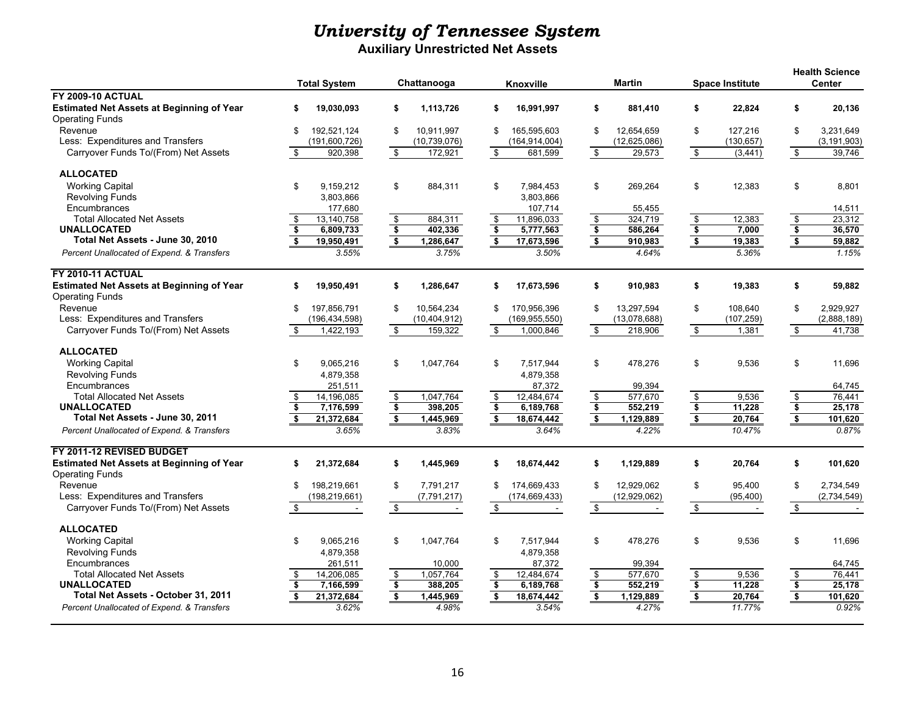# *University of Tennessee System*

## Auxiliary Unrestricted Net Assets

| | Total System | Chattanooga | Knoxville | Martin | Space Institute | Health Science Center |
|---|---|---|---|---|---|---|
| **FY 2009-10 ACTUAL** | | | | | | |
| **Estimated Net Assets at Beginning of Year** | **$ 19,030,093** | **$ 1,113,726** | **$ 16,991,997** | **$ 881,410** | **$ 22,824** | **$ 20,136** |
| Operating Funds | | | | | | |
| Revenue | $ 192,521,124 | $ 10,911,997 | $ 165,595,603 | $ 12,654,659 | $ 127,216 | $ 3,231,649 |
| Less: Expenditures and Transfers | (191,600,726) | (10,739,076) | (164,914,004) | (12,625,086) | (130,657) | (3,191,903) |
| Carryover Funds To/(From) Net Assets | $ 920,398 | $ 172,921 | $ 681,599 | $ 29,573 | $ (3,441) | $ 39,746 |
| **ALLOCATED** | | | | | | |
| Working Capital | $ 9,159,212 | $ 884,311 | $ 7,984,453 | $ 269,264 | $ 12,383 | $ 8,801 |
| Revolving Funds | 3,803,866 | | 3,803,866 | | | |
| Encumbrances | 177,680 | | 107,714 | 55,455 | | 14,511 |
| Total Allocated Net Assets | $ 13,140,758 | $ 884,311 | $ 11,896,033 | $ 324,719 | $ 12,383 | $ 23,312 |
| **UNALLOCATED** | **$ 6,809,733** | **$ 402,336** | **$ 5,777,563** | **$ 586,264** | **$ 7,000** | **$ 36,570** |
| **Total Net Assets - June 30, 2010** | **$ 19,950,491** | **$ 1,286,647** | **$ 17,673,596** | **$ 910,983** | **$ 19,383** | **$ 59,882** |
| *Percent Unallocated of Expend. & Transfers* | *3.55%* | *3.75%* | *3.50%* | *4.64%* | *5.36%* | *1.15%* |
| **FY 2010-11 ACTUAL** | | | | | | |
| **Estimated Net Assets at Beginning of Year** | **$ 19,950,491** | **$ 1,286,647** | **$ 17,673,596** | **$ 910,983** | **$ 19,383** | **$ 59,882** |
| Operating Funds | | | | | | |
| Revenue | $ 197,856,791 | $ 10,564,234 | $ 170,956,396 | $ 13,297,594 | $ 108,640 | $ 2,929,927 |
| Less: Expenditures and Transfers | (196,434,598) | (10,404,912) | (169,955,550) | (13,078,688) | (107,259) | (2,888,189) |
| Carryover Funds To/(From) Net Assets | $ 1,422,193 | $ 159,322 | $ 1,000,846 | $ 218,906 | $ 1,381 | $ 41,738 |
| **ALLOCATED** | | | | | | |
| Working Capital | $ 9,065,216 | $ 1,047,764 | $ 7,517,944 | $ 478,276 | $ 9,536 | $ 11,696 |
| Revolving Funds | 4,879,358 | | 4,879,358 | | | |
| Encumbrances | 251,511 | | 87,372 | 99,394 | | 64,745 |
| Total Allocated Net Assets | $ 14,196,085 | $ 1,047,764 | $ 12,484,674 | $ 577,670 | $ 9,536 | $ 76,441 |
| **UNALLOCATED** | **$ 7,176,599** | **$ 398,205** | **$ 6,189,768** | **$ 552,219** | **$ 11,228** | **$ 25,178** |
| **Total Net Assets - June 30, 2011** | **$ 21,372,684** | **$ 1,445,969** | **$ 18,674,442** | **$ 1,129,889** | **$ 20,764** | **$ 101,620** |
| *Percent Unallocated of Expend. & Transfers* | *3.65%* | *3.83%* | *3.64%* | *4.22%* | *10.47%* | *0.87%* |
| **FY 2011-12 REVISED BUDGET** | | | | | | |
| **Estimated Net Assets at Beginning of Year** | **$ 21,372,684** | **$ 1,445,969** | **$ 18,674,442** | **$ 1,129,889** | **$ 20,764** | **$ 101,620** |
| Operating Funds | | | | | | |
| Revenue | $ 198,219,661 | $ 7,791,217 | $ 174,669,433 | $ 12,929,062 | $ 95,400 | $ 2,734,549 |
| Less: Expenditures and Transfers | (198,219,661) | (7,791,217) | (174,669,433) | (12,929,062) | (95,400) | (2,734,549) |
| Carryover Funds To/(From) Net Assets | $ - | $ - | $ - | $ - | $ - | $ - |
| **ALLOCATED** | | | | | | |
| Working Capital | $ 9,065,216 | $ 1,047,764 | $ 7,517,944 | $ 478,276 | $ 9,536 | $ 11,696 |
| Revolving Funds | 4,879,358 | | 4,879,358 | | | |
| Encumbrances | 261,511 | 10,000 | 87,372 | 99,394 | | 64,745 |
| Total Allocated Net Assets | $ 14,206,085 | $ 1,057,764 | $ 12,484,674 | $ 577,670 | $ 9,536 | $ 76,441 |
| **UNALLOCATED** | **$ 7,166,599** | **$ 388,205** | **$ 6,189,768** | **$ 552,219** | **$ 11,228** | **$ 25,178** |
| **Total Net Assets - October 31, 2011** | **$ 21,372,684** | **$ 1,445,969** | **$ 18,674,442** | **$ 1,129,889** | **$ 20,764** | **$ 101,620** |
| *Percent Unallocated of Expend. & Transfers* | *3.62%* | *4.98%* | *3.54%* | *4.27%* | *11.77%* | *0.92%* |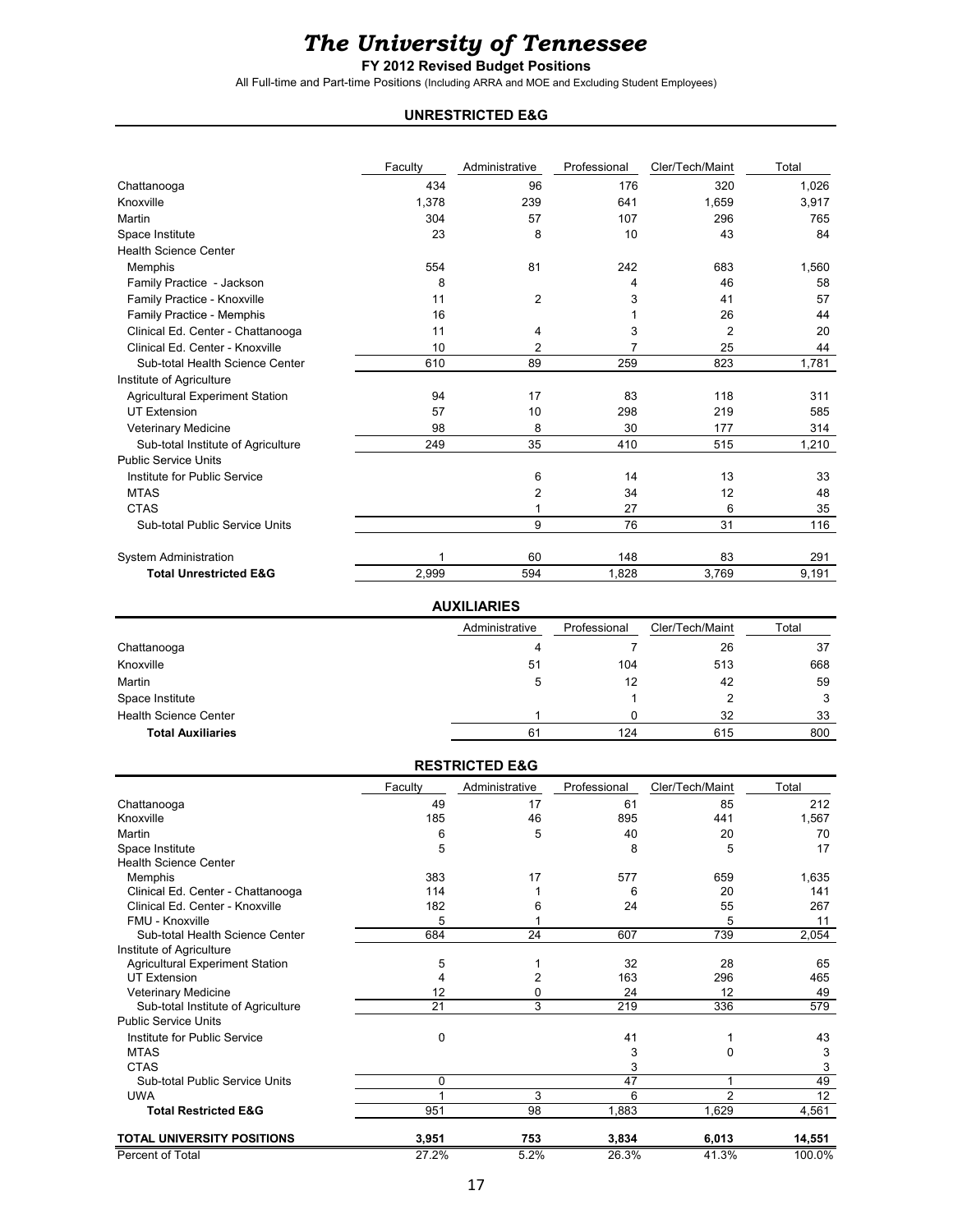# *The University of Tennessee*

**FY 2012 Revised Budget Positions**

All Full-time and Part-time Positions (Including ARRA and MOE and Excluding Student Employees)

### UNRESTRICTED E&G

| | Faculty | Administrative | Professional | Cler/Tech/Maint | Total |
|---|---|---|---|---|---|
| Chattanooga | 434 | 96 | 176 | 320 | 1,026 |
| Knoxville | 1,378 | 239 | 641 | 1,659 | 3,917 |
| Martin | 304 | 57 | 107 | 296 | 765 |
| Space Institute | 23 | 8 | 10 | 43 | 84 |
| Health Science Center | | | | | |
| Memphis | 554 | 81 | 242 | 683 | 1,560 |
| Family Practice - Jackson | 8 | | 4 | 46 | 58 |
| Family Practice - Knoxville | 11 | 2 | 3 | 41 | 57 |
| Family Practice - Memphis | 16 | | 1 | 26 | 44 |
| Clinical Ed. Center - Chattanooga | 11 | 4 | 3 | 2 | 20 |
| Clinical Ed. Center - Knoxville | 10 | 2 | 7 | 25 | 44 |
| Sub-total Health Science Center | 610 | 89 | 259 | 823 | 1,781 |
| Institute of Agriculture | | | | | |
| Agricultural Experiment Station | 94 | 17 | 83 | 118 | 311 |
| UT Extension | 57 | 10 | 298 | 219 | 585 |
| Veterinary Medicine | 98 | 8 | 30 | 177 | 314 |
| Sub-total Institute of Agriculture | 249 | 35 | 410 | 515 | 1,210 |
| Public Service Units | | | | | |
| Institute for Public Service | | 6 | 14 | 13 | 33 |
| MTAS | | 2 | 34 | 12 | 48 |
| CTAS | | 1 | 27 | 6 | 35 |
| Sub-total Public Service Units | | 9 | 76 | 31 | 116 |
| System Administration | 1 | 60 | 148 | 83 | 291 |
| **Total Unrestricted E&G** | 2,999 | 594 | 1,828 | 3,769 | 9,191 |

### AUXILIARIES

| | Administrative | Professional | Cler/Tech/Maint | Total |
|---|---|---|---|---|
| Chattanooga | 4 | 7 | 26 | 37 |
| Knoxville | 51 | 104 | 513 | 668 |
| Martin | 5 | 12 | 42 | 59 |
| Space Institute | | 1 | 2 | 3 |
| Health Science Center | 1 | 0 | 32 | 33 |
| **Total Auxiliaries** | 61 | 124 | 615 | 800 |

### RESTRICTED E&G

| | Faculty | Administrative | Professional | Cler/Tech/Maint | Total |
|---|---|---|---|---|---|
| Chattanooga | 49 | 17 | 61 | 85 | 212 |
| Knoxville | 185 | 46 | 895 | 441 | 1,567 |
| Martin | 6 | 5 | 40 | 20 | 70 |
| Space Institute | 5 | | 8 | 5 | 17 |
| Health Science Center | | | | | |
| Memphis | 383 | 17 | 577 | 659 | 1,635 |
| Clinical Ed. Center - Chattanooga | 114 | 1 | 6 | 20 | 141 |
| Clinical Ed. Center - Knoxville | 182 | 6 | 24 | 55 | 267 |
| FMU - Knoxville | 5 | 1 | | 5 | 11 |
| Sub-total Health Science Center | 684 | 24 | 607 | 739 | 2,054 |
| Institute of Agriculture | | | | | |
| Agricultural Experiment Station | 5 | 1 | 32 | 28 | 65 |
| UT Extension | 4 | 2 | 163 | 296 | 465 |
| Veterinary Medicine | 12 | 0 | 24 | 12 | 49 |
| Sub-total Institute of Agriculture | 21 | 3 | 219 | 336 | 579 |
| Public Service Units | | | | | |
| Institute for Public Service | 0 | | 41 | 1 | 43 |
| MTAS | | | 3 | 0 | 3 |
| CTAS | | | 3 | | 3 |
| Sub-total Public Service Units | 0 | | 47 | 1 | 49 |
| UWA | 1 | 3 | 6 | 2 | 12 |
| **Total Restricted E&G** | 951 | 98 | 1,883 | 1,629 | 4,561 |
| **TOTAL UNIVERSITY POSITIONS** | **3,951** | **753** | **3,834** | **6,013** | **14,551** |
| Percent of Total | 27.2% | 5.2% | 26.3% | 41.3% | 100.0% |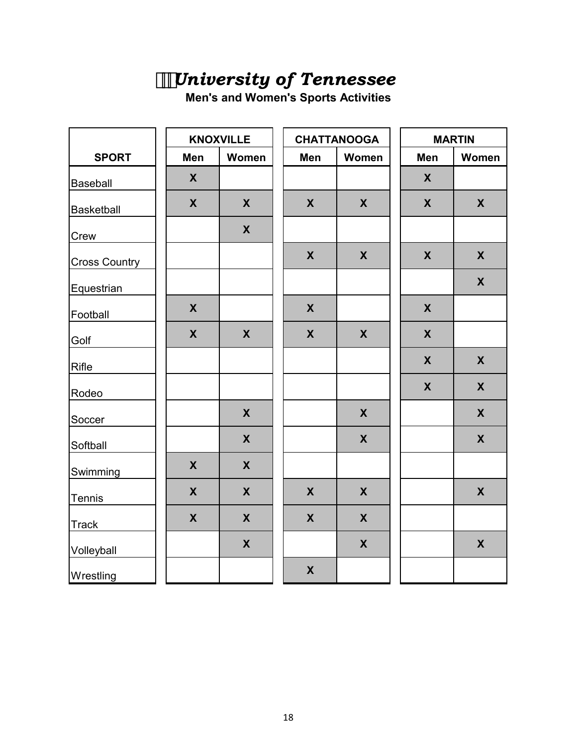# *University of Tennessee*

**Men's and Women's Sports Activities**

| SPORT | KNOXVILLE | | CHATTANOOGA | | MARTIN | |
|---|---|---|---|---|---|---|
| | Men | Women | Men | Women | Men | Women |
| Baseball | X | | | | X | |
| Basketball | X | X | X | X | X | X |
| Crew | | X | | | | |
| Cross Country | | | X | X | X | X |
| Equestrian | | | | | | X |
| Football | X | | X | | X | |
| Golf | X | X | X | X | X | |
| Rifle | | | | | X | X |
| Rodeo | | | | | X | X |
| Soccer | | X | | X | | X |
| Softball | | X | | X | | X |
| Swimming | X | X | | | | |
| Tennis | X | X | X | X | | X |
| Track | X | X | X | X | | |
| Volleyball | | X | | X | | X |
| Wrestling | | | X | | | |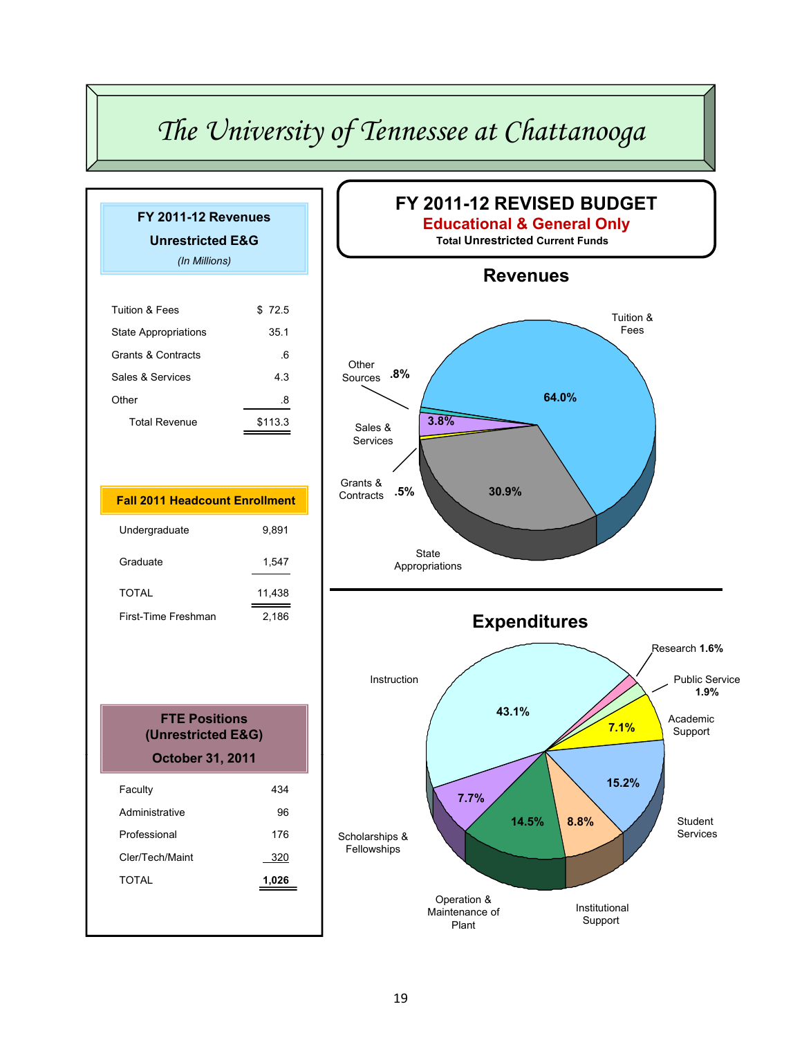# The University of Tennessee at Chattanooga

## FY 2011-12 Revenues
### Unrestricted E&G
*(In Millions)*

| | |
|---|---|
| Tuition & Fees | $ 72.5 |
| State Appropriations | 35.1 |
| Grants & Contracts | .6 |
| Sales & Services | 4.3 |
| Other | .8 |
| Total Revenue | $113.3 |

## Fall 2011 Headcount Enrollment

| | |
|---|---|
| Undergraduate | 9,891 |
| Graduate | 1,547 |
| TOTAL | 11,438 |
| First-Time Freshman | 2,186 |

## FTE Positions (Unrestricted E&G) October 31, 2011

| | |
|---|---|
| Faculty | 434 |
| Administrative | 96 |
| Professional | 176 |
| Cler/Tech/Maint | 320 |
| TOTAL | 1,026 |

## FY 2011-12 REVISED BUDGET
**Educational & General Only**
**Total Unrestricted Current Funds**

### Revenues

| Source | Percent |
|---|---|
| Tuition & Fees | 64.0% |
| State Appropriations | 30.9% |
| Sales & Services | 3.8% |
| Other Sources | .8% |
| Grants & Contracts | .5% |

### Expenditures

| Category | Percent |
|---|---|
| Instruction | 43.1% |
| Research | 1.6% |
| Public Service | 1.9% |
| Academic Support | 7.1% |
| Student Services | 15.2% |
| Institutional Support | 8.8% |
| Operation & Maintenance of Plant | 14.5% |
| Scholarships & Fellowships | 7.7% |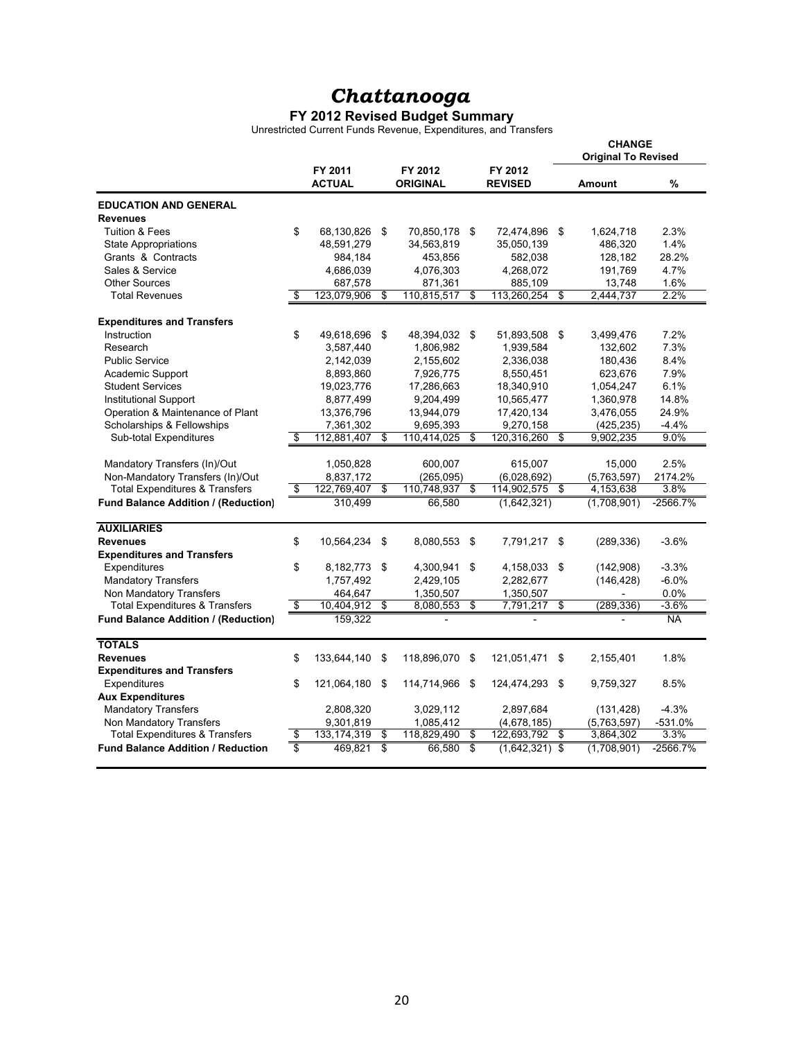# *Chattanooga*

## FY 2012 Revised Budget Summary

Unrestricted Current Funds Revenue, Expenditures, and Transfers

| | FY 2011 ACTUAL | FY 2012 ORIGINAL | FY 2012 REVISED | CHANGE Original To Revised Amount | % |
|---|---|---|---|---|---|
| **EDUCATION AND GENERAL** | | | | | |
| **Revenues** | | | | | |
| Tuition & Fees | $ 68,130,826 | $ 70,850,178 | $ 72,474,896 | $ 1,624,718 | 2.3% |
| State Appropriations | 48,591,279 | 34,563,819 | 35,050,139 | 486,320 | 1.4% |
| Grants & Contracts | 984,184 | 453,856 | 582,038 | 128,182 | 28.2% |
| Sales & Service | 4,686,039 | 4,076,303 | 4,268,072 | 191,769 | 4.7% |
| Other Sources | 687,578 | 871,361 | 885,109 | 13,748 | 1.6% |
| Total Revenues | $ 123,079,906 | $ 110,815,517 | $ 113,260,254 | $ 2,444,737 | 2.2% |
| **Expenditures and Transfers** | | | | | |
| Instruction | $ 49,618,696 | $ 48,394,032 | $ 51,893,508 | $ 3,499,476 | 7.2% |
| Research | 3,587,440 | 1,806,982 | 1,939,584 | 132,602 | 7.3% |
| Public Service | 2,142,039 | 2,155,602 | 2,336,038 | 180,436 | 8.4% |
| Academic Support | 8,893,860 | 7,926,775 | 8,550,451 | 623,676 | 7.9% |
| Student Services | 19,023,776 | 17,286,663 | 18,340,910 | 1,054,247 | 6.1% |
| Institutional Support | 8,877,499 | 9,204,499 | 10,565,477 | 1,360,978 | 14.8% |
| Operation & Maintenance of Plant | 13,376,796 | 13,944,079 | 17,420,134 | 3,476,055 | 24.9% |
| Scholarships & Fellowships | 7,361,302 | 9,695,393 | 9,270,158 | (425,235) | -4.4% |
| Sub-total Expenditures | $ 112,881,407 | $ 110,414,025 | $ 120,316,260 | $ 9,902,235 | 9.0% |
| Mandatory Transfers (In)/Out | 1,050,828 | 600,007 | 615,007 | 15,000 | 2.5% |
| Non-Mandatory Transfers (In)/Out | 8,837,172 | (265,095) | (6,028,692) | (5,763,597) | 2174.2% |
| Total Expenditures & Transfers | $ 122,769,407 | $ 110,748,937 | $ 114,902,575 | $ 4,153,638 | 3.8% |
| **Fund Balance Addition / (Reduction)** | 310,499 | 66,580 | (1,642,321) | (1,708,901) | -2566.7% |
| **AUXILIARIES** | | | | | |
| **Revenues** | $ 10,564,234 | $ 8,080,553 | $ 7,791,217 | $ (289,336) | -3.6% |
| **Expenditures and Transfers** | | | | | |
| Expenditures | $ 8,182,773 | $ 4,300,941 | $ 4,158,033 | $ (142,908) | -3.3% |
| Mandatory Transfers | 1,757,492 | 2,429,105 | 2,282,677 | (146,428) | -6.0% |
| Non Mandatory Transfers | 464,647 | 1,350,507 | 1,350,507 | - | 0.0% |
| Total Expenditures & Transfers | $ 10,404,912 | $ 8,080,553 | $ 7,791,217 | $ (289,336) | -3.6% |
| **Fund Balance Addition / (Reduction)** | 159,322 | - | - | - | NA |
| **TOTALS** | | | | | |
| **Revenues** | $ 133,644,140 | $ 118,896,070 | $ 121,051,471 | $ 2,155,401 | 1.8% |
| **Expenditures and Transfers** | | | | | |
| Expenditures | $ 121,064,180 | $ 114,714,966 | $ 124,474,293 | $ 9,759,327 | 8.5% |
| **Aux Expenditures** | | | | | |
| Mandatory Transfers | 2,808,320 | 3,029,112 | 2,897,684 | (131,428) | -4.3% |
| Non Mandatory Transfers | 9,301,819 | 1,085,412 | (4,678,185) | (5,763,597) | -531.0% |
| Total Expenditures & Transfers | $ 133,174,319 | $ 118,829,490 | $ 122,693,792 | $ 3,864,302 | 3.3% |
| **Fund Balance Addition / Reduction** | $ 469,821 | $ 66,580 | $ (1,642,321) | $ (1,708,901) | -2566.7% |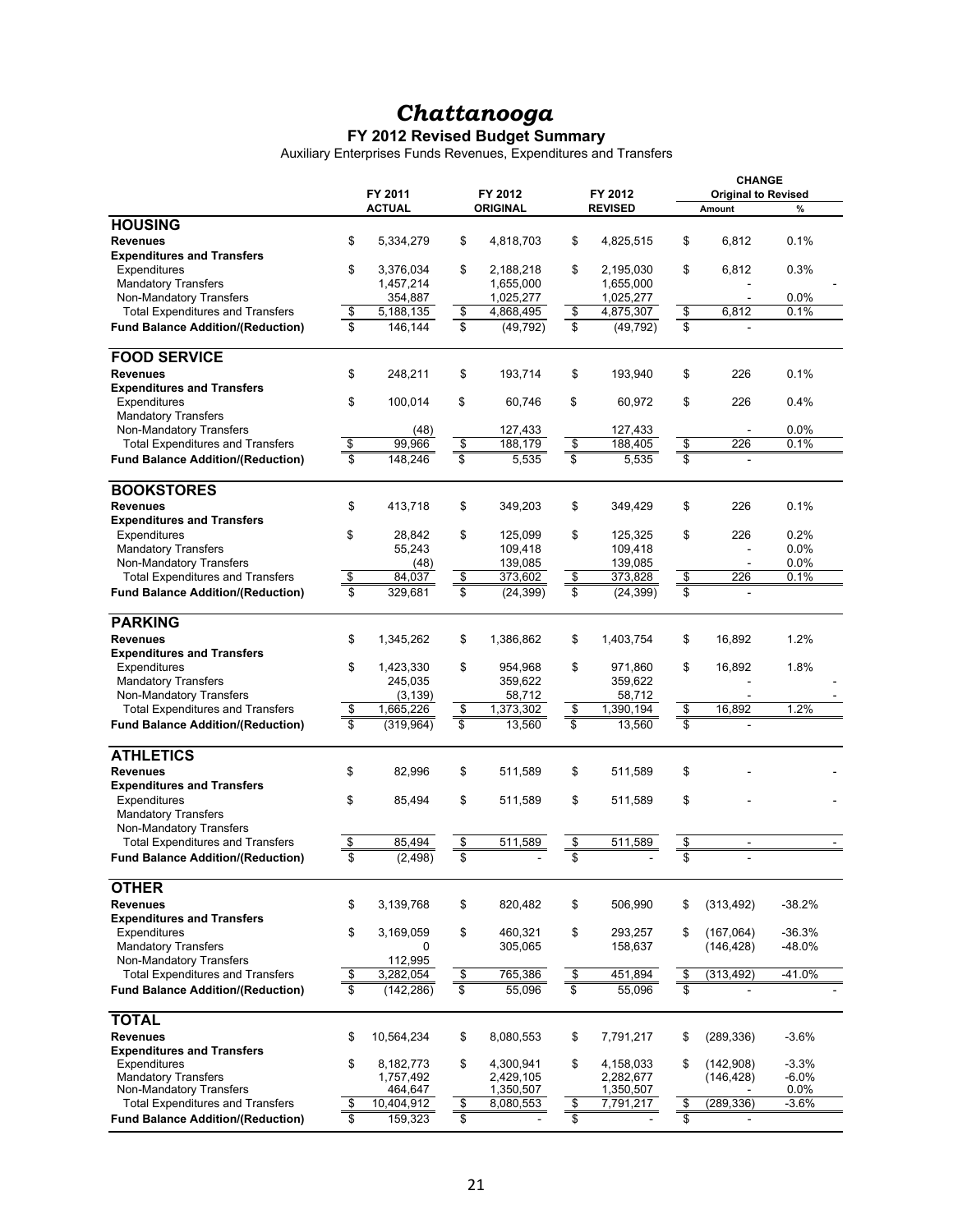# *Chattanooga*

## FY 2012 Revised Budget Summary

Auxiliary Enterprises Funds Revenues, Expenditures and Transfers

| | FY 2011 ACTUAL | FY 2012 ORIGINAL | FY 2012 REVISED | CHANGE Original to Revised Amount | % |
|---|---|---|---|---|---|
| **HOUSING** | | | | | |
| **Revenues** | $ 5,334,279 | $ 4,818,703 | $ 4,825,515 | $ 6,812 | 0.1% |
| **Expenditures and Transfers** | | | | | |
| Expenditures | $ 3,376,034 | $ 2,188,218 | $ 2,195,030 | $ 6,812 | 0.3% |
| Mandatory Transfers | 1,457,214 | 1,655,000 | 1,655,000 | - | - |
| Non-Mandatory Transfers | 354,887 | 1,025,277 | 1,025,277 | - | 0.0% |
| Total Expenditures and Transfers | $ 5,188,135 | $ 4,868,495 | $ 4,875,307 | $ 6,812 | 0.1% |
| **Fund Balance Addition/(Reduction)** | $ 146,144 | $ (49,792) | $ (49,792) | $ - | |
| **FOOD SERVICE** | | | | | |
| **Revenues** | $ 248,211 | $ 193,714 | $ 193,940 | $ 226 | 0.1% |
| **Expenditures and Transfers** | | | | | |
| Expenditures | $ 100,014 | $ 60,746 | $ 60,972 | $ 226 | 0.4% |
| Mandatory Transfers | | | | | |
| Non-Mandatory Transfers | (48) | 127,433 | 127,433 | - | 0.0% |
| Total Expenditures and Transfers | $ 99,966 | $ 188,179 | $ 188,405 | $ 226 | 0.1% |
| **Fund Balance Addition/(Reduction)** | $ 148,246 | $ 5,535 | $ 5,535 | $ - | |
| **BOOKSTORES** | | | | | |
| **Revenues** | $ 413,718 | $ 349,203 | $ 349,429 | $ 226 | 0.1% |
| **Expenditures and Transfers** | | | | | |
| Expenditures | $ 28,842 | $ 125,099 | $ 125,325 | $ 226 | 0.2% |
| Mandatory Transfers | 55,243 | 109,418 | 109,418 | - | 0.0% |
| Non-Mandatory Transfers | (48) | 139,085 | 139,085 | - | 0.0% |
| Total Expenditures and Transfers | $ 84,037 | $ 373,602 | $ 373,828 | $ 226 | 0.1% |
| **Fund Balance Addition/(Reduction)** | $ 329,681 | $ (24,399) | $ (24,399) | $ - | |
| **PARKING** | | | | | |
| **Revenues** | $ 1,345,262 | $ 1,386,862 | $ 1,403,754 | $ 16,892 | 1.2% |
| **Expenditures and Transfers** | | | | | |
| Expenditures | $ 1,423,330 | $ 954,968 | $ 971,860 | $ 16,892 | 1.8% |
| Mandatory Transfers | 245,035 | 359,622 | 359,622 | - | - |
| Non-Mandatory Transfers | (3,139) | 58,712 | 58,712 | - | - |
| Total Expenditures and Transfers | $ 1,665,226 | $ 1,373,302 | $ 1,390,194 | $ 16,892 | 1.2% |
| **Fund Balance Addition/(Reduction)** | $ (319,964) | $ 13,560 | $ 13,560 | $ - | |
| **ATHLETICS** | | | | | |
| **Revenues** | $ 82,996 | $ 511,589 | $ 511,589 | $ - | - |
| **Expenditures and Transfers** | | | | | |
| Expenditures | $ 85,494 | $ 511,589 | $ 511,589 | $ - | - |
| Mandatory Transfers | | | | | |
| Non-Mandatory Transfers | | | | | |
| Total Expenditures and Transfers | $ 85,494 | $ 511,589 | $ 511,589 | $ - | - |
| **Fund Balance Addition/(Reduction)** | $ (2,498) | $ - | $ - | $ - | |
| **OTHER** | | | | | |
| **Revenues** | $ 3,139,768 | $ 820,482 | $ 506,990 | $ (313,492) | -38.2% |
| **Expenditures and Transfers** | | | | | |
| Expenditures | $ 3,169,059 | $ 460,321 | $ 293,257 | $ (167,064) | -36.3% |
| Mandatory Transfers | 0 | 305,065 | 158,637 | (146,428) | -48.0% |
| Non-Mandatory Transfers | 112,995 | | | | |
| Total Expenditures and Transfers | $ 3,282,054 | $ 765,386 | $ 451,894 | $ (313,492) | -41.0% |
| **Fund Balance Addition/(Reduction)** | $ (142,286) | $ 55,096 | $ 55,096 | $ - | - |
| **TOTAL** | | | | | |
| **Revenues** | $ 10,564,234 | $ 8,080,553 | $ 7,791,217 | $ (289,336) | -3.6% |
| **Expenditures and Transfers** | | | | | |
| Expenditures | $ 8,182,773 | $ 4,300,941 | $ 4,158,033 | $ (142,908) | -3.3% |
| Mandatory Transfers | 1,757,492 | 2,429,105 | 2,282,677 | (146,428) | -6.0% |
| Non-Mandatory Transfers | 464,647 | 1,350,507 | 1,350,507 | - | 0.0% |
| Total Expenditures and Transfers | $ 10,404,912 | $ 8,080,553 | $ 7,791,217 | $ (289,336) | -3.6% |
| **Fund Balance Addition/(Reduction)** | $ 159,323 | $ - | $ - | $ - | |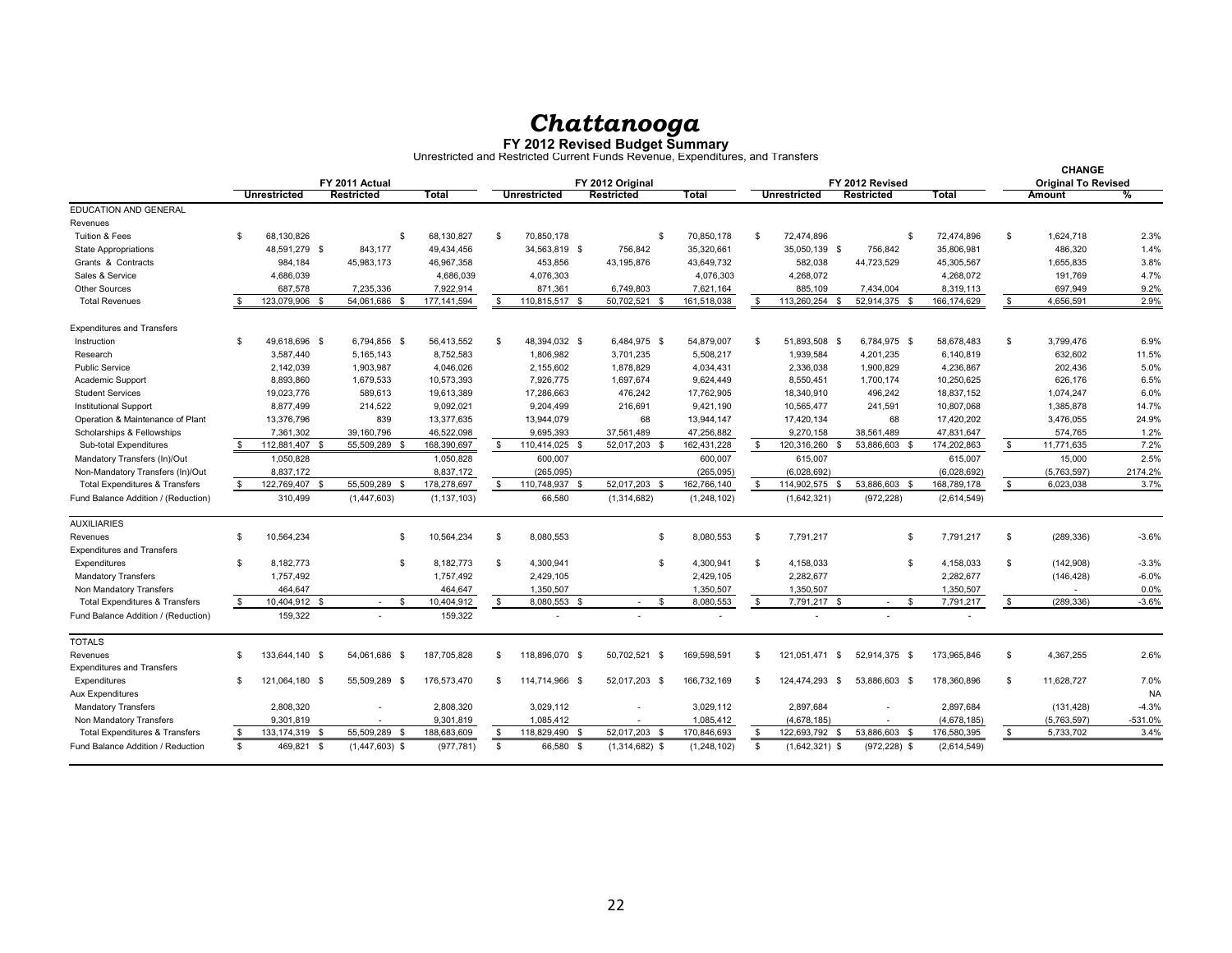# *Chattanooga*

**FY 2012 Revised Budget Summary**

Unrestricted and Restricted Current Funds Revenue, Expenditures, and Transfers

| | FY 2011 Actual | | | FY 2012 Original | | | FY 2012 Revised | | | CHANGE Original To Revised | |
|---|---|---|---|---|---|---|---|---|---|---|---|
| | Unrestricted | Restricted | Total | Unrestricted | Restricted | Total | Unrestricted | Restricted | Total | Amount | % |
| EDUCATION AND GENERAL | | | | | | | | | | | |
| Revenues | | | | | | | | | | | |
| Tuition & Fees | $ 68,130,826 | | $ 68,130,827 | $ 70,850,178 | | $ 70,850,178 | $ 72,474,896 | | $ 72,474,896 | $ 1,624,718 | 2.3% |
| State Appropriations | 48,591,279 | $ 843,177 | 49,434,456 | 34,563,819 | $ 756,842 | 35,320,661 | 35,050,139 | $ 756,842 | 35,806,981 | 486,320 | 1.4% |
| Grants & Contracts | 984,184 | 45,983,173 | 46,967,358 | 453,856 | 43,195,876 | 43,649,732 | 582,038 | 44,723,529 | 45,305,567 | 1,655,835 | 3.8% |
| Sales & Service | 4,686,039 | | 4,686,039 | 4,076,303 | | 4,076,303 | 4,268,072 | | 4,268,072 | 191,769 | 4.7% |
| Other Sources | 687,578 | 7,235,336 | 7,922,914 | 871,361 | 6,749,803 | 7,621,164 | 885,109 | 7,434,004 | 8,319,113 | 697,949 | 9.2% |
| Total Revenues | $ 123,079,906 | $ 54,061,686 | $ 177,141,594 | $ 110,815,517 | $ 50,702,521 | $ 161,518,038 | $ 113,260,254 | $ 52,914,375 | $ 166,174,629 | $ 4,656,591 | 2.9% |
| Expenditures and Transfers | | | | | | | | | | | |
| Instruction | $ 49,618,696 | $ 6,794,856 | $ 56,413,552 | $ 48,394,032 | $ 6,484,975 | $ 54,879,007 | $ 51,893,508 | $ 6,784,975 | $ 58,678,483 | $ 3,799,476 | 6.9% |
| Research | 3,587,440 | 5,165,143 | 8,752,583 | 1,806,982 | 3,701,235 | 5,508,217 | 1,939,584 | 4,201,235 | 6,140,819 | 632,602 | 11.5% |
| Public Service | 2,142,039 | 1,903,987 | 4,046,026 | 2,155,602 | 1,878,829 | 4,034,431 | 2,336,038 | 1,900,829 | 4,236,867 | 202,436 | 5.0% |
| Academic Support | 8,893,860 | 1,679,533 | 10,573,393 | 7,926,775 | 1,697,674 | 9,624,449 | 8,550,451 | 1,700,174 | 10,250,625 | 626,176 | 6.5% |
| Student Services | 19,023,776 | 589,613 | 19,613,389 | 17,286,663 | 476,242 | 17,762,905 | 18,340,910 | 496,242 | 18,837,152 | 1,074,247 | 6.0% |
| Institutional Support | 8,877,499 | 214,522 | 9,092,021 | 9,204,499 | 216,691 | 9,421,190 | 10,565,477 | 241,591 | 10,807,068 | 1,385,878 | 14.7% |
| Operation & Maintenance of Plant | 13,376,796 | 839 | 13,377,635 | 13,944,079 | 68 | 13,944,147 | 17,420,134 | 68 | 17,420,202 | 3,476,055 | 24.9% |
| Scholarships & Fellowships | 7,361,302 | 39,160,796 | 46,522,098 | 9,695,393 | 37,561,489 | 47,256,882 | 9,270,158 | 38,561,489 | 47,831,647 | 574,765 | 1.2% |
| Sub-total Expenditures | $ 112,881,407 | $ 55,509,289 | $ 168,390,697 | $ 110,414,025 | $ 52,017,203 | $ 162,431,228 | $ 120,316,260 | $ 53,886,603 | $ 174,202,863 | $ 11,771,635 | 7.2% |
| Mandatory Transfers (In)/Out | 1,050,828 | | 1,050,828 | 600,007 | | 600,007 | 615,007 | | 615,007 | 15,000 | 2.5% |
| Non-Mandatory Transfers (In)/Out | 8,837,172 | | 8,837,172 | (265,095) | | (265,095) | (6,028,692) | | (6,028,692) | (5,763,597) | 2174.2% |
| Total Expenditures & Transfers | $ 122,769,407 | $ 55,509,289 | $ 178,278,697 | $ 110,748,937 | $ 52,017,203 | $ 162,766,140 | $ 114,902,575 | $ 53,886,603 | $ 168,789,178 | $ 6,023,038 | 3.7% |
| Fund Balance Addition / (Reduction) | 310,499 | (1,447,603) | (1,137,103) | 66,580 | (1,314,682) | (1,248,102) | (1,642,321) | (972,228) | (2,614,549) | | |
| AUXILIARIES | | | | | | | | | | | |
| Revenues | $ 10,564,234 | | $ 10,564,234 | $ 8,080,553 | | $ 8,080,553 | $ 7,791,217 | | $ 7,791,217 | $ (289,336) | -3.6% |
| Expenditures and Transfers | | | | | | | | | | | |
| Expenditures | $ 8,182,773 | | $ 8,182,773 | $ 4,300,941 | | $ 4,300,941 | $ 4,158,033 | | $ 4,158,033 | $ (142,908) | -3.3% |
| Mandatory Transfers | 1,757,492 | | 1,757,492 | 2,429,105 | | 2,429,105 | 2,282,677 | | 2,282,677 | (146,428) | -6.0% |
| Non Mandatory Transfers | 464,647 | | 464,647 | 1,350,507 | | 1,350,507 | 1,350,507 | | 1,350,507 | - | 0.0% |
| Total Expenditures & Transfers | $ 10,404,912 | $ - | $ 10,404,912 | $ 8,080,553 | $ - | $ 8,080,553 | $ 7,791,217 | $ - | $ 7,791,217 | $ (289,336) | -3.6% |
| Fund Balance Addition / (Reduction) | 159,322 | - | 159,322 | - | - | - | - | - | - | | |
| TOTALS | | | | | | | | | | | |
| Revenues | $ 133,644,140 | $ 54,061,686 | $ 187,705,828 | $ 118,896,070 | $ 50,702,521 | $ 169,598,591 | $ 121,051,471 | $ 52,914,375 | $ 173,965,846 | $ 4,367,255 | 2.6% |
| Expenditures and Transfers | | | | | | | | | | | |
| Expenditures | $ 121,064,180 | $ 55,509,289 | $ 176,573,470 | $ 114,714,966 | $ 52,017,203 | $ 166,732,169 | $ 124,474,293 | $ 53,886,603 | $ 178,360,896 | $ 11,628,727 | 7.0% |
| Aux Expenditures | | | | | | | | | | | NA |
| Mandatory Transfers | 2,808,320 | - | 2,808,320 | 3,029,112 | - | 3,029,112 | 2,897,684 | - | 2,897,684 | (131,428) | -4.3% |
| Non Mandatory Transfers | 9,301,819 | - | 9,301,819 | 1,085,412 | - | 1,085,412 | (4,678,185) | - | (4,678,185) | (5,763,597) | -531.0% |
| Total Expenditures & Transfers | $ 133,174,319 | $ 55,509,289 | $ 188,683,609 | $ 118,829,490 | $ 52,017,203 | $ 170,846,693 | $ 122,693,792 | $ 53,886,603 | $ 176,580,395 | $ 5,733,702 | 3.4% |
| Fund Balance Addition / Reduction | $ 469,821 | $ (1,447,603) | $ (977,781) | $ 66,580 | $ (1,314,682) | $ (1,248,102) | $ (1,642,321) | $ (972,228) | $ (2,614,549) | | |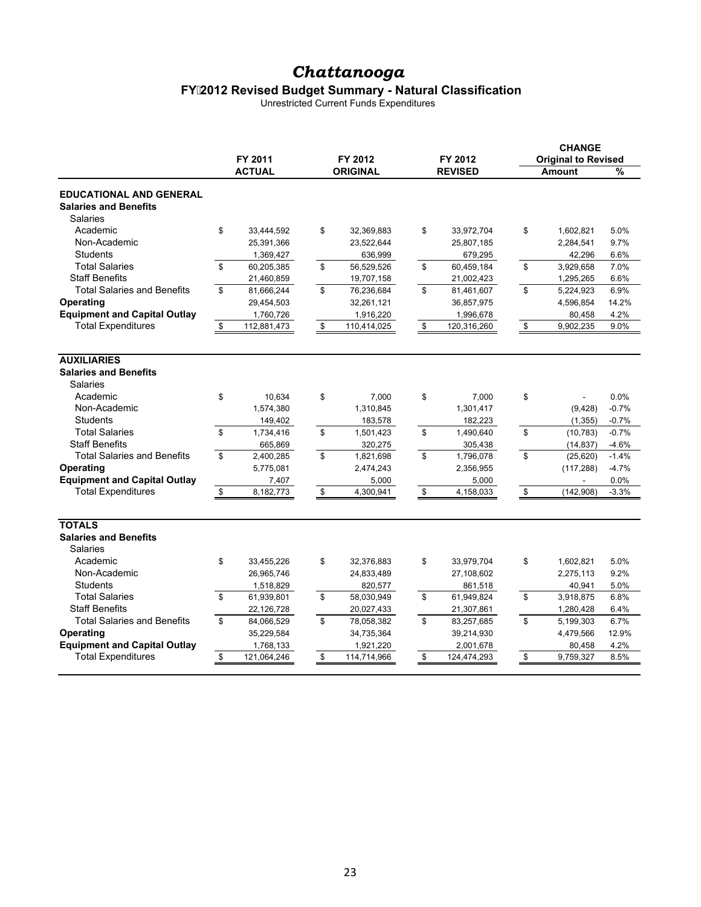# *Chattanooga*

## FY 2012 Revised Budget Summary - Natural Classification

Unrestricted Current Funds Expenditures

| | FY 2011 ACTUAL | FY 2012 ORIGINAL | FY 2012 REVISED | CHANGE Original to Revised Amount | % |
|---|---|---|---|---|---|
| **EDUCATIONAL AND GENERAL** | | | | | |
| **Salaries and Benefits** | | | | | |
| Salaries | | | | | |
| Academic | $ 33,444,592 | $ 32,369,883 | $ 33,972,704 | $ 1,602,821 | 5.0% |
| Non-Academic | 25,391,366 | 23,522,644 | 25,807,185 | 2,284,541 | 9.7% |
| Students | 1,369,427 | 636,999 | 679,295 | 42,296 | 6.6% |
| Total Salaries | $ 60,205,385 | $ 56,529,526 | $ 60,459,184 | $ 3,929,658 | 7.0% |
| Staff Benefits | 21,460,859 | 19,707,158 | 21,002,423 | 1,295,265 | 6.6% |
| Total Salaries and Benefits | $ 81,666,244 | $ 76,236,684 | $ 81,461,607 | $ 5,224,923 | 6.9% |
| **Operating** | 29,454,503 | 32,261,121 | 36,857,975 | 4,596,854 | 14.2% |
| **Equipment and Capital Outlay** | 1,760,726 | 1,916,220 | 1,996,678 | 80,458 | 4.2% |
| Total Expenditures | $ 112,881,473 | $ 110,414,025 | $ 120,316,260 | $ 9,902,235 | 9.0% |
| **AUXILIARIES** | | | | | |
| **Salaries and Benefits** | | | | | |
| Salaries | | | | | |
| Academic | $ 10,634 | $ 7,000 | $ 7,000 | $ - | 0.0% |
| Non-Academic | 1,574,380 | 1,310,845 | 1,301,417 | (9,428) | -0.7% |
| Students | 149,402 | 183,578 | 182,223 | (1,355) | -0.7% |
| Total Salaries | $ 1,734,416 | $ 1,501,423 | $ 1,490,640 | $ (10,783) | -0.7% |
| Staff Benefits | 665,869 | 320,275 | 305,438 | (14,837) | -4.6% |
| Total Salaries and Benefits | $ 2,400,285 | $ 1,821,698 | $ 1,796,078 | $ (25,620) | -1.4% |
| **Operating** | 5,775,081 | 2,474,243 | 2,356,955 | (117,288) | -4.7% |
| **Equipment and Capital Outlay** | 7,407 | 5,000 | 5,000 | - | 0.0% |
| Total Expenditures | $ 8,182,773 | $ 4,300,941 | $ 4,158,033 | $ (142,908) | -3.3% |
| **TOTALS** | | | | | |
| **Salaries and Benefits** | | | | | |
| Salaries | | | | | |
| Academic | $ 33,455,226 | $ 32,376,883 | $ 33,979,704 | $ 1,602,821 | 5.0% |
| Non-Academic | 26,965,746 | 24,833,489 | 27,108,602 | 2,275,113 | 9.2% |
| Students | 1,518,829 | 820,577 | 861,518 | 40,941 | 5.0% |
| Total Salaries | $ 61,939,801 | $ 58,030,949 | $ 61,949,824 | $ 3,918,875 | 6.8% |
| Staff Benefits | 22,126,728 | 20,027,433 | 21,307,861 | 1,280,428 | 6.4% |
| Total Salaries and Benefits | $ 84,066,529 | $ 78,058,382 | $ 83,257,685 | $ 5,199,303 | 6.7% |
| **Operating** | 35,229,584 | 34,735,364 | 39,214,930 | 4,479,566 | 12.9% |
| **Equipment and Capital Outlay** | 1,768,133 | 1,921,220 | 2,001,678 | 80,458 | 4.2% |
| Total Expenditures | $ 121,064,246 | $ 114,714,966 | $ 124,474,293 | $ 9,759,327 | 8.5% |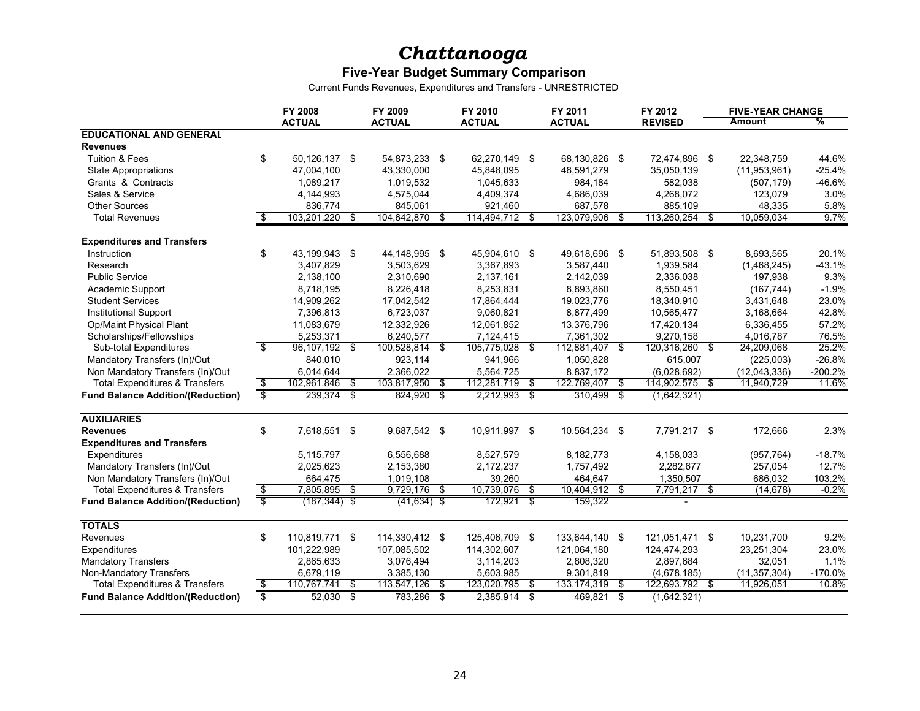# *Chattanooga*

## Five-Year Budget Summary Comparison

Current Funds Revenues, Expenditures and Transfers - UNRESTRICTED

| | FY 2008 ACTUAL | FY 2009 ACTUAL | FY 2010 ACTUAL | FY 2011 ACTUAL | FY 2012 REVISED | FIVE-YEAR CHANGE Amount | % |
|---|---|---|---|---|---|---|---|
| **EDUCATIONAL AND GENERAL** | | | | | | | |
| **Revenues** | | | | | | | |
| Tuition & Fees | $ 50,126,137 | $ 54,873,233 | $ 62,270,149 | $ 68,130,826 | $ 72,474,896 | $ 22,348,759 | 44.6% |
| State Appropriations | 47,004,100 | 43,330,000 | 45,848,095 | 48,591,279 | 35,050,139 | (11,953,961) | -25.4% |
| Grants & Contracts | 1,089,217 | 1,019,532 | 1,045,633 | 984,184 | 582,038 | (507,179) | -46.6% |
| Sales & Service | 4,144,993 | 4,575,044 | 4,409,374 | 4,686,039 | 4,268,072 | 123,079 | 3.0% |
| Other Sources | 836,774 | 845,061 | 921,460 | 687,578 | 885,109 | 48,335 | 5.8% |
| Total Revenues | $ 103,201,220 | $ 104,642,870 | $ 114,494,712 | $ 123,079,906 | $ 113,260,254 | $ 10,059,034 | 9.7% |
| **Expenditures and Transfers** | | | | | | | |
| Instruction | $ 43,199,943 | $ 44,148,995 | $ 45,904,610 | $ 49,618,696 | $ 51,893,508 | $ 8,693,565 | 20.1% |
| Research | 3,407,829 | 3,503,629 | 3,367,893 | 3,587,440 | 1,939,584 | (1,468,245) | -43.1% |
| Public Service | 2,138,100 | 2,310,690 | 2,137,161 | 2,142,039 | 2,336,038 | 197,938 | 9.3% |
| Academic Support | 8,718,195 | 8,226,418 | 8,253,831 | 8,893,860 | 8,550,451 | (167,744) | -1.9% |
| Student Services | 14,909,262 | 17,042,542 | 17,864,444 | 19,023,776 | 18,340,910 | 3,431,648 | 23.0% |
| Institutional Support | 7,396,813 | 6,723,037 | 9,060,821 | 8,877,499 | 10,565,477 | 3,168,664 | 42.8% |
| Op/Maint Physical Plant | 11,083,679 | 12,332,926 | 12,061,852 | 13,376,796 | 17,420,134 | 6,336,455 | 57.2% |
| Scholarships/Fellowships | 5,253,371 | 6,240,577 | 7,124,415 | 7,361,302 | 9,270,158 | 4,016,787 | 76.5% |
| Sub-total Expenditures | $ 96,107,192 | $ 100,528,814 | $ 105,775,028 | $ 112,881,407 | $ 120,316,260 | $ 24,209,068 | 25.2% |
| Mandatory Transfers (In)/Out | 840,010 | 923,114 | 941,966 | 1,050,828 | 615,007 | (225,003) | -26.8% |
| Non Mandatory Transfers (In)/Out | 6,014,644 | 2,366,022 | 5,564,725 | 8,837,172 | (6,028,692) | (12,043,336) | -200.2% |
| Total Expenditures & Transfers | $ 102,961,846 | $ 103,817,950 | $ 112,281,719 | $ 122,769,407 | $ 114,902,575 | $ 11,940,729 | 11.6% |
| **Fund Balance Addition/(Reduction)** | $ 239,374 | $ 824,920 | $ 2,212,993 | $ 310,499 | $ (1,642,321) | | |
| **AUXILIARIES** | | | | | | | |
| **Revenues** | $ 7,618,551 | $ 9,687,542 | $ 10,911,997 | $ 10,564,234 | $ 7,791,217 | $ 172,666 | 2.3% |
| **Expenditures and Transfers** | | | | | | | |
| Expenditures | 5,115,797 | 6,556,688 | 8,527,579 | 8,182,773 | 4,158,033 | (957,764) | -18.7% |
| Mandatory Transfers (In)/Out | 2,025,623 | 2,153,380 | 2,172,237 | 1,757,492 | 2,282,677 | 257,054 | 12.7% |
| Non Mandatory Transfers (In)/Out | 664,475 | 1,019,108 | 39,260 | 464,647 | 1,350,507 | 686,032 | 103.2% |
| Total Expenditures & Transfers | $ 7,805,895 | $ 9,729,176 | $ 10,739,076 | $ 10,404,912 | $ 7,791,217 | $ (14,678) | -0.2% |
| **Fund Balance Addition/(Reduction)** | $ (187,344) | $ (41,634) | $ 172,921 | $ 159,322 | - | | |
| **TOTALS** | | | | | | | |
| Revenues | $ 110,819,771 | $ 114,330,412 | $ 125,406,709 | $ 133,644,140 | $ 121,051,471 | $ 10,231,700 | 9.2% |
| Expenditures | 101,222,989 | 107,085,502 | 114,302,607 | 121,064,180 | 124,474,293 | 23,251,304 | 23.0% |
| Mandatory Transfers | 2,865,633 | 3,076,494 | 3,114,203 | 2,808,320 | 2,897,684 | 32,051 | 1.1% |
| Non-Mandatory Transfers | 6,679,119 | 3,385,130 | 5,603,985 | 9,301,819 | (4,678,185) | (11,357,304) | -170.0% |
| Total Expenditures & Transfers | $ 110,767,741 | $ 113,547,126 | $ 123,020,795 | $ 133,174,319 | $ 122,693,792 | $ 11,926,051 | 10.8% |
| **Fund Balance Addition/(Reduction)** | $ 52,030 | $ 783,286 | $ 2,385,914 | $ 469,821 | $ (1,642,321) | | |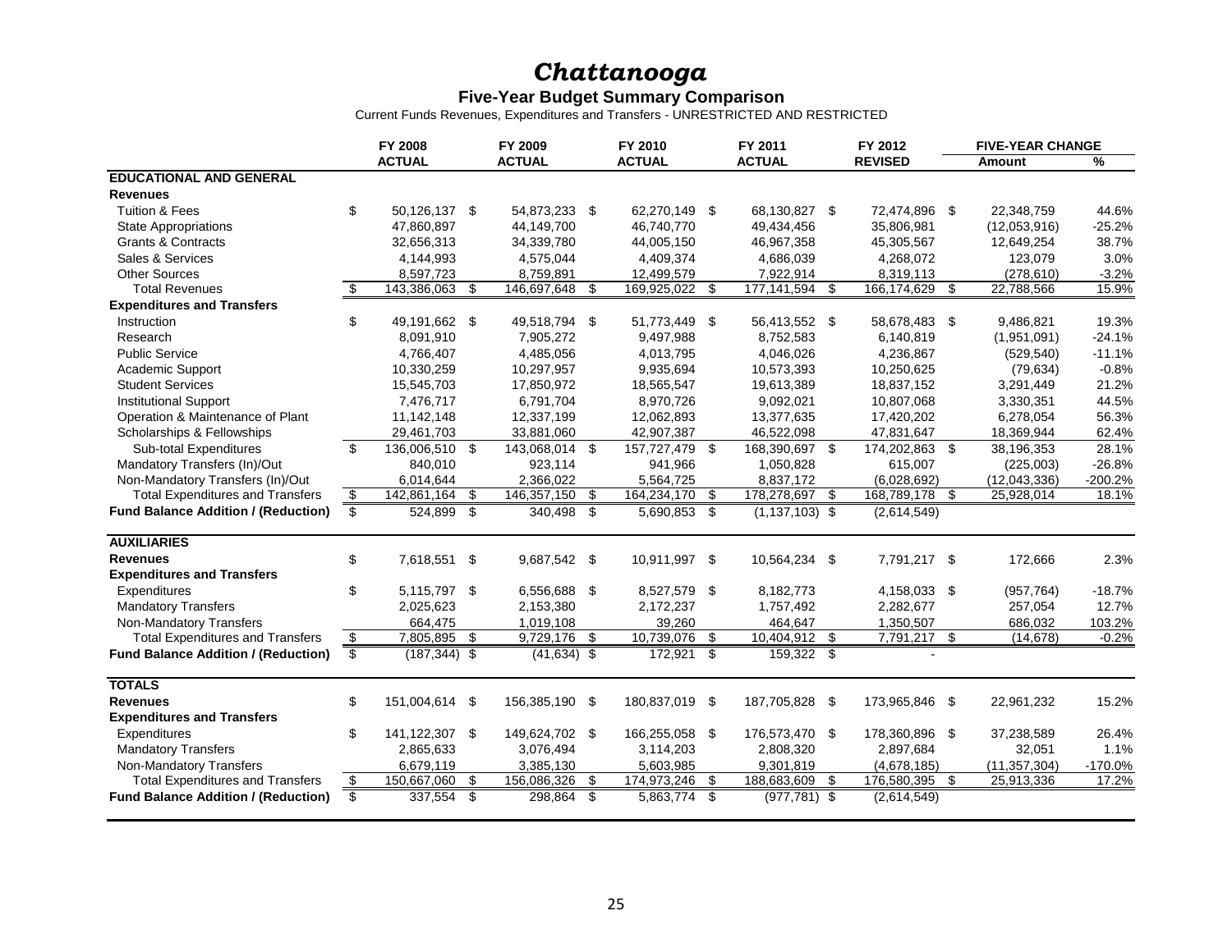# *Chattanooga*

**Five-Year Budget Summary Comparison**

Current Funds Revenues, Expenditures and Transfers - UNRESTRICTED AND RESTRICTED

| | FY 2008 ACTUAL | FY 2009 ACTUAL | FY 2010 ACTUAL | FY 2011 ACTUAL | FY 2012 REVISED | FIVE-YEAR CHANGE Amount | % |
|---|---|---|---|---|---|---|---|
| **EDUCATIONAL AND GENERAL** | | | | | | | |
| **Revenues** | | | | | | | |
| Tuition & Fees | $ 50,126,137 | $ 54,873,233 | $ 62,270,149 | $ 68,130,827 | $ 72,474,896 | $ 22,348,759 | 44.6% |
| State Appropriations | 47,860,897 | 44,149,700 | 46,740,770 | 49,434,456 | 35,806,981 | (12,053,916) | -25.2% |
| Grants & Contracts | 32,656,313 | 34,339,780 | 44,005,150 | 46,967,358 | 45,305,567 | 12,649,254 | 38.7% |
| Sales & Services | 4,144,993 | 4,575,044 | 4,409,374 | 4,686,039 | 4,268,072 | 123,079 | 3.0% |
| Other Sources | 8,597,723 | 8,759,891 | 12,499,579 | 7,922,914 | 8,319,113 | (278,610) | -3.2% |
| Total Revenues | $ 143,386,063 | $ 146,697,648 | $ 169,925,022 | $ 177,141,594 | $ 166,174,629 | $ 22,788,566 | 15.9% |
| **Expenditures and Transfers** | | | | | | | |
| Instruction | $ 49,191,662 | $ 49,518,794 | $ 51,773,449 | $ 56,413,552 | $ 58,678,483 | $ 9,486,821 | 19.3% |
| Research | 8,091,910 | 7,905,272 | 9,497,988 | 8,752,583 | 6,140,819 | (1,951,091) | -24.1% |
| Public Service | 4,766,407 | 4,485,056 | 4,013,795 | 4,046,026 | 4,236,867 | (529,540) | -11.1% |
| Academic Support | 10,330,259 | 10,297,957 | 9,935,694 | 10,573,393 | 10,250,625 | (79,634) | -0.8% |
| Student Services | 15,545,703 | 17,850,972 | 18,565,547 | 19,613,389 | 18,837,152 | 3,291,449 | 21.2% |
| Institutional Support | 7,476,717 | 6,791,704 | 8,970,726 | 9,092,021 | 10,807,068 | 3,330,351 | 44.5% |
| Operation & Maintenance of Plant | 11,142,148 | 12,337,199 | 12,062,893 | 13,377,635 | 17,420,202 | 6,278,054 | 56.3% |
| Scholarships & Fellowships | 29,461,703 | 33,881,060 | 42,907,387 | 46,522,098 | 47,831,647 | 18,369,944 | 62.4% |
| Sub-total Expenditures | $ 136,006,510 | $ 143,068,014 | $ 157,727,479 | $ 168,390,697 | $ 174,202,863 | $ 38,196,353 | 28.1% |
| Mandatory Transfers (In)/Out | 840,010 | 923,114 | 941,966 | 1,050,828 | 615,007 | (225,003) | -26.8% |
| Non-Mandatory Transfers (In)/Out | 6,014,644 | 2,366,022 | 5,564,725 | 8,837,172 | (6,028,692) | (12,043,336) | -200.2% |
| Total Expenditures and Transfers | $ 142,861,164 | $ 146,357,150 | $ 164,234,170 | $ 178,278,697 | $ 168,789,178 | $ 25,928,014 | 18.1% |
| **Fund Balance Addition / (Reduction)** | $ 524,899 | $ 340,498 | $ 5,690,853 | $ (1,137,103) | $ (2,614,549) | | |
| **AUXILIARIES** | | | | | | | |
| **Revenues** | $ 7,618,551 | $ 9,687,542 | $ 10,911,997 | $ 10,564,234 | $ 7,791,217 | $ 172,666 | 2.3% |
| **Expenditures and Transfers** | | | | | | | |
| Expenditures | $ 5,115,797 | $ 6,556,688 | $ 8,527,579 | $ 8,182,773 | 4,158,033 | $ (957,764) | -18.7% |
| Mandatory Transfers | 2,025,623 | 2,153,380 | 2,172,237 | 1,757,492 | 2,282,677 | 257,054 | 12.7% |
| Non-Mandatory Transfers | 664,475 | 1,019,108 | 39,260 | 464,647 | 1,350,507 | 686,032 | 103.2% |
| Total Expenditures and Transfers | $ 7,805,895 | $ 9,729,176 | $ 10,739,076 | $ 10,404,912 | $ 7,791,217 | $ (14,678) | -0.2% |
| **Fund Balance Addition / (Reduction)** | $ (187,344) | $ (41,634) | $ 172,921 | $ 159,322 | $ - | | |
| **TOTALS** | | | | | | | |
| **Revenues** | $ 151,004,614 | $ 156,385,190 | $ 180,837,019 | $ 187,705,828 | $ 173,965,846 | $ 22,961,232 | 15.2% |
| **Expenditures and Transfers** | | | | | | | |
| Expenditures | $ 141,122,307 | $ 149,624,702 | $ 166,255,058 | $ 176,573,470 | $ 178,360,896 | $ 37,238,589 | 26.4% |
| Mandatory Transfers | 2,865,633 | 3,076,494 | 3,114,203 | 2,808,320 | 2,897,684 | 32,051 | 1.1% |
| Non-Mandatory Transfers | 6,679,119 | 3,385,130 | 5,603,985 | 9,301,819 | (4,678,185) | (11,357,304) | -170.0% |
| Total Expenditures and Transfers | $ 150,667,060 | $ 156,086,326 | $ 174,973,246 | $ 188,683,609 | $ 176,580,395 | $ 25,913,336 | 17.2% |
| **Fund Balance Addition / (Reduction)** | $ 337,554 | $ 298,864 | $ 5,863,774 | $ (977,781) | $ (2,614,549) | | |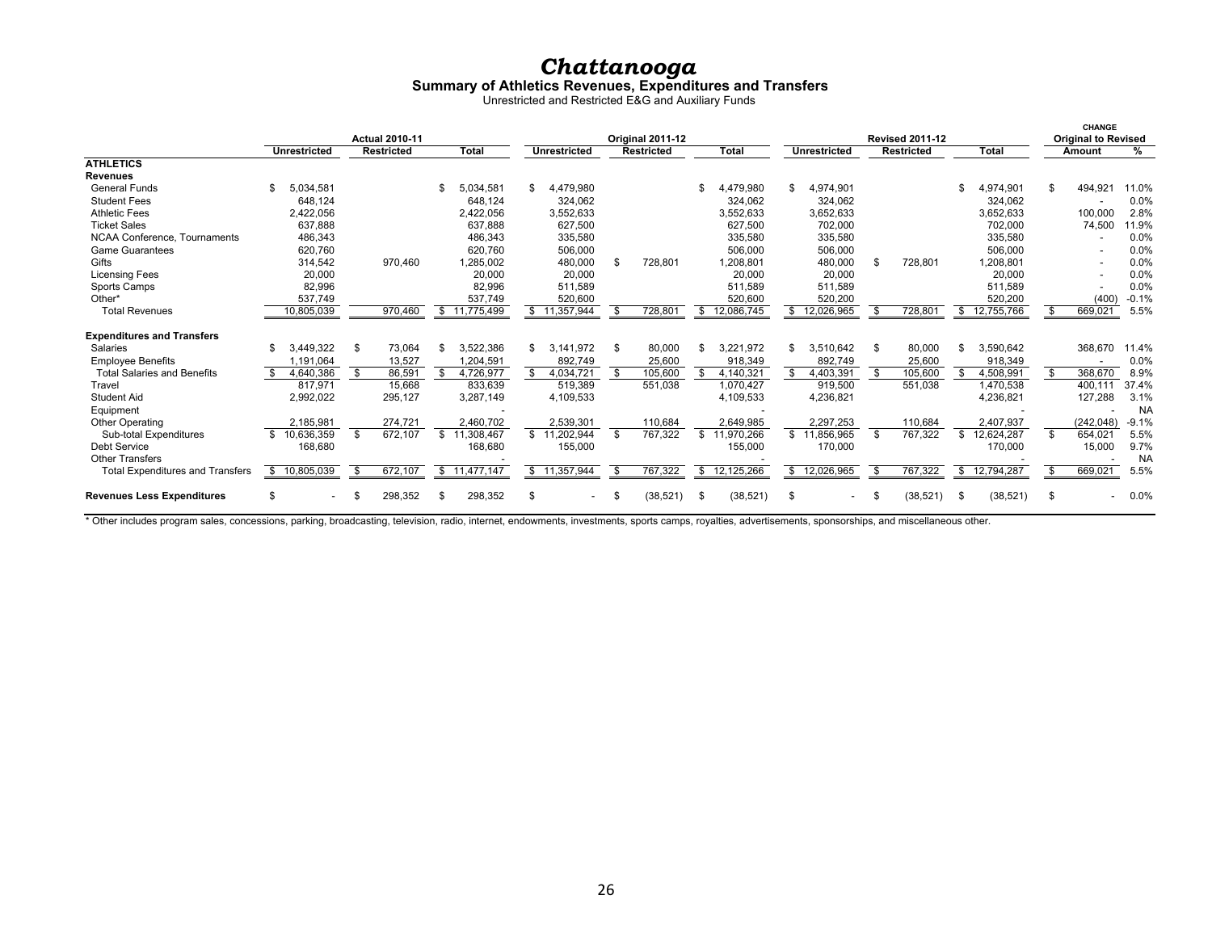# *Chattanooga*

**Summary of Athletics Revenues, Expenditures and Transfers**

Unrestricted and Restricted E&G and Auxiliary Funds

| | Actual 2010-11 | | | Original 2011-12 | | | Revised 2011-12 | | | CHANGE Original to Revised | |
|---|---|---|---|---|---|---|---|---|---|---|---|
| | Unrestricted | Restricted | Total | Unrestricted | Restricted | Total | Unrestricted | Restricted | Total | Amount | % |
| **ATHLETICS** | | | | | | | | | | | |
| **Revenues** | | | | | | | | | | | |
| General Funds | $ 5,034,581 | | $ 5,034,581 | $ 4,479,980 | | $ 4,479,980 | $ 4,974,901 | | $ 4,974,901 | $ 494,921 | 11.0% |
| Student Fees | 648,124 | | 648,124 | 324,062 | | 324,062 | 324,062 | | 324,062 | - | 0.0% |
| Athletic Fees | 2,422,056 | | 2,422,056 | 3,552,633 | | 3,552,633 | 3,652,633 | | 3,652,633 | 100,000 | 2.8% |
| Ticket Sales | 637,888 | | 637,888 | 627,500 | | 627,500 | 702,000 | | 702,000 | 74,500 | 11.9% |
| NCAA Conference, Tournaments | 486,343 | | 486,343 | 335,580 | | 335,580 | 335,580 | | 335,580 | - | 0.0% |
| Game Guarantees | 620,760 | | 620,760 | 506,000 | | 506,000 | 506,000 | | 506,000 | - | 0.0% |
| Gifts | 314,542 | 970,460 | 1,285,002 | 480,000 | $ 728,801 | 1,208,801 | 480,000 | $ 728,801 | 1,208,801 | - | 0.0% |
| Licensing Fees | 20,000 | | 20,000 | 20,000 | | 20,000 | 20,000 | | 20,000 | - | 0.0% |
| Sports Camps | 82,996 | | 82,996 | 511,589 | | 511,589 | 511,589 | | 511,589 | - | 0.0% |
| Other* | 537,749 | | 537,749 | 520,600 | | 520,600 | 520,200 | | 520,200 | (400) | -0.1% |
| Total Revenues | 10,805,039 | 970,460 | $ 11,775,499 | $ 11,357,944 | $ 728,801 | $ 12,086,745 | $ 12,026,965 | $ 728,801 | $ 12,755,766 | $ 669,021 | 5.5% |
| **Expenditures and Transfers** | | | | | | | | | | | |
| Salaries | $ 3,449,322 | $ 73,064 | $ 3,522,386 | $ 3,141,972 | $ 80,000 | $ 3,221,972 | $ 3,510,642 | $ 80,000 | $ 3,590,642 | 368,670 | 11.4% |
| Employee Benefits | 1,191,064 | 13,527 | 1,204,591 | 892,749 | 25,600 | 918,349 | 892,749 | 25,600 | 918,349 | - | 0.0% |
| Total Salaries and Benefits | $ 4,640,386 | $ 86,591 | $ 4,726,977 | $ 4,034,721 | $ 105,600 | $ 4,140,321 | $ 4,403,391 | $ 105,600 | $ 4,508,991 | $ 368,670 | 8.9% |
| Travel | 817,971 | 15,668 | 833,639 | 519,389 | 551,038 | 1,070,427 | 919,500 | 551,038 | 1,470,538 | 400,111 | 37.4% |
| Student Aid | 2,992,022 | 295,127 | 3,287,149 | 4,109,533 | | 4,109,533 | 4,236,821 | | 4,236,821 | 127,288 | 3.1% |
| Equipment | | | - | | | - | | | - | - | NA |
| Other Operating | 2,185,981 | 274,721 | 2,460,702 | 2,539,301 | 110,684 | 2,649,985 | 2,297,253 | 110,684 | 2,407,937 | (242,048) | -9.1% |
| Sub-total Expenditures | $ 10,636,359 | $ 672,107 | $ 11,308,467 | $ 11,202,944 | $ 767,322 | $ 11,970,266 | $ 11,856,965 | $ 767,322 | $ 12,624,287 | $ 654,021 | 5.5% |
| Debt Service | 168,680 | | 168,680 | 155,000 | | 155,000 | 170,000 | | 170,000 | 15,000 | 9.7% |
| Other Transfers | | | - | | | - | | | - | - | NA |
| Total Expenditures and Transfers | $ 10,805,039 | $ 672,107 | $ 11,477,147 | $ 11,357,944 | $ 767,322 | $ 12,125,266 | $ 12,026,965 | $ 767,322 | $ 12,794,287 | $ 669,021 | 5.5% |
| **Revenues Less Expenditures** | $ - | $ 298,352 | $ 298,352 | $ - | $ (38,521) | $ (38,521) | $ - | $ (38,521) | $ (38,521) | $ - | 0.0% |

\* Other includes program sales, concessions, parking, broadcasting, television, radio, internet, endowments, investments, sports camps, royalties, advertisements, sponsorships, and miscellaneous other.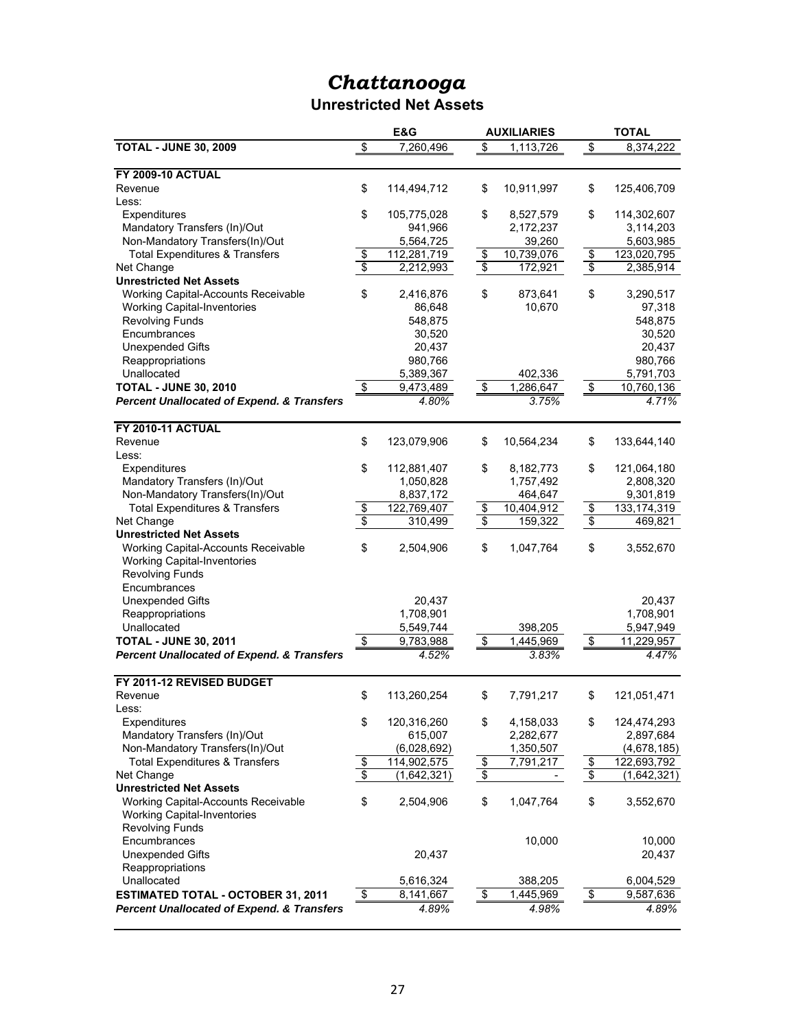# *Chattanooga*

## Unrestricted Net Assets

| | E&G | AUXILIARIES | TOTAL |
|---|---|---|---|
| **TOTAL - JUNE 30, 2009** | $ 7,260,496 | $ 1,113,726 | $ 8,374,222 |
| | | | |
| **FY 2009-10 ACTUAL** | | | |
| Revenue | $ 114,494,712 | $ 10,911,997 | $ 125,406,709 |
| Less: | | | |
| Expenditures | $ 105,775,028 | $ 8,527,579 | $ 114,302,607 |
| Mandatory Transfers (In)/Out | 941,966 | 2,172,237 | 3,114,203 |
| Non-Mandatory Transfers(In)/Out | 5,564,725 | 39,260 | 5,603,985 |
| Total Expenditures & Transfers | $ 112,281,719 | $ 10,739,076 | $ 123,020,795 |
| Net Change | $ 2,212,993 | $ 172,921 | $ 2,385,914 |
| **Unrestricted Net Assets** | | | |
| Working Capital-Accounts Receivable | $ 2,416,876 | $ 873,641 | $ 3,290,517 |
| Working Capital-Inventories | 86,648 | 10,670 | 97,318 |
| Revolving Funds | 548,875 | | 548,875 |
| Encumbrances | 30,520 | | 30,520 |
| Unexpended Gifts | 20,437 | | 20,437 |
| Reappropriations | 980,766 | | 980,766 |
| Unallocated | 5,389,367 | 402,336 | 5,791,703 |
| **TOTAL - JUNE 30, 2010** | $ 9,473,489 | $ 1,286,647 | $ 10,760,136 |
| ***Percent Unallocated of Expend. & Transfers*** | *4.80%* | *3.75%* | *4.71%* |
| | | | |
| **FY 2010-11 ACTUAL** | | | |
| Revenue | $ 123,079,906 | $ 10,564,234 | $ 133,644,140 |
| Less: | | | |
| Expenditures | $ 112,881,407 | $ 8,182,773 | $ 121,064,180 |
| Mandatory Transfers (In)/Out | 1,050,828 | 1,757,492 | 2,808,320 |
| Non-Mandatory Transfers(In)/Out | 8,837,172 | 464,647 | 9,301,819 |
| Total Expenditures & Transfers | $ 122,769,407 | $ 10,404,912 | $ 133,174,319 |
| Net Change | $ 310,499 | $ 159,322 | $ 469,821 |
| **Unrestricted Net Assets** | | | |
| Working Capital-Accounts Receivable | $ 2,504,906 | $ 1,047,764 | $ 3,552,670 |
| Working Capital-Inventories | | | |
| Revolving Funds | | | |
| Encumbrances | | | |
| Unexpended Gifts | 20,437 | | 20,437 |
| Reappropriations | 1,708,901 | | 1,708,901 |
| Unallocated | 5,549,744 | 398,205 | 5,947,949 |
| **TOTAL - JUNE 30, 2011** | $ 9,783,988 | $ 1,445,969 | $ 11,229,957 |
| ***Percent Unallocated of Expend. & Transfers*** | *4.52%* | *3.83%* | *4.47%* |
| | | | |
| **FY 2011-12 REVISED BUDGET** | | | |
| Revenue | $ 113,260,254 | $ 7,791,217 | $ 121,051,471 |
| Less: | | | |
| Expenditures | $ 120,316,260 | $ 4,158,033 | $ 124,474,293 |
| Mandatory Transfers (In)/Out | 615,007 | 2,282,677 | 2,897,684 |
| Non-Mandatory Transfers(In)/Out | (6,028,692) | 1,350,507 | (4,678,185) |
| Total Expenditures & Transfers | $ 114,902,575 | $ 7,791,217 | $ 122,693,792 |
| Net Change | $ (1,642,321) | $ - | $ (1,642,321) |
| **Unrestricted Net Assets** | | | |
| Working Capital-Accounts Receivable | $ 2,504,906 | $ 1,047,764 | $ 3,552,670 |
| Working Capital-Inventories | | | |
| Revolving Funds | | | |
| Encumbrances | | 10,000 | 10,000 |
| Unexpended Gifts | 20,437 | | 20,437 |
| Reappropriations | | | |
| Unallocated | 5,616,324 | 388,205 | 6,004,529 |
| **ESTIMATED TOTAL - OCTOBER 31, 2011** | $ 8,141,667 | $ 1,445,969 | $ 9,587,636 |
| ***Percent Unallocated of Expend. & Transfers*** | *4.89%* | *4.98%* | *4.89%* |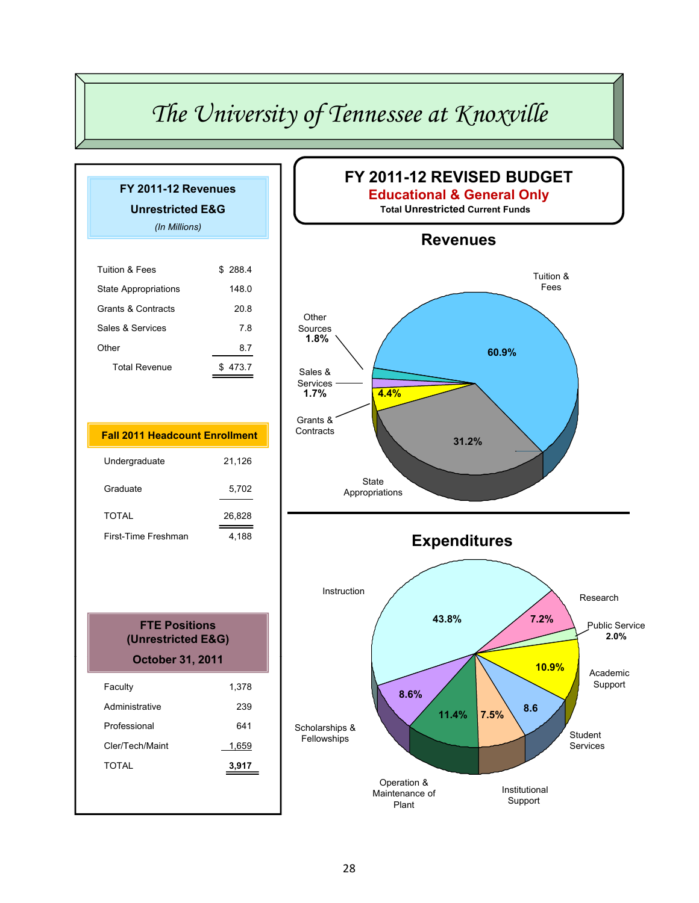# The University of Tennessee at Knoxville

## FY 2011-12 Revenues

**Unrestricted E&G**

*(In Millions)*

| | |
|---|---|
| Tuition & Fees | $ 288.4 |
| State Appropriations | 148.0 |
| Grants & Contracts | 20.8 |
| Sales & Services | 7.8 |
| Other | 8.7 |
| Total Revenue | $ 473.7 |

## Fall 2011 Headcount Enrollment

| | |
|---|---|
| Undergraduate | 21,126 |
| Graduate | 5,702 |
| TOTAL | 26,828 |
| First-Time Freshman | 4,188 |

## FTE Positions (Unrestricted E&G) October 31, 2011

| | |
|---|---|
| Faculty | 1,378 |
| Administrative | 239 |
| Professional | 641 |
| Cler/Tech/Maint | 1,659 |
| TOTAL | **3,917** |

## FY 2011-12 REVISED BUDGET

**Educational & General Only**

**Total Unrestricted Current Funds**

### Revenues

| Category | Percent |
|---|---|
| Tuition & Fees | 60.9% |
| State Appropriations | 31.2% |
| Grants & Contracts | 4.4% |
| Sales & Services | 1.7% |
| Other Sources | 1.8% |

### Expenditures

| Category | Percent |
|---|---|
| Instruction | 43.8% |
| Research | 7.2% |
| Public Service | 2.0% |
| Academic Support | 10.9% |
| Student Services | 8.6 |
| Institutional Support | 7.5% |
| Operation & Maintenance of Plant | 11.4% |
| Scholarships & Fellowships | 8.6% |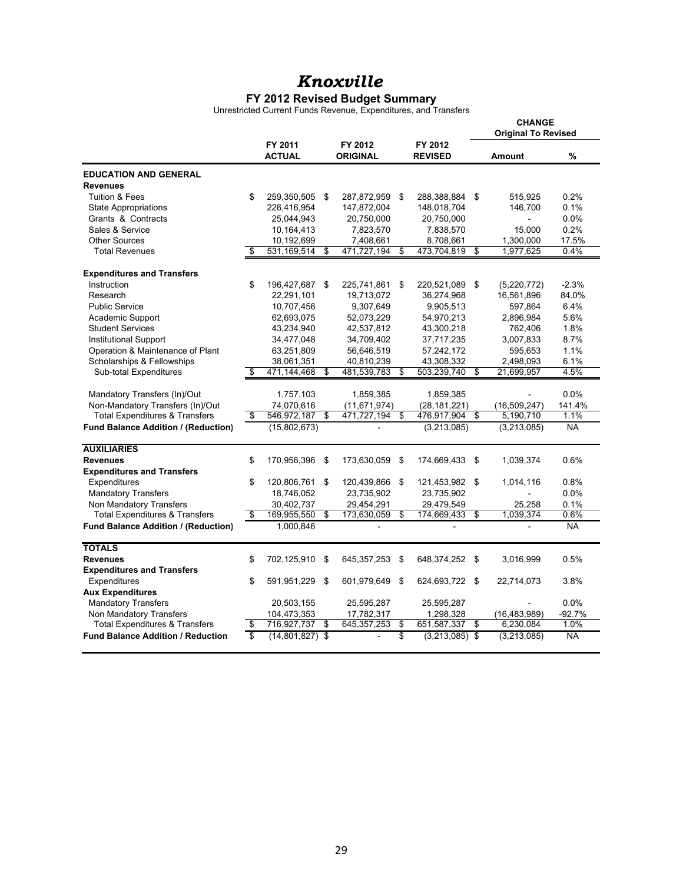# *Knoxville*

## FY 2012 Revised Budget Summary

Unrestricted Current Funds Revenue, Expenditures, and Transfers

| | FY 2011 ACTUAL | FY 2012 ORIGINAL | FY 2012 REVISED | CHANGE Original To Revised Amount | % |
|---|---|---|---|---|---|
| **EDUCATION AND GENERAL** | | | | | |
| **Revenues** | | | | | |
| Tuition & Fees | $ 259,350,505 | $ 287,872,959 | $ 288,388,884 | $ 515,925 | 0.2% |
| State Appropriations | 226,416,954 | 147,872,004 | 148,018,704 | 146,700 | 0.1% |
| Grants & Contracts | 25,044,943 | 20,750,000 | 20,750,000 | - | 0.0% |
| Sales & Service | 10,164,413 | 7,823,570 | 7,838,570 | 15,000 | 0.2% |
| Other Sources | 10,192,699 | 7,408,661 | 8,708,661 | 1,300,000 | 17.5% |
| Total Revenues | $ 531,169,514 | $ 471,727,194 | $ 473,704,819 | $ 1,977,625 | 0.4% |
| **Expenditures and Transfers** | | | | | |
| Instruction | $ 196,427,687 | $ 225,741,861 | $ 220,521,089 | $ (5,220,772) | -2.3% |
| Research | 22,291,101 | 19,713,072 | 36,274,968 | 16,561,896 | 84.0% |
| Public Service | 10,707,456 | 9,307,649 | 9,905,513 | 597,864 | 6.4% |
| Academic Support | 62,693,075 | 52,073,229 | 54,970,213 | 2,896,984 | 5.6% |
| Student Services | 43,234,940 | 42,537,812 | 43,300,218 | 762,406 | 1.8% |
| Institutional Support | 34,477,048 | 34,709,402 | 37,717,235 | 3,007,833 | 8.7% |
| Operation & Maintenance of Plant | 63,251,809 | 56,646,519 | 57,242,172 | 595,653 | 1.1% |
| Scholarships & Fellowships | 38,061,351 | 40,810,239 | 43,308,332 | 2,498,093 | 6.1% |
| Sub-total Expenditures | $ 471,144,468 | $ 481,539,783 | $ 503,239,740 | $ 21,699,957 | 4.5% |
| Mandatory Transfers (In)/Out | 1,757,103 | 1,859,385 | 1,859,385 | - | 0.0% |
| Non-Mandatory Transfers (In)/Out | 74,070,616 | (11,671,974) | (28,181,221) | (16,509,247) | 141.4% |
| Total Expenditures & Transfers | $ 546,972,187 | $ 471,727,194 | $ 476,917,904 | $ 5,190,710 | 1.1% |
| **Fund Balance Addition / (Reduction)** | (15,802,673) | - | (3,213,085) | (3,213,085) | NA |
| **AUXILIARIES** | | | | | |
| **Revenues** | $ 170,956,396 | $ 173,630,059 | $ 174,669,433 | $ 1,039,374 | 0.6% |
| **Expenditures and Transfers** | | | | | |
| Expenditures | $ 120,806,761 | $ 120,439,866 | $ 121,453,982 | $ 1,014,116 | 0.8% |
| Mandatory Transfers | 18,746,052 | 23,735,902 | 23,735,902 | - | 0.0% |
| Non Mandatory Transfers | 30,402,737 | 29,454,291 | 29,479,549 | 25,258 | 0.1% |
| Total Expenditures & Transfers | $ 169,955,550 | $ 173,630,059 | $ 174,669,433 | $ 1,039,374 | 0.6% |
| **Fund Balance Addition / (Reduction)** | 1,000,846 | - | - | - | NA |
| **TOTALS** | | | | | |
| **Revenues** | $ 702,125,910 | $ 645,357,253 | $ 648,374,252 | $ 3,016,999 | 0.5% |
| **Expenditures and Transfers** | | | | | |
| Expenditures | $ 591,951,229 | $ 601,979,649 | $ 624,693,722 | $ 22,714,073 | 3.8% |
| **Aux Expenditures** | | | | | |
| Mandatory Transfers | 20,503,155 | 25,595,287 | 25,595,287 | - | 0.0% |
| Non Mandatory Transfers | 104,473,353 | 17,782,317 | 1,298,328 | (16,483,989) | -92.7% |
| Total Expenditures & Transfers | $ 716,927,737 | $ 645,357,253 | $ 651,587,337 | $ 6,230,084 | 1.0% |
| **Fund Balance Addition / Reduction** | $ (14,801,827) | $ - | $ (3,213,085) | $ (3,213,085) | NA |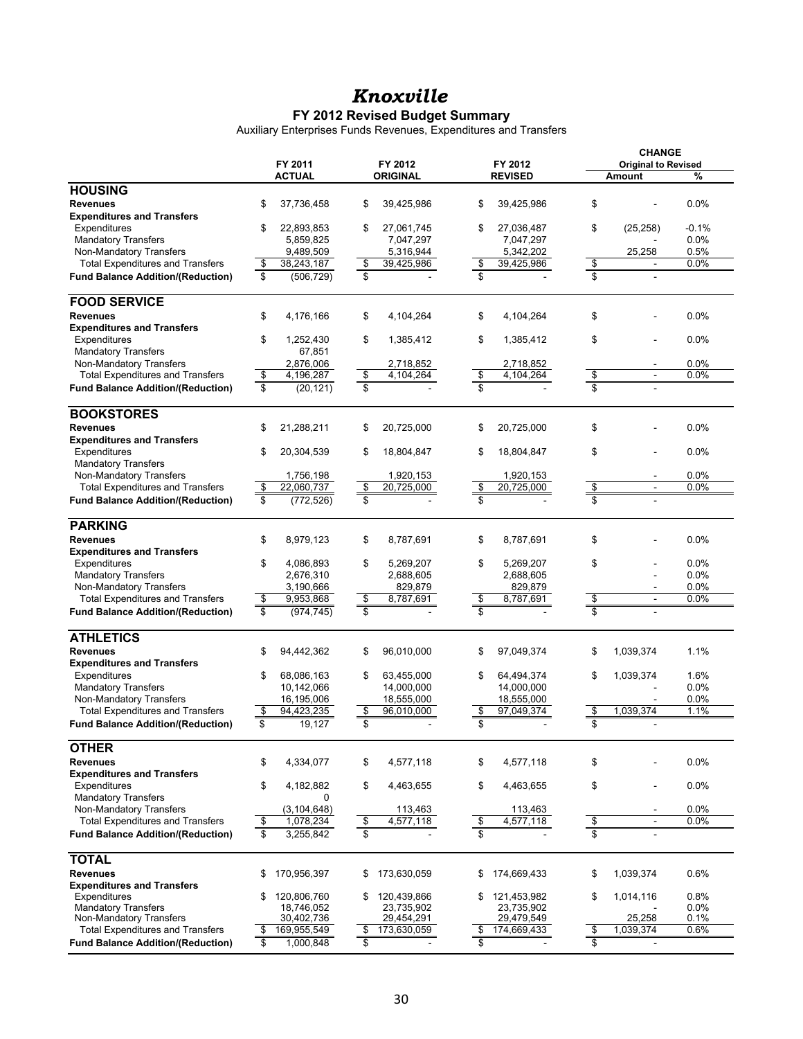# *Knoxville*

## FY 2012 Revised Budget Summary

Auxiliary Enterprises Funds Revenues, Expenditures and Transfers

| | FY 2011 ACTUAL | FY 2012 ORIGINAL | FY 2012 REVISED | CHANGE Original to Revised Amount | % |
|---|---|---|---|---|---|
| **HOUSING** | | | | | |
| **Revenues** | $ 37,736,458 | $ 39,425,986 | $ 39,425,986 | $ - | 0.0% |
| **Expenditures and Transfers** | | | | | |
| Expenditures | $ 22,893,853 | $ 27,061,745 | $ 27,036,487 | $ (25,258) | -0.1% |
| Mandatory Transfers | 5,859,825 | 7,047,297 | 7,047,297 | - | 0.0% |
| Non-Mandatory Transfers | 9,489,509 | 5,316,944 | 5,342,202 | 25,258 | 0.5% |
| Total Expenditures and Transfers | $ 38,243,187 | $ 39,425,986 | $ 39,425,986 | $ - | 0.0% |
| **Fund Balance Addition/(Reduction)** | $ (506,729) | $ - | $ - | $ - | |
| **FOOD SERVICE** | | | | | |
| **Revenues** | $ 4,176,166 | $ 4,104,264 | $ 4,104,264 | $ - | 0.0% |
| **Expenditures and Transfers** | | | | | |
| Expenditures | $ 1,252,430 | $ 1,385,412 | $ 1,385,412 | $ - | 0.0% |
| Mandatory Transfers | 67,851 | | | | |
| Non-Mandatory Transfers | 2,876,006 | 2,718,852 | 2,718,852 | - | 0.0% |
| Total Expenditures and Transfers | $ 4,196,287 | $ 4,104,264 | $ 4,104,264 | $ - | 0.0% |
| **Fund Balance Addition/(Reduction)** | $ (20,121) | $ - | $ - | $ - | |
| **BOOKSTORES** | | | | | |
| **Revenues** | $ 21,288,211 | $ 20,725,000 | $ 20,725,000 | $ - | 0.0% |
| **Expenditures and Transfers** | | | | | |
| Expenditures | $ 20,304,539 | $ 18,804,847 | $ 18,804,847 | $ - | 0.0% |
| Mandatory Transfers | | | | | |
| Non-Mandatory Transfers | 1,756,198 | 1,920,153 | 1,920,153 | - | 0.0% |
| Total Expenditures and Transfers | $ 22,060,737 | $ 20,725,000 | $ 20,725,000 | $ - | 0.0% |
| **Fund Balance Addition/(Reduction)** | $ (772,526) | $ - | $ - | $ - | |
| **PARKING** | | | | | |
| **Revenues** | $ 8,979,123 | $ 8,787,691 | $ 8,787,691 | $ - | 0.0% |
| **Expenditures and Transfers** | | | | | |
| Expenditures | $ 4,086,893 | $ 5,269,207 | $ 5,269,207 | $ - | 0.0% |
| Mandatory Transfers | 2,676,310 | 2,688,605 | 2,688,605 | - | 0.0% |
| Non-Mandatory Transfers | 3,190,666 | 829,879 | 829,879 | - | 0.0% |
| Total Expenditures and Transfers | $ 9,953,868 | $ 8,787,691 | $ 8,787,691 | $ - | 0.0% |
| **Fund Balance Addition/(Reduction)** | $ (974,745) | $ - | $ - | $ - | |
| **ATHLETICS** | | | | | |
| **Revenues** | $ 94,442,362 | $ 96,010,000 | $ 97,049,374 | $ 1,039,374 | 1.1% |
| **Expenditures and Transfers** | | | | | |
| Expenditures | $ 68,086,163 | $ 63,455,000 | $ 64,494,374 | $ 1,039,374 | 1.6% |
| Mandatory Transfers | 10,142,066 | 14,000,000 | 14,000,000 | - | 0.0% |
| Non-Mandatory Transfers | 16,195,006 | 18,555,000 | 18,555,000 | - | 0.0% |
| Total Expenditures and Transfers | $ 94,423,235 | $ 96,010,000 | $ 97,049,374 | $ 1,039,374 | 1.1% |
| **Fund Balance Addition/(Reduction)** | $ 19,127 | $ - | $ - | $ - | |
| **OTHER** | | | | | |
| **Revenues** | $ 4,334,077 | $ 4,577,118 | $ 4,577,118 | $ - | 0.0% |
| **Expenditures and Transfers** | | | | | |
| Expenditures | $ 4,182,882 | $ 4,463,655 | $ 4,463,655 | $ - | 0.0% |
| Mandatory Transfers | 0 | | | | |
| Non-Mandatory Transfers | (3,104,648) | 113,463 | 113,463 | - | 0.0% |
| Total Expenditures and Transfers | $ 1,078,234 | $ 4,577,118 | $ 4,577,118 | $ - | 0.0% |
| **Fund Balance Addition/(Reduction)** | $ 3,255,842 | $ - | $ - | $ - | |
| **TOTAL** | | | | | |
| **Revenues** | $ 170,956,397 | $ 173,630,059 | $ 174,669,433 | $ 1,039,374 | 0.6% |
| **Expenditures and Transfers** | | | | | |
| Expenditures | $ 120,806,760 | $ 120,439,866 | $ 121,453,982 | $ 1,014,116 | 0.8% |
| Mandatory Transfers | 18,746,052 | 23,735,902 | 23,735,902 | - | 0.0% |
| Non-Mandatory Transfers | 30,402,736 | 29,454,291 | 29,479,549 | 25,258 | 0.1% |
| Total Expenditures and Transfers | $ 169,955,549 | $ 173,630,059 | $ 174,669,433 | $ 1,039,374 | 0.6% |
| **Fund Balance Addition/(Reduction)** | $ 1,000,848 | $ - | $ - | $ - | |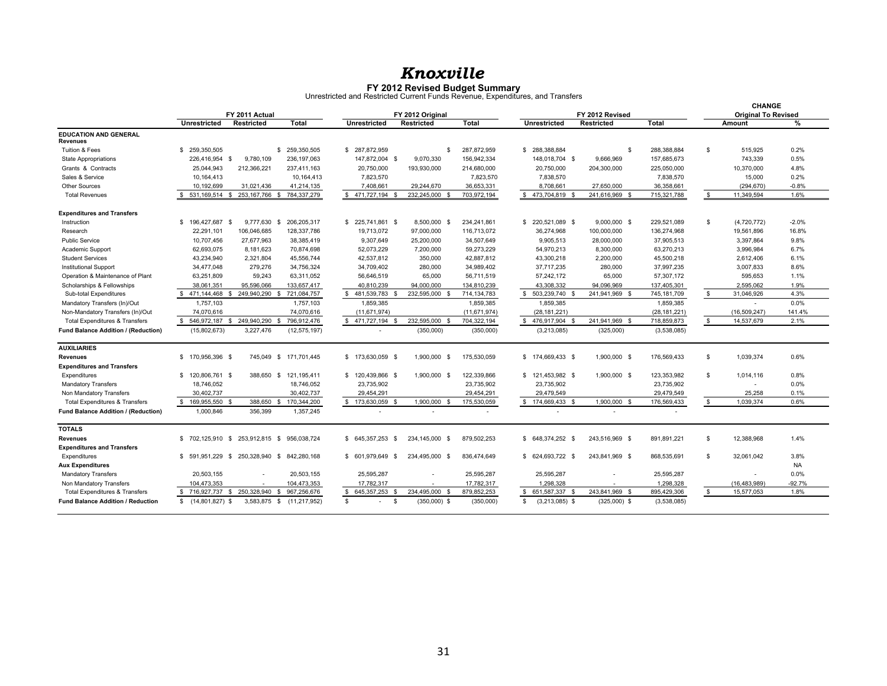# *Knoxville*

## FY 2012 Revised Budget Summary

Unrestricted and Restricted Current Funds Revenue, Expenditures, and Transfers

| | FY 2011 Actual | | | FY 2012 Original | | | FY 2012 Revised | | | CHANGE Original To Revised | |
|---|---|---|---|---|---|---|---|---|---|---|---|
| | Unrestricted | Restricted | Total | Unrestricted | Restricted | Total | Unrestricted | Restricted | Total | Amount | % |
| **EDUCATION AND GENERAL** | | | | | | | | | | | |
| **Revenues** | | | | | | | | | | | |
| Tuition & Fees | $ 259,350,505 | | $ 259,350,505 | $ 287,872,959 | | $ 287,872,959 | $ 288,388,884 | | $ 288,388,884 | $ 515,925 | 0.2% |
| State Appropriations | 226,416,954 $ | 9,780,109 | 236,197,063 | 147,872,004 $ | 9,070,330 | 156,942,334 | 148,018,704 $ | 9,666,969 | 157,685,673 | 743,339 | 0.5% |
| Grants & Contracts | 25,044,943 | 212,366,221 | 237,411,163 | 20,750,000 | 193,930,000 | 214,680,000 | 20,750,000 | 204,300,000 | 225,050,000 | 10,370,000 | 4.8% |
| Sales & Service | 10,164,413 | | 10,164,413 | 7,823,570 | | 7,823,570 | 7,838,570 | | 7,838,570 | 15,000 | 0.2% |
| Other Sources | 10,192,699 | 31,021,436 | 41,214,135 | 7,408,661 | 29,244,670 | 36,653,331 | 8,708,661 | 27,650,000 | 36,358,661 | (294,670) | -0.8% |
| Total Revenues | $ 531,169,514 $ | 253,167,766 $ | 784,337,279 | $ 471,727,194 $ | 232,245,000 $ | 703,972,194 | $ 473,704,819 $ | 241,616,969 $ | 715,321,788 | $ 11,349,594 | 1.6% |
| **Expenditures and Transfers** | | | | | | | | | | | |
| Instruction | $ 196,427,687 $ | 9,777,630 $ | 206,205,317 | $ 225,741,861 $ | 8,500,000 $ | 234,241,861 | $ 220,521,089 $ | 9,000,000 $ | 229,521,089 | $ (4,720,772) | -2.0% |
| Research | 22,291,101 | 106,046,685 | 128,337,786 | 19,713,072 | 97,000,000 | 116,713,072 | 36,274,968 | 100,000,000 | 136,274,968 | 19,561,896 | 16.8% |
| Public Service | 10,707,456 | 27,677,963 | 38,385,419 | 9,307,649 | 25,200,000 | 34,507,649 | 9,905,513 | 28,000,000 | 37,905,513 | 3,397,864 | 9.8% |
| Academic Support | 62,693,075 | 8,181,623 | 70,874,698 | 52,073,229 | 7,200,000 | 59,273,229 | 54,970,213 | 8,300,000 | 63,270,213 | 3,996,984 | 6.7% |
| Student Services | 43,234,940 | 2,321,804 | 45,556,744 | 42,537,812 | 350,000 | 42,887,812 | 43,300,218 | 2,200,000 | 45,500,218 | 2,612,406 | 6.1% |
| Institutional Support | 34,477,048 | 279,276 | 34,756,324 | 34,709,402 | 280,000 | 34,989,402 | 37,717,235 | 280,000 | 37,997,235 | 3,007,833 | 8.6% |
| Operation & Maintenance of Plant | 63,251,809 | 59,243 | 63,311,052 | 56,646,519 | 65,000 | 56,711,519 | 57,242,172 | 65,000 | 57,307,172 | 595,653 | 1.1% |
| Scholarships & Fellowships | 38,061,351 | 95,596,066 | 133,657,417 | 40,810,239 | 94,000,000 | 134,810,239 | 43,308,332 | 94,096,969 | 137,405,301 | 2,595,062 | 1.9% |
| Sub-total Expenditures | $ 471,144,468 $ | 249,940,290 $ | 721,084,757 | $ 481,539,783 $ | 232,595,000 $ | 714,134,783 | $ 503,239,740 $ | 241,941,969 $ | 745,181,709 | $ 31,046,926 | 4.3% |
| Mandatory Transfers (In)/Out | 1,757,103 | | 1,757,103 | 1,859,385 | | 1,859,385 | 1,859,385 | | 1,859,385 | - | 0.0% |
| Non-Mandatory Transfers (In)/Out | 74,070,616 | | 74,070,616 | (11,671,974) | | (11,671,974) | (28,181,221) | | (28,181,221) | (16,509,247) | 141.4% |
| Total Expenditures & Transfers | $ 546,972,187 $ | 249,940,290 $ | 796,912,476 | $ 471,727,194 $ | 232,595,000 $ | 704,322,194 | $ 476,917,904 $ | 241,941,969 $ | 718,859,873 | $ 14,537,679 | 2.1% |
| **Fund Balance Addition / (Reduction)** | (15,802,673) | 3,227,476 | (12,575,197) | - | (350,000) | (350,000) | (3,213,085) | (325,000) | (3,538,085) | | |
| **AUXILIARIES** | | | | | | | | | | | |
| **Revenues** | $ 170,956,396 $ | 745,049 $ | 171,701,445 | $ 173,630,059 $ | 1,900,000 $ | 175,530,059 | $ 174,669,433 $ | 1,900,000 $ | 176,569,433 | $ 1,039,374 | 0.6% |
| **Expenditures and Transfers** | | | | | | | | | | | |
| Expenditures | $ 120,806,761 $ | 388,650 $ | 121,195,411 | $ 120,439,866 $ | 1,900,000 $ | 122,339,866 | $ 121,453,982 $ | 1,900,000 $ | 123,353,982 | $ 1,014,116 | 0.8% |
| Mandatory Transfers | 18,746,052 | | 18,746,052 | 23,735,902 | | 23,735,902 | 23,735,902 | | 23,735,902 | - | 0.0% |
| Non Mandatory Transfers | 30,402,737 | | 30,402,737 | 29,454,291 | | 29,454,291 | 29,479,549 | | 29,479,549 | 25,258 | 0.1% |
| Total Expenditures & Transfers | $ 169,955,550 $ | 388,650 $ | 170,344,200 | $ 173,630,059 $ | 1,900,000 $ | 175,530,059 | $ 174,669,433 $ | 1,900,000 $ | 176,569,433 | $ 1,039,374 | 0.6% |
| **Fund Balance Addition / (Reduction)** | 1,000,846 | 356,399 | 1,357,245 | - | - | - | - | - | - | | |
| **TOTALS** | | | | | | | | | | | |
| **Revenues** | $ 702,125,910 $ | 253,912,815 $ | 956,038,724 | $ 645,357,253 $ | 234,145,000 $ | 879,502,253 | $ 648,374,252 $ | 243,516,969 $ | 891,891,221 | $ 12,388,968 | 1.4% |
| **Expenditures and Transfers** | | | | | | | | | | | |
| Expenditures | $ 591,951,229 $ | 250,328,940 $ | 842,280,168 | $ 601,979,649 $ | 234,495,000 $ | 836,474,649 | $ 624,693,722 $ | 243,841,969 $ | 868,535,691 | $ 32,061,042 | 3.8% |
| **Aux Expenditures** | | | | | | | | | | | NA |
| Mandatory Transfers | 20,503,155 | - | 20,503,155 | 25,595,287 | - | 25,595,287 | 25,595,287 | - | 25,595,287 | - | 0.0% |
| Non Mandatory Transfers | 104,473,353 | - | 104,473,353 | 17,782,317 | - | 17,782,317 | 1,298,328 | - | 1,298,328 | (16,483,989) | -92.7% |
| Total Expenditures & Transfers | $ 716,927,737 $ | 250,328,940 $ | 967,256,676 | $ 645,357,253 $ | 234,495,000 $ | 879,852,253 | $ 651,587,337 $ | 243,841,969 $ | 895,429,306 | $ 15,577,053 | 1.8% |
| **Fund Balance Addition / Reduction** | $ (14,801,827) $ | 3,583,875 $ | (11,217,952) | $ - $ | (350,000) $ | (350,000) | $ (3,213,085) $ | (325,000) $ | (3,538,085) | | |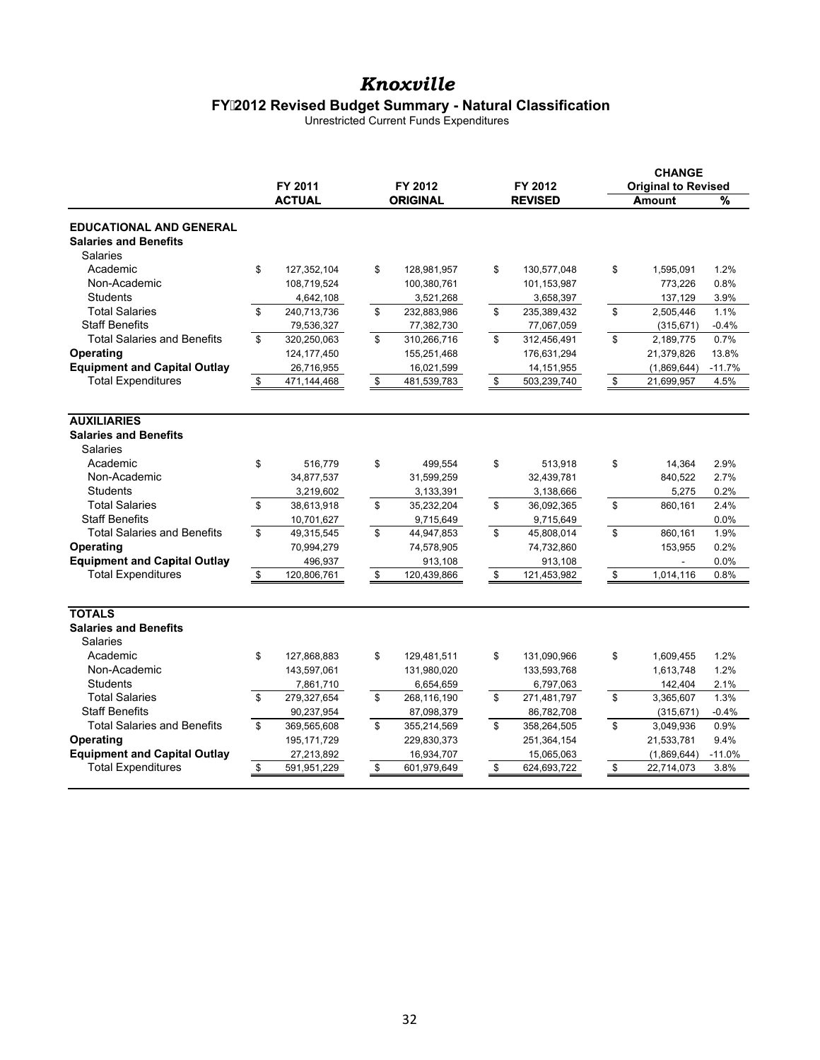# *Knoxville*

## FY 2012 Revised Budget Summary - Natural Classification

Unrestricted Current Funds Expenditures

| | FY 2011 ACTUAL | FY 2012 ORIGINAL | FY 2012 REVISED | CHANGE Original to Revised Amount | % |
|---|---|---|---|---|---|
| **EDUCATIONAL AND GENERAL** | | | | | |
| **Salaries and Benefits** | | | | | |
| Salaries | | | | | |
| Academic | $ 127,352,104 | $ 128,981,957 | $ 130,577,048 | $ 1,595,091 | 1.2% |
| Non-Academic | 108,719,524 | 100,380,761 | 101,153,987 | 773,226 | 0.8% |
| Students | 4,642,108 | 3,521,268 | 3,658,397 | 137,129 | 3.9% |
| Total Salaries | $ 240,713,736 | $ 232,883,986 | $ 235,389,432 | $ 2,505,446 | 1.1% |
| Staff Benefits | 79,536,327 | 77,382,730 | 77,067,059 | (315,671) | -0.4% |
| Total Salaries and Benefits | $ 320,250,063 | $ 310,266,716 | $ 312,456,491 | $ 2,189,775 | 0.7% |
| **Operating** | 124,177,450 | 155,251,468 | 176,631,294 | 21,379,826 | 13.8% |
| **Equipment and Capital Outlay** | 26,716,955 | 16,021,599 | 14,151,955 | (1,869,644) | -11.7% |
| Total Expenditures | $ 471,144,468 | $ 481,539,783 | $ 503,239,740 | $ 21,699,957 | 4.5% |
| **AUXILIARIES** | | | | | |
| **Salaries and Benefits** | | | | | |
| Salaries | | | | | |
| Academic | $ 516,779 | $ 499,554 | $ 513,918 | $ 14,364 | 2.9% |
| Non-Academic | 34,877,537 | 31,599,259 | 32,439,781 | 840,522 | 2.7% |
| Students | 3,219,602 | 3,133,391 | 3,138,666 | 5,275 | 0.2% |
| Total Salaries | $ 38,613,918 | $ 35,232,204 | $ 36,092,365 | $ 860,161 | 2.4% |
| Staff Benefits | 10,701,627 | 9,715,649 | 9,715,649 | | 0.0% |
| Total Salaries and Benefits | $ 49,315,545 | $ 44,947,853 | $ 45,808,014 | $ 860,161 | 1.9% |
| **Operating** | 70,994,279 | 74,578,905 | 74,732,860 | 153,955 | 0.2% |
| **Equipment and Capital Outlay** | 496,937 | 913,108 | 913,108 | - | 0.0% |
| Total Expenditures | $ 120,806,761 | $ 120,439,866 | $ 121,453,982 | $ 1,014,116 | 0.8% |
| **TOTALS** | | | | | |
| **Salaries and Benefits** | | | | | |
| Salaries | | | | | |
| Academic | $ 127,868,883 | $ 129,481,511 | $ 131,090,966 | $ 1,609,455 | 1.2% |
| Non-Academic | 143,597,061 | 131,980,020 | 133,593,768 | 1,613,748 | 1.2% |
| Students | 7,861,710 | 6,654,659 | 6,797,063 | 142,404 | 2.1% |
| Total Salaries | $ 279,327,654 | $ 268,116,190 | $ 271,481,797 | $ 3,365,607 | 1.3% |
| Staff Benefits | 90,237,954 | 87,098,379 | 86,782,708 | (315,671) | -0.4% |
| Total Salaries and Benefits | $ 369,565,608 | $ 355,214,569 | $ 358,264,505 | $ 3,049,936 | 0.9% |
| **Operating** | 195,171,729 | 229,830,373 | 251,364,154 | 21,533,781 | 9.4% |
| **Equipment and Capital Outlay** | 27,213,892 | 16,934,707 | 15,065,063 | (1,869,644) | -11.0% |
| Total Expenditures | $ 591,951,229 | $ 601,979,649 | $ 624,693,722 | $ 22,714,073 | 3.8% |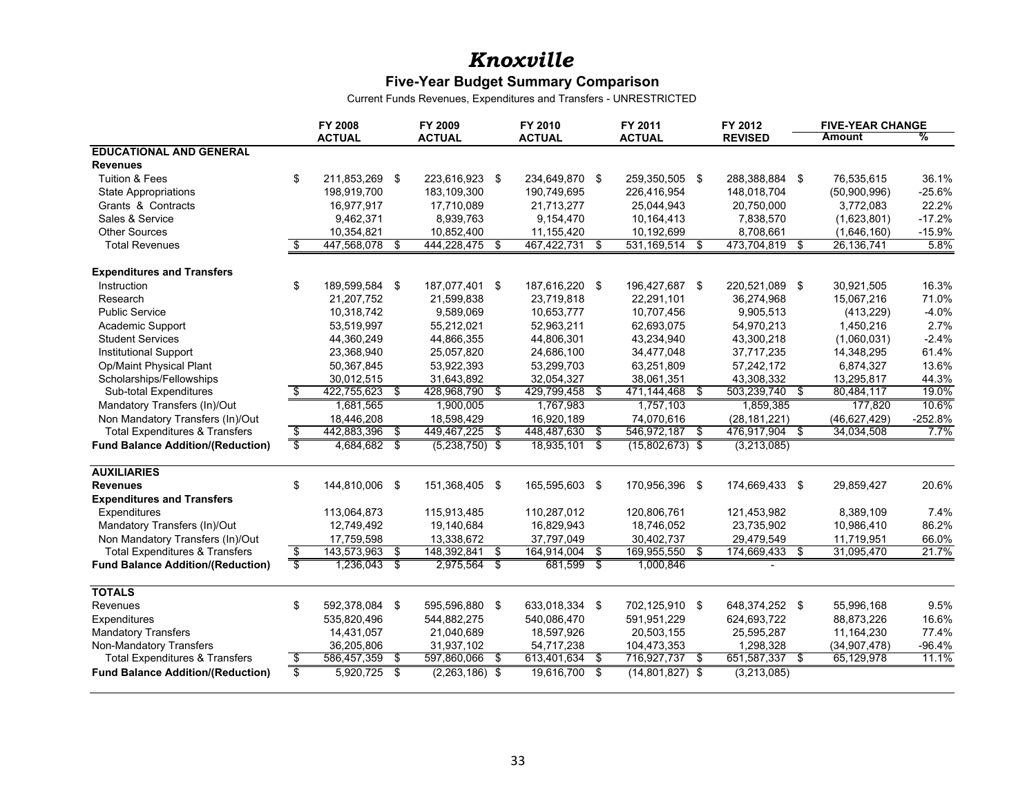# *Knoxville*

## Five-Year Budget Summary Comparison

Current Funds Revenues, Expenditures and Transfers - UNRESTRICTED

| | FY 2008 ACTUAL | FY 2009 ACTUAL | FY 2010 ACTUAL | FY 2011 ACTUAL | FY 2012 REVISED | FIVE-YEAR CHANGE Amount | % |
|---|---|---|---|---|---|---|---|
| **EDUCATIONAL AND GENERAL** | | | | | | | |
| **Revenues** | | | | | | | |
| Tuition & Fees | $ 211,853,269 | $ 223,616,923 | $ 234,649,870 | $ 259,350,505 | $ 288,388,884 | $ 76,535,615 | 36.1% |
| State Appropriations | 198,919,700 | 183,109,300 | 190,749,695 | 226,416,954 | 148,018,704 | (50,900,996) | -25.6% |
| Grants & Contracts | 16,977,917 | 17,710,089 | 21,713,277 | 25,044,943 | 20,750,000 | 3,772,083 | 22.2% |
| Sales & Service | 9,462,371 | 8,939,763 | 9,154,470 | 10,164,413 | 7,838,570 | (1,623,801) | -17.2% |
| Other Sources | 10,354,821 | 10,852,400 | 11,155,420 | 10,192,699 | 8,708,661 | (1,646,160) | -15.9% |
| Total Revenues | $ 447,568,078 | $ 444,228,475 | $ 467,422,731 | $ 531,169,514 | $ 473,704,819 | $ 26,136,741 | 5.8% |
| **Expenditures and Transfers** | | | | | | | |
| Instruction | $ 189,599,584 | $ 187,077,401 | $ 187,616,220 | $ 196,427,687 | $ 220,521,089 | $ 30,921,505 | 16.3% |
| Research | 21,207,752 | 21,599,838 | 23,719,818 | 22,291,101 | 36,274,968 | 15,067,216 | 71.0% |
| Public Service | 10,318,742 | 9,589,069 | 10,653,777 | 10,707,456 | 9,905,513 | (413,229) | -4.0% |
| Academic Support | 53,519,997 | 55,212,021 | 52,963,211 | 62,693,075 | 54,970,213 | 1,450,216 | 2.7% |
| Student Services | 44,360,249 | 44,866,355 | 44,806,301 | 43,234,940 | 43,300,218 | (1,060,031) | -2.4% |
| Institutional Support | 23,368,940 | 25,057,820 | 24,686,100 | 34,477,048 | 37,717,235 | 14,348,295 | 61.4% |
| Op/Maint Physical Plant | 50,367,845 | 53,922,393 | 53,299,703 | 63,251,809 | 57,242,172 | 6,874,327 | 13.6% |
| Scholarships/Fellowships | 30,012,515 | 31,643,892 | 32,054,327 | 38,061,351 | 43,308,332 | 13,295,817 | 44.3% |
| Sub-total Expenditures | $ 422,755,623 | $ 428,968,790 | $ 429,799,458 | $ 471,144,468 | $ 503,239,740 | $ 80,484,117 | 19.0% |
| Mandatory Transfers (In)/Out | 1,681,565 | 1,900,005 | 1,767,983 | 1,757,103 | 1,859,385 | 177,820 | 10.6% |
| Non Mandatory Transfers (In)/Out | 18,446,208 | 18,598,429 | 16,920,189 | 74,070,616 | (28,181,221) | (46,627,429) | -252.8% |
| Total Expenditures & Transfers | $ 442,883,396 | $ 449,467,225 | $ 448,487,630 | $ 546,972,187 | $ 476,917,904 | $ 34,034,508 | 7.7% |
| **Fund Balance Addition/(Reduction)** | $ 4,684,682 | $ (5,238,750) | $ 18,935,101 | $ (15,802,673) | $ (3,213,085) | | |
| **AUXILIARIES** | | | | | | | |
| **Revenues** | $ 144,810,006 | $ 151,368,405 | $ 165,595,603 | $ 170,956,396 | $ 174,669,433 | $ 29,859,427 | 20.6% |
| **Expenditures and Transfers** | | | | | | | |
| Expenditures | 113,064,873 | 115,913,485 | 110,287,012 | 120,806,761 | 121,453,982 | 8,389,109 | 7.4% |
| Mandatory Transfers (In)/Out | 12,749,492 | 19,140,684 | 16,829,943 | 18,746,052 | 23,735,902 | 10,986,410 | 86.2% |
| Non Mandatory Transfers (In)/Out | 17,759,598 | 13,338,672 | 37,797,049 | 30,402,737 | 29,479,549 | 11,719,951 | 66.0% |
| Total Expenditures & Transfers | $ 143,573,963 | $ 148,392,841 | $ 164,914,004 | $ 169,955,550 | $ 174,669,433 | $ 31,095,470 | 21.7% |
| **Fund Balance Addition/(Reduction)** | $ 1,236,043 | $ 2,975,564 | $ 681,599 | $ 1,000,846 | - | | |
| **TOTALS** | | | | | | | |
| Revenues | $ 592,378,084 | $ 595,596,880 | $ 633,018,334 | $ 702,125,910 | $ 648,374,252 | $ 55,996,168 | 9.5% |
| Expenditures | 535,820,496 | 544,882,275 | 540,086,470 | 591,951,229 | 624,693,722 | 88,873,226 | 16.6% |
| Mandatory Transfers | 14,431,057 | 21,040,689 | 18,597,926 | 20,503,155 | 25,595,287 | 11,164,230 | 77.4% |
| Non-Mandatory Transfers | 36,205,806 | 31,937,102 | 54,717,238 | 104,473,353 | 1,298,328 | (34,907,478) | -96.4% |
| Total Expenditures & Transfers | $ 586,457,359 | $ 597,860,066 | $ 613,401,634 | $ 716,927,737 | $ 651,587,337 | $ 65,129,978 | 11.1% |
| **Fund Balance Addition/(Reduction)** | $ 5,920,725 | $ (2,263,186) | $ 19,616,700 | $ (14,801,827) | $ (3,213,085) | | |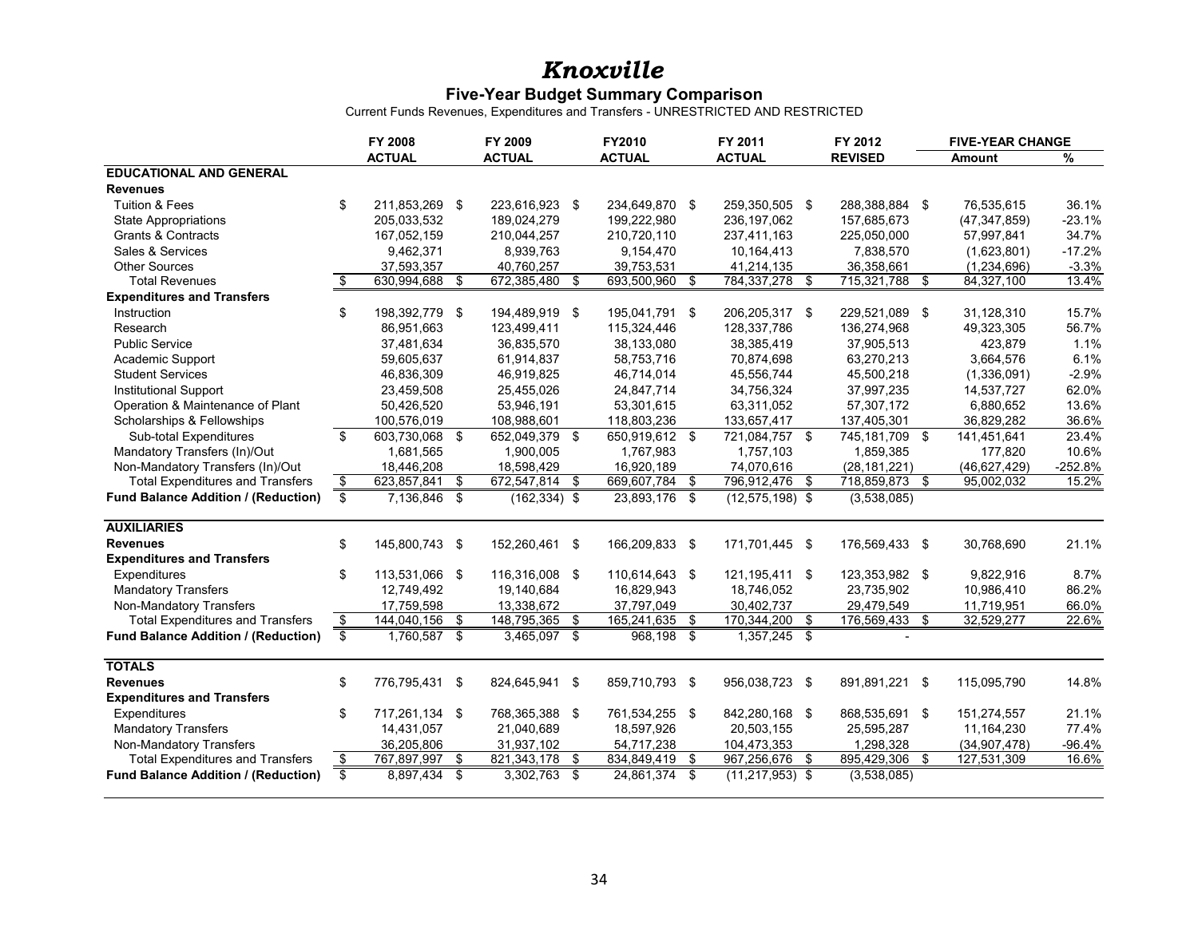# *Knoxville*

## Five-Year Budget Summary Comparison

Current Funds Revenues, Expenditures and Transfers - UNRESTRICTED AND RESTRICTED

| | FY 2008 ACTUAL | FY 2009 ACTUAL | FY2010 ACTUAL | FY 2011 ACTUAL | FY 2012 REVISED | FIVE-YEAR CHANGE Amount | % |
|---|---|---|---|---|---|---|---|
| **EDUCATIONAL AND GENERAL** | | | | | | | |
| **Revenues** | | | | | | | |
| Tuition & Fees | $ 211,853,269 | $ 223,616,923 | $ 234,649,870 | $ 259,350,505 | $ 288,388,884 | $ 76,535,615 | 36.1% |
| State Appropriations | 205,033,532 | 189,024,279 | 199,222,980 | 236,197,062 | 157,685,673 | (47,347,859) | -23.1% |
| Grants & Contracts | 167,052,159 | 210,044,257 | 210,720,110 | 237,411,163 | 225,050,000 | 57,997,841 | 34.7% |
| Sales & Services | 9,462,371 | 8,939,763 | 9,154,470 | 10,164,413 | 7,838,570 | (1,623,801) | -17.2% |
| Other Sources | 37,593,357 | 40,760,257 | 39,753,531 | 41,214,135 | 36,358,661 | (1,234,696) | -3.3% |
| Total Revenues | $ 630,994,688 | $ 672,385,480 | $ 693,500,960 | $ 784,337,278 | $ 715,321,788 | $ 84,327,100 | 13.4% |
| **Expenditures and Transfers** | | | | | | | |
| Instruction | $ 198,392,779 | $ 194,489,919 | $ 195,041,791 | $ 206,205,317 | $ 229,521,089 | $ 31,128,310 | 15.7% |
| Research | 86,951,663 | 123,499,411 | 115,324,446 | 128,337,786 | 136,274,968 | 49,323,305 | 56.7% |
| Public Service | 37,481,634 | 36,835,570 | 38,133,080 | 38,385,419 | 37,905,513 | 423,879 | 1.1% |
| Academic Support | 59,605,637 | 61,914,837 | 58,753,716 | 70,874,698 | 63,270,213 | 3,664,576 | 6.1% |
| Student Services | 46,836,309 | 46,919,825 | 46,714,014 | 45,556,744 | 45,500,218 | (1,336,091) | -2.9% |
| Institutional Support | 23,459,508 | 25,455,026 | 24,847,714 | 34,756,324 | 37,997,235 | 14,537,727 | 62.0% |
| Operation & Maintenance of Plant | 50,426,520 | 53,946,191 | 53,301,615 | 63,311,052 | 57,307,172 | 6,880,652 | 13.6% |
| Scholarships & Fellowships | 100,576,019 | 108,988,601 | 118,803,236 | 133,657,417 | 137,405,301 | 36,829,282 | 36.6% |
| Sub-total Expenditures | $ 603,730,068 | $ 652,049,379 | $ 650,919,612 | $ 721,084,757 | $ 745,181,709 | $ 141,451,641 | 23.4% |
| Mandatory Transfers (In)/Out | 1,681,565 | 1,900,005 | 1,767,983 | 1,757,103 | 1,859,385 | 177,820 | 10.6% |
| Non-Mandatory Transfers (In)/Out | 18,446,208 | 18,598,429 | 16,920,189 | 74,070,616 | (28,181,221) | (46,627,429) | -252.8% |
| Total Expenditures and Transfers | $ 623,857,841 | $ 672,547,814 | $ 669,607,784 | $ 796,912,476 | $ 718,859,873 | $ 95,002,032 | 15.2% |
| **Fund Balance Addition / (Reduction)** | $ 7,136,846 | $ (162,334) | $ 23,893,176 | $ (12,575,198) | $ (3,538,085) | | |
| **AUXILIARIES** | | | | | | | |
| **Revenues** | $ 145,800,743 | $ 152,260,461 | $ 166,209,833 | $ 171,701,445 | $ 176,569,433 | $ 30,768,690 | 21.1% |
| **Expenditures and Transfers** | | | | | | | |
| Expenditures | $ 113,531,066 | $ 116,316,008 | $ 110,614,643 | $ 121,195,411 | $ 123,353,982 | $ 9,822,916 | 8.7% |
| Mandatory Transfers | 12,749,492 | 19,140,684 | 16,829,943 | 18,746,052 | 23,735,902 | 10,986,410 | 86.2% |
| Non-Mandatory Transfers | 17,759,598 | 13,338,672 | 37,797,049 | 30,402,737 | 29,479,549 | 11,719,951 | 66.0% |
| Total Expenditures and Transfers | $ 144,040,156 | $ 148,795,365 | $ 165,241,635 | $ 170,344,200 | $ 176,569,433 | $ 32,529,277 | 22.6% |
| **Fund Balance Addition / (Reduction)** | $ 1,760,587 | $ 3,465,097 | $ 968,198 | $ 1,357,245 | $ - | | |
| **TOTALS** | | | | | | | |
| **Revenues** | $ 776,795,431 | $ 824,645,941 | $ 859,710,793 | $ 956,038,723 | $ 891,891,221 | $ 115,095,790 | 14.8% |
| **Expenditures and Transfers** | | | | | | | |
| Expenditures | $ 717,261,134 | $ 768,365,388 | $ 761,534,255 | $ 842,280,168 | $ 868,535,691 | $ 151,274,557 | 21.1% |
| Mandatory Transfers | 14,431,057 | 21,040,689 | 18,597,926 | 20,503,155 | 25,595,287 | 11,164,230 | 77.4% |
| Non-Mandatory Transfers | 36,205,806 | 31,937,102 | 54,717,238 | 104,473,353 | 1,298,328 | (34,907,478) | -96.4% |
| Total Expenditures and Transfers | $ 767,897,997 | $ 821,343,178 | $ 834,849,419 | $ 967,256,676 | $ 895,429,306 | $ 127,531,309 | 16.6% |
| **Fund Balance Addition / (Reduction)** | $ 8,897,434 | $ 3,302,763 | $ 24,861,374 | $ (11,217,953) | $ (3,538,085) | | |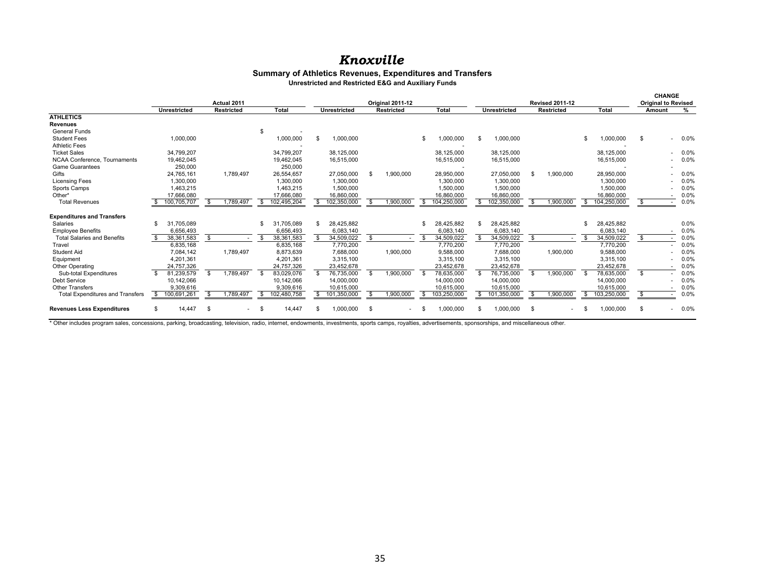# *Knoxville*

**Summary of Athletics Revenues, Expenditures and Transfers**

**Unrestricted and Restricted E&G and Auxiliary Funds**

| | Actual 2011 | | | Original 2011-12 | | | Revised 2011-12 | | | CHANGE Original to Revised | |
|---|---|---|---|---|---|---|---|---|---|---|---|
| | Unrestricted | Restricted | Total | Unrestricted | Restricted | Total | Unrestricted | Restricted | Total | Amount | % |
| **ATHLETICS** | | | | | | | | | | | |
| **Revenues** | | | | | | | | | | | |
| General Funds | | | $ - | | | | | | | | |
| Student Fees | 1,000,000 | | 1,000,000 | $ 1,000,000 | | $ 1,000,000 | $ 1,000,000 | | $ 1,000,000 | $ - | 0.0% |
| Athletic Fees | | | - | | | - | | | - | | |
| Ticket Sales | 34,799,207 | | 34,799,207 | 38,125,000 | | 38,125,000 | 38,125,000 | | 38,125,000 | - | 0.0% |
| NCAA Conference, Tournaments | 19,462,045 | | 19,462,045 | 16,515,000 | | 16,515,000 | 16,515,000 | | 16,515,000 | - | 0.0% |
| Game Guarantees | 250,000 | | 250,000 | | | - | | | - | - | |
| Gifts | 24,765,161 | 1,789,497 | 26,554,657 | 27,050,000 | $ 1,900,000 | 28,950,000 | 27,050,000 | $ 1,900,000 | 28,950,000 | - | 0.0% |
| Licensing Fees | 1,300,000 | | 1,300,000 | 1,300,000 | | 1,300,000 | 1,300,000 | | 1,300,000 | - | 0.0% |
| Sports Camps | 1,463,215 | | 1,463,215 | 1,500,000 | | 1,500,000 | 1,500,000 | | 1,500,000 | - | 0.0% |
| Other* | 17,666,080 | | 17,666,080 | 16,860,000 | | 16,860,000 | 16,860,000 | | 16,860,000 | - | 0.0% |
| Total Revenues | $ 100,705,707 | $ 1,789,497 | $ 102,495,204 | $ 102,350,000 | $ 1,900,000 | $ 104,250,000 | $ 102,350,000 | $ 1,900,000 | $ 104,250,000 | $ - | 0.0% |
| **Expenditures and Transfers** | | | | | | | | | | | |
| Salaries | $ 31,705,089 | | $ 31,705,089 | $ 28,425,882 | | $ 28,425,882 | $ 28,425,882 | | $ 28,425,882 | | 0.0% |
| Employee Benefits | 6,656,493 | | 6,656,493 | 6,083,140 | | 6,083,140 | 6,083,140 | | 6,083,140 | - | 0.0% |
| Total Salaries and Benefits | $ 38,361,583 | $ - | $ 38,361,583 | $ 34,509,022 | $ - | $ 34,509,022 | $ 34,509,022 | $ - | $ 34,509,022 | $ - | 0.0% |
| Travel | 6,835,168 | | 6,835,168 | 7,770,200 | | 7,770,200 | 7,770,200 | | 7,770,200 | - | 0.0% |
| Student Aid | 7,084,142 | 1,789,497 | 8,873,639 | 7,688,000 | 1,900,000 | 9,588,000 | 7,688,000 | 1,900,000 | 9,588,000 | - | 0.0% |
| Equipment | 4,201,361 | | 4,201,361 | 3,315,100 | | 3,315,100 | 3,315,100 | | 3,315,100 | - | 0.0% |
| Other Operating | 24,757,326 | | 24,757,326 | 23,452,678 | | 23,452,678 | 23,452,678 | | 23,452,678 | - | 0.0% |
| Sub-total Expenditures | $ 81,239,579 | $ 1,789,497 | $ 83,029,076 | $ 76,735,000 | $ 1,900,000 | $ 78,635,000 | $ 76,735,000 | $ 1,900,000 | $ 78,635,000 | $ - | 0.0% |
| Debt Service | 10,142,066 | | 10,142,066 | 14,000,000 | | 14,000,000 | 14,000,000 | | 14,000,000 | - | 0.0% |
| Other Transfers | 9,309,616 | | 9,309,616 | 10,615,000 | | 10,615,000 | 10,615,000 | | 10,615,000 | - | 0.0% |
| Total Expenditures and Transfers | $ 100,691,261 | $ 1,789,497 | $ 102,480,758 | $ 101,350,000 | $ 1,900,000 | $ 103,250,000 | $ 101,350,000 | $ 1,900,000 | $ 103,250,000 | $ - | 0.0% |
| **Revenues Less Expenditures** | $ 14,447 | $ - | $ 14,447 | $ 1,000,000 | $ - | $ 1,000,000 | $ 1,000,000 | $ - | $ 1,000,000 | $ - | 0.0% |

\* Other includes program sales, concessions, parking, broadcasting, television, radio, internet, endowments, investments, sports camps, royalties, advertisements, sponsorships, and miscellaneous other.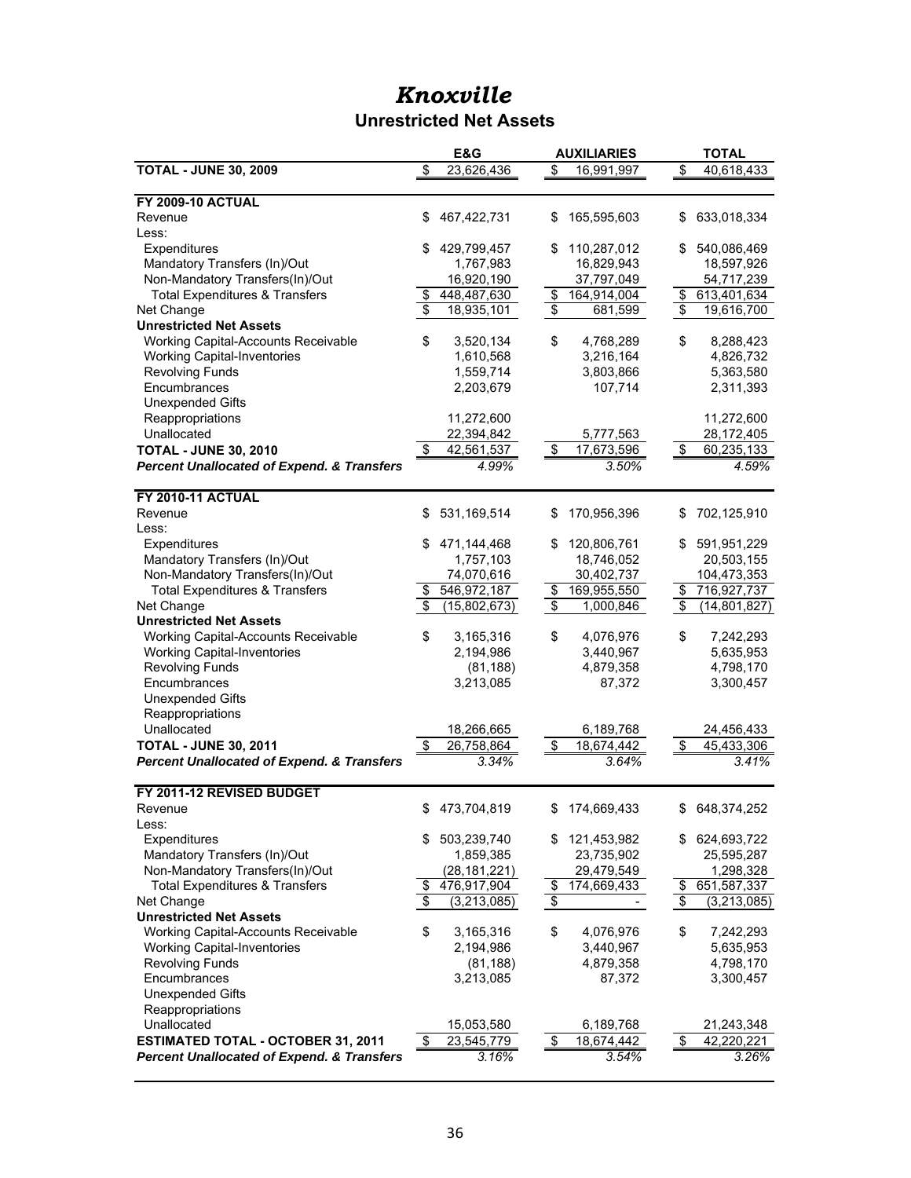# *Knoxville*

## Unrestricted Net Assets

| | E&G | AUXILIARIES | TOTAL |
|---|---|---|---|
| **TOTAL - JUNE 30, 2009** | $ 23,626,436 | $ 16,991,997 | $ 40,618,433 |
| | | | |
| **FY 2009-10 ACTUAL** | | | |
| Revenue | $ 467,422,731 | $ 165,595,603 | $ 633,018,334 |
| Less: | | | |
| Expenditures | $ 429,799,457 | $ 110,287,012 | $ 540,086,469 |
| Mandatory Transfers (In)/Out | 1,767,983 | 16,829,943 | 18,597,926 |
| Non-Mandatory Transfers(In)/Out | 16,920,190 | 37,797,049 | 54,717,239 |
| Total Expenditures & Transfers | $ 448,487,630 | $ 164,914,004 | $ 613,401,634 |
| Net Change | $ 18,935,101 | $ 681,599 | $ 19,616,700 |
| **Unrestricted Net Assets** | | | |
| Working Capital-Accounts Receivable | $ 3,520,134 | $ 4,768,289 | $ 8,288,423 |
| Working Capital-Inventories | 1,610,568 | 3,216,164 | 4,826,732 |
| Revolving Funds | 1,559,714 | 3,803,866 | 5,363,580 |
| Encumbrances | 2,203,679 | 107,714 | 2,311,393 |
| Unexpended Gifts | | | |
| Reappropriations | 11,272,600 | | 11,272,600 |
| Unallocated | 22,394,842 | 5,777,563 | 28,172,405 |
| **TOTAL - JUNE 30, 2010** | $ 42,561,537 | $ 17,673,596 | $ 60,235,133 |
| ***Percent Unallocated of Expend. & Transfers*** | *4.99%* | *3.50%* | *4.59%* |
| | | | |
| **FY 2010-11 ACTUAL** | | | |
| Revenue | $ 531,169,514 | $ 170,956,396 | $ 702,125,910 |
| Less: | | | |
| Expenditures | $ 471,144,468 | $ 120,806,761 | $ 591,951,229 |
| Mandatory Transfers (In)/Out | 1,757,103 | 18,746,052 | 20,503,155 |
| Non-Mandatory Transfers(In)/Out | 74,070,616 | 30,402,737 | 104,473,353 |
| Total Expenditures & Transfers | $ 546,972,187 | $ 169,955,550 | $ 716,927,737 |
| Net Change | $ (15,802,673) | $ 1,000,846 | $ (14,801,827) |
| **Unrestricted Net Assets** | | | |
| Working Capital-Accounts Receivable | $ 3,165,316 | $ 4,076,976 | $ 7,242,293 |
| Working Capital-Inventories | 2,194,986 | 3,440,967 | 5,635,953 |
| Revolving Funds | (81,188) | 4,879,358 | 4,798,170 |
| Encumbrances | 3,213,085 | 87,372 | 3,300,457 |
| Unexpended Gifts | | | |
| Reappropriations | | | |
| Unallocated | 18,266,665 | 6,189,768 | 24,456,433 |
| **TOTAL - JUNE 30, 2011** | $ 26,758,864 | $ 18,674,442 | $ 45,433,306 |
| ***Percent Unallocated of Expend. & Transfers*** | *3.34%* | *3.64%* | *3.41%* |
| | | | |
| **FY 2011-12 REVISED BUDGET** | | | |
| Revenue | $ 473,704,819 | $ 174,669,433 | $ 648,374,252 |
| Less: | | | |
| Expenditures | $ 503,239,740 | $ 121,453,982 | $ 624,693,722 |
| Mandatory Transfers (In)/Out | 1,859,385 | 23,735,902 | 25,595,287 |
| Non-Mandatory Transfers(In)/Out | (28,181,221) | 29,479,549 | 1,298,328 |
| Total Expenditures & Transfers | $ 476,917,904 | $ 174,669,433 | $ 651,587,337 |
| Net Change | $ (3,213,085) | $ - | $ (3,213,085) |
| **Unrestricted Net Assets** | | | |
| Working Capital-Accounts Receivable | $ 3,165,316 | $ 4,076,976 | $ 7,242,293 |
| Working Capital-Inventories | 2,194,986 | 3,440,967 | 5,635,953 |
| Revolving Funds | (81,188) | 4,879,358 | 4,798,170 |
| Encumbrances | 3,213,085 | 87,372 | 3,300,457 |
| Unexpended Gifts | | | |
| Reappropriations | | | |
| Unallocated | 15,053,580 | 6,189,768 | 21,243,348 |
| **ESTIMATED TOTAL - OCTOBER 31, 2011** | $ 23,545,779 | $ 18,674,442 | $ 42,220,221 |
| ***Percent Unallocated of Expend. & Transfers*** | *3.16%* | *3.54%* | *3.26%* |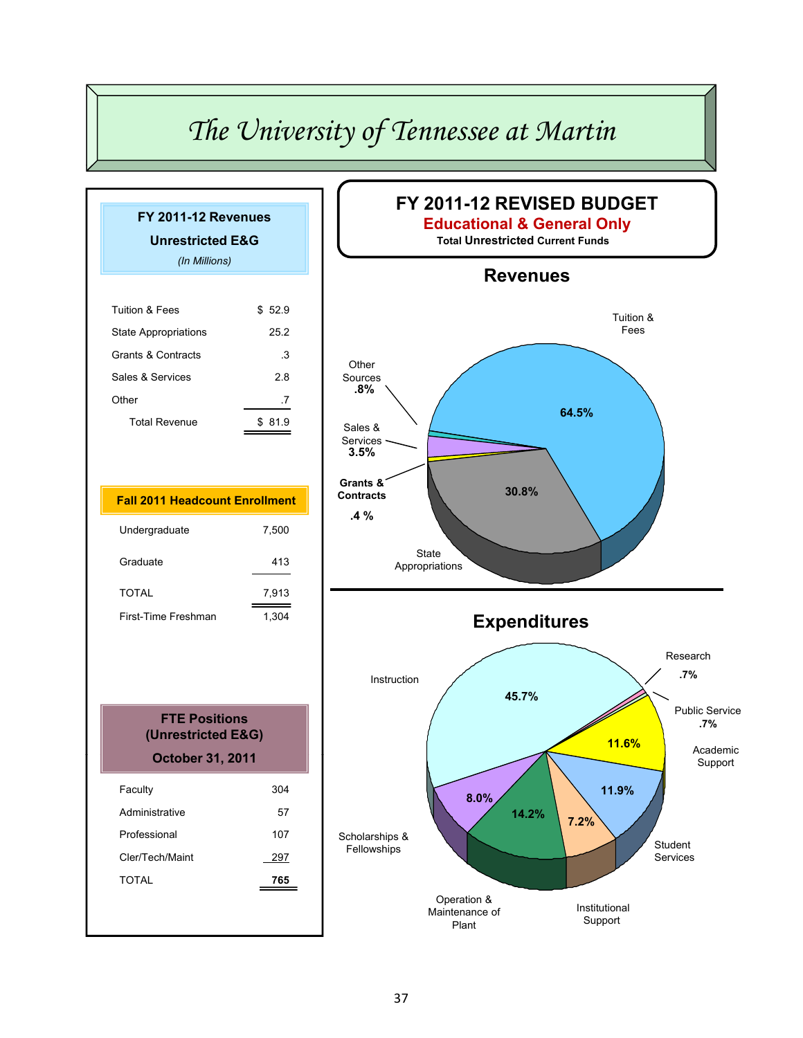# The University of Tennessee at Martin

## FY 2011-12 Revenues Unrestricted E&G

*(In Millions)*

| | |
|---|---|
| Tuition & Fees | $ 52.9 |
| State Appropriations | 25.2 |
| Grants & Contracts | .3 |
| Sales & Services | 2.8 |
| Other | .7 |
| Total Revenue | $ 81.9 |

## Fall 2011 Headcount Enrollment

| | |
|---|---|
| Undergraduate | 7,500 |
| Graduate | 413 |
| TOTAL | 7,913 |
| First-Time Freshman | 1,304 |

## FTE Positions (Unrestricted E&G) October 31, 2011

| | |
|---|---|
| Faculty | 304 |
| Administrative | 57 |
| Professional | 107 |
| Cler/Tech/Maint | 297 |
| TOTAL | 765 |

## FY 2011-12 REVISED BUDGET

**Educational & General Only**

**Total Unrestricted Current Funds**

### Revenues

- Tuition & Fees: 64.5%
- State Appropriations: 30.8%
- Sales & Services: 3.5%
- Other Sources: .8%
- Grants & Contracts: .4 %

### Expenditures

- Instruction: 45.7%
- Research: .7%
- Public Service: .7%
- Academic Support: 11.6%
- Student Services: 11.9%
- Institutional Support: 7.2%
- Operation & Maintenance of Plant: 14.2%
- Scholarships & Fellowships: 8.0%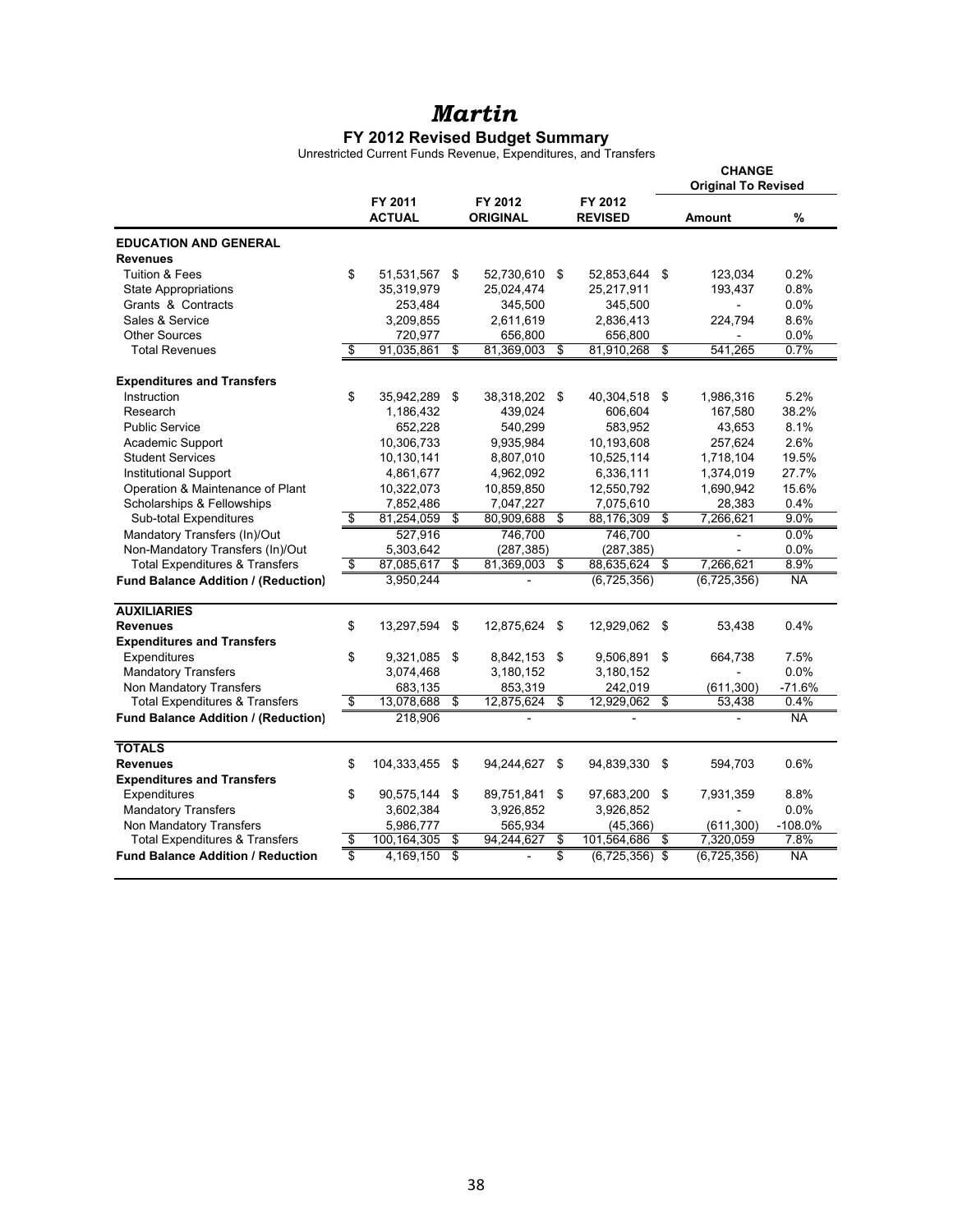# *Martin*

## FY 2012 Revised Budget Summary

Unrestricted Current Funds Revenue, Expenditures, and Transfers

| | FY 2011 ACTUAL | FY 2012 ORIGINAL | FY 2012 REVISED | CHANGE Original To Revised Amount | % |
|---|---|---|---|---|---|
| **EDUCATION AND GENERAL** | | | | | |
| **Revenues** | | | | | |
| Tuition & Fees | $ 51,531,567 | $ 52,730,610 | $ 52,853,644 | $ 123,034 | 0.2% |
| State Appropriations | 35,319,979 | 25,024,474 | 25,217,911 | 193,437 | 0.8% |
| Grants & Contracts | 253,484 | 345,500 | 345,500 | - | 0.0% |
| Sales & Service | 3,209,855 | 2,611,619 | 2,836,413 | 224,794 | 8.6% |
| Other Sources | 720,977 | 656,800 | 656,800 | - | 0.0% |
| Total Revenues | $ 91,035,861 | $ 81,369,003 | $ 81,910,268 | $ 541,265 | 0.7% |
| **Expenditures and Transfers** | | | | | |
| Instruction | $ 35,942,289 | $ 38,318,202 | $ 40,304,518 | $ 1,986,316 | 5.2% |
| Research | 1,186,432 | 439,024 | 606,604 | 167,580 | 38.2% |
| Public Service | 652,228 | 540,299 | 583,952 | 43,653 | 8.1% |
| Academic Support | 10,306,733 | 9,935,984 | 10,193,608 | 257,624 | 2.6% |
| Student Services | 10,130,141 | 8,807,010 | 10,525,114 | 1,718,104 | 19.5% |
| Institutional Support | 4,861,677 | 4,962,092 | 6,336,111 | 1,374,019 | 27.7% |
| Operation & Maintenance of Plant | 10,322,073 | 10,859,850 | 12,550,792 | 1,690,942 | 15.6% |
| Scholarships & Fellowships | 7,852,486 | 7,047,227 | 7,075,610 | 28,383 | 0.4% |
| Sub-total Expenditures | $ 81,254,059 | $ 80,909,688 | $ 88,176,309 | $ 7,266,621 | 9.0% |
| Mandatory Transfers (In)/Out | 527,916 | 746,700 | 746,700 | - | 0.0% |
| Non-Mandatory Transfers (In)/Out | 5,303,642 | (287,385) | (287,385) | - | 0.0% |
| Total Expenditures & Transfers | $ 87,085,617 | $ 81,369,003 | $ 88,635,624 | $ 7,266,621 | 8.9% |
| **Fund Balance Addition / (Reduction)** | 3,950,244 | - | (6,725,356) | (6,725,356) | NA |
| **AUXILIARIES** | | | | | |
| **Revenues** | $ 13,297,594 | $ 12,875,624 | $ 12,929,062 | $ 53,438 | 0.4% |
| **Expenditures and Transfers** | | | | | |
| Expenditures | $ 9,321,085 | $ 8,842,153 | $ 9,506,891 | $ 664,738 | 7.5% |
| Mandatory Transfers | 3,074,468 | 3,180,152 | 3,180,152 | - | 0.0% |
| Non Mandatory Transfers | 683,135 | 853,319 | 242,019 | (611,300) | -71.6% |
| Total Expenditures & Transfers | $ 13,078,688 | $ 12,875,624 | $ 12,929,062 | $ 53,438 | 0.4% |
| **Fund Balance Addition / (Reduction)** | 218,906 | - | - | - | NA |
| **TOTALS** | | | | | |
| **Revenues** | $ 104,333,455 | $ 94,244,627 | $ 94,839,330 | $ 594,703 | 0.6% |
| **Expenditures and Transfers** | | | | | |
| Expenditures | $ 90,575,144 | $ 89,751,841 | $ 97,683,200 | $ 7,931,359 | 8.8% |
| Mandatory Transfers | 3,602,384 | 3,926,852 | 3,926,852 | - | 0.0% |
| Non Mandatory Transfers | 5,986,777 | 565,934 | (45,366) | (611,300) | -108.0% |
| Total Expenditures & Transfers | $ 100,164,305 | $ 94,244,627 | $ 101,564,686 | $ 7,320,059 | 7.8% |
| **Fund Balance Addition / Reduction** | $ 4,169,150 | $ - | $ (6,725,356) | $ (6,725,356) | NA |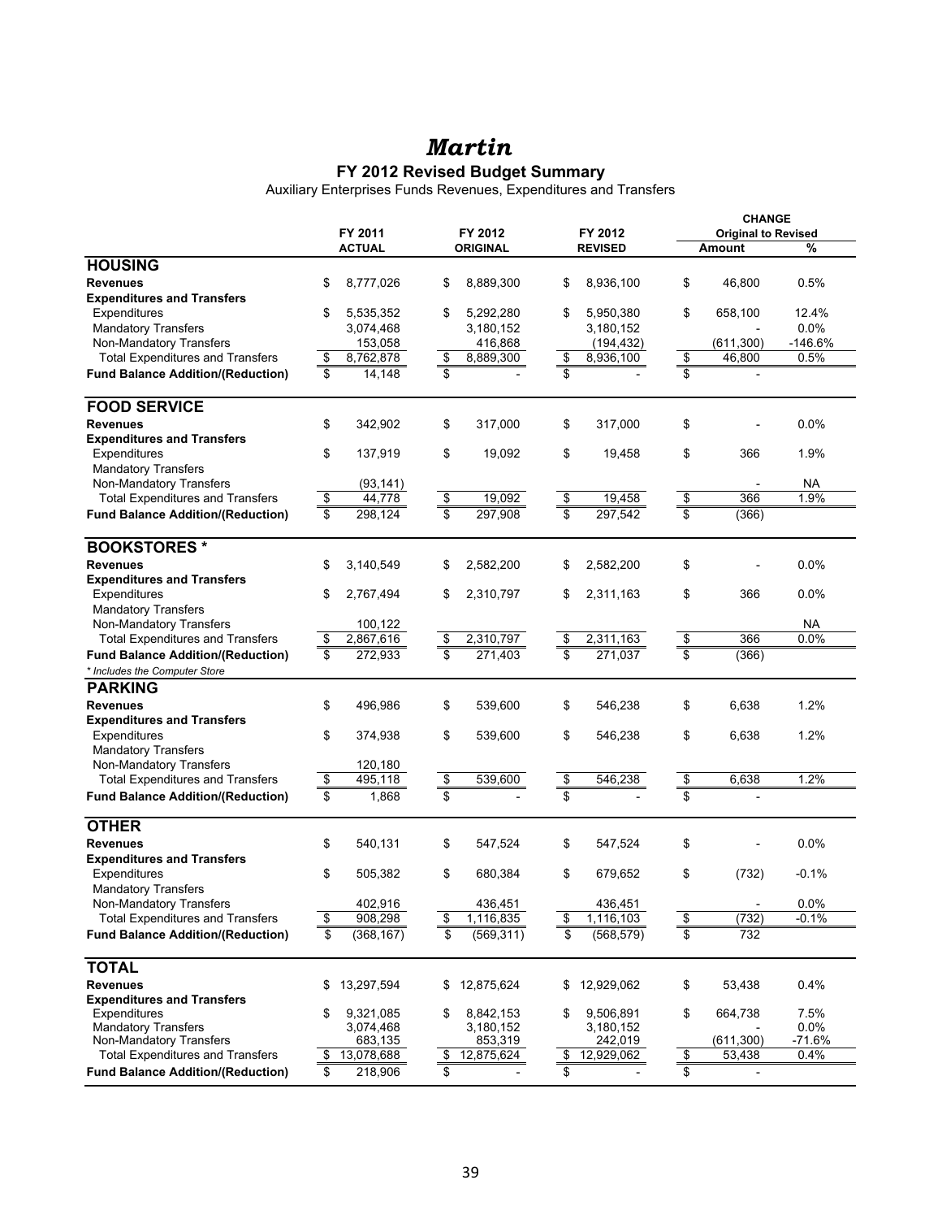# *Martin*

## FY 2012 Revised Budget Summary

Auxiliary Enterprises Funds Revenues, Expenditures and Transfers

| | FY 2011 ACTUAL | FY 2012 ORIGINAL | FY 2012 REVISED | CHANGE Original to Revised Amount | % |
|---|---|---|---|---|---|
| **HOUSING** | | | | | |
| **Revenues** | $ 8,777,026 | $ 8,889,300 | $ 8,936,100 | $ 46,800 | 0.5% |
| **Expenditures and Transfers** | | | | | |
| Expenditures | $ 5,535,352 | $ 5,292,280 | $ 5,950,380 | $ 658,100 | 12.4% |
| Mandatory Transfers | 3,074,468 | 3,180,152 | 3,180,152 | - | 0.0% |
| Non-Mandatory Transfers | 153,058 | 416,868 | (194,432) | (611,300) | -146.6% |
| Total Expenditures and Transfers | $ 8,762,878 | $ 8,889,300 | $ 8,936,100 | $ 46,800 | 0.5% |
| **Fund Balance Addition/(Reduction)** | $ 14,148 | $ - | $ - | $ - | |
| **FOOD SERVICE** | | | | | |
| **Revenues** | $ 342,902 | $ 317,000 | $ 317,000 | $ - | 0.0% |
| **Expenditures and Transfers** | | | | | |
| Expenditures | $ 137,919 | $ 19,092 | $ 19,458 | $ 366 | 1.9% |
| Mandatory Transfers | | | | | |
| Non-Mandatory Transfers | (93,141) | | | - | NA |
| Total Expenditures and Transfers | $ 44,778 | $ 19,092 | $ 19,458 | $ 366 | 1.9% |
| **Fund Balance Addition/(Reduction)** | $ 298,124 | $ 297,908 | $ 297,542 | $ (366) | |
| **BOOKSTORES *** | | | | | |
| **Revenues** | $ 3,140,549 | $ 2,582,200 | $ 2,582,200 | $ - | 0.0% |
| **Expenditures and Transfers** | | | | | |
| Expenditures | $ 2,767,494 | $ 2,310,797 | $ 2,311,163 | $ 366 | 0.0% |
| Mandatory Transfers | | | | | |
| Non-Mandatory Transfers | 100,122 | | | | NA |
| Total Expenditures and Transfers | $ 2,867,616 | $ 2,310,797 | $ 2,311,163 | $ 366 | 0.0% |
| **Fund Balance Addition/(Reduction)** | $ 272,933 | $ 271,403 | $ 271,037 | $ (366) | |
| *\* Includes the Computer Store* | | | | | |
| **PARKING** | | | | | |
| **Revenues** | $ 496,986 | $ 539,600 | $ 546,238 | $ 6,638 | 1.2% |
| **Expenditures and Transfers** | | | | | |
| Expenditures | $ 374,938 | $ 539,600 | $ 546,238 | $ 6,638 | 1.2% |
| Mandatory Transfers | | | | | |
| Non-Mandatory Transfers | 120,180 | | | | |
| Total Expenditures and Transfers | $ 495,118 | $ 539,600 | $ 546,238 | $ 6,638 | 1.2% |
| **Fund Balance Addition/(Reduction)** | $ 1,868 | $ - | $ - | $ - | |
| **OTHER** | | | | | |
| **Revenues** | $ 540,131 | $ 547,524 | $ 547,524 | $ - | 0.0% |
| **Expenditures and Transfers** | | | | | |
| Expenditures | $ 505,382 | $ 680,384 | $ 679,652 | $ (732) | -0.1% |
| Mandatory Transfers | | | | | |
| Non-Mandatory Transfers | 402,916 | 436,451 | 436,451 | - | 0.0% |
| Total Expenditures and Transfers | $ 908,298 | $ 1,116,835 | $ 1,116,103 | $ (732) | -0.1% |
| **Fund Balance Addition/(Reduction)** | $ (368,167) | $ (569,311) | $ (568,579) | $ 732 | |
| **TOTAL** | | | | | |
| **Revenues** | $ 13,297,594 | $ 12,875,624 | $ 12,929,062 | $ 53,438 | 0.4% |
| **Expenditures and Transfers** | | | | | |
| Expenditures | $ 9,321,085 | $ 8,842,153 | $ 9,506,891 | $ 664,738 | 7.5% |
| Mandatory Transfers | 3,074,468 | 3,180,152 | 3,180,152 | - | 0.0% |
| Non-Mandatory Transfers | 683,135 | 853,319 | 242,019 | (611,300) | -71.6% |
| Total Expenditures and Transfers | $ 13,078,688 | $ 12,875,624 | $ 12,929,062 | $ 53,438 | 0.4% |
| **Fund Balance Addition/(Reduction)** | $ 218,906 | $ - | $ - | $ - | |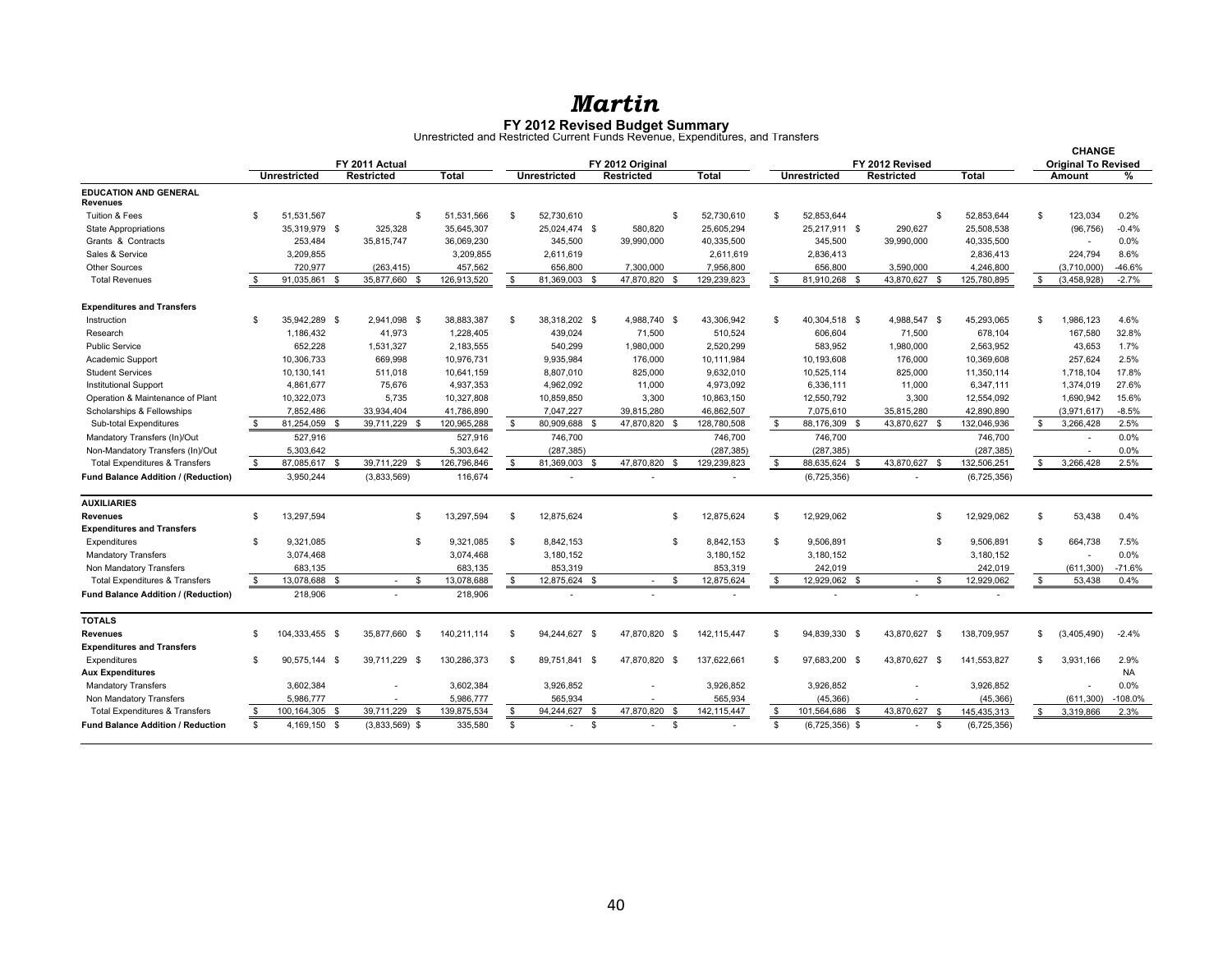# *Martin*

## FY 2012 Revised Budget Summary

Unrestricted and Restricted Current Funds Revenue, Expenditures, and Transfers

| | FY 2011 Actual | | | FY 2012 Original | | | FY 2012 Revised | | | CHANGE Original To Revised | |
|---|---|---|---|---|---|---|---|---|---|---|---|
| | Unrestricted | Restricted | Total | Unrestricted | Restricted | Total | Unrestricted | Restricted | Total | Amount | % |
| **EDUCATION AND GENERAL** | | | | | | | | | | | |
| **Revenues** | | | | | | | | | | | |
| Tuition & Fees | $ 51,531,567 | | $ 51,531,566 | $ 52,730,610 | | $ 52,730,610 | $ 52,853,644 | | $ 52,853,644 | $ 123,034 | 0.2% |
| State Appropriations | 35,319,979 | $ 325,328 | 35,645,307 | 25,024,474 | $ 580,820 | 25,605,294 | 25,217,911 | $ 290,627 | 25,508,538 | (96,756) | -0.4% |
| Grants & Contracts | 253,484 | 35,815,747 | 36,069,230 | 345,500 | 39,990,000 | 40,335,500 | 345,500 | 39,990,000 | 40,335,500 | - | 0.0% |
| Sales & Service | 3,209,855 | | 3,209,855 | 2,611,619 | | 2,611,619 | 2,836,413 | | 2,836,413 | 224,794 | 8.6% |
| Other Sources | 720,977 | (263,415) | 457,562 | 656,800 | 7,300,000 | 7,956,800 | 656,800 | 3,590,000 | 4,246,800 | (3,710,000) | -46.6% |
| Total Revenues | $ 91,035,861 | $ 35,877,660 | $ 126,913,520 | $ 81,369,003 | $ 47,870,820 | $ 129,239,823 | $ 81,910,268 | $ 43,870,627 | $ 125,780,895 | $ (3,458,928) | -2.7% |
| **Expenditures and Transfers** | | | | | | | | | | | |
| Instruction | $ 35,942,289 | $ 2,941,098 | $ 38,883,387 | $ 38,318,202 | $ 4,988,740 | $ 43,306,942 | $ 40,304,518 | $ 4,988,547 | $ 45,293,065 | $ 1,986,123 | 4.6% |
| Research | 1,186,432 | 41,973 | 1,228,405 | 439,024 | 71,500 | 510,524 | 606,604 | 71,500 | 678,104 | 167,580 | 32.8% |
| Public Service | 652,228 | 1,531,327 | 2,183,555 | 540,299 | 1,980,000 | 2,520,299 | 583,952 | 1,980,000 | 2,563,952 | 43,653 | 1.7% |
| Academic Support | 10,306,733 | 669,998 | 10,976,731 | 9,935,984 | 176,000 | 10,111,984 | 10,193,608 | 176,000 | 10,369,608 | 257,624 | 2.5% |
| Student Services | 10,130,141 | 511,018 | 10,641,159 | 8,807,010 | 825,000 | 9,632,010 | 10,525,114 | 825,000 | 11,350,114 | 1,718,104 | 17.8% |
| Institutional Support | 4,861,677 | 75,676 | 4,937,353 | 4,962,092 | 11,000 | 4,973,092 | 6,336,111 | 11,000 | 6,347,111 | 1,374,019 | 27.6% |
| Operation & Maintenance of Plant | 10,322,073 | 5,735 | 10,327,808 | 10,859,850 | 3,300 | 10,863,150 | 12,550,792 | 3,300 | 12,554,092 | 1,690,942 | 15.6% |
| Scholarships & Fellowships | 7,852,486 | 33,934,404 | 41,786,890 | 7,047,227 | 39,815,280 | 46,862,507 | 7,075,610 | 35,815,280 | 42,890,890 | (3,971,617) | -8.5% |
| Sub-total Expenditures | $ 81,254,059 | $ 39,711,229 | $ 120,965,288 | $ 80,909,688 | $ 47,870,820 | $ 128,780,508 | $ 88,176,309 | $ 43,870,627 | $ 132,046,936 | $ 3,266,428 | 2.5% |
| Mandatory Transfers (In)/Out | 527,916 | | 527,916 | 746,700 | | 746,700 | 746,700 | | 746,700 | - | 0.0% |
| Non-Mandatory Transfers (In)/Out | 5,303,642 | | 5,303,642 | (287,385) | | (287,385) | (287,385) | | (287,385) | - | 0.0% |
| Total Expenditures & Transfers | $ 87,085,617 | $ 39,711,229 | $ 126,796,846 | $ 81,369,003 | $ 47,870,820 | $ 129,239,823 | $ 88,635,624 | $ 43,870,627 | $ 132,506,251 | $ 3,266,428 | 2.5% |
| **Fund Balance Addition / (Reduction)** | 3,950,244 | (3,833,569) | 116,674 | - | - | - | (6,725,356) | - | (6,725,356) | | |
| **AUXILIARIES** | | | | | | | | | | | |
| **Revenues** | $ 13,297,594 | | $ 13,297,594 | $ 12,875,624 | | $ 12,875,624 | $ 12,929,062 | | $ 12,929,062 | $ 53,438 | 0.4% |
| **Expenditures and Transfers** | | | | | | | | | | | |
| Expenditures | $ 9,321,085 | | $ 9,321,085 | $ 8,842,153 | | $ 8,842,153 | $ 9,506,891 | | $ 9,506,891 | $ 664,738 | 7.5% |
| Mandatory Transfers | 3,074,468 | | 3,074,468 | 3,180,152 | | 3,180,152 | 3,180,152 | | 3,180,152 | - | 0.0% |
| Non Mandatory Transfers | 683,135 | | 683,135 | 853,319 | | 853,319 | 242,019 | | 242,019 | (611,300) | -71.6% |
| Total Expenditures & Transfers | $ 13,078,688 | $ - | $ 13,078,688 | $ 12,875,624 | $ - | $ 12,875,624 | $ 12,929,062 | $ - | $ 12,929,062 | $ 53,438 | 0.4% |
| **Fund Balance Addition / (Reduction)** | 218,906 | - | 218,906 | - | - | - | - | - | - | | |
| **TOTALS** | | | | | | | | | | | |
| **Revenues** | $ 104,333,455 | $ 35,877,660 | $ 140,211,114 | $ 94,244,627 | $ 47,870,820 | $ 142,115,447 | $ 94,839,330 | $ 43,870,627 | $ 138,709,957 | $ (3,405,490) | -2.4% |
| **Expenditures and Transfers** | | | | | | | | | | | |
| Expenditures | $ 90,575,144 | $ 39,711,229 | $ 130,286,373 | $ 89,751,841 | $ 47,870,820 | $ 137,622,661 | $ 97,683,200 | $ 43,870,627 | $ 141,553,827 | $ 3,931,166 | 2.9% |
| **Aux Expenditures** | | | | | | | | | | | NA |
| Mandatory Transfers | 3,602,384 | - | 3,602,384 | 3,926,852 | - | 3,926,852 | 3,926,852 | - | 3,926,852 | - | 0.0% |
| Non Mandatory Transfers | 5,986,777 | - | 5,986,777 | 565,934 | - | 565,934 | (45,366) | - | (45,366) | (611,300) | -108.0% |
| Total Expenditures & Transfers | $ 100,164,305 | $ 39,711,229 | $ 139,875,534 | $ 94,244,627 | $ 47,870,820 | $ 142,115,447 | $ 101,564,686 | $ 43,870,627 | $ 145,435,313 | $ 3,319,866 | 2.3% |
| **Fund Balance Addition / Reduction** | $ 4,169,150 | $ (3,833,569) | $ 335,580 | $ - | $ - | $ - | $ (6,725,356) | $ - | $ (6,725,356) | | |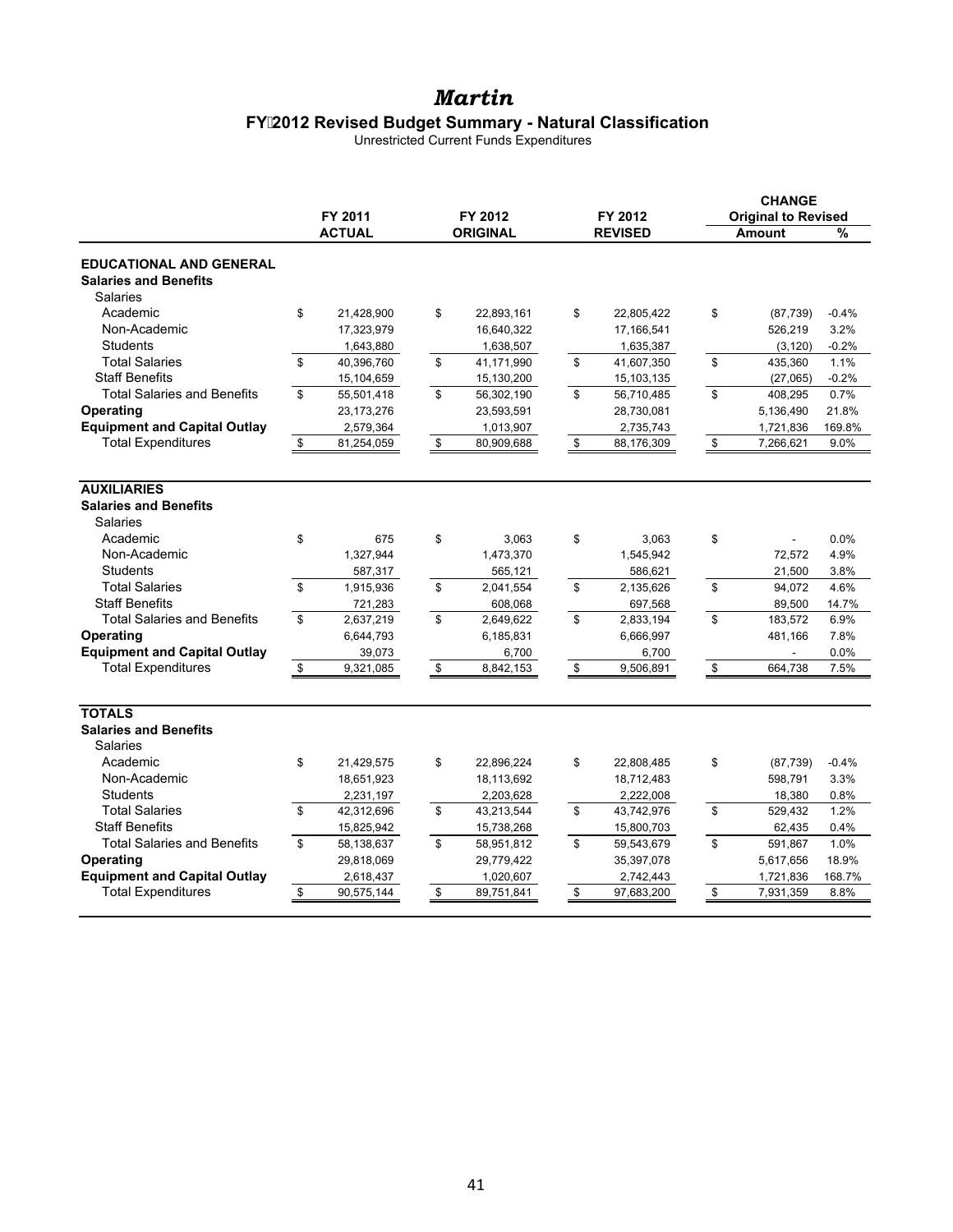# *Martin*

## FY 2012 Revised Budget Summary - Natural Classification

Unrestricted Current Funds Expenditures

| | FY 2011 ACTUAL | FY 2012 ORIGINAL | FY 2012 REVISED | CHANGE Original to Revised Amount | % |
|---|---|---|---|---|---|
| **EDUCATIONAL AND GENERAL** | | | | | |
| **Salaries and Benefits** | | | | | |
| Salaries | | | | | |
| Academic | $ 21,428,900 | $ 22,893,161 | $ 22,805,422 | $ (87,739) | -0.4% |
| Non-Academic | 17,323,979 | 16,640,322 | 17,166,541 | 526,219 | 3.2% |
| Students | 1,643,880 | 1,638,507 | 1,635,387 | (3,120) | -0.2% |
| Total Salaries | $ 40,396,760 | $ 41,171,990 | $ 41,607,350 | $ 435,360 | 1.1% |
| Staff Benefits | 15,104,659 | 15,130,200 | 15,103,135 | (27,065) | -0.2% |
| Total Salaries and Benefits | $ 55,501,418 | $ 56,302,190 | $ 56,710,485 | $ 408,295 | 0.7% |
| **Operating** | 23,173,276 | 23,593,591 | 28,730,081 | 5,136,490 | 21.8% |
| **Equipment and Capital Outlay** | 2,579,364 | 1,013,907 | 2,735,743 | 1,721,836 | 169.8% |
| Total Expenditures | $ 81,254,059 | $ 80,909,688 | $ 88,176,309 | $ 7,266,621 | 9.0% |
| **AUXILIARIES** | | | | | |
| **Salaries and Benefits** | | | | | |
| Salaries | | | | | |
| Academic | $ 675 | $ 3,063 | $ 3,063 | $ - | 0.0% |
| Non-Academic | 1,327,944 | 1,473,370 | 1,545,942 | 72,572 | 4.9% |
| Students | 587,317 | 565,121 | 586,621 | 21,500 | 3.8% |
| Total Salaries | $ 1,915,936 | $ 2,041,554 | $ 2,135,626 | $ 94,072 | 4.6% |
| Staff Benefits | 721,283 | 608,068 | 697,568 | 89,500 | 14.7% |
| Total Salaries and Benefits | $ 2,637,219 | $ 2,649,622 | $ 2,833,194 | $ 183,572 | 6.9% |
| **Operating** | 6,644,793 | 6,185,831 | 6,666,997 | 481,166 | 7.8% |
| **Equipment and Capital Outlay** | 39,073 | 6,700 | 6,700 | - | 0.0% |
| Total Expenditures | $ 9,321,085 | $ 8,842,153 | $ 9,506,891 | $ 664,738 | 7.5% |
| **TOTALS** | | | | | |
| **Salaries and Benefits** | | | | | |
| Salaries | | | | | |
| Academic | $ 21,429,575 | $ 22,896,224 | $ 22,808,485 | $ (87,739) | -0.4% |
| Non-Academic | 18,651,923 | 18,113,692 | 18,712,483 | 598,791 | 3.3% |
| Students | 2,231,197 | 2,203,628 | 2,222,008 | 18,380 | 0.8% |
| Total Salaries | $ 42,312,696 | $ 43,213,544 | $ 43,742,976 | $ 529,432 | 1.2% |
| Staff Benefits | 15,825,942 | 15,738,268 | 15,800,703 | 62,435 | 0.4% |
| Total Salaries and Benefits | $ 58,138,637 | $ 58,951,812 | $ 59,543,679 | $ 591,867 | 1.0% |
| **Operating** | 29,818,069 | 29,779,422 | 35,397,078 | 5,617,656 | 18.9% |
| **Equipment and Capital Outlay** | 2,618,437 | 1,020,607 | 2,742,443 | 1,721,836 | 168.7% |
| Total Expenditures | $ 90,575,144 | $ 89,751,841 | $ 97,683,200 | $ 7,931,359 | 8.8% |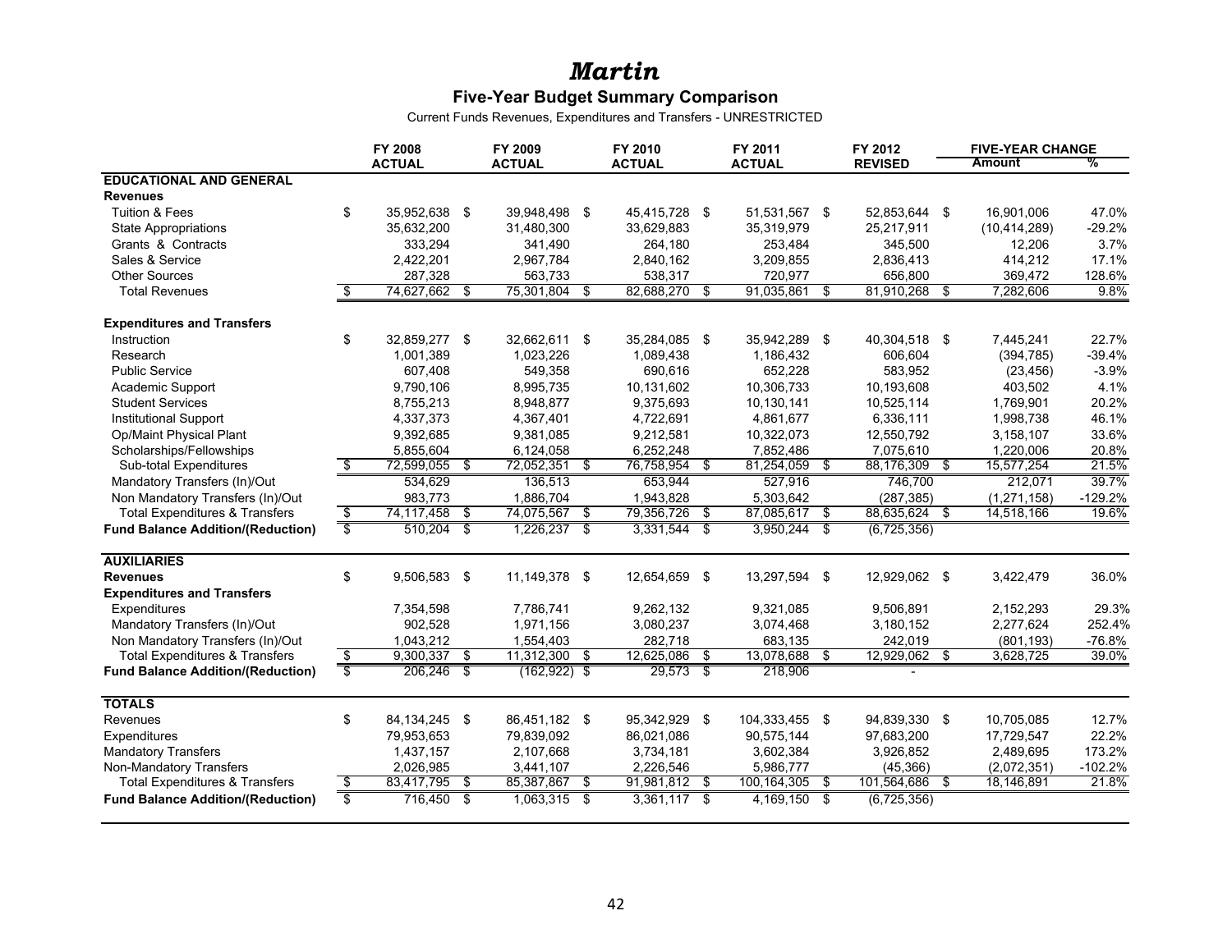# *Martin*

## Five-Year Budget Summary Comparison

Current Funds Revenues, Expenditures and Transfers - UNRESTRICTED

| | FY 2008 ACTUAL | FY 2009 ACTUAL | FY 2010 ACTUAL | FY 2011 ACTUAL | FY 2012 REVISED | FIVE-YEAR CHANGE Amount | % |
|---|---|---|---|---|---|---|---|
| **EDUCATIONAL AND GENERAL** | | | | | | | |
| **Revenues** | | | | | | | |
| Tuition & Fees | $ 35,952,638 | $ 39,948,498 | $ 45,415,728 | $ 51,531,567 | $ 52,853,644 | $ 16,901,006 | 47.0% |
| State Appropriations | 35,632,200 | 31,480,300 | 33,629,883 | 35,319,979 | 25,217,911 | (10,414,289) | -29.2% |
| Grants & Contracts | 333,294 | 341,490 | 264,180 | 253,484 | 345,500 | 12,206 | 3.7% |
| Sales & Service | 2,422,201 | 2,967,784 | 2,840,162 | 3,209,855 | 2,836,413 | 414,212 | 17.1% |
| Other Sources | 287,328 | 563,733 | 538,317 | 720,977 | 656,800 | 369,472 | 128.6% |
| Total Revenues | $ 74,627,662 | $ 75,301,804 | $ 82,688,270 | $ 91,035,861 | $ 81,910,268 | $ 7,282,606 | 9.8% |
| **Expenditures and Transfers** | | | | | | | |
| Instruction | $ 32,859,277 | $ 32,662,611 | $ 35,284,085 | $ 35,942,289 | $ 40,304,518 | $ 7,445,241 | 22.7% |
| Research | 1,001,389 | 1,023,226 | 1,089,438 | 1,186,432 | 606,604 | (394,785) | -39.4% |
| Public Service | 607,408 | 549,358 | 690,616 | 652,228 | 583,952 | (23,456) | -3.9% |
| Academic Support | 9,790,106 | 8,995,735 | 10,131,602 | 10,306,733 | 10,193,608 | 403,502 | 4.1% |
| Student Services | 8,755,213 | 8,948,877 | 9,375,693 | 10,130,141 | 10,525,114 | 1,769,901 | 20.2% |
| Institutional Support | 4,337,373 | 4,367,401 | 4,722,691 | 4,861,677 | 6,336,111 | 1,998,738 | 46.1% |
| Op/Maint Physical Plant | 9,392,685 | 9,381,085 | 9,212,581 | 10,322,073 | 12,550,792 | 3,158,107 | 33.6% |
| Scholarships/Fellowships | 5,855,604 | 6,124,058 | 6,252,248 | 7,852,486 | 7,075,610 | 1,220,006 | 20.8% |
| Sub-total Expenditures | $ 72,599,055 | $ 72,052,351 | $ 76,758,954 | $ 81,254,059 | $ 88,176,309 | $ 15,577,254 | 21.5% |
| Mandatory Transfers (In)/Out | 534,629 | 136,513 | 653,944 | 527,916 | 746,700 | 212,071 | 39.7% |
| Non Mandatory Transfers (In)/Out | 983,773 | 1,886,704 | 1,943,828 | 5,303,642 | (287,385) | (1,271,158) | -129.2% |
| Total Expenditures & Transfers | $ 74,117,458 | $ 74,075,567 | $ 79,356,726 | $ 87,085,617 | $ 88,635,624 | $ 14,518,166 | 19.6% |
| **Fund Balance Addition/(Reduction)** | $ 510,204 | $ 1,226,237 | $ 3,331,544 | $ 3,950,244 | $ (6,725,356) | | |
| **AUXILIARIES** | | | | | | | |
| **Revenues** | $ 9,506,583 | $ 11,149,378 | $ 12,654,659 | $ 13,297,594 | $ 12,929,062 | $ 3,422,479 | 36.0% |
| **Expenditures and Transfers** | | | | | | | |
| Expenditures | 7,354,598 | 7,786,741 | 9,262,132 | 9,321,085 | 9,506,891 | 2,152,293 | 29.3% |
| Mandatory Transfers (In)/Out | 902,528 | 1,971,156 | 3,080,237 | 3,074,468 | 3,180,152 | 2,277,624 | 252.4% |
| Non Mandatory Transfers (In)/Out | 1,043,212 | 1,554,403 | 282,718 | 683,135 | 242,019 | (801,193) | -76.8% |
| Total Expenditures & Transfers | $ 9,300,337 | $ 11,312,300 | $ 12,625,086 | $ 13,078,688 | $ 12,929,062 | $ 3,628,725 | 39.0% |
| **Fund Balance Addition/(Reduction)** | $ 206,246 | $ (162,922) | $ 29,573 | $ 218,906 | - | | |
| **TOTALS** | | | | | | | |
| Revenues | $ 84,134,245 | $ 86,451,182 | $ 95,342,929 | $ 104,333,455 | $ 94,839,330 | $ 10,705,085 | 12.7% |
| Expenditures | 79,953,653 | 79,839,092 | 86,021,086 | 90,575,144 | 97,683,200 | 17,729,547 | 22.2% |
| Mandatory Transfers | 1,437,157 | 2,107,668 | 3,734,181 | 3,602,384 | 3,926,852 | 2,489,695 | 173.2% |
| Non-Mandatory Transfers | 2,026,985 | 3,441,107 | 2,226,546 | 5,986,777 | (45,366) | (2,072,351) | -102.2% |
| Total Expenditures & Transfers | $ 83,417,795 | $ 85,387,867 | $ 91,981,812 | $ 100,164,305 | $ 101,564,686 | $ 18,146,891 | 21.8% |
| **Fund Balance Addition/(Reduction)** | $ 716,450 | $ 1,063,315 | $ 3,361,117 | $ 4,169,150 | $ (6,725,356) | | |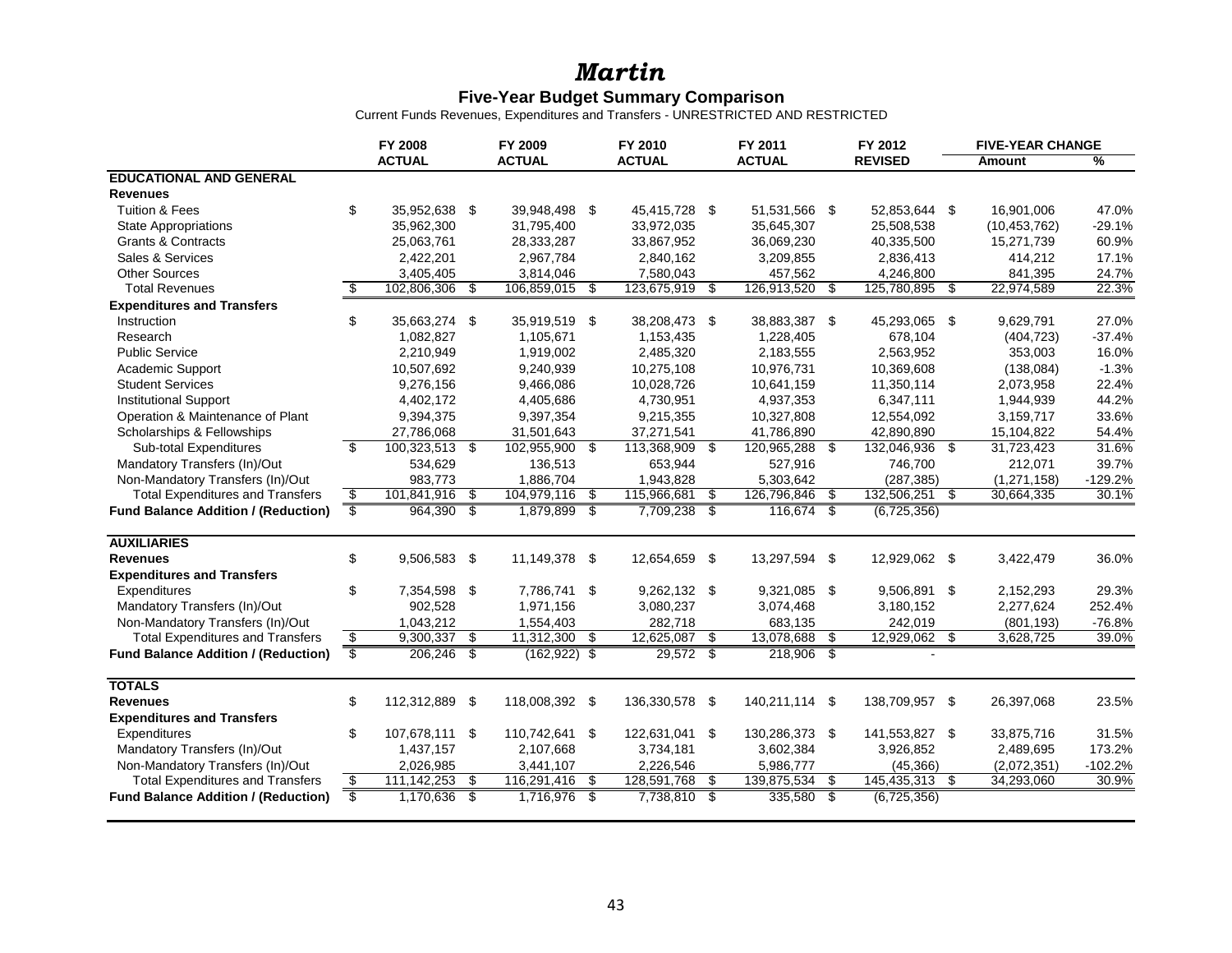# *Martin*

## Five-Year Budget Summary Comparison

Current Funds Revenues, Expenditures and Transfers - UNRESTRICTED AND RESTRICTED

| | FY 2008 ACTUAL | FY 2009 ACTUAL | FY 2010 ACTUAL | FY 2011 ACTUAL | FY 2012 REVISED | FIVE-YEAR CHANGE Amount | % |
|---|---|---|---|---|---|---|---|
| **EDUCATIONAL AND GENERAL** | | | | | | | |
| **Revenues** | | | | | | | |
| Tuition & Fees | $ 35,952,638 | $ 39,948,498 | $ 45,415,728 | $ 51,531,566 | $ 52,853,644 | $ 16,901,006 | 47.0% |
| State Appropriations | 35,962,300 | 31,795,400 | 33,972,035 | 35,645,307 | 25,508,538 | (10,453,762) | -29.1% |
| Grants & Contracts | 25,063,761 | 28,333,287 | 33,867,952 | 36,069,230 | 40,335,500 | 15,271,739 | 60.9% |
| Sales & Services | 2,422,201 | 2,967,784 | 2,840,162 | 3,209,855 | 2,836,413 | 414,212 | 17.1% |
| Other Sources | 3,405,405 | 3,814,046 | 7,580,043 | 457,562 | 4,246,800 | 841,395 | 24.7% |
| Total Revenues | $ 102,806,306 | $ 106,859,015 | $ 123,675,919 | $ 126,913,520 | $ 125,780,895 | $ 22,974,589 | 22.3% |
| **Expenditures and Transfers** | | | | | | | |
| Instruction | $ 35,663,274 | $ 35,919,519 | $ 38,208,473 | $ 38,883,387 | $ 45,293,065 | $ 9,629,791 | 27.0% |
| Research | 1,082,827 | 1,105,671 | 1,153,435 | 1,228,405 | 678,104 | (404,723) | -37.4% |
| Public Service | 2,210,949 | 1,919,002 | 2,485,320 | 2,183,555 | 2,563,952 | 353,003 | 16.0% |
| Academic Support | 10,507,692 | 9,240,939 | 10,275,108 | 10,976,731 | 10,369,608 | (138,084) | -1.3% |
| Student Services | 9,276,156 | 9,466,086 | 10,028,726 | 10,641,159 | 11,350,114 | 2,073,958 | 22.4% |
| Institutional Support | 4,402,172 | 4,405,686 | 4,730,951 | 4,937,353 | 6,347,111 | 1,944,939 | 44.2% |
| Operation & Maintenance of Plant | 9,394,375 | 9,397,354 | 9,215,355 | 10,327,808 | 12,554,092 | 3,159,717 | 33.6% |
| Scholarships & Fellowships | 27,786,068 | 31,501,643 | 37,271,541 | 41,786,890 | 42,890,890 | 15,104,822 | 54.4% |
| Sub-total Expenditures | $ 100,323,513 | $ 102,955,900 | $ 113,368,909 | $ 120,965,288 | $ 132,046,936 | $ 31,723,423 | 31.6% |
| Mandatory Transfers (In)/Out | 534,629 | 136,513 | 653,944 | 527,916 | 746,700 | 212,071 | 39.7% |
| Non-Mandatory Transfers (In)/Out | 983,773 | 1,886,704 | 1,943,828 | 5,303,642 | (287,385) | (1,271,158) | -129.2% |
| Total Expenditures and Transfers | $ 101,841,916 | $ 104,979,116 | $ 115,966,681 | $ 126,796,846 | $ 132,506,251 | $ 30,664,335 | 30.1% |
| **Fund Balance Addition / (Reduction)** | $ 964,390 | $ 1,879,899 | $ 7,709,238 | $ 116,674 | $ (6,725,356) | | |
| **AUXILIARIES** | | | | | | | |
| **Revenues** | $ 9,506,583 | $ 11,149,378 | $ 12,654,659 | $ 13,297,594 | $ 12,929,062 | $ 3,422,479 | 36.0% |
| **Expenditures and Transfers** | | | | | | | |
| Expenditures | $ 7,354,598 | $ 7,786,741 | $ 9,262,132 | $ 9,321,085 | $ 9,506,891 | $ 2,152,293 | 29.3% |
| Mandatory Transfers (In)/Out | 902,528 | 1,971,156 | 3,080,237 | 3,074,468 | 3,180,152 | 2,277,624 | 252.4% |
| Non-Mandatory Transfers (In)/Out | 1,043,212 | 1,554,403 | 282,718 | 683,135 | 242,019 | (801,193) | -76.8% |
| Total Expenditures and Transfers | $ 9,300,337 | $ 11,312,300 | $ 12,625,087 | $ 13,078,688 | $ 12,929,062 | $ 3,628,725 | 39.0% |
| **Fund Balance Addition / (Reduction)** | $ 206,246 | $ (162,922) | $ 29,572 | $ 218,906 | $ - | | |
| **TOTALS** | | | | | | | |
| **Revenues** | $ 112,312,889 | $ 118,008,392 | $ 136,330,578 | $ 140,211,114 | $ 138,709,957 | $ 26,397,068 | 23.5% |
| **Expenditures and Transfers** | | | | | | | |
| Expenditures | $ 107,678,111 | $ 110,742,641 | $ 122,631,041 | $ 130,286,373 | $ 141,553,827 | $ 33,875,716 | 31.5% |
| Mandatory Transfers (In)/Out | 1,437,157 | 2,107,668 | 3,734,181 | 3,602,384 | 3,926,852 | 2,489,695 | 173.2% |
| Non-Mandatory Transfers (In)/Out | 2,026,985 | 3,441,107 | 2,226,546 | 5,986,777 | (45,366) | (2,072,351) | -102.2% |
| Total Expenditures and Transfers | $ 111,142,253 | $ 116,291,416 | $ 128,591,768 | $ 139,875,534 | $ 145,435,313 | $ 34,293,060 | 30.9% |
| **Fund Balance Addition / (Reduction)** | $ 1,170,636 | $ 1,716,976 | $ 7,738,810 | $ 335,580 | $ (6,725,356) | | |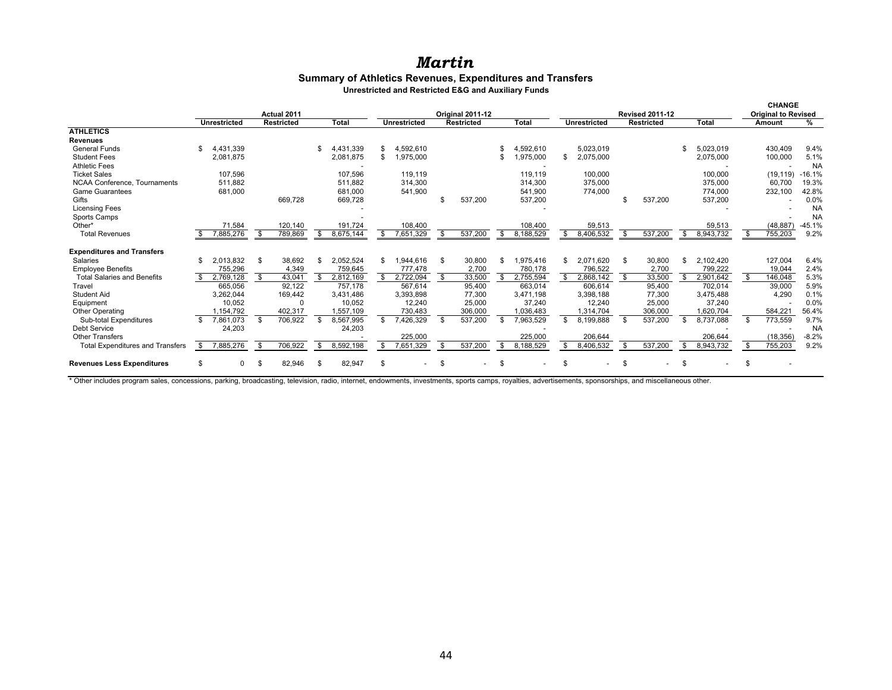# *Martin*

## Summary of Athletics Revenues, Expenditures and Transfers

### Unrestricted and Restricted E&G and Auxiliary Funds

| | Actual 2011 | | | Original 2011-12 | | | Revised 2011-12 | | | CHANGE Original to Revised | |
|---|---|---|---|---|---|---|---|---|---|---|---|
| | Unrestricted | Restricted | Total | Unrestricted | Restricted | Total | Unrestricted | Restricted | Total | Amount | % |
| **ATHLETICS** | | | | | | | | | | | |
| **Revenues** | | | | | | | | | | | |
| General Funds | $ 4,431,339 | | $ 4,431,339 | $ 4,592,610 | | $ 4,592,610 | 5,023,019 | | $ 5,023,019 | 430,409 | 9.4% |
| Student Fees | 2,081,875 | | 2,081,875 | $ 1,975,000 | | $ 1,975,000 | $ 2,075,000 | | 2,075,000 | 100,000 | 5.1% |
| Athletic Fees | | | - | | | - | | | - | - | NA |
| Ticket Sales | 107,596 | | 107,596 | 119,119 | | 119,119 | 100,000 | | 100,000 | (19,119) | -16.1% |
| NCAA Conference, Tournaments | 511,882 | | 511,882 | 314,300 | | 314,300 | 375,000 | | 375,000 | 60,700 | 19.3% |
| Game Guarantees | 681,000 | | 681,000 | 541,900 | | 541,900 | 774,000 | | 774,000 | 232,100 | 42.8% |
| Gifts | | 669,728 | 669,728 | | $ 537,200 | 537,200 | | $ 537,200 | 537,200 | - | 0.0% |
| Licensing Fees | | | - | | | - | | | - | - | NA |
| Sports Camps | | | - | | | | | | | - | NA |
| Other* | 71,584 | 120,140 | 191,724 | 108,400 | | 108,400 | 59,513 | | 59,513 | (48,887) | -45.1% |
| Total Revenues | $ 7,885,276 | $ 789,869 | $ 8,675,144 | $ 7,651,329 | $ 537,200 | $ 8,188,529 | $ 8,406,532 | $ 537,200 | $ 8,943,732 | $ 755,203 | 9.2% |
| **Expenditures and Transfers** | | | | | | | | | | | |
| Salaries | $ 2,013,832 | $ 38,692 | $ 2,052,524 | $ 1,944,616 | $ 30,800 | $ 1,975,416 | $ 2,071,620 | $ 30,800 | $ 2,102,420 | 127,004 | 6.4% |
| Employee Benefits | 755,296 | 4,349 | 759,645 | 777,478 | 2,700 | 780,178 | 796,522 | 2,700 | 799,222 | 19,044 | 2.4% |
| Total Salaries and Benefits | $ 2,769,128 | $ 43,041 | $ 2,812,169 | $ 2,722,094 | $ 33,500 | $ 2,755,594 | $ 2,868,142 | $ 33,500 | $ 2,901,642 | $ 146,048 | 5.3% |
| Travel | 665,056 | 92,122 | 757,178 | 567,614 | 95,400 | 663,014 | 606,614 | 95,400 | 702,014 | 39,000 | 5.9% |
| Student Aid | 3,262,044 | 169,442 | 3,431,486 | 3,393,898 | 77,300 | 3,471,198 | 3,398,188 | 77,300 | 3,475,488 | 4,290 | 0.1% |
| Equipment | 10,052 | 0 | 10,052 | 12,240 | 25,000 | 37,240 | 12,240 | 25,000 | 37,240 | - | 0.0% |
| Other Operating | 1,154,792 | 402,317 | 1,557,109 | 730,483 | 306,000 | 1,036,483 | 1,314,704 | 306,000 | 1,620,704 | 584,221 | 56.4% |
| Sub-total Expenditures | $ 7,861,073 | $ 706,922 | $ 8,567,995 | $ 7,426,329 | $ 537,200 | $ 7,963,529 | $ 8,199,888 | $ 537,200 | $ 8,737,088 | $ 773,559 | 9.7% |
| Debt Service | 24,203 | | 24,203 | | | - | | | - | - | NA |
| Other Transfers | | | - | 225,000 | | 225,000 | 206,644 | | 206,644 | (18,356) | -8.2% |
| Total Expenditures and Transfers | $ 7,885,276 | $ 706,922 | $ 8,592,198 | $ 7,651,329 | $ 537,200 | $ 8,188,529 | $ 8,406,532 | $ 537,200 | $ 8,943,732 | $ 755,203 | 9.2% |
| **Revenues Less Expenditures** | $ 0 | $ 82,946 | $ 82,947 | $ - | $ - | $ - | $ - | $ - | $ - | $ - | |

\* Other includes program sales, concessions, parking, broadcasting, television, radio, internet, endowments, investments, sports camps, royalties, advertisements, sponsorships, and miscellaneous other.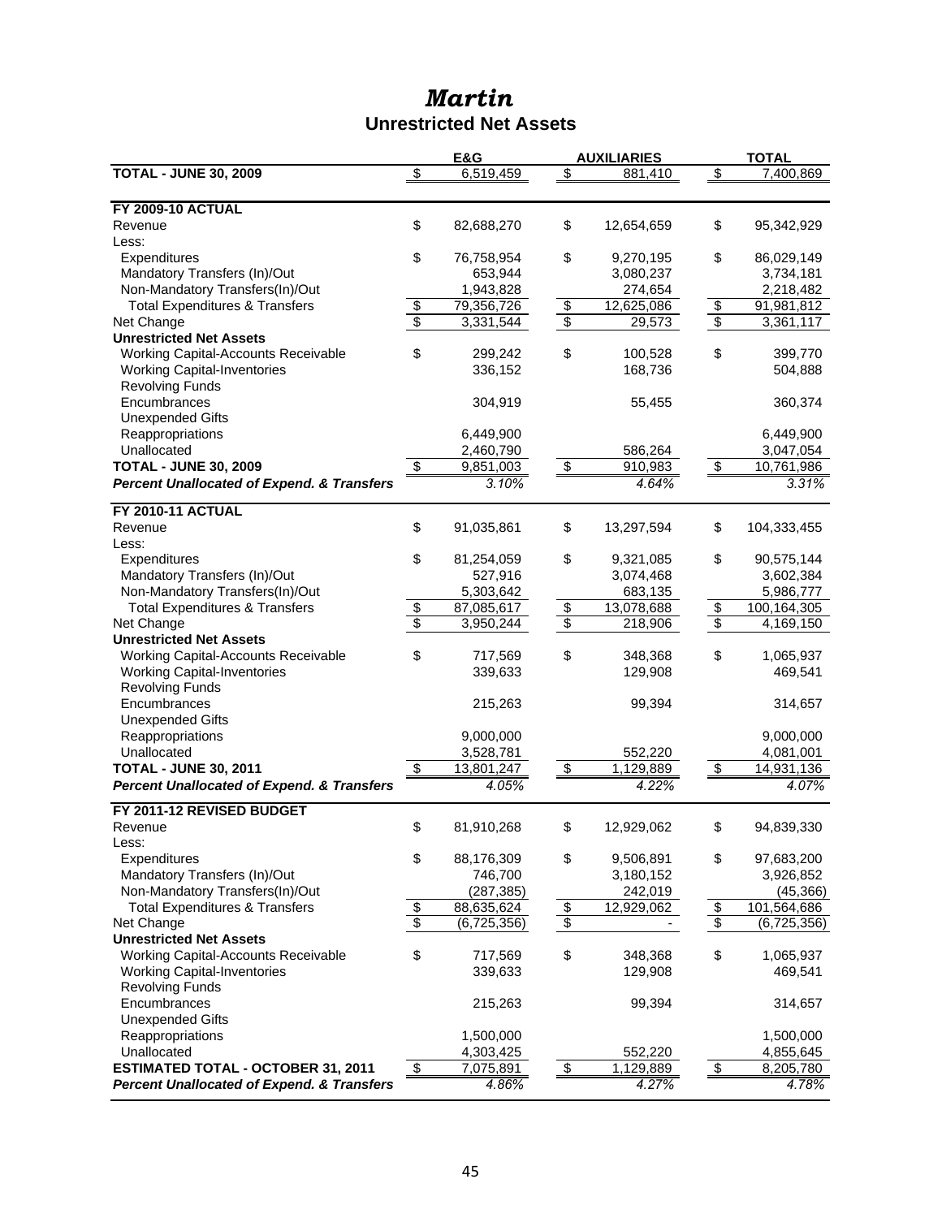# *Martin*

## Unrestricted Net Assets

| | E&G | AUXILIARIES | TOTAL |
|---|---|---|---|
| **TOTAL - JUNE 30, 2009** | $ 6,519,459 | $ 881,410 | $ 7,400,869 |
| | | | |
| **FY 2009-10 ACTUAL** | | | |
| Revenue | $ 82,688,270 | $ 12,654,659 | $ 95,342,929 |
| Less: | | | |
| Expenditures | $ 76,758,954 | $ 9,270,195 | $ 86,029,149 |
| Mandatory Transfers (In)/Out | 653,944 | 3,080,237 | 3,734,181 |
| Non-Mandatory Transfers(In)/Out | 1,943,828 | 274,654 | 2,218,482 |
| Total Expenditures & Transfers | $ 79,356,726 | $ 12,625,086 | $ 91,981,812 |
| Net Change | $ 3,331,544 | $ 29,573 | $ 3,361,117 |
| **Unrestricted Net Assets** | | | |
| Working Capital-Accounts Receivable | $ 299,242 | $ 100,528 | $ 399,770 |
| Working Capital-Inventories | 336,152 | 168,736 | 504,888 |
| Revolving Funds | | | |
| Encumbrances | 304,919 | 55,455 | 360,374 |
| Unexpended Gifts | | | |
| Reappropriations | 6,449,900 | | 6,449,900 |
| Unallocated | 2,460,790 | 586,264 | 3,047,054 |
| **TOTAL - JUNE 30, 2009** | $ 9,851,003 | $ 910,983 | $ 10,761,986 |
| ***Percent Unallocated of Expend. & Transfers*** | *3.10%* | *4.64%* | *3.31%* |
| | | | |
| **FY 2010-11 ACTUAL** | | | |
| Revenue | $ 91,035,861 | $ 13,297,594 | $ 104,333,455 |
| Less: | | | |
| Expenditures | $ 81,254,059 | $ 9,321,085 | $ 90,575,144 |
| Mandatory Transfers (In)/Out | 527,916 | 3,074,468 | 3,602,384 |
| Non-Mandatory Transfers(In)/Out | 5,303,642 | 683,135 | 5,986,777 |
| Total Expenditures & Transfers | $ 87,085,617 | $ 13,078,688 | $ 100,164,305 |
| Net Change | $ 3,950,244 | $ 218,906 | $ 4,169,150 |
| **Unrestricted Net Assets** | | | |
| Working Capital-Accounts Receivable | $ 717,569 | $ 348,368 | $ 1,065,937 |
| Working Capital-Inventories | 339,633 | 129,908 | 469,541 |
| Revolving Funds | | | |
| Encumbrances | 215,263 | 99,394 | 314,657 |
| Unexpended Gifts | | | |
| Reappropriations | 9,000,000 | | 9,000,000 |
| Unallocated | 3,528,781 | 552,220 | 4,081,001 |
| **TOTAL - JUNE 30, 2011** | $ 13,801,247 | $ 1,129,889 | $ 14,931,136 |
| ***Percent Unallocated of Expend. & Transfers*** | *4.05%* | *4.22%* | *4.07%* |
| | | | |
| **FY 2011-12 REVISED BUDGET** | | | |
| Revenue | $ 81,910,268 | $ 12,929,062 | $ 94,839,330 |
| Less: | | | |
| Expenditures | $ 88,176,309 | $ 9,506,891 | $ 97,683,200 |
| Mandatory Transfers (In)/Out | 746,700 | 3,180,152 | 3,926,852 |
| Non-Mandatory Transfers(In)/Out | (287,385) | 242,019 | (45,366) |
| Total Expenditures & Transfers | $ 88,635,624 | $ 12,929,062 | $ 101,564,686 |
| Net Change | $ (6,725,356) | $ - | $ (6,725,356) |
| **Unrestricted Net Assets** | | | |
| Working Capital-Accounts Receivable | $ 717,569 | $ 348,368 | $ 1,065,937 |
| Working Capital-Inventories | 339,633 | 129,908 | 469,541 |
| Revolving Funds | | | |
| Encumbrances | 215,263 | 99,394 | 314,657 |
| Unexpended Gifts | | | |
| Reappropriations | 1,500,000 | | 1,500,000 |
| Unallocated | 4,303,425 | 552,220 | 4,855,645 |
| **ESTIMATED TOTAL - OCTOBER 31, 2011** | $ 7,075,891 | $ 1,129,889 | $ 8,205,780 |
| ***Percent Unallocated of Expend. & Transfers*** | *4.86%* | *4.27%* | *4.78%* |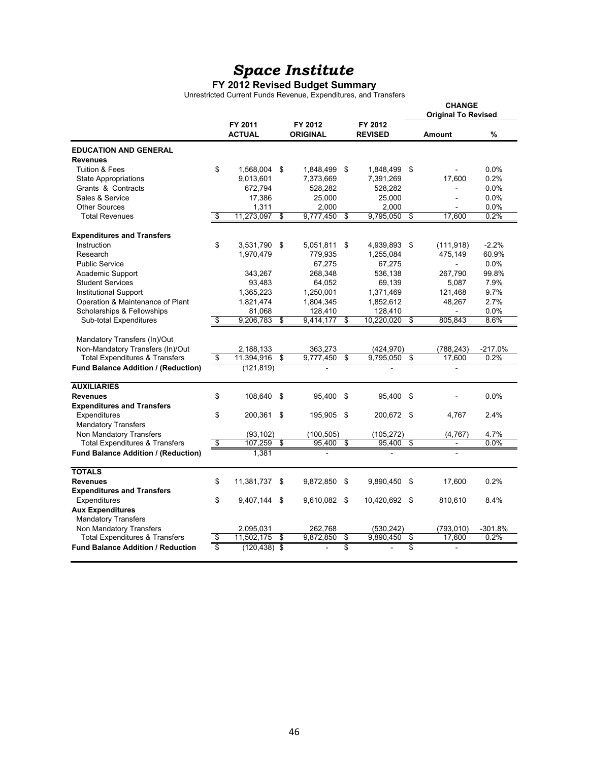# *Space Institute*

## FY 2012 Revised Budget Summary

Unrestricted Current Funds Revenue, Expenditures, and Transfers

| | FY 2011 ACTUAL | FY 2012 ORIGINAL | FY 2012 REVISED | CHANGE Original To Revised Amount | % |
|---|---|---|---|---|---|
| **EDUCATION AND GENERAL** | | | | | |
| **Revenues** | | | | | |
| Tuition & Fees | $ 1,568,004 | $ 1,848,499 | $ 1,848,499 | $ - | 0.0% |
| State Appropriations | 9,013,601 | 7,373,669 | 7,391,269 | 17,600 | 0.2% |
| Grants & Contracts | 672,794 | 528,282 | 528,282 | - | 0.0% |
| Sales & Service | 17,386 | 25,000 | 25,000 | - | 0.0% |
| Other Sources | 1,311 | 2,000 | 2,000 | - | 0.0% |
| Total Revenues | $ 11,273,097 | $ 9,777,450 | $ 9,795,050 | $ 17,600 | 0.2% |
| **Expenditures and Transfers** | | | | | |
| Instruction | $ 3,531,790 | $ 5,051,811 | $ 4,939,893 | $ (111,918) | -2.2% |
| Research | 1,970,479 | 779,935 | 1,255,084 | 475,149 | 60.9% |
| Public Service | | 67,275 | 67,275 | - | 0.0% |
| Academic Support | 343,267 | 268,348 | 536,138 | 267,790 | 99.8% |
| Student Services | 93,483 | 64,052 | 69,139 | 5,087 | 7.9% |
| Institutional Support | 1,365,223 | 1,250,001 | 1,371,469 | 121,468 | 9.7% |
| Operation & Maintenance of Plant | 1,821,474 | 1,804,345 | 1,852,612 | 48,267 | 2.7% |
| Scholarships & Fellowships | 81,068 | 128,410 | 128,410 | - | 0.0% |
| Sub-total Expenditures | $ 9,206,783 | $ 9,414,177 | $ 10,220,020 | $ 805,843 | 8.6% |
| Mandatory Transfers (In)/Out | | | | | |
| Non-Mandatory Transfers (In)/Out | 2,188,133 | 363,273 | (424,970) | (788,243) | -217.0% |
| Total Expenditures & Transfers | $ 11,394,916 | $ 9,777,450 | $ 9,795,050 | $ 17,600 | 0.2% |
| **Fund Balance Addition / (Reduction)** | (121,819) | - | - | - | |
| **AUXILIARIES** | | | | | |
| **Revenues** | $ 108,640 | $ 95,400 | $ 95,400 | $ - | 0.0% |
| **Expenditures and Transfers** | | | | | |
| Expenditures | $ 200,361 | $ 195,905 | $ 200,672 | $ 4,767 | 2.4% |
| Mandatory Transfers | | | | | |
| Non Mandatory Transfers | (93,102) | (100,505) | (105,272) | (4,767) | 4.7% |
| Total Expenditures & Transfers | $ 107,259 | $ 95,400 | $ 95,400 | $ - | 0.0% |
| **Fund Balance Addition / (Reduction)** | 1,381 | - | - | - | |
| **TOTALS** | | | | | |
| **Revenues** | $ 11,381,737 | $ 9,872,850 | $ 9,890,450 | $ 17,600 | 0.2% |
| **Expenditures and Transfers** | | | | | |
| Expenditures | $ 9,407,144 | $ 9,610,082 | $ 10,420,692 | $ 810,610 | 8.4% |
| **Aux Expenditures** | | | | | |
| Mandatory Transfers | | | | | |
| Non Mandatory Transfers | 2,095,031 | 262,768 | (530,242) | (793,010) | -301.8% |
| Total Expenditures & Transfers | $ 11,502,175 | $ 9,872,850 | $ 9,890,450 | $ 17,600 | 0.2% |
| **Fund Balance Addition / Reduction** | $ (120,438) | $ - | $ - | $ - | |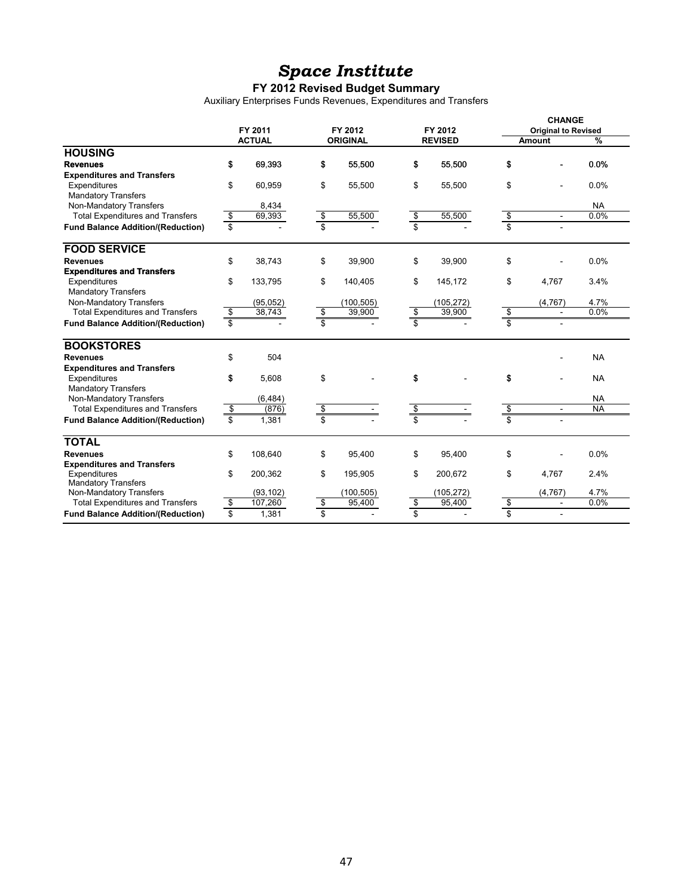# *Space Institute*

## FY 2012 Revised Budget Summary

Auxiliary Enterprises Funds Revenues, Expenditures and Transfers

| | FY 2011 ACTUAL | FY 2012 ORIGINAL | FY 2012 REVISED | CHANGE Original to Revised Amount | % |
|---|---|---|---|---|---|
| **HOUSING** | | | | | |
| **Revenues** | **$ 69,393** | **$ 55,500** | **$ 55,500** | **$ -** | **0.0%** |
| **Expenditures and Transfers** | | | | | |
| Expenditures | $ 60,959 | $ 55,500 | $ 55,500 | $ - | 0.0% |
| Mandatory Transfers | | | | | |
| Non-Mandatory Transfers | 8,434 | | | | NA |
| Total Expenditures and Transfers | $ 69,393 | $ 55,500 | $ 55,500 | $ - | 0.0% |
| **Fund Balance Addition/(Reduction)** | $ - | $ - | $ - | $ - | |
| **FOOD SERVICE** | | | | | |
| **Revenues** | $ 38,743 | $ 39,900 | $ 39,900 | $ - | 0.0% |
| **Expenditures and Transfers** | | | | | |
| Expenditures | $ 133,795 | $ 140,405 | $ 145,172 | $ 4,767 | 3.4% |
| Mandatory Transfers | | | | | |
| Non-Mandatory Transfers | (95,052) | (100,505) | (105,272) | (4,767) | 4.7% |
| Total Expenditures and Transfers | $ 38,743 | $ 39,900 | $ 39,900 | $ - | 0.0% |
| **Fund Balance Addition/(Reduction)** | $ - | $ - | $ - | $ - | |
| **BOOKSTORES** | | | | | |
| **Revenues** | $ 504 | | | - | NA |
| **Expenditures and Transfers** | | | | | |
| Expenditures | **$** 5,608 | $ - | **$** - | **$** - | NA |
| Mandatory Transfers | | | | | |
| Non-Mandatory Transfers | (6,484) | | | | NA |
| Total Expenditures and Transfers | $ (876) | $ - | $ - | $ - | NA |
| **Fund Balance Addition/(Reduction)** | $ 1,381 | $ - | $ - | $ - | |
| **TOTAL** | | | | | |
| **Revenues** | $ 108,640 | $ 95,400 | $ 95,400 | $ - | 0.0% |
| **Expenditures and Transfers** | | | | | |
| Expenditures | $ 200,362 | $ 195,905 | $ 200,672 | $ 4,767 | 2.4% |
| Mandatory Transfers | | | | | |
| Non-Mandatory Transfers | (93,102) | (100,505) | (105,272) | (4,767) | 4.7% |
| Total Expenditures and Transfers | $ 107,260 | $ 95,400 | $ 95,400 | $ - | 0.0% |
| **Fund Balance Addition/(Reduction)** | $ 1,381 | $ - | $ - | $ - | |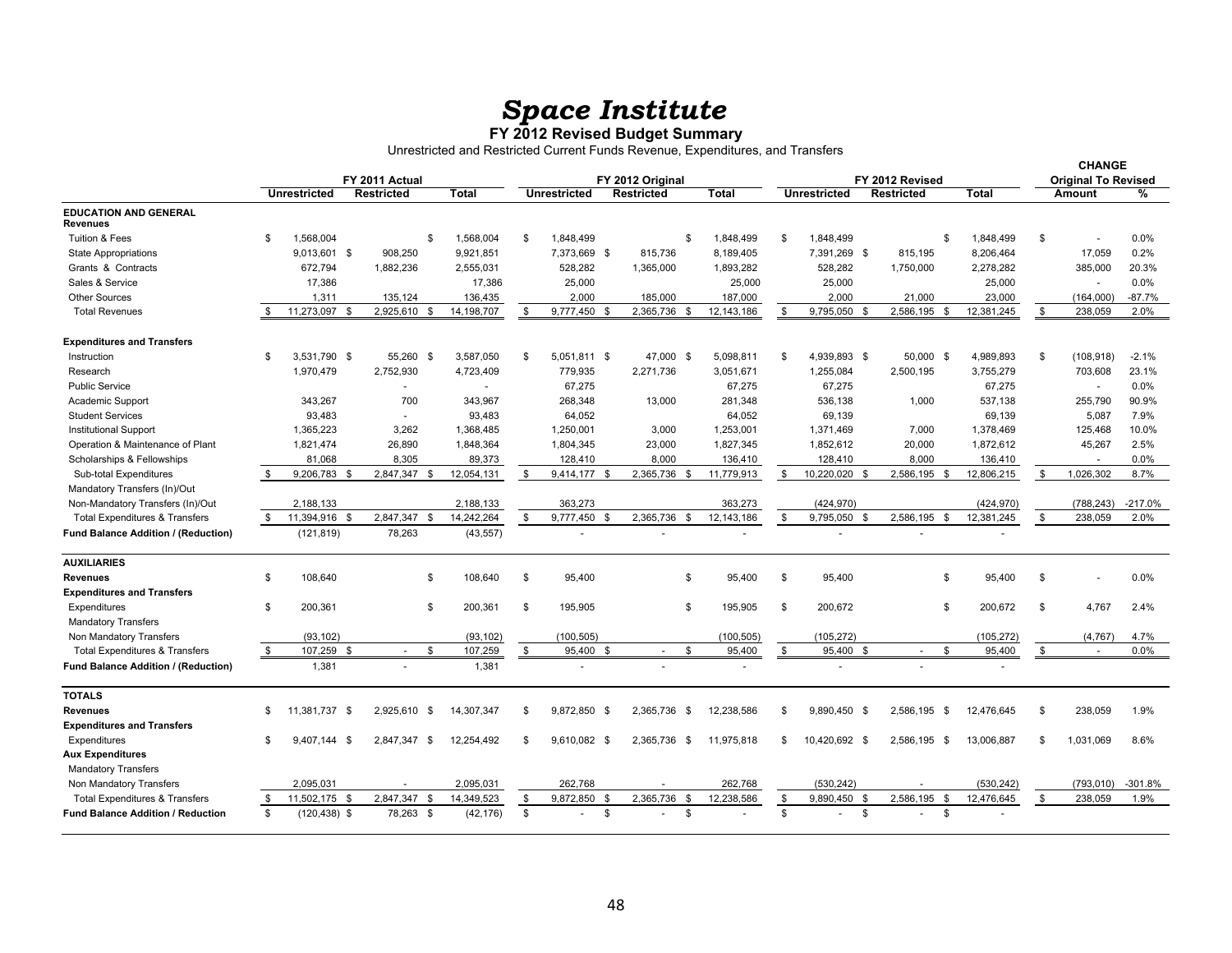# *Space Institute*

**FY 2012 Revised Budget Summary**

Unrestricted and Restricted Current Funds Revenue, Expenditures, and Transfers

| | FY 2011 Actual | | | FY 2012 Original | | | FY 2012 Revised | | | CHANGE Original To Revised | |
|---|---|---|---|---|---|---|---|---|---|---|---|
| | Unrestricted | Restricted | Total | Unrestricted | Restricted | Total | Unrestricted | Restricted | Total | Amount | % |
| **EDUCATION AND GENERAL** | | | | | | | | | | | |
| **Revenues** | | | | | | | | | | | |
| Tuition & Fees | $ 1,568,004 | | $ 1,568,004 | $ 1,848,499 | | $ 1,848,499 | $ 1,848,499 | | $ 1,848,499 | $ - | 0.0% |
| State Appropriations | 9,013,601 | $ 908,250 | 9,921,851 | 7,373,669 | $ 815,736 | 8,189,405 | 7,391,269 | $ 815,195 | 8,206,464 | 17,059 | 0.2% |
| Grants & Contracts | 672,794 | 1,882,236 | 2,555,031 | 528,282 | 1,365,000 | 1,893,282 | 528,282 | 1,750,000 | 2,278,282 | 385,000 | 20.3% |
| Sales & Service | 17,386 | | 17,386 | 25,000 | | 25,000 | 25,000 | | 25,000 | - | 0.0% |
| Other Sources | 1,311 | 135,124 | 136,435 | 2,000 | 185,000 | 187,000 | 2,000 | 21,000 | 23,000 | (164,000) | -87.7% |
| Total Revenues | $ 11,273,097 | $ 2,925,610 | $ 14,198,707 | $ 9,777,450 | $ 2,365,736 | $ 12,143,186 | $ 9,795,050 | $ 2,586,195 | $ 12,381,245 | $ 238,059 | 2.0% |
| **Expenditures and Transfers** | | | | | | | | | | | |
| Instruction | $ 3,531,790 | $ 55,260 | $ 3,587,050 | $ 5,051,811 | $ 47,000 | $ 5,098,811 | $ 4,939,893 | $ 50,000 | $ 4,989,893 | $ (108,918) | -2.1% |
| Research | 1,970,479 | 2,752,930 | 4,723,409 | 779,935 | 2,271,736 | 3,051,671 | 1,255,084 | 2,500,195 | 3,755,279 | 703,608 | 23.1% |
| Public Service | | - | - | 67,275 | | 67,275 | 67,275 | | 67,275 | - | 0.0% |
| Academic Support | 343,267 | 700 | 343,967 | 268,348 | 13,000 | 281,348 | 536,138 | 1,000 | 537,138 | 255,790 | 90.9% |
| Student Services | 93,483 | - | 93,483 | 64,052 | | 64,052 | 69,139 | | 69,139 | 5,087 | 7.9% |
| Institutional Support | 1,365,223 | 3,262 | 1,368,485 | 1,250,001 | 3,000 | 1,253,001 | 1,371,469 | 7,000 | 1,378,469 | 125,468 | 10.0% |
| Operation & Maintenance of Plant | 1,821,474 | 26,890 | 1,848,364 | 1,804,345 | 23,000 | 1,827,345 | 1,852,612 | 20,000 | 1,872,612 | 45,267 | 2.5% |
| Scholarships & Fellowships | 81,068 | 8,305 | 89,373 | 128,410 | 8,000 | 136,410 | 128,410 | 8,000 | 136,410 | - | 0.0% |
| Sub-total Expenditures | $ 9,206,783 | $ 2,847,347 | $ 12,054,131 | $ 9,414,177 | $ 2,365,736 | $ 11,779,913 | $ 10,220,020 | $ 2,586,195 | $ 12,806,215 | $ 1,026,302 | 8.7% |
| Mandatory Transfers (In)/Out | | | | | | | | | | | |
| Non-Mandatory Transfers (In)/Out | 2,188,133 | | 2,188,133 | 363,273 | | 363,273 | (424,970) | | (424,970) | (788,243) | -217.0% |
| Total Expenditures & Transfers | $ 11,394,916 | $ 2,847,347 | $ 14,242,264 | $ 9,777,450 | $ 2,365,736 | $ 12,143,186 | $ 9,795,050 | $ 2,586,195 | $ 12,381,245 | $ 238,059 | 2.0% |
| **Fund Balance Addition / (Reduction)** | (121,819) | 78,263 | (43,557) | - | - | - | - | - | - | | |
| **AUXILIARIES** | | | | | | | | | | | |
| **Revenues** | $ 108,640 | | $ 108,640 | $ 95,400 | | $ 95,400 | $ 95,400 | | $ 95,400 | $ - | 0.0% |
| **Expenditures and Transfers** | | | | | | | | | | | |
| Expenditures | $ 200,361 | | $ 200,361 | $ 195,905 | | $ 195,905 | $ 200,672 | | $ 200,672 | $ 4,767 | 2.4% |
| Mandatory Transfers | | | | | | | | | | | |
| Non Mandatory Transfers | (93,102) | | (93,102) | (100,505) | | (100,505) | (105,272) | | (105,272) | (4,767) | 4.7% |
| Total Expenditures & Transfers | $ 107,259 | $ - | $ 107,259 | $ 95,400 | $ - | $ 95,400 | $ 95,400 | $ - | $ 95,400 | $ - | 0.0% |
| **Fund Balance Addition / (Reduction)** | 1,381 | - | 1,381 | - | - | - | - | - | - | | |
| **TOTALS** | | | | | | | | | | | |
| **Revenues** | $ 11,381,737 | $ 2,925,610 | $ 14,307,347 | $ 9,872,850 | $ 2,365,736 | $ 12,238,586 | $ 9,890,450 | $ 2,586,195 | $ 12,476,645 | $ 238,059 | 1.9% |
| **Expenditures and Transfers** | | | | | | | | | | | |
| Expenditures | $ 9,407,144 | $ 2,847,347 | $ 12,254,492 | $ 9,610,082 | $ 2,365,736 | $ 11,975,818 | $ 10,420,692 | $ 2,586,195 | $ 13,006,887 | $ 1,031,069 | 8.6% |
| **Aux Expenditures** | | | | | | | | | | | |
| Mandatory Transfers | | | | | | | | | | | |
| Non Mandatory Transfers | 2,095,031 | - | 2,095,031 | 262,768 | - | 262,768 | (530,242) | - | (530,242) | (793,010) | -301.8% |
| Total Expenditures & Transfers | $ 11,502,175 | $ 2,847,347 | $ 14,349,523 | $ 9,872,850 | $ 2,365,736 | $ 12,238,586 | $ 9,890,450 | $ 2,586,195 | $ 12,476,645 | $ 238,059 | 1.9% |
| **Fund Balance Addition / Reduction** | $ (120,438) | $ 78,263 | $ (42,176) | $ - | $ - | $ - | $ - | $ - | $ - | | |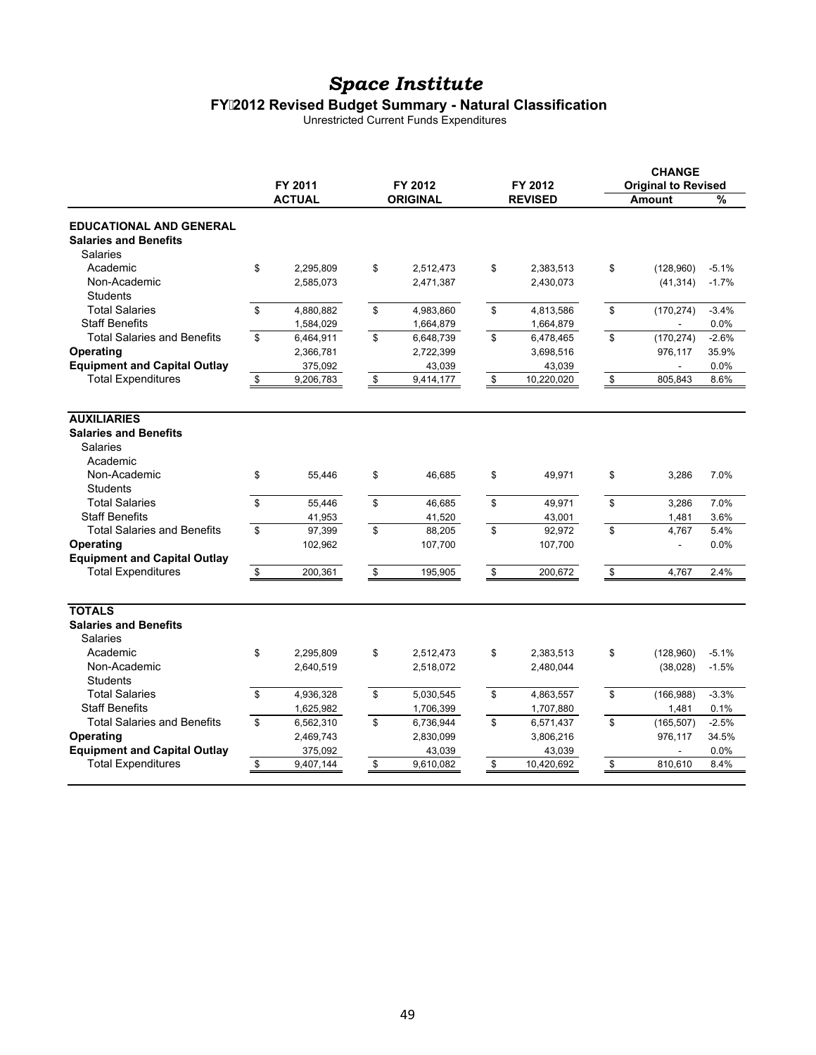# *Space Institute*

## FY 2012 Revised Budget Summary - Natural Classification

Unrestricted Current Funds Expenditures

| | FY 2011 ACTUAL | FY 2012 ORIGINAL | FY 2012 REVISED | CHANGE Original to Revised Amount | % |
|---|---|---|---|---|---|
| **EDUCATIONAL AND GENERAL** | | | | | |
| **Salaries and Benefits** | | | | | |
| Salaries | | | | | |
| Academic | $ 2,295,809 | $ 2,512,473 | $ 2,383,513 | $ (128,960) | -5.1% |
| Non-Academic | 2,585,073 | 2,471,387 | 2,430,073 | (41,314) | -1.7% |
| Students | | | | | |
| Total Salaries | $ 4,880,882 | $ 4,983,860 | $ 4,813,586 | $ (170,274) | -3.4% |
| Staff Benefits | 1,584,029 | 1,664,879 | 1,664,879 | - | 0.0% |
| Total Salaries and Benefits | $ 6,464,911 | $ 6,648,739 | $ 6,478,465 | $ (170,274) | -2.6% |
| **Operating** | 2,366,781 | 2,722,399 | 3,698,516 | 976,117 | 35.9% |
| **Equipment and Capital Outlay** | 375,092 | 43,039 | 43,039 | - | 0.0% |
| Total Expenditures | $ 9,206,783 | $ 9,414,177 | $ 10,220,020 | $ 805,843 | 8.6% |
| **AUXILIARIES** | | | | | |
| **Salaries and Benefits** | | | | | |
| Salaries | | | | | |
| Academic | | | | | |
| Non-Academic | $ 55,446 | $ 46,685 | $ 49,971 | $ 3,286 | 7.0% |
| Students | | | | | |
| Total Salaries | $ 55,446 | $ 46,685 | $ 49,971 | $ 3,286 | 7.0% |
| Staff Benefits | 41,953 | 41,520 | 43,001 | 1,481 | 3.6% |
| Total Salaries and Benefits | $ 97,399 | $ 88,205 | $ 92,972 | $ 4,767 | 5.4% |
| **Operating** | 102,962 | 107,700 | 107,700 | - | 0.0% |
| **Equipment and Capital Outlay** | | | | | |
| Total Expenditures | $ 200,361 | $ 195,905 | $ 200,672 | $ 4,767 | 2.4% |
| **TOTALS** | | | | | |
| **Salaries and Benefits** | | | | | |
| Salaries | | | | | |
| Academic | $ 2,295,809 | $ 2,512,473 | $ 2,383,513 | $ (128,960) | -5.1% |
| Non-Academic | 2,640,519 | 2,518,072 | 2,480,044 | (38,028) | -1.5% |
| Students | | | | | |
| Total Salaries | $ 4,936,328 | $ 5,030,545 | $ 4,863,557 | $ (166,988) | -3.3% |
| Staff Benefits | 1,625,982 | 1,706,399 | 1,707,880 | 1,481 | 0.1% |
| Total Salaries and Benefits | $ 6,562,310 | $ 6,736,944 | $ 6,571,437 | $ (165,507) | -2.5% |
| **Operating** | 2,469,743 | 2,830,099 | 3,806,216 | 976,117 | 34.5% |
| **Equipment and Capital Outlay** | 375,092 | 43,039 | 43,039 | - | 0.0% |
| Total Expenditures | $ 9,407,144 | $ 9,610,082 | $ 10,420,692 | $ 810,610 | 8.4% |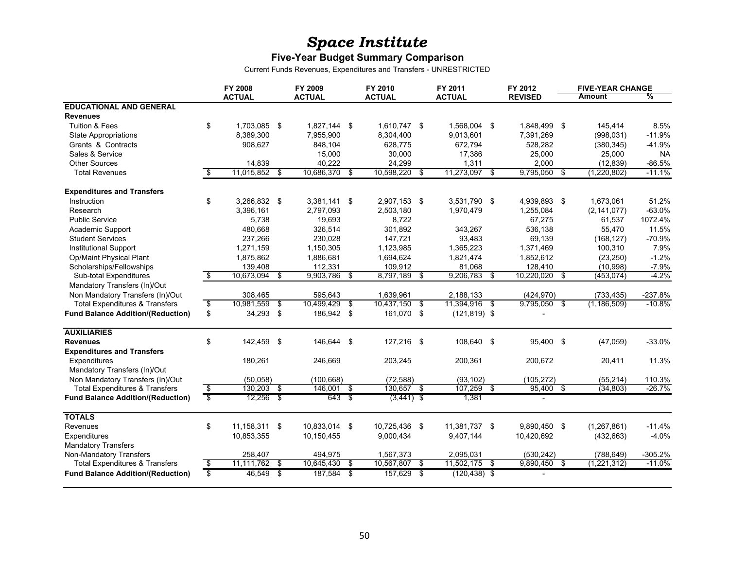# *Space Institute*

## Five-Year Budget Summary Comparison

Current Funds Revenues, Expenditures and Transfers - UNRESTRICTED

| | FY 2008 ACTUAL | FY 2009 ACTUAL | FY 2010 ACTUAL | FY 2011 ACTUAL | FY 2012 REVISED | FIVE-YEAR CHANGE Amount | % |
|---|---|---|---|---|---|---|---|
| **EDUCATIONAL AND GENERAL** | | | | | | | |
| **Revenues** | | | | | | | |
| Tuition & Fees | $ 1,703,085 | $ 1,827,144 | $ 1,610,747 | $ 1,568,004 | $ 1,848,499 | $ 145,414 | 8.5% |
| State Appropriations | 8,389,300 | 7,955,900 | 8,304,400 | 9,013,601 | 7,391,269 | (998,031) | -11.9% |
| Grants & Contracts | 908,627 | 848,104 | 628,775 | 672,794 | 528,282 | (380,345) | -41.9% |
| Sales & Service | | 15,000 | 30,000 | 17,386 | 25,000 | 25,000 | NA |
| Other Sources | 14,839 | 40,222 | 24,299 | 1,311 | 2,000 | (12,839) | -86.5% |
| Total Revenues | $ 11,015,852 | $ 10,686,370 | $ 10,598,220 | $ 11,273,097 | $ 9,795,050 | $ (1,220,802) | -11.1% |
| **Expenditures and Transfers** | | | | | | | |
| Instruction | $ 3,266,832 | $ 3,381,141 | $ 2,907,153 | $ 3,531,790 | $ 4,939,893 | $ 1,673,061 | 51.2% |
| Research | 3,396,161 | 2,797,093 | 2,503,180 | 1,970,479 | 1,255,084 | (2,141,077) | -63.0% |
| Public Service | 5,738 | 19,693 | 8,722 | | 67,275 | 61,537 | 1072.4% |
| Academic Support | 480,668 | 326,514 | 301,892 | 343,267 | 536,138 | 55,470 | 11.5% |
| Student Services | 237,266 | 230,028 | 147,721 | 93,483 | 69,139 | (168,127) | -70.9% |
| Institutional Support | 1,271,159 | 1,150,305 | 1,123,985 | 1,365,223 | 1,371,469 | 100,310 | 7.9% |
| Op/Maint Physical Plant | 1,875,862 | 1,886,681 | 1,694,624 | 1,821,474 | 1,852,612 | (23,250) | -1.2% |
| Scholarships/Fellowships | 139,408 | 112,331 | 109,912 | 81,068 | 128,410 | (10,998) | -7.9% |
| Sub-total Expenditures | $ 10,673,094 | $ 9,903,786 | $ 8,797,189 | $ 9,206,783 | $ 10,220,020 | $ (453,074) | -4.2% |
| Mandatory Transfers (In)/Out | | | | | | | |
| Non Mandatory Transfers (In)/Out | 308,465 | 595,643 | 1,639,961 | 2,188,133 | (424,970) | (733,435) | -237.8% |
| Total Expenditures & Transfers | $ 10,981,559 | $ 10,499,429 | $ 10,437,150 | $ 11,394,916 | $ 9,795,050 | $ (1,186,509) | -10.8% |
| **Fund Balance Addition/(Reduction)** | $ 34,293 | $ 186,942 | $ 161,070 | $ (121,819) | $ - | | |
| **AUXILIARIES** | | | | | | | |
| **Revenues** | $ 142,459 | $ 146,644 | $ 127,216 | $ 108,640 | $ 95,400 | $ (47,059) | -33.0% |
| **Expenditures and Transfers** | | | | | | | |
| Expenditures | 180,261 | 246,669 | 203,245 | 200,361 | 200,672 | 20,411 | 11.3% |
| Mandatory Transfers (In)/Out | | | | | | | |
| Non Mandatory Transfers (In)/Out | (50,058) | (100,668) | (72,588) | (93,102) | (105,272) | (55,214) | 110.3% |
| Total Expenditures & Transfers | $ 130,203 | $ 146,001 | $ 130,657 | $ 107,259 | $ 95,400 | $ (34,803) | -26.7% |
| **Fund Balance Addition/(Reduction)** | $ 12,256 | $ 643 | $ (3,441) | $ 1,381 | - | | |
| **TOTALS** | | | | | | | |
| Revenues | $ 11,158,311 | $ 10,833,014 | $ 10,725,436 | $ 11,381,737 | $ 9,890,450 | $ (1,267,861) | -11.4% |
| Expenditures | 10,853,355 | 10,150,455 | 9,000,434 | 9,407,144 | 10,420,692 | (432,663) | -4.0% |
| Mandatory Transfers | | | | | | | |
| Non-Mandatory Transfers | 258,407 | 494,975 | 1,567,373 | 2,095,031 | (530,242) | (788,649) | -305.2% |
| Total Expenditures & Transfers | $ 11,111,762 | $ 10,645,430 | $ 10,567,807 | $ 11,502,175 | $ 9,890,450 | $ (1,221,312) | -11.0% |
| **Fund Balance Addition/(Reduction)** | $ 46,549 | $ 187,584 | $ 157,629 | $ (120,438) | $ - | | |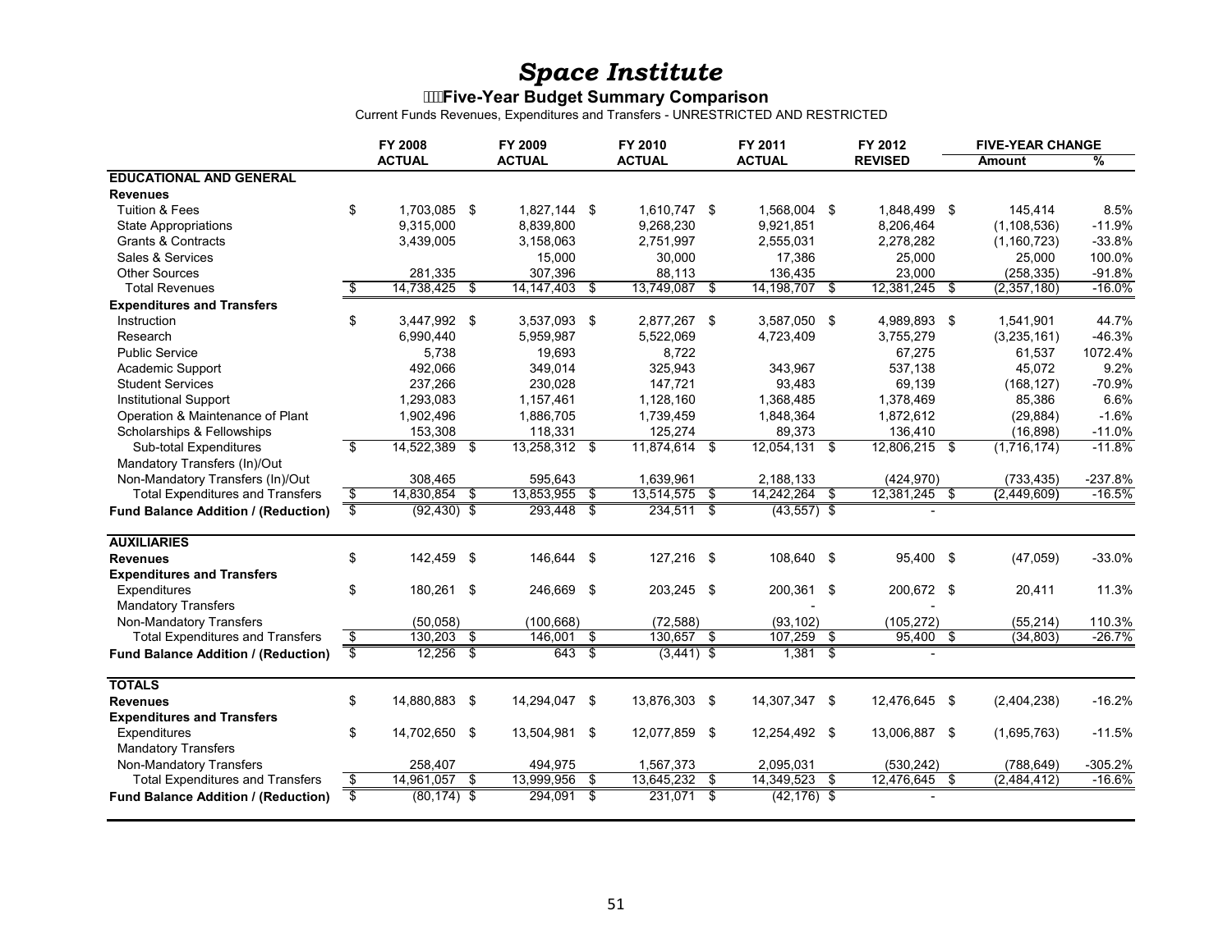# *Space Institute*

## Five-Year Budget Summary Comparison

Current Funds Revenues, Expenditures and Transfers - UNRESTRICTED AND RESTRICTED

| | FY 2008 ACTUAL | FY 2009 ACTUAL | FY 2010 ACTUAL | FY 2011 ACTUAL | FY 2012 REVISED | FIVE-YEAR CHANGE Amount | % |
|---|---|---|---|---|---|---|---|
| **EDUCATIONAL AND GENERAL** | | | | | | | |
| **Revenues** | | | | | | | |
| Tuition & Fees | $ 1,703,085 | $ 1,827,144 | $ 1,610,747 | $ 1,568,004 | $ 1,848,499 | $ 145,414 | 8.5% |
| State Appropriations | 9,315,000 | 8,839,800 | 9,268,230 | 9,921,851 | 8,206,464 | (1,108,536) | -11.9% |
| Grants & Contracts | 3,439,005 | 3,158,063 | 2,751,997 | 2,555,031 | 2,278,282 | (1,160,723) | -33.8% |
| Sales & Services | | 15,000 | 30,000 | 17,386 | 25,000 | 25,000 | 100.0% |
| Other Sources | 281,335 | 307,396 | 88,113 | 136,435 | 23,000 | (258,335) | -91.8% |
| Total Revenues | $ 14,738,425 | $ 14,147,403 | $ 13,749,087 | $ 14,198,707 | $ 12,381,245 | $ (2,357,180) | -16.0% |
| **Expenditures and Transfers** | | | | | | | |
| Instruction | $ 3,447,992 | $ 3,537,093 | $ 2,877,267 | $ 3,587,050 | $ 4,989,893 | $ 1,541,901 | 44.7% |
| Research | 6,990,440 | 5,959,987 | 5,522,069 | 4,723,409 | 3,755,279 | (3,235,161) | -46.3% |
| Public Service | 5,738 | 19,693 | 8,722 | | 67,275 | 61,537 | 1072.4% |
| Academic Support | 492,066 | 349,014 | 325,943 | 343,967 | 537,138 | 45,072 | 9.2% |
| Student Services | 237,266 | 230,028 | 147,721 | 93,483 | 69,139 | (168,127) | -70.9% |
| Institutional Support | 1,293,083 | 1,157,461 | 1,128,160 | 1,368,485 | 1,378,469 | 85,386 | 6.6% |
| Operation & Maintenance of Plant | 1,902,496 | 1,886,705 | 1,739,459 | 1,848,364 | 1,872,612 | (29,884) | -1.6% |
| Scholarships & Fellowships | 153,308 | 118,331 | 125,274 | 89,373 | 136,410 | (16,898) | -11.0% |
| Sub-total Expenditures | $ 14,522,389 | $ 13,258,312 | $ 11,874,614 | $ 12,054,131 | $ 12,806,215 | $ (1,716,174) | -11.8% |
| Mandatory Transfers (In)/Out | | | | | | | |
| Non-Mandatory Transfers (In)/Out | 308,465 | 595,643 | 1,639,961 | 2,188,133 | (424,970) | (733,435) | -237.8% |
| Total Expenditures and Transfers | $ 14,830,854 | $ 13,853,955 | $ 13,514,575 | $ 14,242,264 | $ 12,381,245 | $ (2,449,609) | -16.5% |
| **Fund Balance Addition / (Reduction)** | $ (92,430) | $ 293,448 | $ 234,511 | $ (43,557) | $ - | | |
| **AUXILIARIES** | | | | | | | |
| **Revenues** | $ 142,459 | $ 146,644 | $ 127,216 | $ 108,640 | $ 95,400 | $ (47,059) | -33.0% |
| **Expenditures and Transfers** | | | | | | | |
| Expenditures | $ 180,261 | $ 246,669 | $ 203,245 | $ 200,361 | $ 200,672 | $ 20,411 | 11.3% |
| Mandatory Transfers | | | | - | - | | |
| Non-Mandatory Transfers | (50,058) | (100,668) | (72,588) | (93,102) | (105,272) | (55,214) | 110.3% |
| Total Expenditures and Transfers | $ 130,203 | $ 146,001 | $ 130,657 | $ 107,259 | $ 95,400 | $ (34,803) | -26.7% |
| **Fund Balance Addition / (Reduction)** | $ 12,256 | $ 643 | $ (3,441) | $ 1,381 | $ - | | |
| **TOTALS** | | | | | | | |
| **Revenues** | $ 14,880,883 | $ 14,294,047 | $ 13,876,303 | $ 14,307,347 | $ 12,476,645 | $ (2,404,238) | -16.2% |
| **Expenditures and Transfers** | | | | | | | |
| Expenditures | $ 14,702,650 | $ 13,504,981 | $ 12,077,859 | $ 12,254,492 | $ 13,006,887 | $ (1,695,763) | -11.5% |
| Mandatory Transfers | | | | | | | |
| Non-Mandatory Transfers | 258,407 | 494,975 | 1,567,373 | 2,095,031 | (530,242) | (788,649) | -305.2% |
| Total Expenditures and Transfers | $ 14,961,057 | $ 13,999,956 | $ 13,645,232 | $ 14,349,523 | $ 12,476,645 | $ (2,484,412) | -16.6% |
| **Fund Balance Addition / (Reduction)** | $ (80,174) | $ 294,091 | $ 231,071 | $ (42,176) | $ - | | |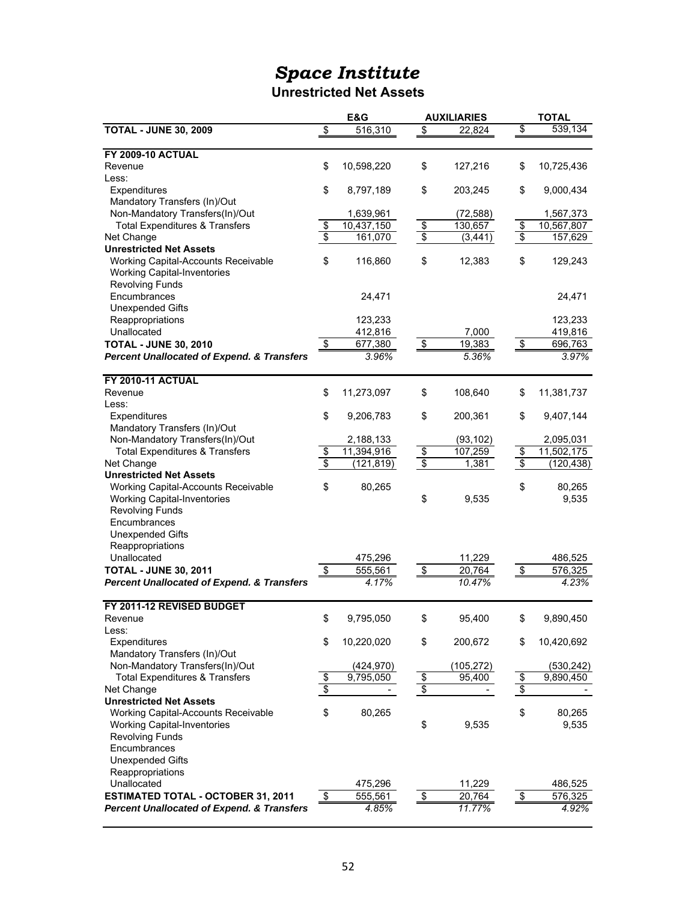# *Space Institute*

## Unrestricted Net Assets

| | E&G | AUXILIARIES | TOTAL |
|---|---|---|---|
| **TOTAL - JUNE 30, 2009** | $ 516,310 | $ 22,824 | $ 539,134 |
| **FY 2009-10 ACTUAL** | | | |
| Revenue | $ 10,598,220 | $ 127,216 | $ 10,725,436 |
| Less: | | | |
| Expenditures | $ 8,797,189 | $ 203,245 | $ 9,000,434 |
| Mandatory Transfers (In)/Out | | | |
| Non-Mandatory Transfers(In)/Out | 1,639,961 | (72,588) | 1,567,373 |
| Total Expenditures & Transfers | $ 10,437,150 | $ 130,657 | $ 10,567,807 |
| Net Change | $ 161,070 | $ (3,441) | $ 157,629 |
| **Unrestricted Net Assets** | | | |
| Working Capital-Accounts Receivable | $ 116,860 | $ 12,383 | $ 129,243 |
| Working Capital-Inventories | | | |
| Revolving Funds | | | |
| Encumbrances | 24,471 | | 24,471 |
| Unexpended Gifts | | | |
| Reappropriations | 123,233 | | 123,233 |
| Unallocated | 412,816 | 7,000 | 419,816 |
| **TOTAL - JUNE 30, 2010** | $ 677,380 | $ 19,383 | $ 696,763 |
| ***Percent Unallocated of Expend. & Transfers*** | *3.96%* | *5.36%* | *3.97%* |
| **FY 2010-11 ACTUAL** | | | |
| Revenue | $ 11,273,097 | $ 108,640 | $ 11,381,737 |
| Less: | | | |
| Expenditures | $ 9,206,783 | $ 200,361 | $ 9,407,144 |
| Mandatory Transfers (In)/Out | | | |
| Non-Mandatory Transfers(In)/Out | 2,188,133 | (93,102) | 2,095,031 |
| Total Expenditures & Transfers | $ 11,394,916 | $ 107,259 | $ 11,502,175 |
| Net Change | $ (121,819) | $ 1,381 | $ (120,438) |
| **Unrestricted Net Assets** | | | |
| Working Capital-Accounts Receivable | $ 80,265 | | $ 80,265 |
| Working Capital-Inventories | | $ 9,535 | 9,535 |
| Revolving Funds | | | |
| Encumbrances | | | |
| Unexpended Gifts | | | |
| Reappropriations | | | |
| Unallocated | 475,296 | 11,229 | 486,525 |
| **TOTAL - JUNE 30, 2011** | $ 555,561 | $ 20,764 | $ 576,325 |
| ***Percent Unallocated of Expend. & Transfers*** | *4.17%* | *10.47%* | *4.23%* |
| **FY 2011-12 REVISED BUDGET** | | | |
| Revenue | $ 9,795,050 | $ 95,400 | $ 9,890,450 |
| Less: | | | |
| Expenditures | $ 10,220,020 | $ 200,672 | $ 10,420,692 |
| Mandatory Transfers (In)/Out | | | |
| Non-Mandatory Transfers(In)/Out | (424,970) | (105,272) | (530,242) |
| Total Expenditures & Transfers | $ 9,795,050 | $ 95,400 | $ 9,890,450 |
| Net Change | $ - | $ - | $ - |
| **Unrestricted Net Assets** | | | |
| Working Capital-Accounts Receivable | $ 80,265 | | $ 80,265 |
| Working Capital-Inventories | | $ 9,535 | 9,535 |
| Revolving Funds | | | |
| Encumbrances | | | |
| Unexpended Gifts | | | |
| Reappropriations | | | |
| Unallocated | 475,296 | 11,229 | 486,525 |
| **ESTIMATED TOTAL - OCTOBER 31, 2011** | $ 555,561 | $ 20,764 | $ 576,325 |
| ***Percent Unallocated of Expend. & Transfers*** | *4.85%* | *11.77%* | *4.92%* |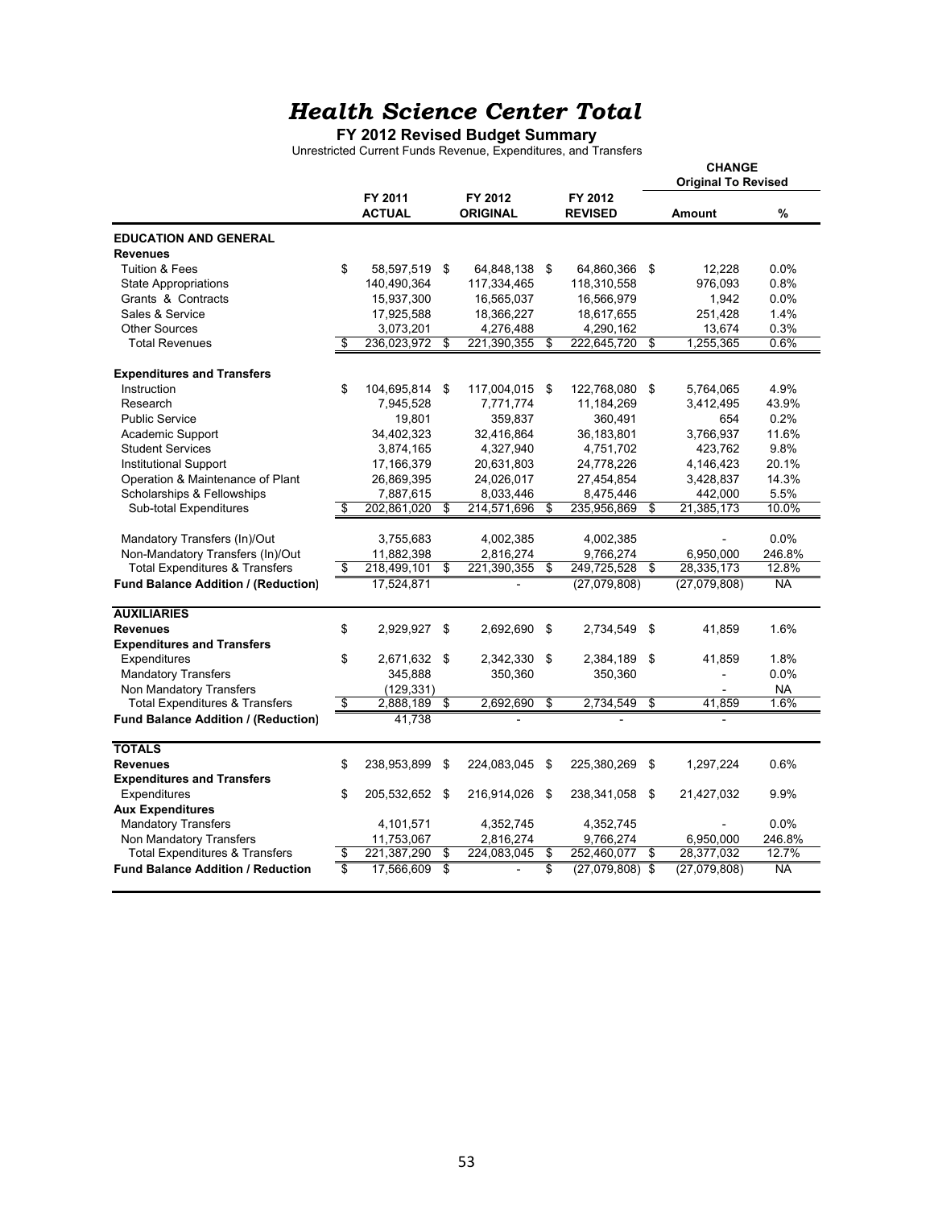# *Health Science Center Total*

**FY 2012 Revised Budget Summary**

Unrestricted Current Funds Revenue, Expenditures, and Transfers

| | FY 2011 ACTUAL | FY 2012 ORIGINAL | FY 2012 REVISED | CHANGE Original To Revised Amount | % |
|---|---|---|---|---|---|
| **EDUCATION AND GENERAL** | | | | | |
| **Revenues** | | | | | |
| Tuition & Fees | $ 58,597,519 | $ 64,848,138 | $ 64,860,366 | $ 12,228 | 0.0% |
| State Appropriations | 140,490,364 | 117,334,465 | 118,310,558 | 976,093 | 0.8% |
| Grants & Contracts | 15,937,300 | 16,565,037 | 16,566,979 | 1,942 | 0.0% |
| Sales & Service | 17,925,588 | 18,366,227 | 18,617,655 | 251,428 | 1.4% |
| Other Sources | 3,073,201 | 4,276,488 | 4,290,162 | 13,674 | 0.3% |
| Total Revenues | $ 236,023,972 | $ 221,390,355 | $ 222,645,720 | $ 1,255,365 | 0.6% |
| **Expenditures and Transfers** | | | | | |
| Instruction | $ 104,695,814 | $ 117,004,015 | $ 122,768,080 | $ 5,764,065 | 4.9% |
| Research | 7,945,528 | 7,771,774 | 11,184,269 | 3,412,495 | 43.9% |
| Public Service | 19,801 | 359,837 | 360,491 | 654 | 0.2% |
| Academic Support | 34,402,323 | 32,416,864 | 36,183,801 | 3,766,937 | 11.6% |
| Student Services | 3,874,165 | 4,327,940 | 4,751,702 | 423,762 | 9.8% |
| Institutional Support | 17,166,379 | 20,631,803 | 24,778,226 | 4,146,423 | 20.1% |
| Operation & Maintenance of Plant | 26,869,395 | 24,026,017 | 27,454,854 | 3,428,837 | 14.3% |
| Scholarships & Fellowships | 7,887,615 | 8,033,446 | 8,475,446 | 442,000 | 5.5% |
| Sub-total Expenditures | $ 202,861,020 | $ 214,571,696 | $ 235,956,869 | $ 21,385,173 | 10.0% |
| Mandatory Transfers (In)/Out | 3,755,683 | 4,002,385 | 4,002,385 | - | 0.0% |
| Non-Mandatory Transfers (In)/Out | 11,882,398 | 2,816,274 | 9,766,274 | 6,950,000 | 246.8% |
| Total Expenditures & Transfers | $ 218,499,101 | $ 221,390,355 | $ 249,725,528 | $ 28,335,173 | 12.8% |
| **Fund Balance Addition / (Reduction)** | 17,524,871 | - | (27,079,808) | (27,079,808) | NA |
| **AUXILIARIES** | | | | | |
| **Revenues** | $ 2,929,927 | $ 2,692,690 | $ 2,734,549 | $ 41,859 | 1.6% |
| **Expenditures and Transfers** | | | | | |
| Expenditures | $ 2,671,632 | $ 2,342,330 | $ 2,384,189 | $ 41,859 | 1.8% |
| Mandatory Transfers | 345,888 | 350,360 | 350,360 | - | 0.0% |
| Non Mandatory Transfers | (129,331) | | | - | NA |
| Total Expenditures & Transfers | $ 2,888,189 | $ 2,692,690 | $ 2,734,549 | $ 41,859 | 1.6% |
| **Fund Balance Addition / (Reduction)** | 41,738 | - | - | - | |
| **TOTALS** | | | | | |
| **Revenues** | $ 238,953,899 | $ 224,083,045 | $ 225,380,269 | $ 1,297,224 | 0.6% |
| **Expenditures and Transfers** | | | | | |
| Expenditures | $ 205,532,652 | $ 216,914,026 | $ 238,341,058 | $ 21,427,032 | 9.9% |
| **Aux Expenditures** | | | | | |
| Mandatory Transfers | 4,101,571 | 4,352,745 | 4,352,745 | - | 0.0% |
| Non Mandatory Transfers | 11,753,067 | 2,816,274 | 9,766,274 | 6,950,000 | 246.8% |
| Total Expenditures & Transfers | $ 221,387,290 | $ 224,083,045 | $ 252,460,077 | $ 28,377,032 | 12.7% |
| **Fund Balance Addition / Reduction** | $ 17,566,609 | $ - | $ (27,079,808) | $ (27,079,808) | NA |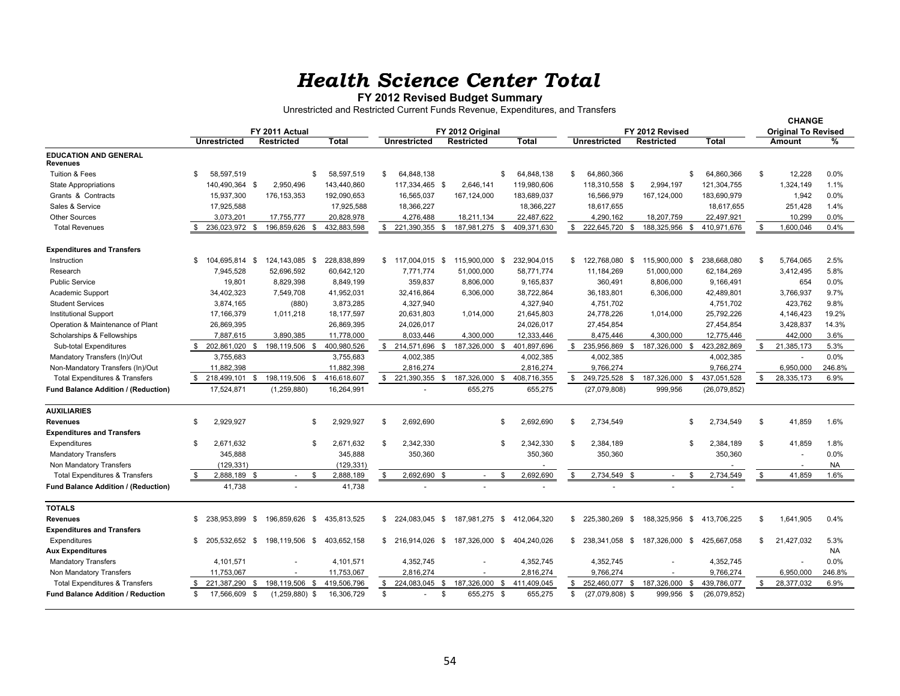# *Health Science Center Total*

**FY 2012 Revised Budget Summary**

Unrestricted and Restricted Current Funds Revenue, Expenditures, and Transfers

| | FY 2011 Actual | | | FY 2012 Original | | | FY 2012 Revised | | | CHANGE Original To Revised | |
|---|---|---|---|---|---|---|---|---|---|---|---|
| | Unrestricted | Restricted | Total | Unrestricted | Restricted | Total | Unrestricted | Restricted | Total | Amount | % |
| **EDUCATION AND GENERAL** | | | | | | | | | | | |
| **Revenues** | | | | | | | | | | | |
| Tuition & Fees | $ 58,597,519 | | $ 58,597,519 | $ 64,848,138 | | $ 64,848,138 | $ 64,860,366 | | $ 64,860,366 | $ 12,228 | 0.0% |
| State Appropriations | 140,490,364 | $ 2,950,496 | 143,440,860 | 117,334,465 | $ 2,646,141 | 119,980,606 | 118,310,558 | $ 2,994,197 | 121,304,755 | 1,324,149 | 1.1% |
| Grants & Contracts | 15,937,300 | 176,153,353 | 192,090,653 | 16,565,037 | 167,124,000 | 183,689,037 | 16,566,979 | 167,124,000 | 183,690,979 | 1,942 | 0.0% |
| Sales & Service | 17,925,588 | | 17,925,588 | 18,366,227 | | 18,366,227 | 18,617,655 | | 18,617,655 | 251,428 | 1.4% |
| Other Sources | 3,073,201 | 17,755,777 | 20,828,978 | 4,276,488 | 18,211,134 | 22,487,622 | 4,290,162 | 18,207,759 | 22,497,921 | 10,299 | 0.0% |
| Total Revenues | $ 236,023,972 | $ 196,859,626 | $ 432,883,598 | $ 221,390,355 | $ 187,981,275 | $ 409,371,630 | $ 222,645,720 | $ 188,325,956 | $ 410,971,676 | $ 1,600,046 | 0.4% |
| **Expenditures and Transfers** | | | | | | | | | | | |
| Instruction | $ 104,695,814 | $ 124,143,085 | $ 228,838,899 | $ 117,004,015 | $ 115,900,000 | $ 232,904,015 | $ 122,768,080 | $ 115,900,000 | $ 238,668,080 | $ 5,764,065 | 2.5% |
| Research | 7,945,528 | 52,696,592 | 60,642,120 | 7,771,774 | 51,000,000 | 58,771,774 | 11,184,269 | 51,000,000 | 62,184,269 | 3,412,495 | 5.8% |
| Public Service | 19,801 | 8,829,398 | 8,849,199 | 359,837 | 8,806,000 | 9,165,837 | 360,491 | 8,806,000 | 9,166,491 | 654 | 0.0% |
| Academic Support | 34,402,323 | 7,549,708 | 41,952,031 | 32,416,864 | 6,306,000 | 38,722,864 | 36,183,801 | 6,306,000 | 42,489,801 | 3,766,937 | 9.7% |
| Student Services | 3,874,165 | (880) | 3,873,285 | 4,327,940 | | 4,327,940 | 4,751,702 | | 4,751,702 | 423,762 | 9.8% |
| Institutional Support | 17,166,379 | 1,011,218 | 18,177,597 | 20,631,803 | 1,014,000 | 21,645,803 | 24,778,226 | 1,014,000 | 25,792,226 | 4,146,423 | 19.2% |
| Operation & Maintenance of Plant | 26,869,395 | | 26,869,395 | 24,026,017 | | 24,026,017 | 27,454,854 | | 27,454,854 | 3,428,837 | 14.3% |
| Scholarships & Fellowships | 7,887,615 | 3,890,385 | 11,778,000 | 8,033,446 | 4,300,000 | 12,333,446 | 8,475,446 | 4,300,000 | 12,775,446 | 442,000 | 3.6% |
| Sub-total Expenditures | $ 202,861,020 | $ 198,119,506 | $ 400,980,526 | $ 214,571,696 | $ 187,326,000 | $ 401,897,696 | $ 235,956,869 | $ 187,326,000 | $ 423,282,869 | $ 21,385,173 | 5.3% |
| Mandatory Transfers (In)/Out | 3,755,683 | | 3,755,683 | 4,002,385 | | 4,002,385 | 4,002,385 | | 4,002,385 | - | 0.0% |
| Non-Mandatory Transfers (In)/Out | 11,882,398 | | 11,882,398 | 2,816,274 | | 2,816,274 | 9,766,274 | | 9,766,274 | 6,950,000 | 246.8% |
| Total Expenditures & Transfers | $ 218,499,101 | $ 198,119,506 | $ 416,618,607 | $ 221,390,355 | $ 187,326,000 | $ 408,716,355 | $ 249,725,528 | $ 187,326,000 | $ 437,051,528 | $ 28,335,173 | 6.9% |
| **Fund Balance Addition / (Reduction)** | 17,524,871 | (1,259,880) | 16,264,991 | - | 655,275 | 655,275 | (27,079,808) | 999,956 | (26,079,852) | | |
| **AUXILIARIES** | | | | | | | | | | | |
| **Revenues** | $ 2,929,927 | | $ 2,929,927 | $ 2,692,690 | | $ 2,692,690 | $ 2,734,549 | | $ 2,734,549 | $ 41,859 | 1.6% |
| **Expenditures and Transfers** | | | | | | | | | | | |
| Expenditures | $ 2,671,632 | | $ 2,671,632 | $ 2,342,330 | | $ 2,342,330 | $ 2,384,189 | | $ 2,384,189 | $ 41,859 | 1.8% |
| Mandatory Transfers | 345,888 | | 345,888 | 350,360 | | 350,360 | 350,360 | | 350,360 | - | 0.0% |
| Non Mandatory Transfers | (129,331) | | (129,331) | | | - | | | - | - | NA |
| Total Expenditures & Transfers | $ 2,888,189 | $ - | $ 2,888,189 | $ 2,692,690 | $ - | $ 2,692,690 | $ 2,734,549 | $ - | $ 2,734,549 | $ 41,859 | 1.6% |
| **Fund Balance Addition / (Reduction)** | 41,738 | - | 41,738 | - | - | - | - | - | - | | |
| **TOTALS** | | | | | | | | | | | |
| **Revenues** | $ 238,953,899 | $ 196,859,626 | $ 435,813,525 | $ 224,083,045 | $ 187,981,275 | $ 412,064,320 | $ 225,380,269 | $ 188,325,956 | $ 413,706,225 | $ 1,641,905 | 0.4% |
| **Expenditures and Transfers** | | | | | | | | | | | |
| Expenditures | $ 205,532,652 | $ 198,119,506 | $ 403,652,158 | $ 216,914,026 | $ 187,326,000 | $ 404,240,026 | $ 238,341,058 | $ 187,326,000 | $ 425,667,058 | $ 21,427,032 | 5.3% |
| **Aux Expenditures** | | | | | | | | | | | NA |
| Mandatory Transfers | 4,101,571 | - | 4,101,571 | 4,352,745 | - | 4,352,745 | 4,352,745 | - | 4,352,745 | - | 0.0% |
| Non Mandatory Transfers | 11,753,067 | - | 11,753,067 | 2,816,274 | - | 2,816,274 | 9,766,274 | - | 9,766,274 | 6,950,000 | 246.8% |
| Total Expenditures & Transfers | $ 221,387,290 | $ 198,119,506 | $ 419,506,796 | $ 224,083,045 | $ 187,326,000 | $ 411,409,045 | $ 252,460,077 | $ 187,326,000 | $ 439,786,077 | $ 28,377,032 | 6.9% |
| **Fund Balance Addition / Reduction** | $ 17,566,609 | $ (1,259,880) | $ 16,306,729 | $ - | $ 655,275 | $ 655,275 | $ (27,079,808) | $ 999,956 | $ (26,079,852) | | |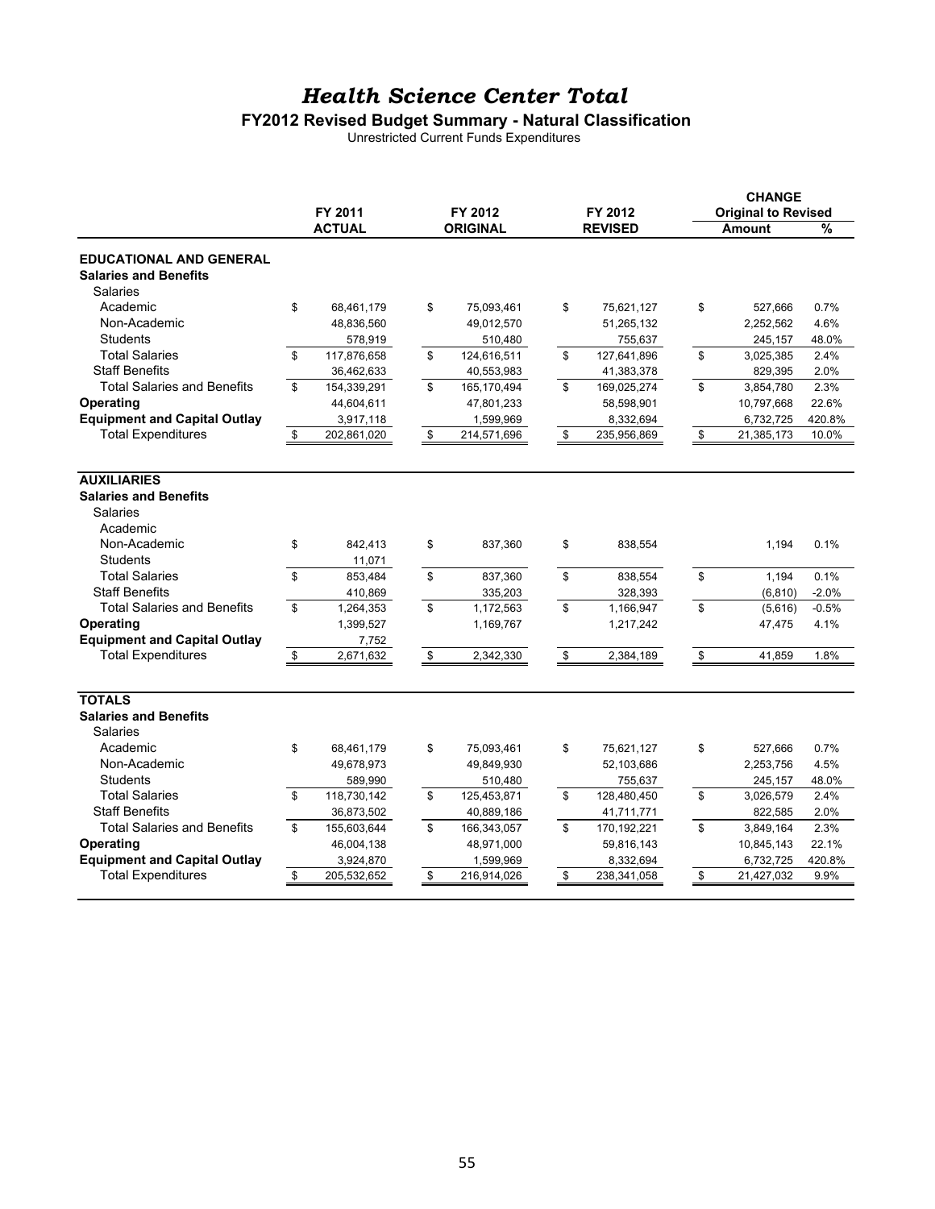# *Health Science Center Total*

## FY2012 Revised Budget Summary - Natural Classification

Unrestricted Current Funds Expenditures

| | FY 2011 ACTUAL | FY 2012 ORIGINAL | FY 2012 REVISED | CHANGE Original to Revised Amount | % |
|---|---|---|---|---|---|
| **EDUCATIONAL AND GENERAL** | | | | | |
| **Salaries and Benefits** | | | | | |
| Salaries | | | | | |
| Academic | $ 68,461,179 | $ 75,093,461 | $ 75,621,127 | $ 527,666 | 0.7% |
| Non-Academic | 48,836,560 | 49,012,570 | 51,265,132 | 2,252,562 | 4.6% |
| Students | 578,919 | 510,480 | 755,637 | 245,157 | 48.0% |
| Total Salaries | $ 117,876,658 | $ 124,616,511 | $ 127,641,896 | $ 3,025,385 | 2.4% |
| Staff Benefits | 36,462,633 | 40,553,983 | 41,383,378 | 829,395 | 2.0% |
| Total Salaries and Benefits | $ 154,339,291 | $ 165,170,494 | $ 169,025,274 | $ 3,854,780 | 2.3% |
| **Operating** | 44,604,611 | 47,801,233 | 58,598,901 | 10,797,668 | 22.6% |
| **Equipment and Capital Outlay** | 3,917,118 | 1,599,969 | 8,332,694 | 6,732,725 | 420.8% |
| Total Expenditures | $ 202,861,020 | $ 214,571,696 | $ 235,956,869 | $ 21,385,173 | 10.0% |
| **AUXILIARIES** | | | | | |
| **Salaries and Benefits** | | | | | |
| Salaries | | | | | |
| Academic | | | | | |
| Non-Academic | $ 842,413 | $ 837,360 | $ 838,554 | 1,194 | 0.1% |
| Students | 11,071 | | | | |
| Total Salaries | $ 853,484 | $ 837,360 | $ 838,554 | $ 1,194 | 0.1% |
| Staff Benefits | 410,869 | 335,203 | 328,393 | (6,810) | -2.0% |
| Total Salaries and Benefits | $ 1,264,353 | $ 1,172,563 | $ 1,166,947 | $ (5,616) | -0.5% |
| **Operating** | 1,399,527 | 1,169,767 | 1,217,242 | 47,475 | 4.1% |
| **Equipment and Capital Outlay** | 7,752 | | | | |
| Total Expenditures | $ 2,671,632 | $ 2,342,330 | $ 2,384,189 | $ 41,859 | 1.8% |
| **TOTALS** | | | | | |
| **Salaries and Benefits** | | | | | |
| Salaries | | | | | |
| Academic | $ 68,461,179 | $ 75,093,461 | $ 75,621,127 | $ 527,666 | 0.7% |
| Non-Academic | 49,678,973 | 49,849,930 | 52,103,686 | 2,253,756 | 4.5% |
| Students | 589,990 | 510,480 | 755,637 | 245,157 | 48.0% |
| Total Salaries | $ 118,730,142 | $ 125,453,871 | $ 128,480,450 | $ 3,026,579 | 2.4% |
| Staff Benefits | 36,873,502 | 40,889,186 | 41,711,771 | 822,585 | 2.0% |
| Total Salaries and Benefits | $ 155,603,644 | $ 166,343,057 | $ 170,192,221 | $ 3,849,164 | 2.3% |
| **Operating** | 46,004,138 | 48,971,000 | 59,816,143 | 10,845,143 | 22.1% |
| **Equipment and Capital Outlay** | 3,924,870 | 1,599,969 | 8,332,694 | 6,732,725 | 420.8% |
| Total Expenditures | $ 205,532,652 | $ 216,914,026 | $ 238,341,058 | $ 21,427,032 | 9.9% |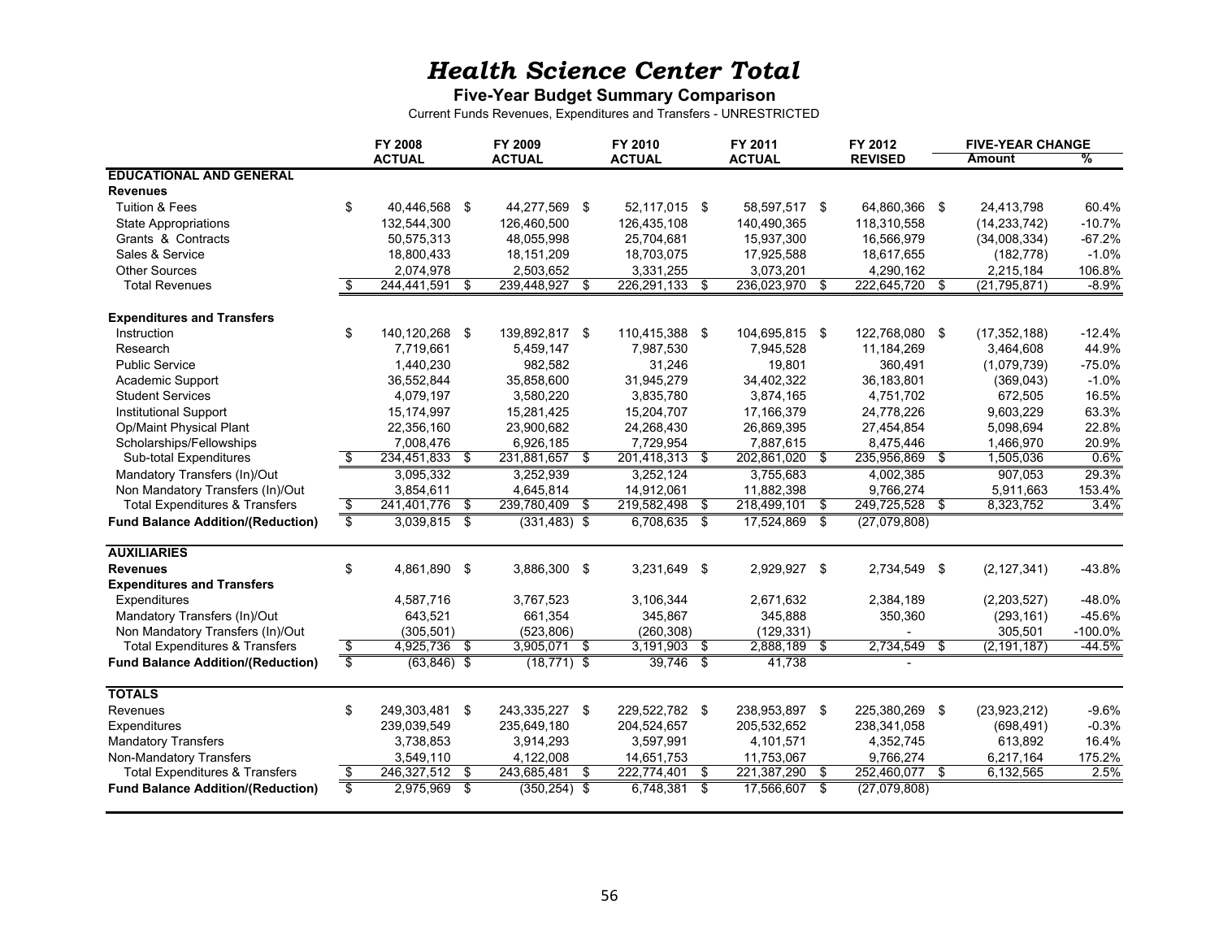# *Health Science Center Total*

**Five-Year Budget Summary Comparison**

Current Funds Revenues, Expenditures and Transfers - UNRESTRICTED

| | FY 2008 ACTUAL | FY 2009 ACTUAL | FY 2010 ACTUAL | FY 2011 ACTUAL | FY 2012 REVISED | FIVE-YEAR CHANGE Amount | % |
|---|---|---|---|---|---|---|---|
| **EDUCATIONAL AND GENERAL** | | | | | | | |
| **Revenues** | | | | | | | |
| Tuition & Fees | $ 40,446,568 | $ 44,277,569 | $ 52,117,015 | $ 58,597,517 | $ 64,860,366 | $ 24,413,798 | 60.4% |
| State Appropriations | 132,544,300 | 126,460,500 | 126,435,108 | 140,490,365 | 118,310,558 | (14,233,742) | -10.7% |
| Grants & Contracts | 50,575,313 | 48,055,998 | 25,704,681 | 15,937,300 | 16,566,979 | (34,008,334) | -67.2% |
| Sales & Service | 18,800,433 | 18,151,209 | 18,703,075 | 17,925,588 | 18,617,655 | (182,778) | -1.0% |
| Other Sources | 2,074,978 | 2,503,652 | 3,331,255 | 3,073,201 | 4,290,162 | 2,215,184 | 106.8% |
| Total Revenues | $ 244,441,591 | $ 239,448,927 | $ 226,291,133 | $ 236,023,970 | $ 222,645,720 | $ (21,795,871) | -8.9% |
| **Expenditures and Transfers** | | | | | | | |
| Instruction | $ 140,120,268 | $ 139,892,817 | $ 110,415,388 | $ 104,695,815 | $ 122,768,080 | $ (17,352,188) | -12.4% |
| Research | 7,719,661 | 5,459,147 | 7,987,530 | 7,945,528 | 11,184,269 | 3,464,608 | 44.9% |
| Public Service | 1,440,230 | 982,582 | 31,246 | 19,801 | 360,491 | (1,079,739) | -75.0% |
| Academic Support | 36,552,844 | 35,858,600 | 31,945,279 | 34,402,322 | 36,183,801 | (369,043) | -1.0% |
| Student Services | 4,079,197 | 3,580,220 | 3,835,780 | 3,874,165 | 4,751,702 | 672,505 | 16.5% |
| Institutional Support | 15,174,997 | 15,281,425 | 15,204,707 | 17,166,379 | 24,778,226 | 9,603,229 | 63.3% |
| Op/Maint Physical Plant | 22,356,160 | 23,900,682 | 24,268,430 | 26,869,395 | 27,454,854 | 5,098,694 | 22.8% |
| Scholarships/Fellowships | 7,008,476 | 6,926,185 | 7,729,954 | 7,887,615 | 8,475,446 | 1,466,970 | 20.9% |
| Sub-total Expenditures | $ 234,451,833 | $ 231,881,657 | $ 201,418,313 | $ 202,861,020 | $ 235,956,869 | $ 1,505,036 | 0.6% |
| Mandatory Transfers (In)/Out | 3,095,332 | 3,252,939 | 3,252,124 | 3,755,683 | 4,002,385 | 907,053 | 29.3% |
| Non Mandatory Transfers (In)/Out | 3,854,611 | 4,645,814 | 14,912,061 | 11,882,398 | 9,766,274 | 5,911,663 | 153.4% |
| Total Expenditures & Transfers | $ 241,401,776 | $ 239,780,409 | $ 219,582,498 | $ 218,499,101 | $ 249,725,528 | $ 8,323,752 | 3.4% |
| **Fund Balance Addition/(Reduction)** | $ 3,039,815 | $ (331,483) | $ 6,708,635 | $ 17,524,869 | $ (27,079,808) | | |
| **AUXILIARIES** | | | | | | | |
| **Revenues** | $ 4,861,890 | $ 3,886,300 | $ 3,231,649 | $ 2,929,927 | $ 2,734,549 | $ (2,127,341) | -43.8% |
| **Expenditures and Transfers** | | | | | | | |
| Expenditures | 4,587,716 | 3,767,523 | 3,106,344 | 2,671,632 | 2,384,189 | (2,203,527) | -48.0% |
| Mandatory Transfers (In)/Out | 643,521 | 661,354 | 345,867 | 345,888 | 350,360 | (293,161) | -45.6% |
| Non Mandatory Transfers (In)/Out | (305,501) | (523,806) | (260,308) | (129,331) | - | 305,501 | -100.0% |
| Total Expenditures & Transfers | $ 4,925,736 | $ 3,905,071 | $ 3,191,903 | $ 2,888,189 | $ 2,734,549 | $ (2,191,187) | -44.5% |
| **Fund Balance Addition/(Reduction)** | $ (63,846) | $ (18,771) | $ 39,746 | $ 41,738 | - | | |
| **TOTALS** | | | | | | | |
| Revenues | $ 249,303,481 | $ 243,335,227 | $ 229,522,782 | $ 238,953,897 | $ 225,380,269 | $ (23,923,212) | -9.6% |
| Expenditures | 239,039,549 | 235,649,180 | 204,524,657 | 205,532,652 | 238,341,058 | (698,491) | -0.3% |
| Mandatory Transfers | 3,738,853 | 3,914,293 | 3,597,991 | 4,101,571 | 4,352,745 | 613,892 | 16.4% |
| Non-Mandatory Transfers | 3,549,110 | 4,122,008 | 14,651,753 | 11,753,067 | 9,766,274 | 6,217,164 | 175.2% |
| Total Expenditures & Transfers | $ 246,327,512 | $ 243,685,481 | $ 222,774,401 | $ 221,387,290 | $ 252,460,077 | $ 6,132,565 | 2.5% |
| **Fund Balance Addition/(Reduction)** | $ 2,975,969 | $ (350,254) | $ 6,748,381 | $ 17,566,607 | $ (27,079,808) | | |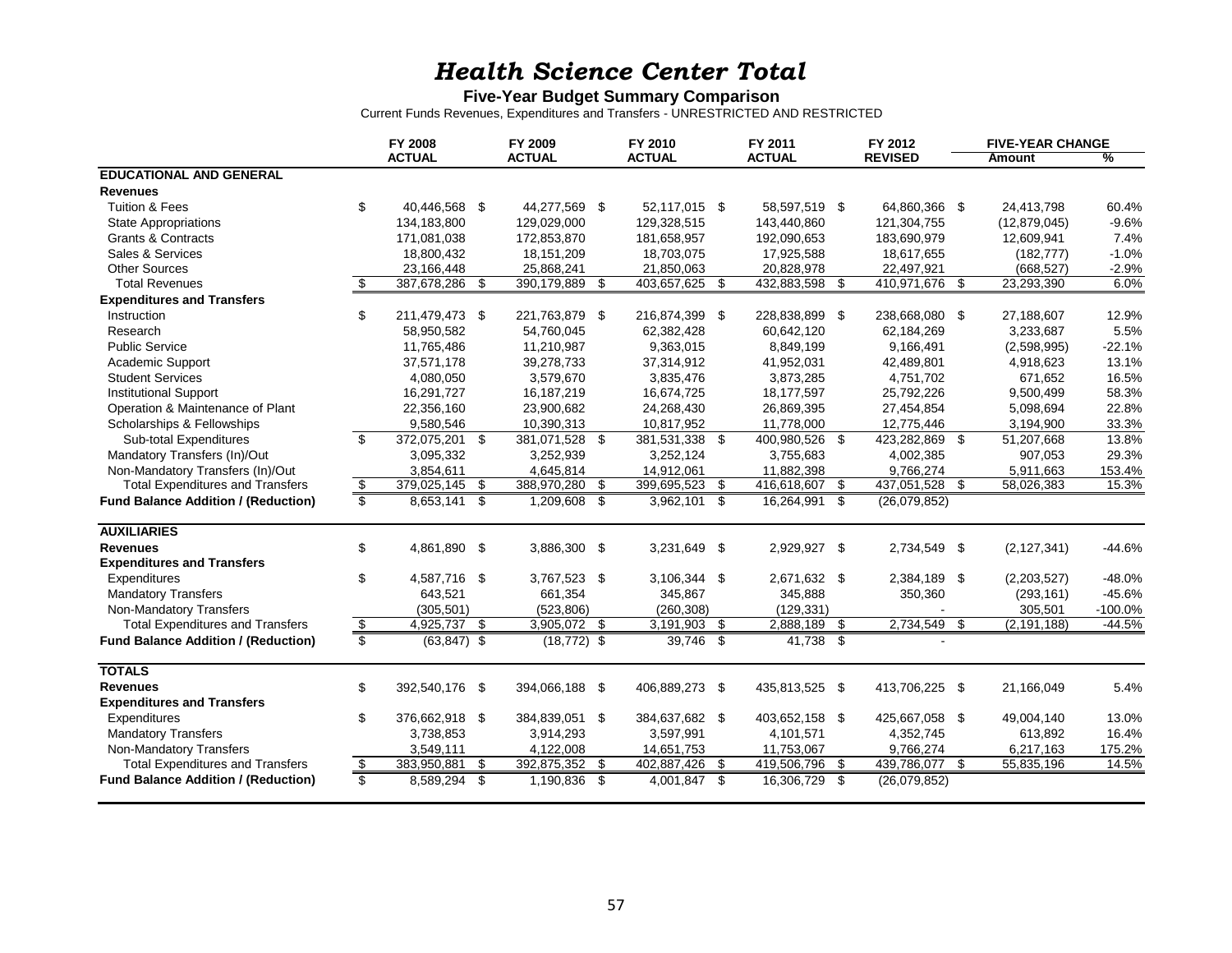# *Health Science Center Total*

**Five-Year Budget Summary Comparison**

Current Funds Revenues, Expenditures and Transfers - UNRESTRICTED AND RESTRICTED

| | FY 2008 ACTUAL | FY 2009 ACTUAL | FY 2010 ACTUAL | FY 2011 ACTUAL | FY 2012 REVISED | FIVE-YEAR CHANGE Amount | % |
|---|---|---|---|---|---|---|---|
| **EDUCATIONAL AND GENERAL** | | | | | | | |
| **Revenues** | | | | | | | |
| Tuition & Fees | $ 40,446,568 | $ 44,277,569 | $ 52,117,015 | $ 58,597,519 | $ 64,860,366 | $ 24,413,798 | 60.4% |
| State Appropriations | 134,183,800 | 129,029,000 | 129,328,515 | 143,440,860 | 121,304,755 | (12,879,045) | -9.6% |
| Grants & Contracts | 171,081,038 | 172,853,870 | 181,658,957 | 192,090,653 | 183,690,979 | 12,609,941 | 7.4% |
| Sales & Services | 18,800,432 | 18,151,209 | 18,703,075 | 17,925,588 | 18,617,655 | (182,777) | -1.0% |
| Other Sources | 23,166,448 | 25,868,241 | 21,850,063 | 20,828,978 | 22,497,921 | (668,527) | -2.9% |
| Total Revenues | $ 387,678,286 | $ 390,179,889 | $ 403,657,625 | $ 432,883,598 | $ 410,971,676 | $ 23,293,390 | 6.0% |
| **Expenditures and Transfers** | | | | | | | |
| Instruction | $ 211,479,473 | $ 221,763,879 | $ 216,874,399 | $ 228,838,899 | $ 238,668,080 | $ 27,188,607 | 12.9% |
| Research | 58,950,582 | 54,760,045 | 62,382,428 | 60,642,120 | 62,184,269 | 3,233,687 | 5.5% |
| Public Service | 11,765,486 | 11,210,987 | 9,363,015 | 8,849,199 | 9,166,491 | (2,598,995) | -22.1% |
| Academic Support | 37,571,178 | 39,278,733 | 37,314,912 | 41,952,031 | 42,489,801 | 4,918,623 | 13.1% |
| Student Services | 4,080,050 | 3,579,670 | 3,835,476 | 3,873,285 | 4,751,702 | 671,652 | 16.5% |
| Institutional Support | 16,291,727 | 16,187,219 | 16,674,725 | 18,177,597 | 25,792,226 | 9,500,499 | 58.3% |
| Operation & Maintenance of Plant | 22,356,160 | 23,900,682 | 24,268,430 | 26,869,395 | 27,454,854 | 5,098,694 | 22.8% |
| Scholarships & Fellowships | 9,580,546 | 10,390,313 | 10,817,952 | 11,778,000 | 12,775,446 | 3,194,900 | 33.3% |
| Sub-total Expenditures | $ 372,075,201 | $ 381,071,528 | $ 381,531,338 | $ 400,980,526 | $ 423,282,869 | $ 51,207,668 | 13.8% |
| Mandatory Transfers (In)/Out | 3,095,332 | 3,252,939 | 3,252,124 | 3,755,683 | 4,002,385 | 907,053 | 29.3% |
| Non-Mandatory Transfers (In)/Out | 3,854,611 | 4,645,814 | 14,912,061 | 11,882,398 | 9,766,274 | 5,911,663 | 153.4% |
| Total Expenditures and Transfers | $ 379,025,145 | $ 388,970,280 | $ 399,695,523 | $ 416,618,607 | $ 437,051,528 | $ 58,026,383 | 15.3% |
| **Fund Balance Addition / (Reduction)** | $ 8,653,141 | $ 1,209,608 | $ 3,962,101 | $ 16,264,991 | $ (26,079,852) | | |
| **AUXILIARIES** | | | | | | | |
| **Revenues** | $ 4,861,890 | $ 3,886,300 | $ 3,231,649 | $ 2,929,927 | $ 2,734,549 | $ (2,127,341) | -44.6% |
| **Expenditures and Transfers** | | | | | | | |
| Expenditures | $ 4,587,716 | $ 3,767,523 | $ 3,106,344 | $ 2,671,632 | $ 2,384,189 | $ (2,203,527) | -48.0% |
| Mandatory Transfers | 643,521 | 661,354 | 345,867 | 345,888 | 350,360 | (293,161) | -45.6% |
| Non-Mandatory Transfers | (305,501) | (523,806) | (260,308) | (129,331) | - | 305,501 | -100.0% |
| Total Expenditures and Transfers | $ 4,925,737 | $ 3,905,072 | $ 3,191,903 | $ 2,888,189 | $ 2,734,549 | $ (2,191,188) | -44.5% |
| **Fund Balance Addition / (Reduction)** | $ (63,847) | $ (18,772) | $ 39,746 | $ 41,738 | $ - | | |
| **TOTALS** | | | | | | | |
| **Revenues** | $ 392,540,176 | $ 394,066,188 | $ 406,889,273 | $ 435,813,525 | $ 413,706,225 | $ 21,166,049 | 5.4% |
| **Expenditures and Transfers** | | | | | | | |
| Expenditures | $ 376,662,918 | $ 384,839,051 | $ 384,637,682 | $ 403,652,158 | $ 425,667,058 | $ 49,004,140 | 13.0% |
| Mandatory Transfers | 3,738,853 | 3,914,293 | 3,597,991 | 4,101,571 | 4,352,745 | 613,892 | 16.4% |
| Non-Mandatory Transfers | 3,549,111 | 4,122,008 | 14,651,753 | 11,753,067 | 9,766,274 | 6,217,163 | 175.2% |
| Total Expenditures and Transfers | $ 383,950,881 | $ 392,875,352 | $ 402,887,426 | $ 419,506,796 | $ 439,786,077 | $ 55,835,196 | 14.5% |
| **Fund Balance Addition / (Reduction)** | $ 8,589,294 | $ 1,190,836 | $ 4,001,847 | $ 16,306,729 | $ (26,079,852) | | |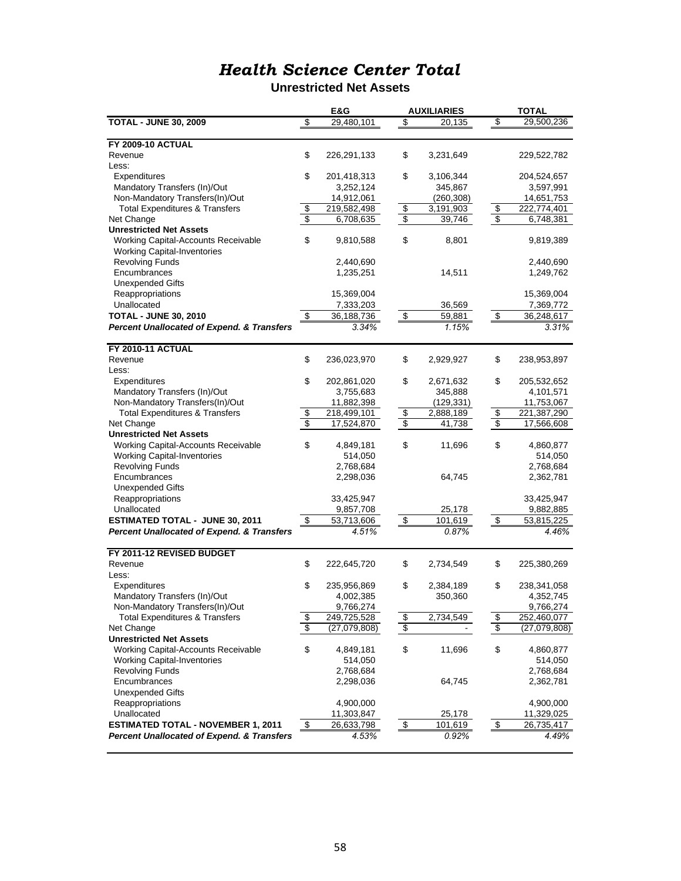# *Health Science Center Total*

**Unrestricted Net Assets**

| | E&G | AUXILIARIES | TOTAL |
|---|---|---|---|
| **TOTAL - JUNE 30, 2009** | $ 29,480,101 | $ 20,135 | $ 29,500,236 |
| | | | |
| **FY 2009-10 ACTUAL** | | | |
| Revenue | $ 226,291,133 | $ 3,231,649 | 229,522,782 |
| Less: | | | |
| Expenditures | $ 201,418,313 | $ 3,106,344 | 204,524,657 |
| Mandatory Transfers (In)/Out | 3,252,124 | 345,867 | 3,597,991 |
| Non-Mandatory Transfers(In)/Out | 14,912,061 | (260,308) | 14,651,753 |
| Total Expenditures & Transfers | $ 219,582,498 | $ 3,191,903 | $ 222,774,401 |
| Net Change | $ 6,708,635 | $ 39,746 | $ 6,748,381 |
| **Unrestricted Net Assets** | | | |
| Working Capital-Accounts Receivable | $ 9,810,588 | $ 8,801 | 9,819,389 |
| Working Capital-Inventories | | | |
| Revolving Funds | 2,440,690 | | 2,440,690 |
| Encumbrances | 1,235,251 | 14,511 | 1,249,762 |
| Unexpended Gifts | | | |
| Reappropriations | 15,369,004 | | 15,369,004 |
| Unallocated | 7,333,203 | 36,569 | 7,369,772 |
| **TOTAL - JUNE 30, 2010** | $ 36,188,736 | $ 59,881 | $ 36,248,617 |
| ***Percent Unallocated of Expend. & Transfers*** | *3.34%* | *1.15%* | *3.31%* |
| | | | |
| **FY 2010-11 ACTUAL** | | | |
| Revenue | $ 236,023,970 | $ 2,929,927 | $ 238,953,897 |
| Less: | | | |
| Expenditures | $ 202,861,020 | $ 2,671,632 | $ 205,532,652 |
| Mandatory Transfers (In)/Out | 3,755,683 | 345,888 | 4,101,571 |
| Non-Mandatory Transfers(In)/Out | 11,882,398 | (129,331) | 11,753,067 |
| Total Expenditures & Transfers | $ 218,499,101 | $ 2,888,189 | $ 221,387,290 |
| Net Change | $ 17,524,870 | $ 41,738 | $ 17,566,608 |
| **Unrestricted Net Assets** | | | |
| Working Capital-Accounts Receivable | $ 4,849,181 | $ 11,696 | $ 4,860,877 |
| Working Capital-Inventories | 514,050 | | 514,050 |
| Revolving Funds | 2,768,684 | | 2,768,684 |
| Encumbrances | 2,298,036 | 64,745 | 2,362,781 |
| Unexpended Gifts | | | |
| Reappropriations | 33,425,947 | | 33,425,947 |
| Unallocated | 9,857,708 | 25,178 | 9,882,885 |
| **ESTIMATED TOTAL - JUNE 30, 2011** | $ 53,713,606 | $ 101,619 | $ 53,815,225 |
| ***Percent Unallocated of Expend. & Transfers*** | *4.51%* | *0.87%* | *4.46%* |
| | | | |
| **FY 2011-12 REVISED BUDGET** | | | |
| Revenue | $ 222,645,720 | $ 2,734,549 | $ 225,380,269 |
| Less: | | | |
| Expenditures | $ 235,956,869 | $ 2,384,189 | $ 238,341,058 |
| Mandatory Transfers (In)/Out | 4,002,385 | 350,360 | 4,352,745 |
| Non-Mandatory Transfers(In)/Out | 9,766,274 | | 9,766,274 |
| Total Expenditures & Transfers | $ 249,725,528 | $ 2,734,549 | $ 252,460,077 |
| Net Change | $ (27,079,808) | $ - | $ (27,079,808) |
| **Unrestricted Net Assets** | | | |
| Working Capital-Accounts Receivable | $ 4,849,181 | $ 11,696 | $ 4,860,877 |
| Working Capital-Inventories | 514,050 | | 514,050 |
| Revolving Funds | 2,768,684 | | 2,768,684 |
| Encumbrances | 2,298,036 | 64,745 | 2,362,781 |
| Unexpended Gifts | | | |
| Reappropriations | 4,900,000 | | 4,900,000 |
| Unallocated | 11,303,847 | 25,178 | 11,329,025 |
| **ESTIMATED TOTAL - NOVEMBER 1, 2011** | $ 26,633,798 | $ 101,619 | $ 26,735,417 |
| ***Percent Unallocated of Expend. & Transfers*** | *4.53%* | *0.92%* | *4.49%* |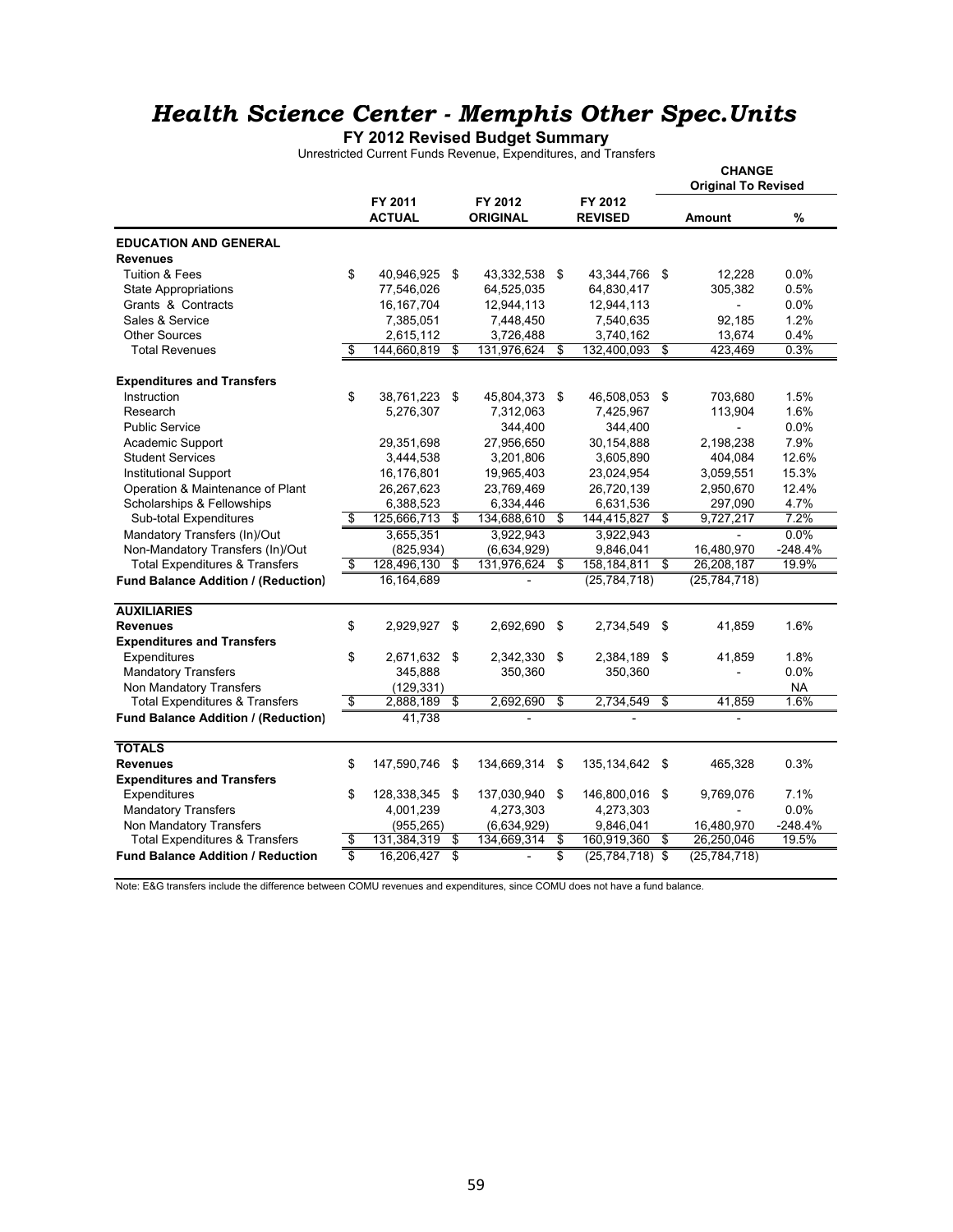# *Health Science Center - Memphis Other Spec.Units*

**FY 2012 Revised Budget Summary**

Unrestricted Current Funds Revenue, Expenditures, and Transfers

| | FY 2011 ACTUAL | FY 2012 ORIGINAL | FY 2012 REVISED | CHANGE Original To Revised Amount | % |
|---|---|---|---|---|---|
| **EDUCATION AND GENERAL** | | | | | |
| **Revenues** | | | | | |
| Tuition & Fees | $ 40,946,925 | $ 43,332,538 | $ 43,344,766 | $ 12,228 | 0.0% |
| State Appropriations | 77,546,026 | 64,525,035 | 64,830,417 | 305,382 | 0.5% |
| Grants & Contracts | 16,167,704 | 12,944,113 | 12,944,113 | - | 0.0% |
| Sales & Service | 7,385,051 | 7,448,450 | 7,540,635 | 92,185 | 1.2% |
| Other Sources | 2,615,112 | 3,726,488 | 3,740,162 | 13,674 | 0.4% |
| Total Revenues | $ 144,660,819 | $ 131,976,624 | $ 132,400,093 | $ 423,469 | 0.3% |
| **Expenditures and Transfers** | | | | | |
| Instruction | $ 38,761,223 | $ 45,804,373 | $ 46,508,053 | $ 703,680 | 1.5% |
| Research | 5,276,307 | 7,312,063 | 7,425,967 | 113,904 | 1.6% |
| Public Service | | 344,400 | 344,400 | - | 0.0% |
| Academic Support | 29,351,698 | 27,956,650 | 30,154,888 | 2,198,238 | 7.9% |
| Student Services | 3,444,538 | 3,201,806 | 3,605,890 | 404,084 | 12.6% |
| Institutional Support | 16,176,801 | 19,965,403 | 23,024,954 | 3,059,551 | 15.3% |
| Operation & Maintenance of Plant | 26,267,623 | 23,769,469 | 26,720,139 | 2,950,670 | 12.4% |
| Scholarships & Fellowships | 6,388,523 | 6,334,446 | 6,631,536 | 297,090 | 4.7% |
| Sub-total Expenditures | $ 125,666,713 | $ 134,688,610 | $ 144,415,827 | $ 9,727,217 | 7.2% |
| Mandatory Transfers (In)/Out | 3,655,351 | 3,922,943 | 3,922,943 | - | 0.0% |
| Non-Mandatory Transfers (In)/Out | (825,934) | (6,634,929) | 9,846,041 | 16,480,970 | -248.4% |
| Total Expenditures & Transfers | $ 128,496,130 | $ 131,976,624 | $ 158,184,811 | $ 26,208,187 | 19.9% |
| **Fund Balance Addition / (Reduction)** | 16,164,689 | - | (25,784,718) | (25,784,718) | |
| **AUXILIARIES** | | | | | |
| **Revenues** | $ 2,929,927 | $ 2,692,690 | $ 2,734,549 | $ 41,859 | 1.6% |
| **Expenditures and Transfers** | | | | | |
| Expenditures | $ 2,671,632 | $ 2,342,330 | $ 2,384,189 | $ 41,859 | 1.8% |
| Mandatory Transfers | 345,888 | 350,360 | 350,360 | - | 0.0% |
| Non Mandatory Transfers | (129,331) | | | | NA |
| Total Expenditures & Transfers | $ 2,888,189 | $ 2,692,690 | $ 2,734,549 | $ 41,859 | 1.6% |
| **Fund Balance Addition / (Reduction)** | 41,738 | - | - | - | |
| **TOTALS** | | | | | |
| **Revenues** | $ 147,590,746 | $ 134,669,314 | $ 135,134,642 | $ 465,328 | 0.3% |
| **Expenditures and Transfers** | | | | | |
| Expenditures | $ 128,338,345 | $ 137,030,940 | $ 146,800,016 | $ 9,769,076 | 7.1% |
| Mandatory Transfers | 4,001,239 | 4,273,303 | 4,273,303 | - | 0.0% |
| Non Mandatory Transfers | (955,265) | (6,634,929) | 9,846,041 | 16,480,970 | -248.4% |
| Total Expenditures & Transfers | $ 131,384,319 | $ 134,669,314 | $ 160,919,360 | $ 26,250,046 | 19.5% |
| **Fund Balance Addition / Reduction** | $ 16,206,427 | $ - | $ (25,784,718) | $ (25,784,718) | |

Note: E&G transfers include the difference between COMU revenues and expenditures, since COMU does not have a fund balance.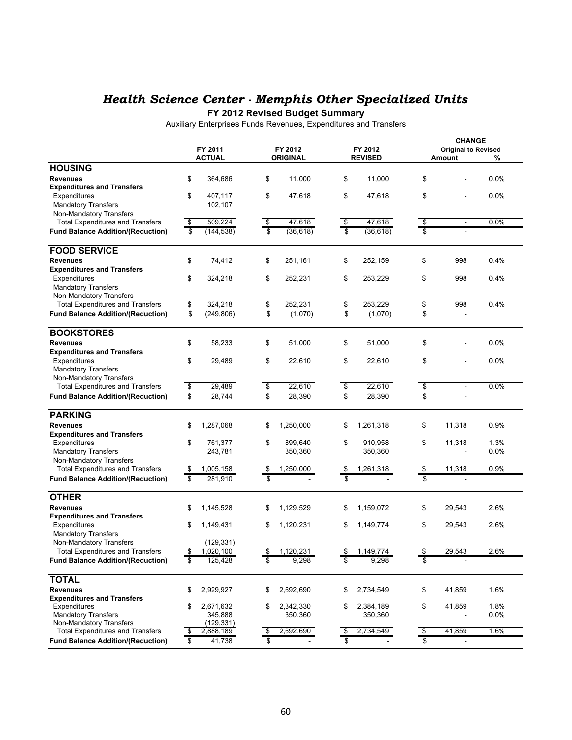# *Health Science Center - Memphis Other Specialized Units*

## FY 2012 Revised Budget Summary

Auxiliary Enterprises Funds Revenues, Expenditures and Transfers

| | FY 2011 ACTUAL | FY 2012 ORIGINAL | FY 2012 REVISED | CHANGE Original to Revised Amount | % |
|---|---|---|---|---|---|
| **HOUSING** | | | | | |
| **Revenues** | $ 364,686 | $ 11,000 | $ 11,000 | $ - | 0.0% |
| **Expenditures and Transfers** | | | | | |
| Expenditures | $ 407,117 | $ 47,618 | $ 47,618 | $ - | 0.0% |
| Mandatory Transfers | 102,107 | | | | |
| Non-Mandatory Transfers | | | | | |
| Total Expenditures and Transfers | $ 509,224 | $ 47,618 | $ 47,618 | $ - | 0.0% |
| **Fund Balance Addition/(Reduction)** | $ (144,538) | $ (36,618) | $ (36,618) | $ - | |
| **FOOD SERVICE** | | | | | |
| **Revenues** | $ 74,412 | $ 251,161 | $ 252,159 | $ 998 | 0.4% |
| **Expenditures and Transfers** | | | | | |
| Expenditures | $ 324,218 | $ 252,231 | $ 253,229 | $ 998 | 0.4% |
| Mandatory Transfers | | | | | |
| Non-Mandatory Transfers | | | | | |
| Total Expenditures and Transfers | $ 324,218 | $ 252,231 | $ 253,229 | $ 998 | 0.4% |
| **Fund Balance Addition/(Reduction)** | $ (249,806) | $ (1,070) | $ (1,070) | $ - | |
| **BOOKSTORES** | | | | | |
| **Revenues** | $ 58,233 | $ 51,000 | $ 51,000 | $ - | 0.0% |
| **Expenditures and Transfers** | | | | | |
| Expenditures | $ 29,489 | $ 22,610 | $ 22,610 | $ - | 0.0% |
| Mandatory Transfers | | | | | |
| Non-Mandatory Transfers | | | | | |
| Total Expenditures and Transfers | $ 29,489 | $ 22,610 | $ 22,610 | $ - | 0.0% |
| **Fund Balance Addition/(Reduction)** | $ 28,744 | $ 28,390 | $ 28,390 | $ - | |
| **PARKING** | | | | | |
| **Revenues** | $ 1,287,068 | $ 1,250,000 | $ 1,261,318 | $ 11,318 | 0.9% |
| **Expenditures and Transfers** | | | | | |
| Expenditures | $ 761,377 | $ 899,640 | $ 910,958 | $ 11,318 | 1.3% |
| Mandatory Transfers | 243,781 | 350,360 | 350,360 | - | 0.0% |
| Non-Mandatory Transfers | | | | | |
| Total Expenditures and Transfers | $ 1,005,158 | $ 1,250,000 | $ 1,261,318 | $ 11,318 | 0.9% |
| **Fund Balance Addition/(Reduction)** | $ 281,910 | $ - | $ - | $ - | |
| **OTHER** | | | | | |
| **Revenues** | $ 1,145,528 | $ 1,129,529 | $ 1,159,072 | $ 29,543 | 2.6% |
| **Expenditures and Transfers** | | | | | |
| Expenditures | $ 1,149,431 | $ 1,120,231 | $ 1,149,774 | $ 29,543 | 2.6% |
| Mandatory Transfers | | | | | |
| Non-Mandatory Transfers | (129,331) | | | | |
| Total Expenditures and Transfers | $ 1,020,100 | $ 1,120,231 | $ 1,149,774 | $ 29,543 | 2.6% |
| **Fund Balance Addition/(Reduction)** | $ 125,428 | $ 9,298 | $ 9,298 | $ - | |
| **TOTAL** | | | | | |
| **Revenues** | $ 2,929,927 | $ 2,692,690 | $ 2,734,549 | $ 41,859 | 1.6% |
| **Expenditures and Transfers** | | | | | |
| Expenditures | $ 2,671,632 | $ 2,342,330 | $ 2,384,189 | $ 41,859 | 1.8% |
| Mandatory Transfers | 345,888 | 350,360 | 350,360 | - | 0.0% |
| Non-Mandatory Transfers | (129,331) | | | | |
| Total Expenditures and Transfers | $ 2,888,189 | $ 2,692,690 | $ 2,734,549 | $ 41,859 | 1.6% |
| **Fund Balance Addition/(Reduction)** | $ 41,738 | $ - | $ - | $ - | |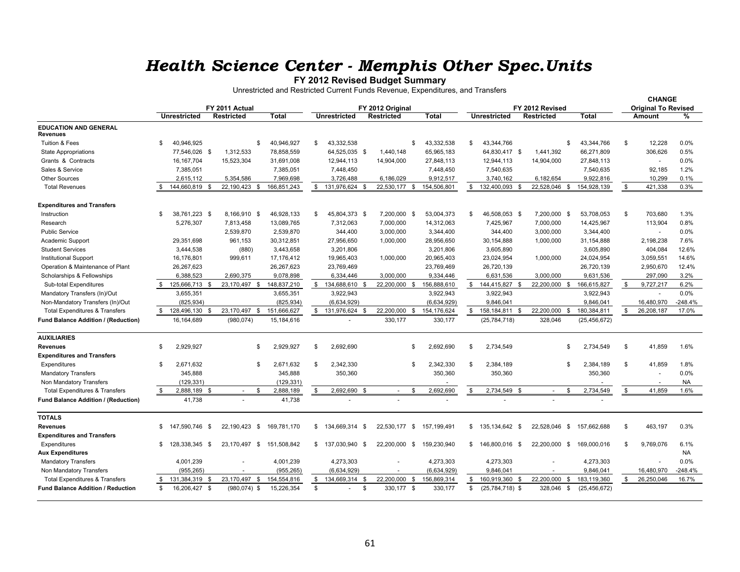# *Health Science Center - Memphis Other Spec.Units*

**FY 2012 Revised Budget Summary**

Unrestricted and Restricted Current Funds Revenue, Expenditures, and Transfers

| | FY 2011 Actual | | | FY 2012 Original | | | FY 2012 Revised | | | CHANGE Original To Revised | |
|---|---|---|---|---|---|---|---|---|---|---|---|
| | Unrestricted | Restricted | Total | Unrestricted | Restricted | Total | Unrestricted | Restricted | Total | Amount | % |
| **EDUCATION AND GENERAL** | | | | | | | | | | | |
| **Revenues** | | | | | | | | | | | |
| Tuition & Fees | $ 40,946,925 | | $ 40,946,927 | $ 43,332,538 | | $ 43,332,538 | $ 43,344,766 | | $ 43,344,766 | $ 12,228 | 0.0% |
| State Appropriations | 77,546,026 | $ 1,312,533 | 78,858,559 | 64,525,035 | $ 1,440,148 | 65,965,183 | 64,830,417 | $ 1,441,392 | 66,271,809 | 306,626 | 0.5% |
| Grants & Contracts | 16,167,704 | 15,523,304 | 31,691,008 | 12,944,113 | 14,904,000 | 27,848,113 | 12,944,113 | 14,904,000 | 27,848,113 | - | 0.0% |
| Sales & Service | 7,385,051 | | 7,385,051 | 7,448,450 | | 7,448,450 | 7,540,635 | | 7,540,635 | 92,185 | 1.2% |
| Other Sources | 2,615,112 | 5,354,586 | 7,969,698 | 3,726,488 | 6,186,029 | 9,912,517 | 3,740,162 | 6,182,654 | 9,922,816 | 10,299 | 0.1% |
| Total Revenues | $ 144,660,819 | $ 22,190,423 | $ 166,851,243 | $ 131,976,624 | $ 22,530,177 | $ 154,506,801 | $ 132,400,093 | $ 22,528,046 | $ 154,928,139 | $ 421,338 | 0.3% |
| **Expenditures and Transfers** | | | | | | | | | | | |
| Instruction | $ 38,761,223 | $ 8,166,910 | $ 46,928,133 | $ 45,804,373 | $ 7,200,000 | $ 53,004,373 | $ 46,508,053 | $ 7,200,000 | $ 53,708,053 | $ 703,680 | 1.3% |
| Research | 5,276,307 | 7,813,458 | 13,089,765 | 7,312,063 | 7,000,000 | 14,312,063 | 7,425,967 | 7,000,000 | 14,425,967 | 113,904 | 0.8% |
| Public Service | | 2,539,870 | 2,539,870 | 344,400 | 3,000,000 | 3,344,400 | 344,400 | 3,000,000 | 3,344,400 | - | 0.0% |
| Academic Support | 29,351,698 | 961,153 | 30,312,851 | 27,956,650 | 1,000,000 | 28,956,650 | 30,154,888 | 1,000,000 | 31,154,888 | 2,198,238 | 7.6% |
| Student Services | 3,444,538 | (880) | 3,443,658 | 3,201,806 | | 3,201,806 | 3,605,890 | | 3,605,890 | 404,084 | 12.6% |
| Institutional Support | 16,176,801 | 999,611 | 17,176,412 | 19,965,403 | 1,000,000 | 20,965,403 | 23,024,954 | 1,000,000 | 24,024,954 | 3,059,551 | 14.6% |
| Operation & Maintenance of Plant | 26,267,623 | | 26,267,623 | 23,769,469 | | 23,769,469 | 26,720,139 | | 26,720,139 | 2,950,670 | 12.4% |
| Scholarships & Fellowships | 6,388,523 | 2,690,375 | 9,078,898 | 6,334,446 | 3,000,000 | 9,334,446 | 6,631,536 | 3,000,000 | 9,631,536 | 297,090 | 3.2% |
| Sub-total Expenditures | $ 125,666,713 | $ 23,170,497 | $ 148,837,210 | $ 134,688,610 | $ 22,200,000 | $ 156,888,610 | $ 144,415,827 | $ 22,200,000 | $ 166,615,827 | $ 9,727,217 | 6.2% |
| Mandatory Transfers (In)/Out | 3,655,351 | | 3,655,351 | 3,922,943 | | 3,922,943 | 3,922,943 | | 3,922,943 | - | 0.0% |
| Non-Mandatory Transfers (In)/Out | (825,934) | | (825,934) | (6,634,929) | | (6,634,929) | 9,846,041 | | 9,846,041 | 16,480,970 | -248.4% |
| Total Expenditures & Transfers | $ 128,496,130 | $ 23,170,497 | $ 151,666,627 | $ 131,976,624 | $ 22,200,000 | $ 154,176,624 | $ 158,184,811 | $ 22,200,000 | $ 180,384,811 | $ 26,208,187 | 17.0% |
| **Fund Balance Addition / (Reduction)** | 16,164,689 | (980,074) | 15,184,616 | - | 330,177 | 330,177 | (25,784,718) | 328,046 | (25,456,672) | | |
| **AUXILIARIES** | | | | | | | | | | | |
| **Revenues** | $ 2,929,927 | | $ 2,929,927 | $ 2,692,690 | | $ 2,692,690 | $ 2,734,549 | | $ 2,734,549 | $ 41,859 | 1.6% |
| **Expenditures and Transfers** | | | | | | | | | | | |
| Expenditures | $ 2,671,632 | | $ 2,671,632 | $ 2,342,330 | | $ 2,342,330 | $ 2,384,189 | | $ 2,384,189 | $ 41,859 | 1.8% |
| Mandatory Transfers | 345,888 | | 345,888 | 350,360 | | 350,360 | 350,360 | | 350,360 | - | 0.0% |
| Non Mandatory Transfers | (129,331) | | (129,331) | | | - | | | - | - | NA |
| Total Expenditures & Transfers | $ 2,888,189 | $ - | $ 2,888,189 | $ 2,692,690 | $ - | $ 2,692,690 | $ 2,734,549 | $ - | $ 2,734,549 | $ 41,859 | 1.6% |
| **Fund Balance Addition / (Reduction)** | 41,738 | - | 41,738 | - | - | - | - | - | - | | |
| **TOTALS** | | | | | | | | | | | |
| **Revenues** | $ 147,590,746 | $ 22,190,423 | $ 169,781,170 | $ 134,669,314 | $ 22,530,177 | $ 157,199,491 | $ 135,134,642 | $ 22,528,046 | $ 157,662,688 | $ 463,197 | 0.3% |
| **Expenditures and Transfers** | | | | | | | | | | | |
| Expenditures | $ 128,338,345 | $ 23,170,497 | $ 151,508,842 | $ 137,030,940 | $ 22,200,000 | $ 159,230,940 | $ 146,800,016 | $ 22,200,000 | $ 169,000,016 | $ 9,769,076 | 6.1% |
| **Aux Expenditures** | | | | | | | | | | | NA |
| Mandatory Transfers | 4,001,239 | - | 4,001,239 | 4,273,303 | - | 4,273,303 | 4,273,303 | - | 4,273,303 | - | 0.0% |
| Non Mandatory Transfers | (955,265) | - | (955,265) | (6,634,929) | - | (6,634,929) | 9,846,041 | - | 9,846,041 | 16,480,970 | -248.4% |
| Total Expenditures & Transfers | $ 131,384,319 | $ 23,170,497 | $ 154,554,816 | $ 134,669,314 | $ 22,200,000 | $ 156,869,314 | $ 160,919,360 | $ 22,200,000 | $ 183,119,360 | $ 26,250,046 | 16.7% |
| **Fund Balance Addition / Reduction** | $ 16,206,427 | $ (980,074) | $ 15,226,354 | $ - | $ 330,177 | $ 330,177 | $ (25,784,718) | $ 328,046 | $ (25,456,672) | | |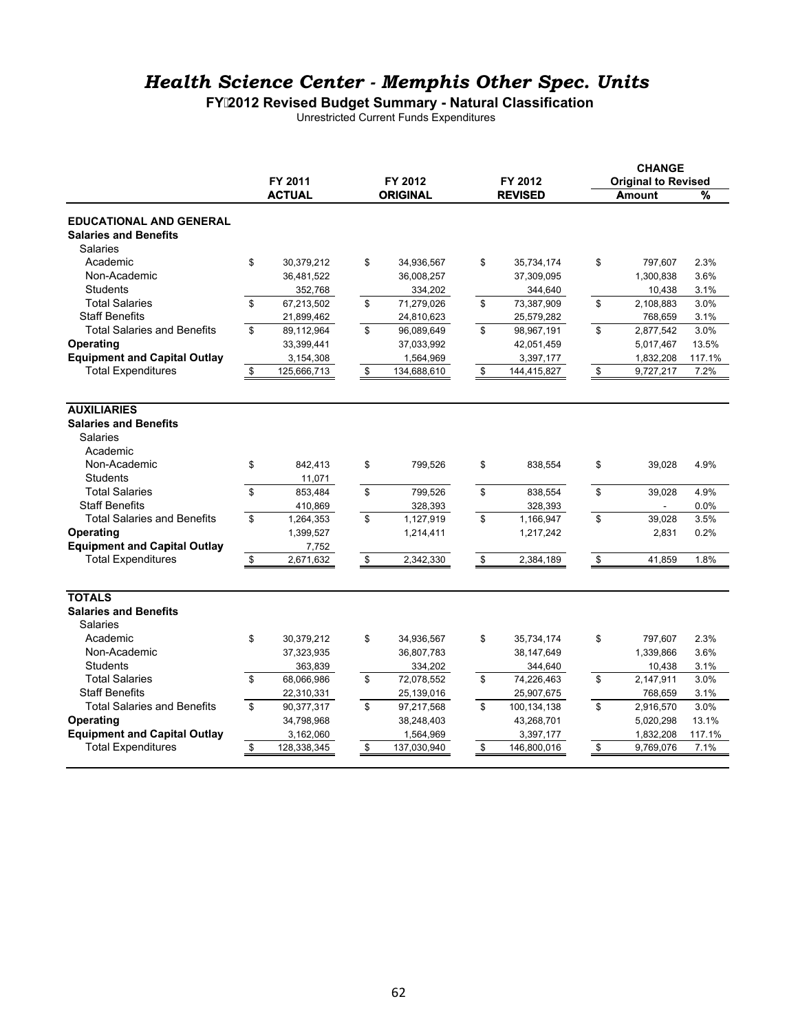# *Health Science Center - Memphis Other Spec. Units*

**FY 2012 Revised Budget Summary - Natural Classification**

Unrestricted Current Funds Expenditures

| | FY 2011 ACTUAL | FY 2012 ORIGINAL | FY 2012 REVISED | CHANGE Original to Revised Amount | % |
|---|---|---|---|---|---|
| **EDUCATIONAL AND GENERAL** | | | | | |
| **Salaries and Benefits** | | | | | |
| Salaries | | | | | |
| Academic | $ 30,379,212 | $ 34,936,567 | $ 35,734,174 | $ 797,607 | 2.3% |
| Non-Academic | 36,481,522 | 36,008,257 | 37,309,095 | 1,300,838 | 3.6% |
| Students | 352,768 | 334,202 | 344,640 | 10,438 | 3.1% |
| Total Salaries | $ 67,213,502 | $ 71,279,026 | $ 73,387,909 | $ 2,108,883 | 3.0% |
| Staff Benefits | 21,899,462 | 24,810,623 | 25,579,282 | 768,659 | 3.1% |
| Total Salaries and Benefits | $ 89,112,964 | $ 96,089,649 | $ 98,967,191 | $ 2,877,542 | 3.0% |
| **Operating** | 33,399,441 | 37,033,992 | 42,051,459 | 5,017,467 | 13.5% |
| **Equipment and Capital Outlay** | 3,154,308 | 1,564,969 | 3,397,177 | 1,832,208 | 117.1% |
| Total Expenditures | $ 125,666,713 | $ 134,688,610 | $ 144,415,827 | $ 9,727,217 | 7.2% |
| **AUXILIARIES** | | | | | |
| **Salaries and Benefits** | | | | | |
| Salaries | | | | | |
| Academic | | | | | |
| Non-Academic | $ 842,413 | $ 799,526 | $ 838,554 | $ 39,028 | 4.9% |
| Students | 11,071 | | | | |
| Total Salaries | $ 853,484 | $ 799,526 | $ 838,554 | $ 39,028 | 4.9% |
| Staff Benefits | 410,869 | 328,393 | 328,393 | - | 0.0% |
| Total Salaries and Benefits | $ 1,264,353 | $ 1,127,919 | $ 1,166,947 | $ 39,028 | 3.5% |
| **Operating** | 1,399,527 | 1,214,411 | 1,217,242 | 2,831 | 0.2% |
| **Equipment and Capital Outlay** | 7,752 | | | | |
| Total Expenditures | $ 2,671,632 | $ 2,342,330 | $ 2,384,189 | $ 41,859 | 1.8% |
| **TOTALS** | | | | | |
| **Salaries and Benefits** | | | | | |
| Salaries | | | | | |
| Academic | $ 30,379,212 | $ 34,936,567 | $ 35,734,174 | $ 797,607 | 2.3% |
| Non-Academic | 37,323,935 | 36,807,783 | 38,147,649 | 1,339,866 | 3.6% |
| Students | 363,839 | 334,202 | 344,640 | 10,438 | 3.1% |
| Total Salaries | $ 68,066,986 | $ 72,078,552 | $ 74,226,463 | $ 2,147,911 | 3.0% |
| Staff Benefits | 22,310,331 | 25,139,016 | 25,907,675 | 768,659 | 3.1% |
| Total Salaries and Benefits | $ 90,377,317 | $ 97,217,568 | $ 100,134,138 | $ 2,916,570 | 3.0% |
| **Operating** | 34,798,968 | 38,248,403 | 43,268,701 | 5,020,298 | 13.1% |
| **Equipment and Capital Outlay** | 3,162,060 | 1,564,969 | 3,397,177 | 1,832,208 | 117.1% |
| Total Expenditures | $ 128,338,345 | $ 137,030,940 | $ 146,800,016 | $ 9,769,076 | 7.1% |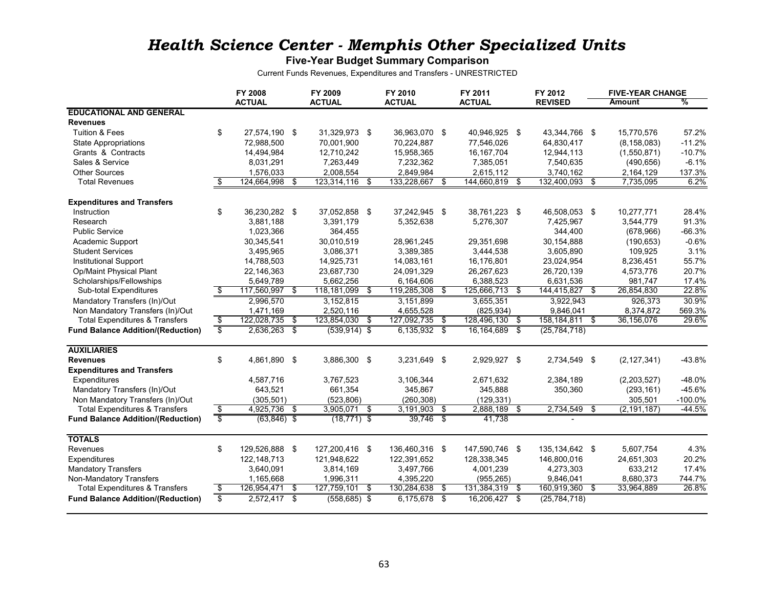# *Health Science Center - Memphis Other Specialized Units*

**Five-Year Budget Summary Comparison**

Current Funds Revenues, Expenditures and Transfers - UNRESTRICTED

| | FY 2008 ACTUAL | FY 2009 ACTUAL | FY 2010 ACTUAL | FY 2011 ACTUAL | FY 2012 REVISED | FIVE-YEAR CHANGE Amount | % |
|---|---|---|---|---|---|---|---|
| **EDUCATIONAL AND GENERAL** | | | | | | | |
| **Revenues** | | | | | | | |
| Tuition & Fees | $ 27,574,190 | $ 31,329,973 | $ 36,963,070 | $ 40,946,925 | $ 43,344,766 | $ 15,770,576 | 57.2% |
| State Appropriations | 72,988,500 | 70,001,900 | 70,224,887 | 77,546,026 | 64,830,417 | (8,158,083) | -11.2% |
| Grants & Contracts | 14,494,984 | 12,710,242 | 15,958,365 | 16,167,704 | 12,944,113 | (1,550,871) | -10.7% |
| Sales & Service | 8,031,291 | 7,263,449 | 7,232,362 | 7,385,051 | 7,540,635 | (490,656) | -6.1% |
| Other Sources | 1,576,033 | 2,008,554 | 2,849,984 | 2,615,112 | 3,740,162 | 2,164,129 | 137.3% |
| Total Revenues | $ 124,664,998 | $ 123,314,116 | $ 133,228,667 | $ 144,660,819 | $ 132,400,093 | $ 7,735,095 | 6.2% |
| **Expenditures and Transfers** | | | | | | | |
| Instruction | $ 36,230,282 | $ 37,052,858 | $ 37,242,945 | $ 38,761,223 | $ 46,508,053 | $ 10,277,771 | 28.4% |
| Research | 3,881,188 | 3,391,179 | 5,352,638 | 5,276,307 | 7,425,967 | 3,544,779 | 91.3% |
| Public Service | 1,023,366 | 364,455 | | | 344,400 | (678,966) | -66.3% |
| Academic Support | 30,345,541 | 30,010,519 | 28,961,245 | 29,351,698 | 30,154,888 | (190,653) | -0.6% |
| Student Services | 3,495,965 | 3,086,371 | 3,389,385 | 3,444,538 | 3,605,890 | 109,925 | 3.1% |
| Institutional Support | 14,788,503 | 14,925,731 | 14,083,161 | 16,176,801 | 23,024,954 | 8,236,451 | 55.7% |
| Op/Maint Physical Plant | 22,146,363 | 23,687,730 | 24,091,329 | 26,267,623 | 26,720,139 | 4,573,776 | 20.7% |
| Scholarships/Fellowships | 5,649,789 | 5,662,256 | 6,164,606 | 6,388,523 | 6,631,536 | 981,747 | 17.4% |
| Sub-total Expenditures | $ 117,560,997 | $ 118,181,099 | $ 119,285,308 | $ 125,666,713 | $ 144,415,827 | $ 26,854,830 | 22.8% |
| Mandatory Transfers (In)/Out | 2,996,570 | 3,152,815 | 3,151,899 | 3,655,351 | 3,922,943 | 926,373 | 30.9% |
| Non Mandatory Transfers (In)/Out | 1,471,169 | 2,520,116 | 4,655,528 | (825,934) | 9,846,041 | 8,374,872 | 569.3% |
| Total Expenditures & Transfers | $ 122,028,735 | $ 123,854,030 | $ 127,092,735 | $ 128,496,130 | $ 158,184,811 | $ 36,156,076 | 29.6% |
| **Fund Balance Addition/(Reduction)** | $ 2,636,263 | $ (539,914) | $ 6,135,932 | $ 16,164,689 | $ (25,784,718) | | |
| **AUXILIARIES** | | | | | | | |
| **Revenues** | $ 4,861,890 | $ 3,886,300 | $ 3,231,649 | $ 2,929,927 | $ 2,734,549 | $ (2,127,341) | -43.8% |
| **Expenditures and Transfers** | | | | | | | |
| Expenditures | 4,587,716 | 3,767,523 | 3,106,344 | 2,671,632 | 2,384,189 | (2,203,527) | -48.0% |
| Mandatory Transfers (In)/Out | 643,521 | 661,354 | 345,867 | 345,888 | 350,360 | (293,161) | -45.6% |
| Non Mandatory Transfers (In)/Out | (305,501) | (523,806) | (260,308) | (129,331) | | 305,501 | -100.0% |
| Total Expenditures & Transfers | $ 4,925,736 | $ 3,905,071 | $ 3,191,903 | $ 2,888,189 | $ 2,734,549 | $ (2,191,187) | -44.5% |
| **Fund Balance Addition/(Reduction)** | $ (63,846) | $ (18,771) | $ 39,746 | $ 41,738 | - | | |
| **TOTALS** | | | | | | | |
| Revenues | $ 129,526,888 | $ 127,200,416 | $ 136,460,316 | $ 147,590,746 | $ 135,134,642 | $ 5,607,754 | 4.3% |
| Expenditures | 122,148,713 | 121,948,622 | 122,391,652 | 128,338,345 | 146,800,016 | 24,651,303 | 20.2% |
| Mandatory Transfers | 3,640,091 | 3,814,169 | 3,497,766 | 4,001,239 | 4,273,303 | 633,212 | 17.4% |
| Non-Mandatory Transfers | 1,165,668 | 1,996,311 | 4,395,220 | (955,265) | 9,846,041 | 8,680,373 | 744.7% |
| Total Expenditures & Transfers | $ 126,954,471 | $ 127,759,101 | $ 130,284,638 | $ 131,384,319 | $ 160,919,360 | $ 33,964,889 | 26.8% |
| **Fund Balance Addition/(Reduction)** | $ 2,572,417 | $ (558,685) | $ 6,175,678 | $ 16,206,427 | $ (25,784,718) | | |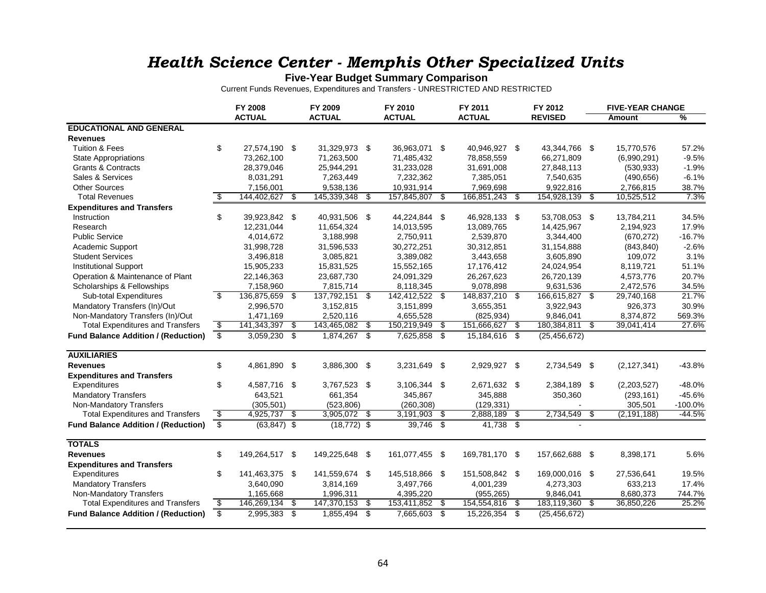# *Health Science Center - Memphis Other Specialized Units*

**Five-Year Budget Summary Comparison**

Current Funds Revenues, Expenditures and Transfers - UNRESTRICTED AND RESTRICTED

| | FY 2008 ACTUAL | FY 2009 ACTUAL | FY 2010 ACTUAL | FY 2011 ACTUAL | FY 2012 REVISED | FIVE-YEAR CHANGE Amount | % |
|---|---|---|---|---|---|---|---|
| **EDUCATIONAL AND GENERAL** | | | | | | | |
| **Revenues** | | | | | | | |
| Tuition & Fees | $ 27,574,190 | $ 31,329,973 | $ 36,963,071 | $ 40,946,927 | $ 43,344,766 | $ 15,770,576 | 57.2% |
| State Appropriations | 73,262,100 | 71,263,500 | 71,485,432 | 78,858,559 | 66,271,809 | (6,990,291) | -9.5% |
| Grants & Contracts | 28,379,046 | 25,944,291 | 31,233,028 | 31,691,008 | 27,848,113 | (530,933) | -1.9% |
| Sales & Services | 8,031,291 | 7,263,449 | 7,232,362 | 7,385,051 | 7,540,635 | (490,656) | -6.1% |
| Other Sources | 7,156,001 | 9,538,136 | 10,931,914 | 7,969,698 | 9,922,816 | 2,766,815 | 38.7% |
| Total Revenues | $ 144,402,627 | $ 145,339,348 | $ 157,845,807 | $ 166,851,243 | $ 154,928,139 | $ 10,525,512 | 7.3% |
| **Expenditures and Transfers** | | | | | | | |
| Instruction | $ 39,923,842 | $ 40,931,506 | $ 44,224,844 | $ 46,928,133 | $ 53,708,053 | $ 13,784,211 | 34.5% |
| Research | 12,231,044 | 11,654,324 | 14,013,595 | 13,089,765 | 14,425,967 | 2,194,923 | 17.9% |
| Public Service | 4,014,672 | 3,188,998 | 2,750,911 | 2,539,870 | 3,344,400 | (670,272) | -16.7% |
| Academic Support | 31,998,728 | 31,596,533 | 30,272,251 | 30,312,851 | 31,154,888 | (843,840) | -2.6% |
| Student Services | 3,496,818 | 3,085,821 | 3,389,082 | 3,443,658 | 3,605,890 | 109,072 | 3.1% |
| Institutional Support | 15,905,233 | 15,831,525 | 15,552,165 | 17,176,412 | 24,024,954 | 8,119,721 | 51.1% |
| Operation & Maintenance of Plant | 22,146,363 | 23,687,730 | 24,091,329 | 26,267,623 | 26,720,139 | 4,573,776 | 20.7% |
| Scholarships & Fellowships | 7,158,960 | 7,815,714 | 8,118,345 | 9,078,898 | 9,631,536 | 2,472,576 | 34.5% |
| Sub-total Expenditures | $ 136,875,659 | $ 137,792,151 | $ 142,412,522 | $ 148,837,210 | $ 166,615,827 | $ 29,740,168 | 21.7% |
| Mandatory Transfers (In)/Out | 2,996,570 | 3,152,815 | 3,151,899 | 3,655,351 | 3,922,943 | 926,373 | 30.9% |
| Non-Mandatory Transfers (In)/Out | 1,471,169 | 2,520,116 | 4,655,528 | (825,934) | 9,846,041 | 8,374,872 | 569.3% |
| Total Expenditures and Transfers | $ 141,343,397 | $ 143,465,082 | $ 150,219,949 | $ 151,666,627 | $ 180,384,811 | $ 39,041,414 | 27.6% |
| **Fund Balance Addition / (Reduction)** | $ 3,059,230 | $ 1,874,267 | $ 7,625,858 | $ 15,184,616 | $ (25,456,672) | | |
| **AUXILIARIES** | | | | | | | |
| **Revenues** | $ 4,861,890 | $ 3,886,300 | $ 3,231,649 | $ 2,929,927 | $ 2,734,549 | $ (2,127,341) | -43.8% |
| **Expenditures and Transfers** | | | | | | | |
| Expenditures | $ 4,587,716 | $ 3,767,523 | $ 3,106,344 | $ 2,671,632 | $ 2,384,189 | $ (2,203,527) | -48.0% |
| Mandatory Transfers | 643,521 | 661,354 | 345,867 | 345,888 | 350,360 | (293,161) | -45.6% |
| Non-Mandatory Transfers | (305,501) | (523,806) | (260,308) | (129,331) | - | 305,501 | -100.0% |
| Total Expenditures and Transfers | $ 4,925,737 | $ 3,905,072 | $ 3,191,903 | $ 2,888,189 | $ 2,734,549 | $ (2,191,188) | -44.5% |
| **Fund Balance Addition / (Reduction)** | $ (63,847) | $ (18,772) | $ 39,746 | $ 41,738 | $ - | | |
| **TOTALS** | | | | | | | |
| **Revenues** | $ 149,264,517 | $ 149,225,648 | $ 161,077,455 | $ 169,781,170 | $ 157,662,688 | $ 8,398,171 | 5.6% |
| **Expenditures and Transfers** | | | | | | | |
| Expenditures | $ 141,463,375 | $ 141,559,674 | $ 145,518,866 | $ 151,508,842 | $ 169,000,016 | $ 27,536,641 | 19.5% |
| Mandatory Transfers | 3,640,090 | 3,814,169 | 3,497,766 | 4,001,239 | 4,273,303 | 633,213 | 17.4% |
| Non-Mandatory Transfers | 1,165,668 | 1,996,311 | 4,395,220 | (955,265) | 9,846,041 | 8,680,373 | 744.7% |
| Total Expenditures and Transfers | $ 146,269,134 | $ 147,370,153 | $ 153,411,852 | $ 154,554,816 | $ 183,119,360 | $ 36,850,226 | 25.2% |
| **Fund Balance Addition / (Reduction)** | $ 2,995,383 | $ 1,855,494 | $ 7,665,603 | $ 15,226,354 | $ (25,456,672) | | |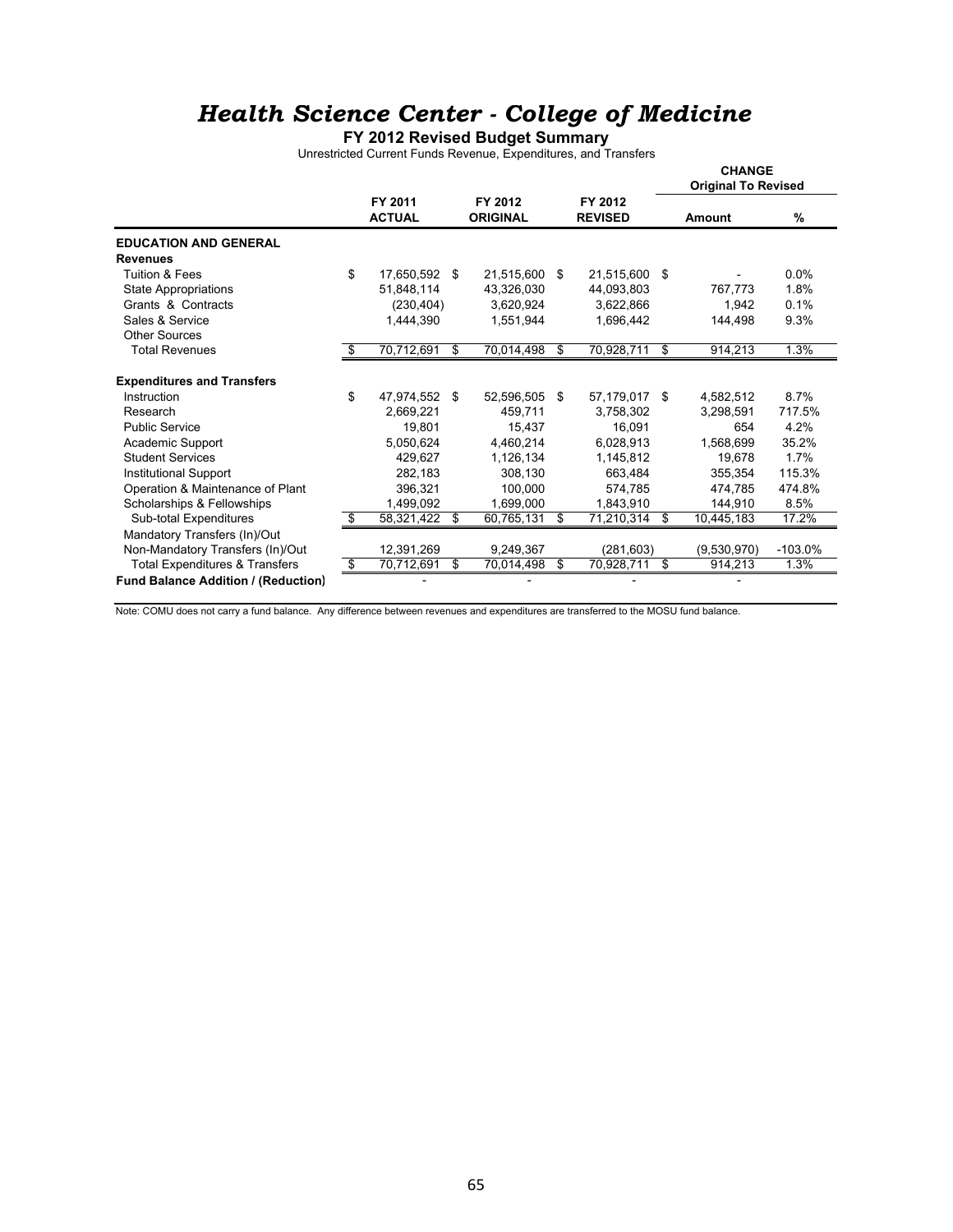# *Health Science Center - College of Medicine*

**FY 2012 Revised Budget Summary**

Unrestricted Current Funds Revenue, Expenditures, and Transfers

| | FY 2011 ACTUAL | FY 2012 ORIGINAL | FY 2012 REVISED | CHANGE Original To Revised Amount | % |
|---|---|---|---|---|---|
| **EDUCATION AND GENERAL** | | | | | |
| **Revenues** | | | | | |
| Tuition & Fees | $ 17,650,592 | $ 21,515,600 | $ 21,515,600 | $ - | 0.0% |
| State Appropriations | 51,848,114 | 43,326,030 | 44,093,803 | 767,773 | 1.8% |
| Grants & Contracts | (230,404) | 3,620,924 | 3,622,866 | 1,942 | 0.1% |
| Sales & Service | 1,444,390 | 1,551,944 | 1,696,442 | 144,498 | 9.3% |
| Other Sources | | | | | |
| Total Revenues | $ 70,712,691 | $ 70,014,498 | $ 70,928,711 | $ 914,213 | 1.3% |
| **Expenditures and Transfers** | | | | | |
| Instruction | $ 47,974,552 | $ 52,596,505 | $ 57,179,017 | $ 4,582,512 | 8.7% |
| Research | 2,669,221 | 459,711 | 3,758,302 | 3,298,591 | 717.5% |
| Public Service | 19,801 | 15,437 | 16,091 | 654 | 4.2% |
| Academic Support | 5,050,624 | 4,460,214 | 6,028,913 | 1,568,699 | 35.2% |
| Student Services | 429,627 | 1,126,134 | 1,145,812 | 19,678 | 1.7% |
| Institutional Support | 282,183 | 308,130 | 663,484 | 355,354 | 115.3% |
| Operation & Maintenance of Plant | 396,321 | 100,000 | 574,785 | 474,785 | 474.8% |
| Scholarships & Fellowships | 1,499,092 | 1,699,000 | 1,843,910 | 144,910 | 8.5% |
| Sub-total Expenditures | $ 58,321,422 | $ 60,765,131 | $ 71,210,314 | $ 10,445,183 | 17.2% |
| Mandatory Transfers (In)/Out | | | | | |
| Non-Mandatory Transfers (In)/Out | 12,391,269 | 9,249,367 | (281,603) | (9,530,970) | -103.0% |
| Total Expenditures & Transfers | $ 70,712,691 | $ 70,014,498 | $ 70,928,711 | $ 914,213 | 1.3% |
| **Fund Balance Addition / (Reduction)** | - | - | - | - | |

Note: COMU does not carry a fund balance. Any difference between revenues and expenditures are transferred to the MOSU fund balance.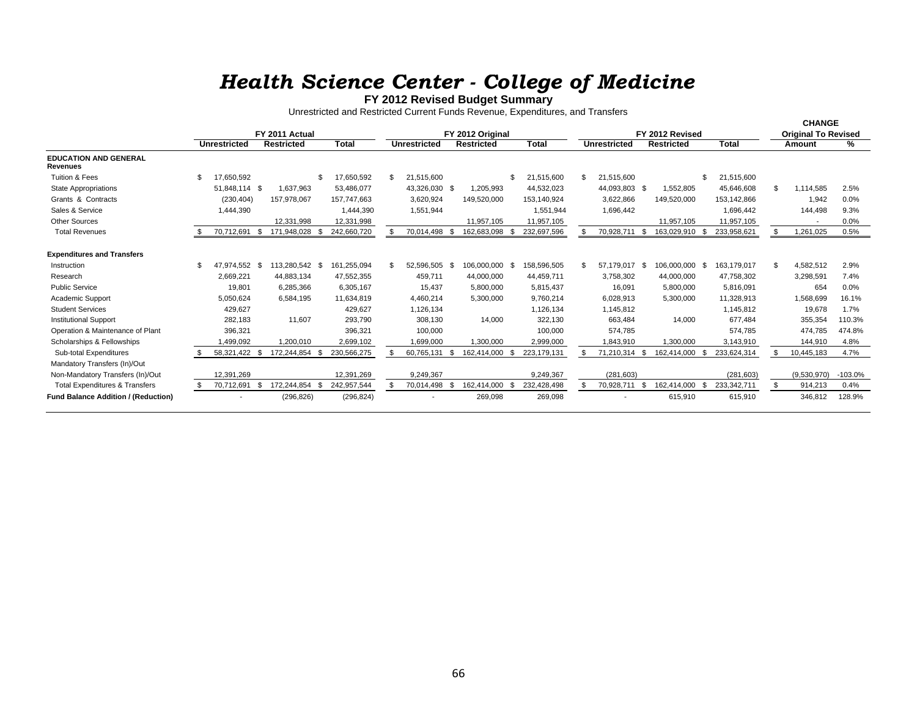# *Health Science Center - College of Medicine*

**FY 2012 Revised Budget Summary**

Unrestricted and Restricted Current Funds Revenue, Expenditures, and Transfers

| | FY 2011 Actual | | | FY 2012 Original | | | FY 2012 Revised | | | CHANGE Original To Revised | |
|---|---|---|---|---|---|---|---|---|---|---|---|
| | Unrestricted | Restricted | Total | Unrestricted | Restricted | Total | Unrestricted | Restricted | Total | Amount | % |
| **EDUCATION AND GENERAL** | | | | | | | | | | | |
| **Revenues** | | | | | | | | | | | |
| Tuition & Fees | $ 17,650,592 | | $ 17,650,592 | $ 21,515,600 | | $ 21,515,600 | $ 21,515,600 | | $ 21,515,600 | | |
| State Appropriations | 51,848,114 | $ 1,637,963 | 53,486,077 | 43,326,030 | $ 1,205,993 | 44,532,023 | 44,093,803 | $ 1,552,805 | 45,646,608 | $ 1,114,585 | 2.5% |
| Grants & Contracts | (230,404) | 157,978,067 | 157,747,663 | 3,620,924 | 149,520,000 | 153,140,924 | 3,622,866 | 149,520,000 | 153,142,866 | 1,942 | 0.0% |
| Sales & Service | 1,444,390 | | 1,444,390 | 1,551,944 | | 1,551,944 | 1,696,442 | | 1,696,442 | 144,498 | 9.3% |
| Other Sources | | 12,331,998 | 12,331,998 | | 11,957,105 | 11,957,105 | | 11,957,105 | 11,957,105 | - | 0.0% |
| Total Revenues | $ 70,712,691 | $ 171,948,028 | $ 242,660,720 | $ 70,014,498 | $ 162,683,098 | $ 232,697,596 | $ 70,928,711 | $ 163,029,910 | $ 233,958,621 | $ 1,261,025 | 0.5% |
| **Expenditures and Transfers** | | | | | | | | | | | |
| Instruction | $ 47,974,552 | $ 113,280,542 | $ 161,255,094 | $ 52,596,505 | $ 106,000,000 | $ 158,596,505 | $ 57,179,017 | $ 106,000,000 | $ 163,179,017 | $ 4,582,512 | 2.9% |
| Research | 2,669,221 | 44,883,134 | 47,552,355 | 459,711 | 44,000,000 | 44,459,711 | 3,758,302 | 44,000,000 | 47,758,302 | 3,298,591 | 7.4% |
| Public Service | 19,801 | 6,285,366 | 6,305,167 | 15,437 | 5,800,000 | 5,815,437 | 16,091 | 5,800,000 | 5,816,091 | 654 | 0.0% |
| Academic Support | 5,050,624 | 6,584,195 | 11,634,819 | 4,460,214 | 5,300,000 | 9,760,214 | 6,028,913 | 5,300,000 | 11,328,913 | 1,568,699 | 16.1% |
| Student Services | 429,627 | | 429,627 | 1,126,134 | | 1,126,134 | 1,145,812 | | 1,145,812 | 19,678 | 1.7% |
| Institutional Support | 282,183 | 11,607 | 293,790 | 308,130 | 14,000 | 322,130 | 663,484 | 14,000 | 677,484 | 355,354 | 110.3% |
| Operation & Maintenance of Plant | 396,321 | | 396,321 | 100,000 | | 100,000 | 574,785 | | 574,785 | 474,785 | 474.8% |
| Scholarships & Fellowships | 1,499,092 | 1,200,010 | 2,699,102 | 1,699,000 | 1,300,000 | 2,999,000 | 1,843,910 | 1,300,000 | 3,143,910 | 144,910 | 4.8% |
| Sub-total Expenditures | $ 58,321,422 | $ 172,244,854 | $ 230,566,275 | $ 60,765,131 | $ 162,414,000 | $ 223,179,131 | $ 71,210,314 | $ 162,414,000 | $ 233,624,314 | $ 10,445,183 | 4.7% |
| Mandatory Transfers (In)/Out | | | | | | | | | | | |
| Non-Mandatory Transfers (In)/Out | 12,391,269 | | 12,391,269 | 9,249,367 | | 9,249,367 | (281,603) | | (281,603) | (9,530,970) | -103.0% |
| Total Expenditures & Transfers | $ 70,712,691 | $ 172,244,854 | $ 242,957,544 | $ 70,014,498 | $ 162,414,000 | $ 232,428,498 | $ 70,928,711 | $ 162,414,000 | $ 233,342,711 | $ 914,213 | 0.4% |
| **Fund Balance Addition / (Reduction)** | - | (296,826) | (296,824) | - | 269,098 | 269,098 | - | 615,910 | 615,910 | 346,812 | 128.9% |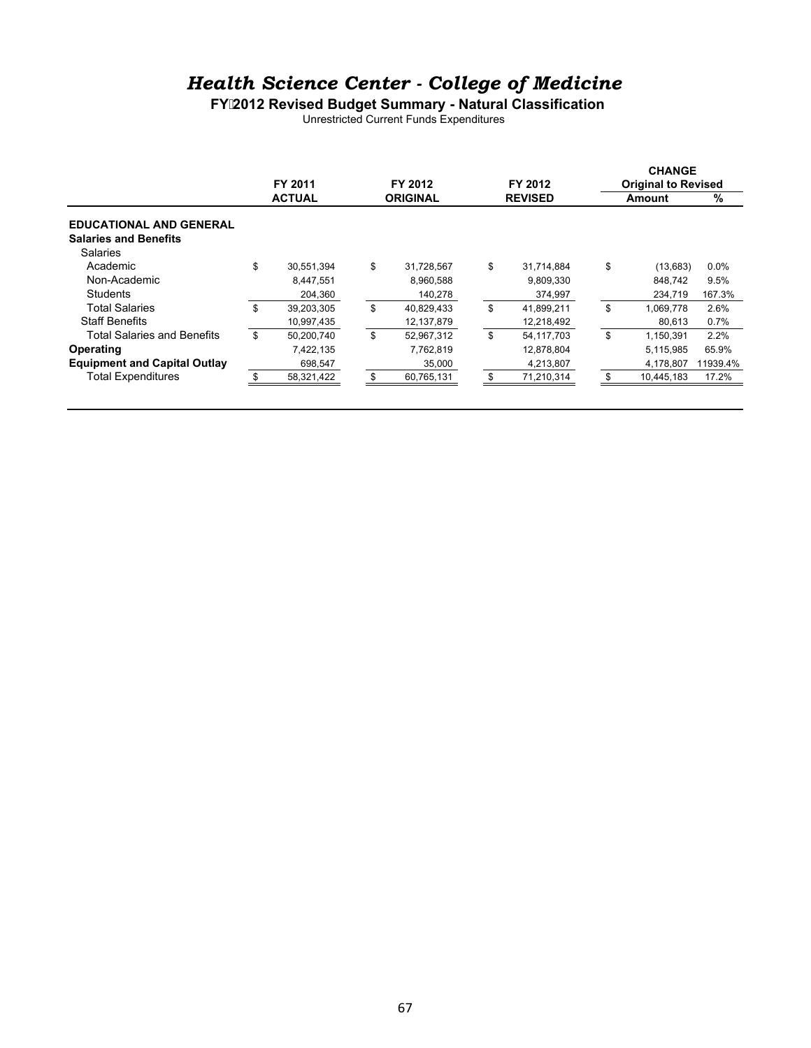# *Health Science Center - College of Medicine*

**FY 2012 Revised Budget Summary - Natural Classification**

Unrestricted Current Funds Expenditures

| | FY 2011 ACTUAL | FY 2012 ORIGINAL | FY 2012 REVISED | CHANGE Original to Revised Amount | % |
|---|---|---|---|---|---|
| **EDUCATIONAL AND GENERAL** | | | | | |
| **Salaries and Benefits** | | | | | |
| Salaries | | | | | |
| Academic | $ 30,551,394 | $ 31,728,567 | $ 31,714,884 | $ (13,683) | 0.0% |
| Non-Academic | 8,447,551 | 8,960,588 | 9,809,330 | 848,742 | 9.5% |
| Students | 204,360 | 140,278 | 374,997 | 234,719 | 167.3% |
| Total Salaries | $ 39,203,305 | $ 40,829,433 | $ 41,899,211 | $ 1,069,778 | 2.6% |
| Staff Benefits | 10,997,435 | 12,137,879 | 12,218,492 | 80,613 | 0.7% |
| Total Salaries and Benefits | $ 50,200,740 | $ 52,967,312 | $ 54,117,703 | $ 1,150,391 | 2.2% |
| **Operating** | 7,422,135 | 7,762,819 | 12,878,804 | 5,115,985 | 65.9% |
| **Equipment and Capital Outlay** | 698,547 | 35,000 | 4,213,807 | 4,178,807 | 11939.4% |
| Total Expenditures | $ 58,321,422 | $ 60,765,131 | $ 71,210,314 | $ 10,445,183 | 17.2% |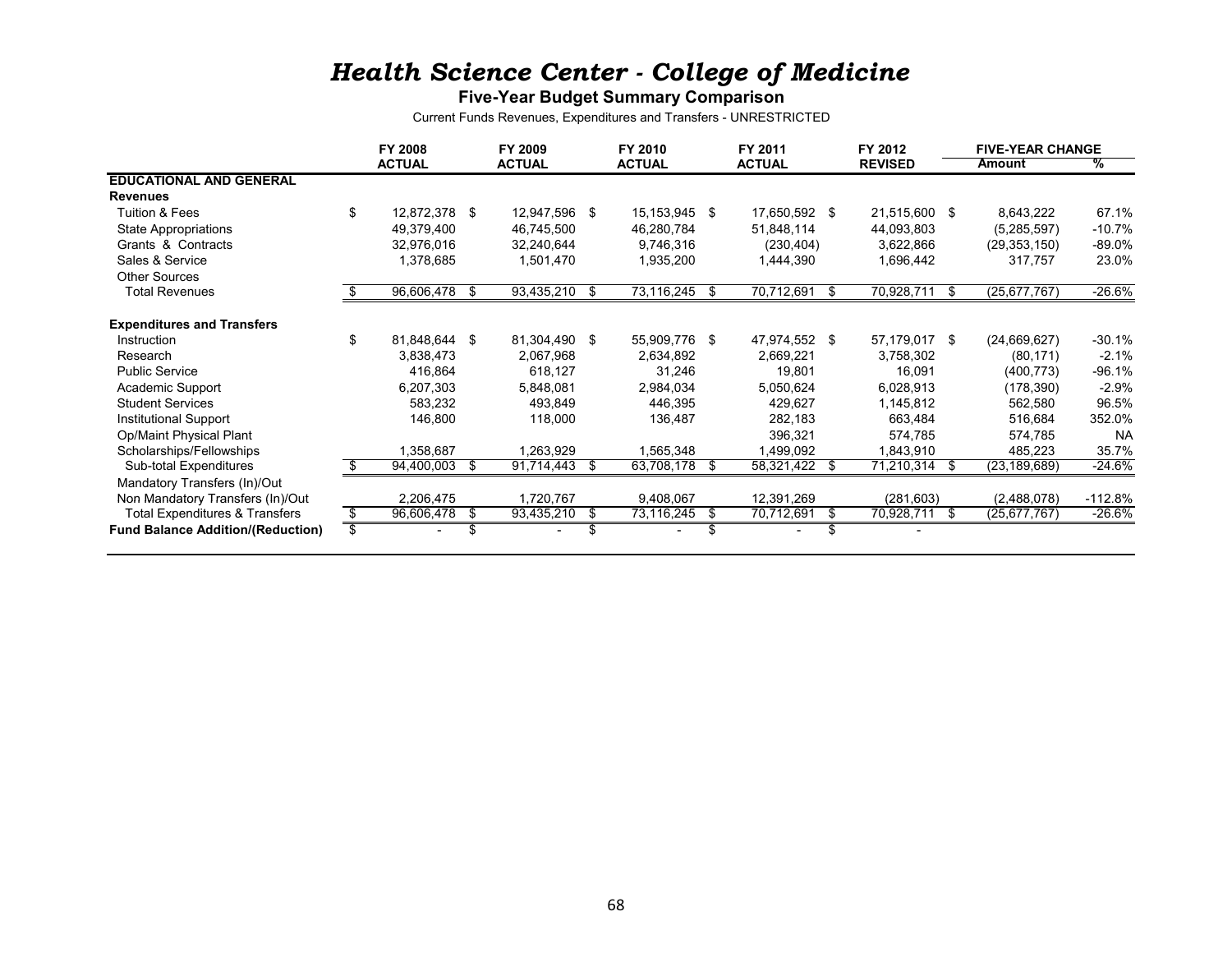# *Health Science Center - College of Medicine*

## Five-Year Budget Summary Comparison

Current Funds Revenues, Expenditures and Transfers - UNRESTRICTED

| | FY 2008 ACTUAL | FY 2009 ACTUAL | FY 2010 ACTUAL | FY 2011 ACTUAL | FY 2012 REVISED | FIVE-YEAR CHANGE Amount | % |
|---|---|---|---|---|---|---|---|
| **EDUCATIONAL AND GENERAL** | | | | | | | |
| **Revenues** | | | | | | | |
| Tuition & Fees | $ 12,872,378 | $ 12,947,596 | $ 15,153,945 | $ 17,650,592 | $ 21,515,600 | $ 8,643,222 | 67.1% |
| State Appropriations | 49,379,400 | 46,745,500 | 46,280,784 | 51,848,114 | 44,093,803 | (5,285,597) | -10.7% |
| Grants & Contracts | 32,976,016 | 32,240,644 | 9,746,316 | (230,404) | 3,622,866 | (29,353,150) | -89.0% |
| Sales & Service | 1,378,685 | 1,501,470 | 1,935,200 | 1,444,390 | 1,696,442 | 317,757 | 23.0% |
| Other Sources | | | | | | | |
| Total Revenues | $ 96,606,478 | $ 93,435,210 | $ 73,116,245 | $ 70,712,691 | $ 70,928,711 | $ (25,677,767) | -26.6% |
| **Expenditures and Transfers** | | | | | | | |
| Instruction | $ 81,848,644 | $ 81,304,490 | $ 55,909,776 | $ 47,974,552 | $ 57,179,017 | $ (24,669,627) | -30.1% |
| Research | 3,838,473 | 2,067,968 | 2,634,892 | 2,669,221 | 3,758,302 | (80,171) | -2.1% |
| Public Service | 416,864 | 618,127 | 31,246 | 19,801 | 16,091 | (400,773) | -96.1% |
| Academic Support | 6,207,303 | 5,848,081 | 2,984,034 | 5,050,624 | 6,028,913 | (178,390) | -2.9% |
| Student Services | 583,232 | 493,849 | 446,395 | 429,627 | 1,145,812 | 562,580 | 96.5% |
| Institutional Support | 146,800 | 118,000 | 136,487 | 282,183 | 663,484 | 516,684 | 352.0% |
| Op/Maint Physical Plant | | | | 396,321 | 574,785 | 574,785 | NA |
| Scholarships/Fellowships | 1,358,687 | 1,263,929 | 1,565,348 | 1,499,092 | 1,843,910 | 485,223 | 35.7% |
| Sub-total Expenditures | $ 94,400,003 | $ 91,714,443 | $ 63,708,178 | $ 58,321,422 | $ 71,210,314 | $ (23,189,689) | -24.6% |
| Mandatory Transfers (In)/Out | | | | | | | |
| Non Mandatory Transfers (In)/Out | 2,206,475 | 1,720,767 | 9,408,067 | 12,391,269 | (281,603) | (2,488,078) | -112.8% |
| Total Expenditures & Transfers | $ 96,606,478 | $ 93,435,210 | $ 73,116,245 | $ 70,712,691 | $ 70,928,711 | $ (25,677,767) | -26.6% |
| **Fund Balance Addition/(Reduction)** | $ - | $ - | $ - | $ - | $ - | | |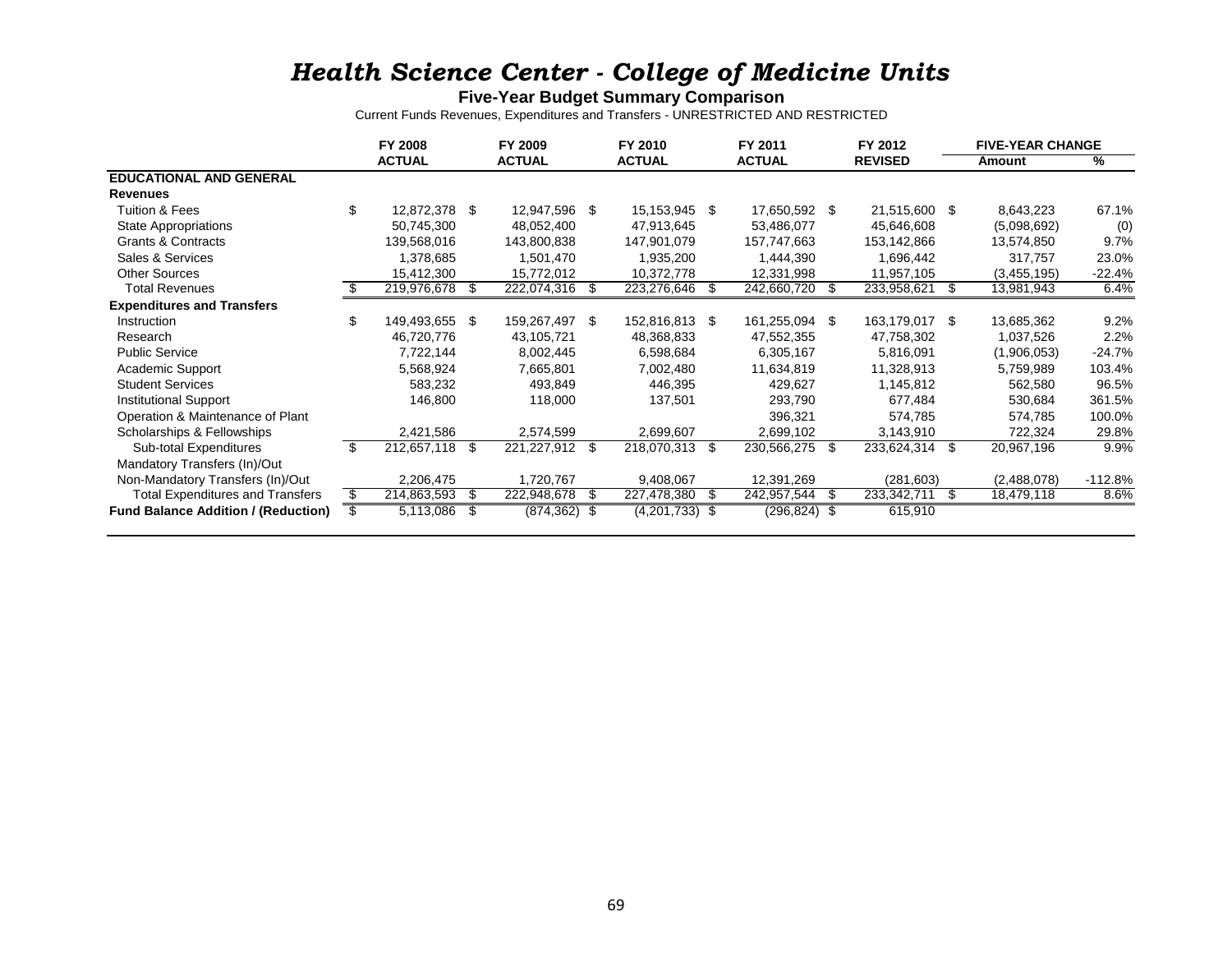# *Health Science Center - College of Medicine Units*

**Five-Year Budget Summary Comparison**

Current Funds Revenues, Expenditures and Transfers - UNRESTRICTED AND RESTRICTED

| | FY 2008 ACTUAL | FY 2009 ACTUAL | FY 2010 ACTUAL | FY 2011 ACTUAL | FY 2012 REVISED | FIVE-YEAR CHANGE Amount | % |
|---|---|---|---|---|---|---|---|
| **EDUCATIONAL AND GENERAL** | | | | | | | |
| **Revenues** | | | | | | | |
| Tuition & Fees | $ 12,872,378 | $ 12,947,596 | $ 15,153,945 | $ 17,650,592 | $ 21,515,600 | $ 8,643,223 | 67.1% |
| State Appropriations | 50,745,300 | 48,052,400 | 47,913,645 | 53,486,077 | 45,646,608 | (5,098,692) | (0) |
| Grants & Contracts | 139,568,016 | 143,800,838 | 147,901,079 | 157,747,663 | 153,142,866 | 13,574,850 | 9.7% |
| Sales & Services | 1,378,685 | 1,501,470 | 1,935,200 | 1,444,390 | 1,696,442 | 317,757 | 23.0% |
| Other Sources | 15,412,300 | 15,772,012 | 10,372,778 | 12,331,998 | 11,957,105 | (3,455,195) | -22.4% |
| Total Revenues | $ 219,976,678 | $ 222,074,316 | $ 223,276,646 | $ 242,660,720 | $ 233,958,621 | $ 13,981,943 | 6.4% |
| **Expenditures and Transfers** | | | | | | | |
| Instruction | $ 149,493,655 | $ 159,267,497 | $ 152,816,813 | $ 161,255,094 | $ 163,179,017 | $ 13,685,362 | 9.2% |
| Research | 46,720,776 | 43,105,721 | 48,368,833 | 47,552,355 | 47,758,302 | 1,037,526 | 2.2% |
| Public Service | 7,722,144 | 8,002,445 | 6,598,684 | 6,305,167 | 5,816,091 | (1,906,053) | -24.7% |
| Academic Support | 5,568,924 | 7,665,801 | 7,002,480 | 11,634,819 | 11,328,913 | 5,759,989 | 103.4% |
| Student Services | 583,232 | 493,849 | 446,395 | 429,627 | 1,145,812 | 562,580 | 96.5% |
| Institutional Support | 146,800 | 118,000 | 137,501 | 293,790 | 677,484 | 530,684 | 361.5% |
| Operation & Maintenance of Plant | | | | 396,321 | 574,785 | 574,785 | 100.0% |
| Scholarships & Fellowships | 2,421,586 | 2,574,599 | 2,699,607 | 2,699,102 | 3,143,910 | 722,324 | 29.8% |
| Sub-total Expenditures | $ 212,657,118 | $ 221,227,912 | $ 218,070,313 | $ 230,566,275 | $ 233,624,314 | $ 20,967,196 | 9.9% |
| Mandatory Transfers (In)/Out | | | | | | | |
| Non-Mandatory Transfers (In)/Out | 2,206,475 | 1,720,767 | 9,408,067 | 12,391,269 | (281,603) | (2,488,078) | -112.8% |
| Total Expenditures and Transfers | $ 214,863,593 | $ 222,948,678 | $ 227,478,380 | $ 242,957,544 | $ 233,342,711 | $ 18,479,118 | 8.6% |
| **Fund Balance Addition / (Reduction)** | $ 5,113,086 | $ (874,362) | $ (4,201,733) | $ (296,824) | $ 615,910 | | |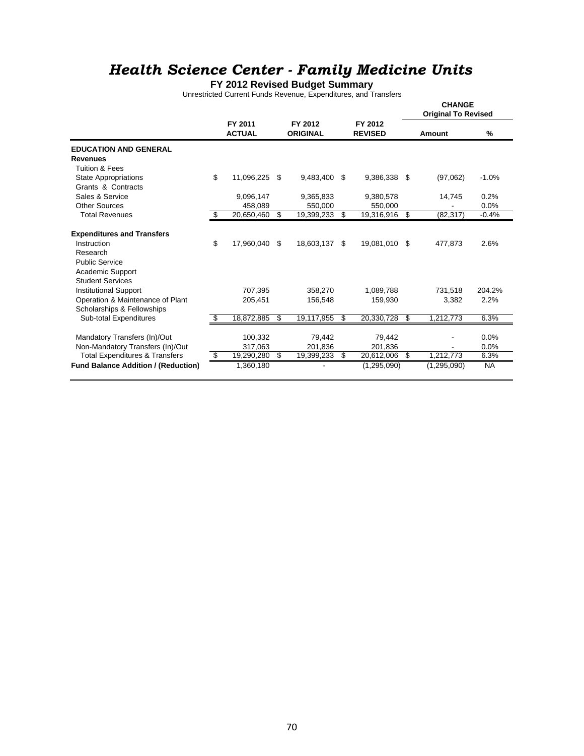# *Health Science Center - Family Medicine Units*

**FY 2012 Revised Budget Summary**

Unrestricted Current Funds Revenue, Expenditures, and Transfers

| | FY 2011 ACTUAL | FY 2012 ORIGINAL | FY 2012 REVISED | CHANGE Original To Revised Amount | % |
|---|---|---|---|---|---|
| **EDUCATION AND GENERAL** | | | | | |
| **Revenues** | | | | | |
| Tuition & Fees | | | | | |
| State Appropriations | $ 11,096,225 | $ 9,483,400 | $ 9,386,338 | $ (97,062) | -1.0% |
| Grants & Contracts | | | | | |
| Sales & Service | 9,096,147 | 9,365,833 | 9,380,578 | 14,745 | 0.2% |
| Other Sources | 458,089 | 550,000 | 550,000 | - | 0.0% |
| Total Revenues | $ 20,650,460 | $ 19,399,233 | $ 19,316,916 | $ (82,317) | -0.4% |
| **Expenditures and Transfers** | | | | | |
| Instruction | $ 17,960,040 | $ 18,603,137 | $ 19,081,010 | $ 477,873 | 2.6% |
| Research | | | | | |
| Public Service | | | | | |
| Academic Support | | | | | |
| Student Services | | | | | |
| Institutional Support | 707,395 | 358,270 | 1,089,788 | 731,518 | 204.2% |
| Operation & Maintenance of Plant | 205,451 | 156,548 | 159,930 | 3,382 | 2.2% |
| Scholarships & Fellowships | | | | | |
| Sub-total Expenditures | $ 18,872,885 | $ 19,117,955 | $ 20,330,728 | $ 1,212,773 | 6.3% |
| Mandatory Transfers (In)/Out | 100,332 | 79,442 | 79,442 | - | 0.0% |
| Non-Mandatory Transfers (In)/Out | 317,063 | 201,836 | 201,836 | - | 0.0% |
| Total Expenditures & Transfers | $ 19,290,280 | $ 19,399,233 | $ 20,612,006 | $ 1,212,773 | 6.3% |
| **Fund Balance Addition / (Reduction)** | 1,360,180 | - | (1,295,090) | (1,295,090) | NA |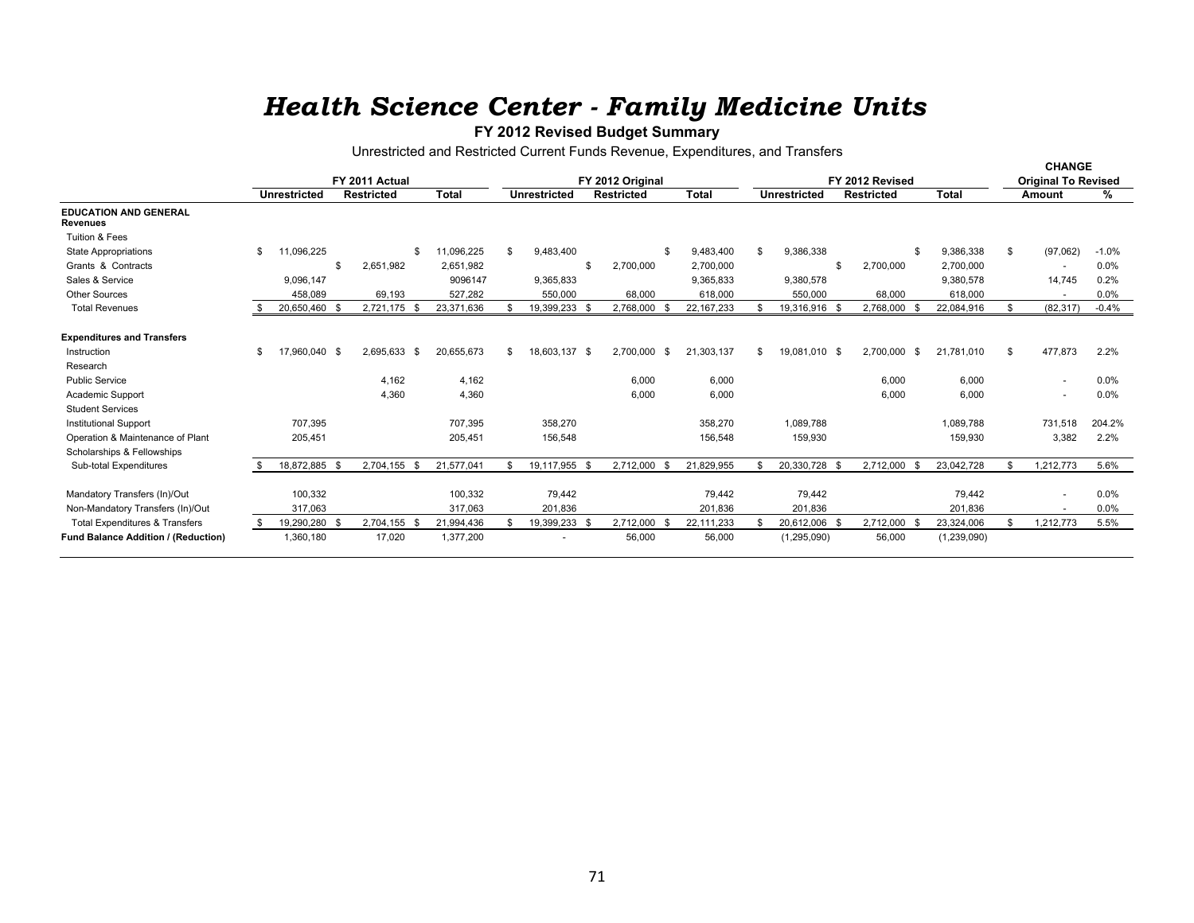# *Health Science Center - Family Medicine Units*

**FY 2012 Revised Budget Summary**

Unrestricted and Restricted Current Funds Revenue, Expenditures, and Transfers

| | FY 2011 Actual | | | FY 2012 Original | | | FY 2012 Revised | | | CHANGE Original To Revised | |
|---|---|---|---|---|---|---|---|---|---|---|---|
| | **Unrestricted** | **Restricted** | **Total** | **Unrestricted** | **Restricted** | **Total** | **Unrestricted** | **Restricted** | **Total** | **Amount** | **%** |
| **EDUCATION AND GENERAL Revenues** | | | | | | | | | | | |
| Tuition & Fees | | | | | | | | | | | |
| State Appropriations | $ 11,096,225 | | $ 11,096,225 | $ 9,483,400 | | $ 9,483,400 | $ 9,386,338 | | $ 9,386,338 | $ (97,062) | -1.0% |
| Grants & Contracts | | $ 2,651,982 | 2,651,982 | | $ 2,700,000 | 2,700,000 | | $ 2,700,000 | 2,700,000 | - | 0.0% |
| Sales & Service | 9,096,147 | | 9096147 | 9,365,833 | | 9,365,833 | 9,380,578 | | 9,380,578 | 14,745 | 0.2% |
| Other Sources | 458,089 | 69,193 | 527,282 | 550,000 | 68,000 | 618,000 | 550,000 | 68,000 | 618,000 | - | 0.0% |
| Total Revenues | $ 20,650,460 | $ 2,721,175 | $ 23,371,636 | $ 19,399,233 | $ 2,768,000 | $ 22,167,233 | $ 19,316,916 | $ 2,768,000 | $ 22,084,916 | $ (82,317) | -0.4% |
| **Expenditures and Transfers** | | | | | | | | | | | |
| Instruction | $ 17,960,040 | $ 2,695,633 | $ 20,655,673 | $ 18,603,137 | $ 2,700,000 | $ 21,303,137 | $ 19,081,010 | $ 2,700,000 | $ 21,781,010 | $ 477,873 | 2.2% |
| Research | | | | | | | | | | | |
| Public Service | | 4,162 | 4,162 | | 6,000 | 6,000 | | 6,000 | 6,000 | - | 0.0% |
| Academic Support | | 4,360 | 4,360 | | 6,000 | 6,000 | | 6,000 | 6,000 | - | 0.0% |
| Student Services | | | | | | | | | | | |
| Institutional Support | 707,395 | | 707,395 | 358,270 | | 358,270 | 1,089,788 | | 1,089,788 | 731,518 | 204.2% |
| Operation & Maintenance of Plant | 205,451 | | 205,451 | 156,548 | | 156,548 | 159,930 | | 159,930 | 3,382 | 2.2% |
| Scholarships & Fellowships | | | | | | | | | | | |
| Sub-total Expenditures | $ 18,872,885 | $ 2,704,155 | $ 21,577,041 | $ 19,117,955 | $ 2,712,000 | $ 21,829,955 | $ 20,330,728 | $ 2,712,000 | $ 23,042,728 | $ 1,212,773 | 5.6% |
| Mandatory Transfers (In)/Out | 100,332 | | 100,332 | 79,442 | | 79,442 | 79,442 | | 79,442 | - | 0.0% |
| Non-Mandatory Transfers (In)/Out | 317,063 | | 317,063 | 201,836 | | 201,836 | 201,836 | | 201,836 | - | 0.0% |
| Total Expenditures & Transfers | $ 19,290,280 | $ 2,704,155 | $ 21,994,436 | $ 19,399,233 | $ 2,712,000 | $ 22,111,233 | $ 20,612,006 | $ 2,712,000 | $ 23,324,006 | $ 1,212,773 | 5.5% |
| **Fund Balance Addition / (Reduction)** | 1,360,180 | 17,020 | 1,377,200 | - | 56,000 | 56,000 | (1,295,090) | 56,000 | (1,239,090) | | |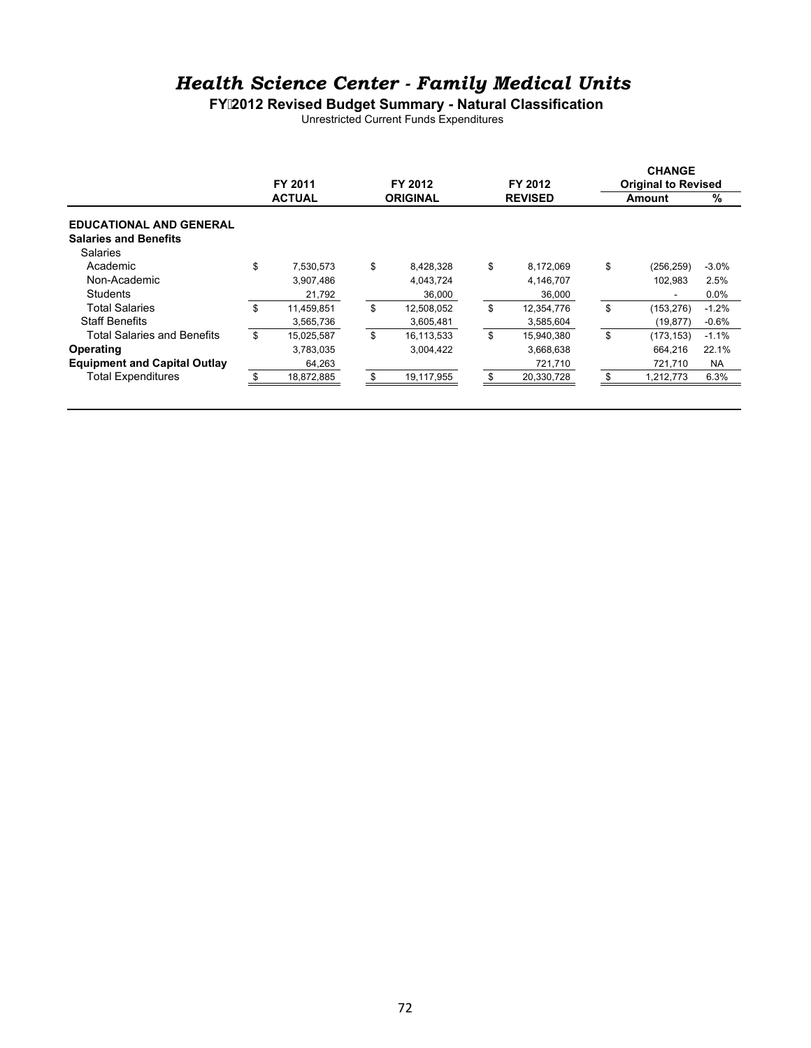# *Health Science Center - Family Medical Units*

**FY 2012 Revised Budget Summary - Natural Classification**

Unrestricted Current Funds Expenditures

| | FY 2011 ACTUAL | FY 2012 ORIGINAL | FY 2012 REVISED | CHANGE Original to Revised Amount | % |
|---|---|---|---|---|---|
| **EDUCATIONAL AND GENERAL** | | | | | |
| **Salaries and Benefits** | | | | | |
| Salaries | | | | | |
| Academic | $ 7,530,573 | $ 8,428,328 | $ 8,172,069 | $ (256,259) | -3.0% |
| Non-Academic | 3,907,486 | 4,043,724 | 4,146,707 | 102,983 | 2.5% |
| Students | 21,792 | 36,000 | 36,000 | - | 0.0% |
| Total Salaries | $ 11,459,851 | $ 12,508,052 | $ 12,354,776 | $ (153,276) | -1.2% |
| Staff Benefits | 3,565,736 | 3,605,481 | 3,585,604 | (19,877) | -0.6% |
| Total Salaries and Benefits | $ 15,025,587 | $ 16,113,533 | $ 15,940,380 | $ (173,153) | -1.1% |
| **Operating** | 3,783,035 | 3,004,422 | 3,668,638 | 664,216 | 22.1% |
| **Equipment and Capital Outlay** | 64,263 | | 721,710 | 721,710 | NA |
| Total Expenditures | $ 18,872,885 | $ 19,117,955 | $ 20,330,728 | $ 1,212,773 | 6.3% |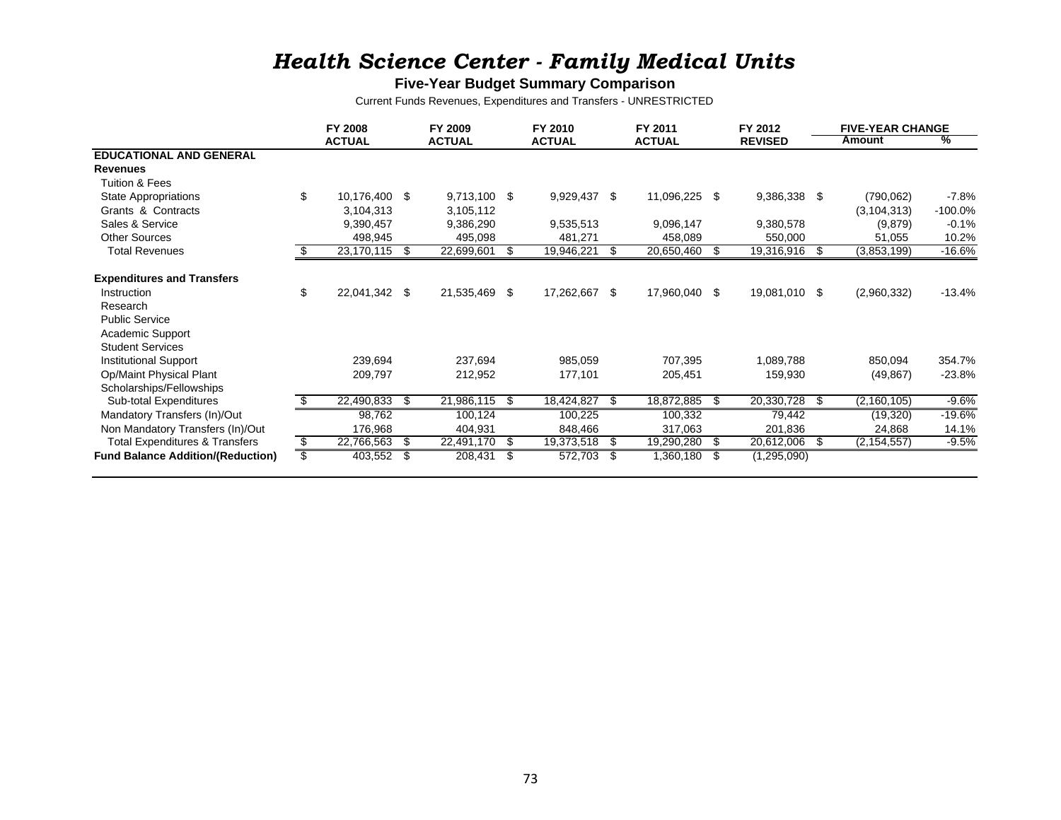# *Health Science Center - Family Medical Units*

**Five-Year Budget Summary Comparison**

Current Funds Revenues, Expenditures and Transfers - UNRESTRICTED

| | FY 2008 ACTUAL | FY 2009 ACTUAL | FY 2010 ACTUAL | FY 2011 ACTUAL | FY 2012 REVISED | FIVE-YEAR CHANGE Amount | % |
|---|---|---|---|---|---|---|---|
| **EDUCATIONAL AND GENERAL** | | | | | | | |
| **Revenues** | | | | | | | |
| Tuition & Fees | | | | | | | |
| State Appropriations | $ 10,176,400 | $ 9,713,100 | $ 9,929,437 | $ 11,096,225 | $ 9,386,338 | $ (790,062) | -7.8% |
| Grants & Contracts | 3,104,313 | 3,105,112 | | | | (3,104,313) | -100.0% |
| Sales & Service | 9,390,457 | 9,386,290 | 9,535,513 | 9,096,147 | 9,380,578 | (9,879) | -0.1% |
| Other Sources | 498,945 | 495,098 | 481,271 | 458,089 | 550,000 | 51,055 | 10.2% |
| Total Revenues | $ 23,170,115 | $ 22,699,601 | $ 19,946,221 | $ 20,650,460 | $ 19,316,916 | $ (3,853,199) | -16.6% |
| **Expenditures and Transfers** | | | | | | | |
| Instruction | $ 22,041,342 | $ 21,535,469 | $ 17,262,667 | $ 17,960,040 | $ 19,081,010 | $ (2,960,332) | -13.4% |
| Research | | | | | | | |
| Public Service | | | | | | | |
| Academic Support | | | | | | | |
| Student Services | | | | | | | |
| Institutional Support | 239,694 | 237,694 | 985,059 | 707,395 | 1,089,788 | 850,094 | 354.7% |
| Op/Maint Physical Plant | 209,797 | 212,952 | 177,101 | 205,451 | 159,930 | (49,867) | -23.8% |
| Scholarships/Fellowships | | | | | | | |
| Sub-total Expenditures | $ 22,490,833 | $ 21,986,115 | $ 18,424,827 | $ 18,872,885 | $ 20,330,728 | $ (2,160,105) | -9.6% |
| Mandatory Transfers (In)/Out | 98,762 | 100,124 | 100,225 | 100,332 | 79,442 | (19,320) | -19.6% |
| Non Mandatory Transfers (In)/Out | 176,968 | 404,931 | 848,466 | 317,063 | 201,836 | 24,868 | 14.1% |
| Total Expenditures & Transfers | $ 22,766,563 | $ 22,491,170 | $ 19,373,518 | $ 19,290,280 | $ 20,612,006 | $ (2,154,557) | -9.5% |
| **Fund Balance Addition/(Reduction)** | $ 403,552 | $ 208,431 | $ 572,703 | $ 1,360,180 | $ (1,295,090) | | |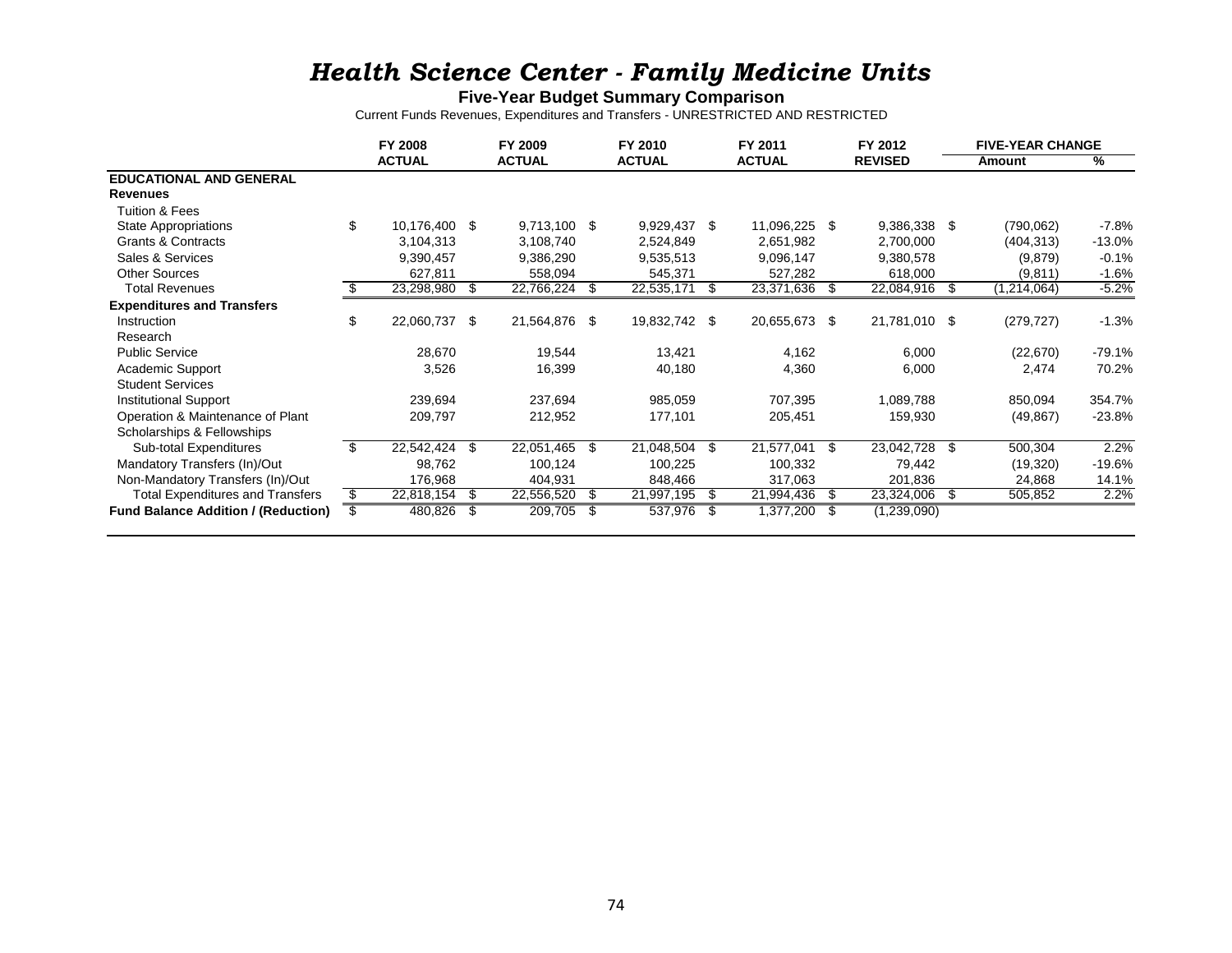# *Health Science Center - Family Medicine Units*

**Five-Year Budget Summary Comparison**

Current Funds Revenues, Expenditures and Transfers - UNRESTRICTED AND RESTRICTED

| | FY 2008 ACTUAL | FY 2009 ACTUAL | FY 2010 ACTUAL | FY 2011 ACTUAL | FY 2012 REVISED | FIVE-YEAR CHANGE Amount | % |
|---|---|---|---|---|---|---|---|
| **EDUCATIONAL AND GENERAL** | | | | | | | |
| **Revenues** | | | | | | | |
| Tuition & Fees | | | | | | | |
| State Appropriations | $ 10,176,400 | $ 9,713,100 | $ 9,929,437 | $ 11,096,225 | $ 9,386,338 | $ (790,062) | -7.8% |
| Grants & Contracts | 3,104,313 | 3,108,740 | 2,524,849 | 2,651,982 | 2,700,000 | (404,313) | -13.0% |
| Sales & Services | 9,390,457 | 9,386,290 | 9,535,513 | 9,096,147 | 9,380,578 | (9,879) | -0.1% |
| Other Sources | 627,811 | 558,094 | 545,371 | 527,282 | 618,000 | (9,811) | -1.6% |
| Total Revenues | $ 23,298,980 | $ 22,766,224 | $ 22,535,171 | $ 23,371,636 | $ 22,084,916 | $ (1,214,064) | -5.2% |
| **Expenditures and Transfers** | | | | | | | |
| Instruction | $ 22,060,737 | $ 21,564,876 | $ 19,832,742 | $ 20,655,673 | $ 21,781,010 | $ (279,727) | -1.3% |
| Research | | | | | | | |
| Public Service | 28,670 | 19,544 | 13,421 | 4,162 | 6,000 | (22,670) | -79.1% |
| Academic Support | 3,526 | 16,399 | 40,180 | 4,360 | 6,000 | 2,474 | 70.2% |
| Student Services | | | | | | | |
| Institutional Support | 239,694 | 237,694 | 985,059 | 707,395 | 1,089,788 | 850,094 | 354.7% |
| Operation & Maintenance of Plant | 209,797 | 212,952 | 177,101 | 205,451 | 159,930 | (49,867) | -23.8% |
| Scholarships & Fellowships | | | | | | | |
| Sub-total Expenditures | $ 22,542,424 | $ 22,051,465 | $ 21,048,504 | $ 21,577,041 | $ 23,042,728 | $ 500,304 | 2.2% |
| Mandatory Transfers (In)/Out | 98,762 | 100,124 | 100,225 | 100,332 | 79,442 | (19,320) | -19.6% |
| Non-Mandatory Transfers (In)/Out | 176,968 | 404,931 | 848,466 | 317,063 | 201,836 | 24,868 | 14.1% |
| Total Expenditures and Transfers | $ 22,818,154 | $ 22,556,520 | $ 21,997,195 | $ 21,994,436 | $ 23,324,006 | $ 505,852 | 2.2% |
| **Fund Balance Addition / (Reduction)** | $ 480,826 | $ 209,705 | $ 537,976 | $ 1,377,200 | $ (1,239,090) | | |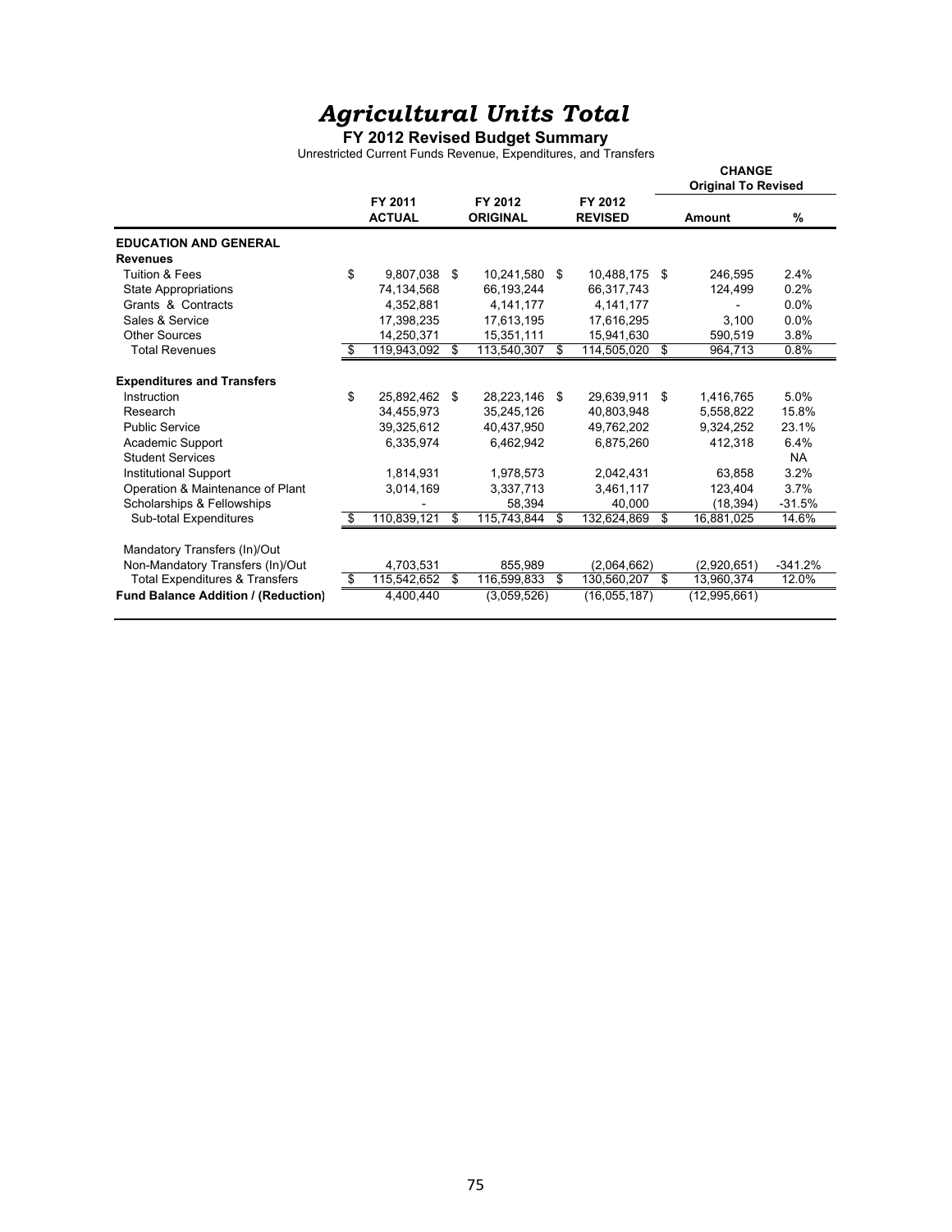# *Agricultural Units Total*

**FY 2012 Revised Budget Summary**

Unrestricted Current Funds Revenue, Expenditures, and Transfers

| | FY 2011 ACTUAL | FY 2012 ORIGINAL | FY 2012 REVISED | CHANGE Original To Revised Amount | % |
|---|---|---|---|---|---|
| **EDUCATION AND GENERAL** | | | | | |
| **Revenues** | | | | | |
| Tuition & Fees | $ 9,807,038 | $ 10,241,580 | $ 10,488,175 | $ 246,595 | 2.4% |
| State Appropriations | 74,134,568 | 66,193,244 | 66,317,743 | 124,499 | 0.2% |
| Grants & Contracts | 4,352,881 | 4,141,177 | 4,141,177 | - | 0.0% |
| Sales & Service | 17,398,235 | 17,613,195 | 17,616,295 | 3,100 | 0.0% |
| Other Sources | 14,250,371 | 15,351,111 | 15,941,630 | 590,519 | 3.8% |
| Total Revenues | $ 119,943,092 | $ 113,540,307 | $ 114,505,020 | $ 964,713 | 0.8% |
| **Expenditures and Transfers** | | | | | |
| Instruction | $ 25,892,462 | $ 28,223,146 | $ 29,639,911 | $ 1,416,765 | 5.0% |
| Research | 34,455,973 | 35,245,126 | 40,803,948 | 5,558,822 | 15.8% |
| Public Service | 39,325,612 | 40,437,950 | 49,762,202 | 9,324,252 | 23.1% |
| Academic Support | 6,335,974 | 6,462,942 | 6,875,260 | 412,318 | 6.4% |
| Student Services | | | | | NA |
| Institutional Support | 1,814,931 | 1,978,573 | 2,042,431 | 63,858 | 3.2% |
| Operation & Maintenance of Plant | 3,014,169 | 3,337,713 | 3,461,117 | 123,404 | 3.7% |
| Scholarships & Fellowships | - | 58,394 | 40,000 | (18,394) | -31.5% |
| Sub-total Expenditures | $ 110,839,121 | $ 115,743,844 | $ 132,624,869 | $ 16,881,025 | 14.6% |
| Mandatory Transfers (In)/Out | | | | | |
| Non-Mandatory Transfers (In)/Out | 4,703,531 | 855,989 | (2,064,662) | (2,920,651) | -341.2% |
| Total Expenditures & Transfers | $ 115,542,652 | $ 116,599,833 | $ 130,560,207 | $ 13,960,374 | 12.0% |
| **Fund Balance Addition / (Reduction)** | 4,400,440 | (3,059,526) | (16,055,187) | (12,995,661) | |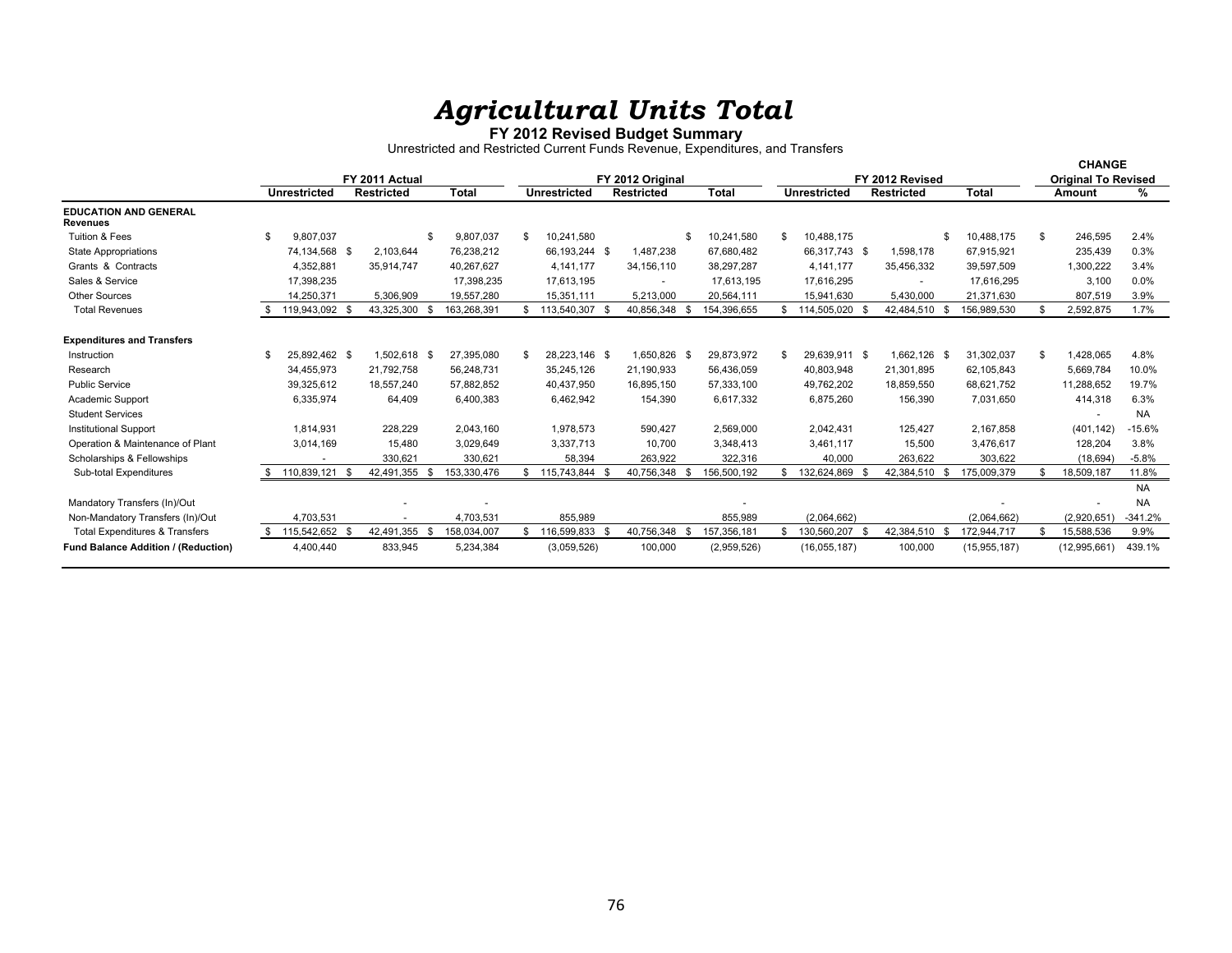# *Agricultural Units Total*

**FY 2012 Revised Budget Summary**

Unrestricted and Restricted Current Funds Revenue, Expenditures, and Transfers

| | FY 2011 Actual | | | FY 2012 Original | | | FY 2012 Revised | | | CHANGE Original To Revised | |
|---|---|---|---|---|---|---|---|---|---|---|---|
| | **Unrestricted** | **Restricted** | **Total** | **Unrestricted** | **Restricted** | **Total** | **Unrestricted** | **Restricted** | **Total** | **Amount** | **%** |
| **EDUCATION AND GENERAL** | | | | | | | | | | | |
| **Revenues** | | | | | | | | | | | |
| Tuition & Fees | $ 9,807,037 | | $ 9,807,037 | $ 10,241,580 | | $ 10,241,580 | $ 10,488,175 | | $ 10,488,175 | $ 246,595 | 2.4% |
| State Appropriations | 74,134,568 | $ 2,103,644 | 76,238,212 | 66,193,244 | $ 1,487,238 | 67,680,482 | 66,317,743 | $ 1,598,178 | 67,915,921 | 235,439 | 0.3% |
| Grants & Contracts | 4,352,881 | 35,914,747 | 40,267,627 | 4,141,177 | 34,156,110 | 38,297,287 | 4,141,177 | 35,456,332 | 39,597,509 | 1,300,222 | 3.4% |
| Sales & Service | 17,398,235 | | 17,398,235 | 17,613,195 | - | 17,613,195 | 17,616,295 | - | 17,616,295 | 3,100 | 0.0% |
| Other Sources | 14,250,371 | 5,306,909 | 19,557,280 | 15,351,111 | 5,213,000 | 20,564,111 | 15,941,630 | 5,430,000 | 21,371,630 | 807,519 | 3.9% |
| Total Revenues | $ 119,943,092 | $ 43,325,300 | $ 163,268,391 | $ 113,540,307 | $ 40,856,348 | $ 154,396,655 | $ 114,505,020 | $ 42,484,510 | $ 156,989,530 | $ 2,592,875 | 1.7% |
| **Expenditures and Transfers** | | | | | | | | | | | |
| Instruction | $ 25,892,462 | $ 1,502,618 | $ 27,395,080 | $ 28,223,146 | $ 1,650,826 | $ 29,873,972 | $ 29,639,911 | $ 1,662,126 | $ 31,302,037 | $ 1,428,065 | 4.8% |
| Research | 34,455,973 | 21,792,758 | 56,248,731 | 35,245,126 | 21,190,933 | 56,436,059 | 40,803,948 | 21,301,895 | 62,105,843 | 5,669,784 | 10.0% |
| Public Service | 39,325,612 | 18,557,240 | 57,882,852 | 40,437,950 | 16,895,150 | 57,333,100 | 49,762,202 | 18,859,550 | 68,621,752 | 11,288,652 | 19.7% |
| Academic Support | 6,335,974 | 64,409 | 6,400,383 | 6,462,942 | 154,390 | 6,617,332 | 6,875,260 | 156,390 | 7,031,650 | 414,318 | 6.3% |
| Student Services | | | | | | | | | | - | NA |
| Institutional Support | 1,814,931 | 228,229 | 2,043,160 | 1,978,573 | 590,427 | 2,569,000 | 2,042,431 | 125,427 | 2,167,858 | (401,142) | -15.6% |
| Operation & Maintenance of Plant | 3,014,169 | 15,480 | 3,029,649 | 3,337,713 | 10,700 | 3,348,413 | 3,461,117 | 15,500 | 3,476,617 | 128,204 | 3.8% |
| Scholarships & Fellowships | - | 330,621 | 330,621 | 58,394 | 263,922 | 322,316 | 40,000 | 263,622 | 303,622 | (18,694) | -5.8% |
| Sub-total Expenditures | $ 110,839,121 | $ 42,491,355 | $ 153,330,476 | $ 115,743,844 | $ 40,756,348 | $ 156,500,192 | $ 132,624,869 | $ 42,384,510 | $ 175,009,379 | $ 18,509,187 | 11.8% |
| | | | | | | | | | | | NA |
| Mandatory Transfers (In)/Out | | - | - | | | - | | | - | - | NA |
| Non-Mandatory Transfers (In)/Out | 4,703,531 | - | 4,703,531 | 855,989 | | 855,989 | (2,064,662) | | (2,064,662) | (2,920,651) | -341.2% |
| Total Expenditures & Transfers | $ 115,542,652 | $ 42,491,355 | $ 158,034,007 | $ 116,599,833 | $ 40,756,348 | $ 157,356,181 | $ 130,560,207 | $ 42,384,510 | $ 172,944,717 | $ 15,588,536 | 9.9% |
| **Fund Balance Addition / (Reduction)** | 4,400,440 | 833,945 | 5,234,384 | (3,059,526) | 100,000 | (2,959,526) | (16,055,187) | 100,000 | (15,955,187) | (12,995,661) | 439.1% |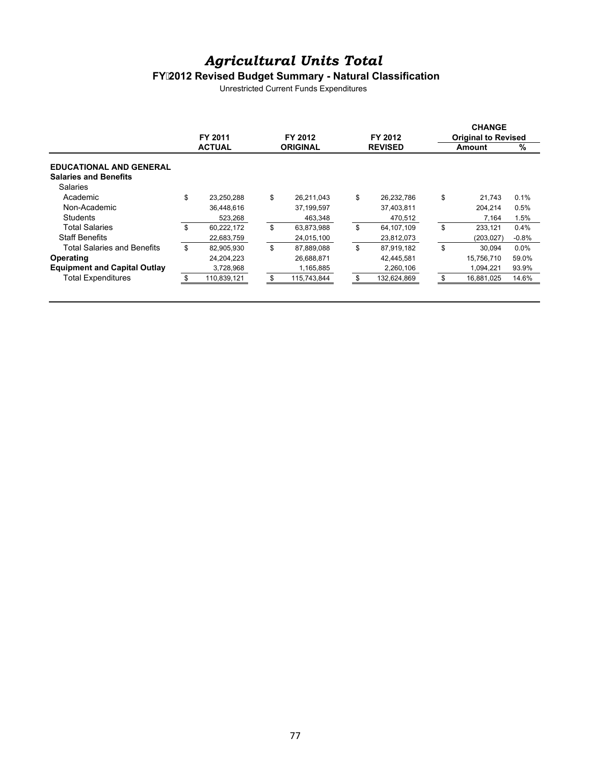# *Agricultural Units Total*

## FY 2012 Revised Budget Summary - Natural Classification

Unrestricted Current Funds Expenditures

| | FY 2011 ACTUAL | FY 2012 ORIGINAL | FY 2012 REVISED | CHANGE Original to Revised Amount | % |
|---|---|---|---|---|---|
| **EDUCATIONAL AND GENERAL** | | | | | |
| **Salaries and Benefits** | | | | | |
| Salaries | | | | | |
| Academic | $ 23,250,288 | $ 26,211,043 | $ 26,232,786 | $ 21,743 | 0.1% |
| Non-Academic | 36,448,616 | 37,199,597 | 37,403,811 | 204,214 | 0.5% |
| Students | 523,268 | 463,348 | 470,512 | 7,164 | 1.5% |
| Total Salaries | $ 60,222,172 | $ 63,873,988 | $ 64,107,109 | $ 233,121 | 0.4% |
| Staff Benefits | 22,683,759 | 24,015,100 | 23,812,073 | (203,027) | -0.8% |
| Total Salaries and Benefits | $ 82,905,930 | $ 87,889,088 | $ 87,919,182 | $ 30,094 | 0.0% |
| **Operating** | 24,204,223 | 26,688,871 | 42,445,581 | 15,756,710 | 59.0% |
| **Equipment and Capital Outlay** | 3,728,968 | 1,165,885 | 2,260,106 | 1,094,221 | 93.9% |
| Total Expenditures | $ 110,839,121 | $ 115,743,844 | $ 132,624,869 | $ 16,881,025 | 14.6% |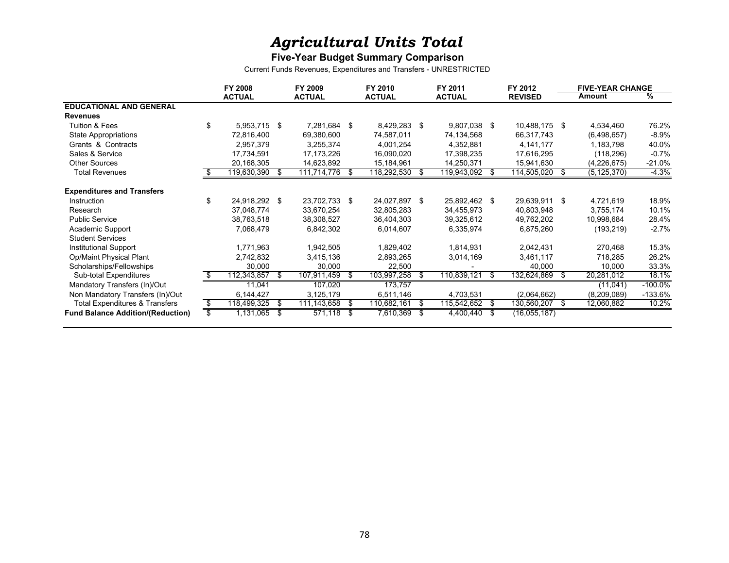# *Agricultural Units Total*

## Five-Year Budget Summary Comparison

Current Funds Revenues, Expenditures and Transfers - UNRESTRICTED

| | FY 2008 ACTUAL | FY 2009 ACTUAL | FY 2010 ACTUAL | FY 2011 ACTUAL | FY 2012 REVISED | FIVE-YEAR CHANGE Amount | % |
|---|---|---|---|---|---|---|---|
| **EDUCATIONAL AND GENERAL** | | | | | | | |
| **Revenues** | | | | | | | |
| Tuition & Fees | $ 5,953,715 | $ 7,281,684 | $ 8,429,283 | $ 9,807,038 | $ 10,488,175 | $ 4,534,460 | 76.2% |
| State Appropriations | 72,816,400 | 69,380,600 | 74,587,011 | 74,134,568 | 66,317,743 | (6,498,657) | -8.9% |
| Grants & Contracts | 2,957,379 | 3,255,374 | 4,001,254 | 4,352,881 | 4,141,177 | 1,183,798 | 40.0% |
| Sales & Service | 17,734,591 | 17,173,226 | 16,090,020 | 17,398,235 | 17,616,295 | (118,296) | -0.7% |
| Other Sources | 20,168,305 | 14,623,892 | 15,184,961 | 14,250,371 | 15,941,630 | (4,226,675) | -21.0% |
| Total Revenues | $ 119,630,390 | $ 111,714,776 | $ 118,292,530 | $ 119,943,092 | $ 114,505,020 | $ (5,125,370) | -4.3% |
| **Expenditures and Transfers** | | | | | | | |
| Instruction | $ 24,918,292 | $ 23,702,733 | $ 24,027,897 | $ 25,892,462 | $ 29,639,911 | $ 4,721,619 | 18.9% |
| Research | 37,048,774 | 33,670,254 | 32,805,283 | 34,455,973 | 40,803,948 | 3,755,174 | 10.1% |
| Public Service | 38,763,518 | 38,308,527 | 36,404,303 | 39,325,612 | 49,762,202 | 10,998,684 | 28.4% |
| Academic Support | 7,068,479 | 6,842,302 | 6,014,607 | 6,335,974 | 6,875,260 | (193,219) | -2.7% |
| Student Services | | | | | | | |
| Institutional Support | 1,771,963 | 1,942,505 | 1,829,402 | 1,814,931 | 2,042,431 | 270,468 | 15.3% |
| Op/Maint Physical Plant | 2,742,832 | 3,415,136 | 2,893,265 | 3,014,169 | 3,461,117 | 718,285 | 26.2% |
| Scholarships/Fellowships | 30,000 | 30,000 | 22,500 | - | 40,000 | 10,000 | 33.3% |
| Sub-total Expenditures | $ 112,343,857 | $ 107,911,459 | $ 103,997,258 | $ 110,839,121 | $ 132,624,869 | $ 20,281,012 | 18.1% |
| Mandatory Transfers (In)/Out | 11,041 | 107,020 | 173,757 | | | (11,041) | -100.0% |
| Non Mandatory Transfers (In)/Out | 6,144,427 | 3,125,179 | 6,511,146 | 4,703,531 | (2,064,662) | (8,209,089) | -133.6% |
| Total Expenditures & Transfers | $ 118,499,325 | $ 111,143,658 | $ 110,682,161 | $ 115,542,652 | $ 130,560,207 | $ 12,060,882 | 10.2% |
| **Fund Balance Addition/(Reduction)** | $ 1,131,065 | $ 571,118 | $ 7,610,369 | $ 4,400,440 | $ (16,055,187) | | |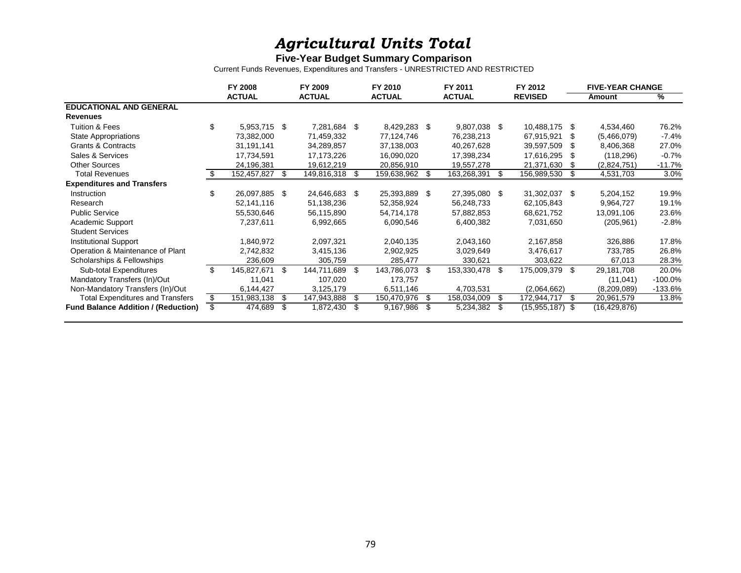# *Agricultural Units Total*

**Five-Year Budget Summary Comparison**

Current Funds Revenues, Expenditures and Transfers - UNRESTRICTED AND RESTRICTED

| | FY 2008 ACTUAL | FY 2009 ACTUAL | FY 2010 ACTUAL | FY 2011 ACTUAL | FY 2012 REVISED | FIVE-YEAR CHANGE Amount | % |
|---|---|---|---|---|---|---|---|
| **EDUCATIONAL AND GENERAL** | | | | | | | |
| **Revenues** | | | | | | | |
| Tuition & Fees | $ 5,953,715 | $ 7,281,684 | $ 8,429,283 | $ 9,807,038 | $ 10,488,175 | $ 4,534,460 | 76.2% |
| State Appropriations | 73,382,000 | 71,459,332 | 77,124,746 | 76,238,213 | 67,915,921 | $ (5,466,079) | -7.4% |
| Grants & Contracts | 31,191,141 | 34,289,857 | 37,138,003 | 40,267,628 | 39,597,509 | $ 8,406,368 | 27.0% |
| Sales & Services | 17,734,591 | 17,173,226 | 16,090,020 | 17,398,234 | 17,616,295 | $ (118,296) | -0.7% |
| Other Sources | 24,196,381 | 19,612,219 | 20,856,910 | 19,557,278 | 21,371,630 | $ (2,824,751) | -11.7% |
| Total Revenues | $ 152,457,827 | $ 149,816,318 | $ 159,638,962 | $ 163,268,391 | $ 156,989,530 | $ 4,531,703 | 3.0% |
| **Expenditures and Transfers** | | | | | | | |
| Instruction | $ 26,097,885 | $ 24,646,683 | $ 25,393,889 | $ 27,395,080 | $ 31,302,037 | $ 5,204,152 | 19.9% |
| Research | 52,141,116 | 51,138,236 | 52,358,924 | 56,248,733 | 62,105,843 | 9,964,727 | 19.1% |
| Public Service | 55,530,646 | 56,115,890 | 54,714,178 | 57,882,853 | 68,621,752 | 13,091,106 | 23.6% |
| Academic Support | 7,237,611 | 6,992,665 | 6,090,546 | 6,400,382 | 7,031,650 | (205,961) | -2.8% |
| Student Services | | | | | | | |
| Institutional Support | 1,840,972 | 2,097,321 | 2,040,135 | 2,043,160 | 2,167,858 | 326,886 | 17.8% |
| Operation & Maintenance of Plant | 2,742,832 | 3,415,136 | 2,902,925 | 3,029,649 | 3,476,617 | 733,785 | 26.8% |
| Scholarships & Fellowships | 236,609 | 305,759 | 285,477 | 330,621 | 303,622 | 67,013 | 28.3% |
| Sub-total Expenditures | $ 145,827,671 | $ 144,711,689 | $ 143,786,073 | $ 153,330,478 | $ 175,009,379 | $ 29,181,708 | 20.0% |
| Mandatory Transfers (In)/Out | 11,041 | 107,020 | 173,757 | | | (11,041) | -100.0% |
| Non-Mandatory Transfers (In)/Out | 6,144,427 | 3,125,179 | 6,511,146 | 4,703,531 | (2,064,662) | (8,209,089) | -133.6% |
| Total Expenditures and Transfers | $ 151,983,138 | $ 147,943,888 | $ 150,470,976 | $ 158,034,009 | $ 172,944,717 | $ 20,961,579 | 13.8% |
| **Fund Balance Addition / (Reduction)** | $ 474,689 | $ 1,872,430 | $ 9,167,986 | $ 5,234,382 | $ (15,955,187) | $ (16,429,876) | |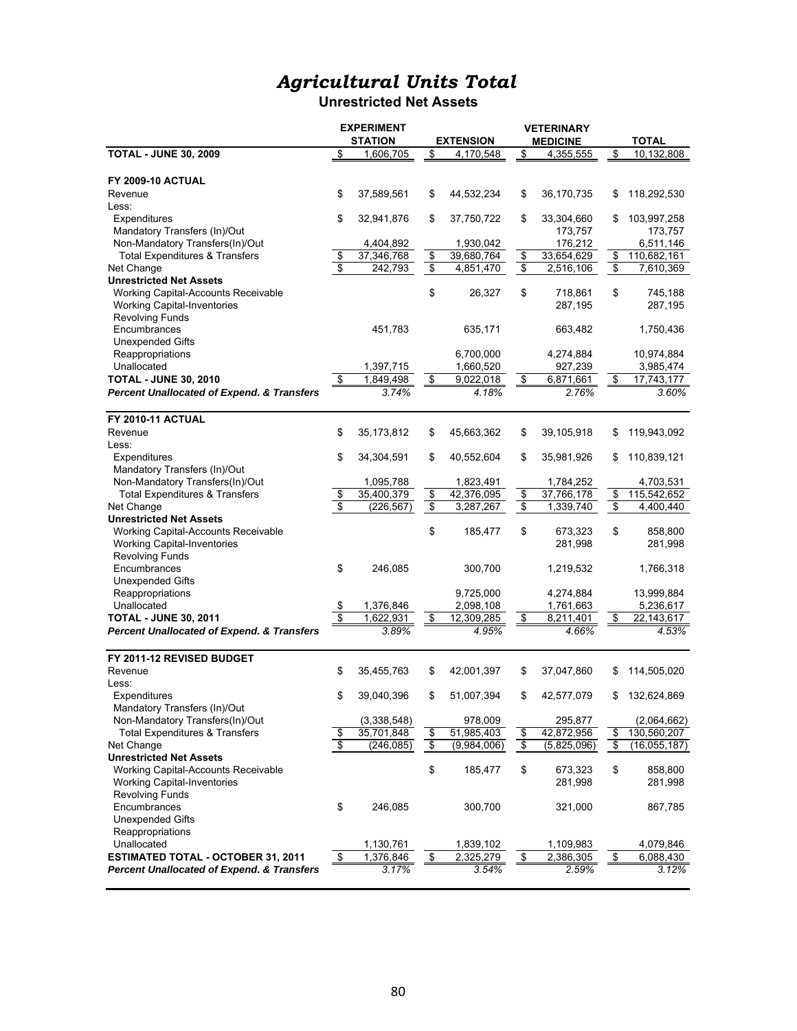# *Agricultural Units Total*

## Unrestricted Net Assets

| | EXPERIMENT STATION | EXTENSION | VETERINARY MEDICINE | TOTAL |
|---|---|---|---|---|
| **TOTAL - JUNE 30, 2009** | $ 1,606,705 | $ 4,170,548 | $ 4,355,555 | $ 10,132,808 |
| | | | | |
| **FY 2009-10 ACTUAL** | | | | |
| Revenue | $ 37,589,561 | $ 44,532,234 | $ 36,170,735 | $ 118,292,530 |
| Less: | | | | |
| Expenditures | $ 32,941,876 | $ 37,750,722 | $ 33,304,660 | $ 103,997,258 |
| Mandatory Transfers (In)/Out | | | 173,757 | 173,757 |
| Non-Mandatory Transfers(In)/Out | 4,404,892 | 1,930,042 | 176,212 | 6,511,146 |
| Total Expenditures & Transfers | $ 37,346,768 | $ 39,680,764 | $ 33,654,629 | $ 110,682,161 |
| Net Change | $ 242,793 | $ 4,851,470 | $ 2,516,106 | $ 7,610,369 |
| **Unrestricted Net Assets** | | | | |
| Working Capital-Accounts Receivable | | $ 26,327 | $ 718,861 | $ 745,188 |
| Working Capital-Inventories | | | 287,195 | 287,195 |
| Revolving Funds | | | | |
| Encumbrances | 451,783 | 635,171 | 663,482 | 1,750,436 |
| Unexpended Gifts | | | | |
| Reappropriations | | 6,700,000 | 4,274,884 | 10,974,884 |
| Unallocated | 1,397,715 | 1,660,520 | 927,239 | 3,985,474 |
| **TOTAL - JUNE 30, 2010** | $ 1,849,498 | $ 9,022,018 | $ 6,871,661 | $ 17,743,177 |
| ***Percent Unallocated of Expend. & Transfers*** | *3.74%* | *4.18%* | *2.76%* | *3.60%* |
| | | | | |
| **FY 2010-11 ACTUAL** | | | | |
| Revenue | $ 35,173,812 | $ 45,663,362 | $ 39,105,918 | $ 119,943,092 |
| Less: | | | | |
| Expenditures | $ 34,304,591 | $ 40,552,604 | $ 35,981,926 | $ 110,839,121 |
| Mandatory Transfers (In)/Out | | | | |
| Non-Mandatory Transfers(In)/Out | 1,095,788 | 1,823,491 | 1,784,252 | 4,703,531 |
| Total Expenditures & Transfers | $ 35,400,379 | $ 42,376,095 | $ 37,766,178 | $ 115,542,652 |
| Net Change | $ (226,567) | $ 3,287,267 | $ 1,339,740 | $ 4,400,440 |
| **Unrestricted Net Assets** | | | | |
| Working Capital-Accounts Receivable | | $ 185,477 | $ 673,323 | $ 858,800 |
| Working Capital-Inventories | | | 281,998 | 281,998 |
| Revolving Funds | | | | |
| Encumbrances | $ 246,085 | 300,700 | 1,219,532 | 1,766,318 |
| Unexpended Gifts | | | | |
| Reappropriations | | 9,725,000 | 4,274,884 | 13,999,884 |
| Unallocated | $ 1,376,846 | 2,098,108 | 1,761,663 | 5,236,617 |
| **TOTAL - JUNE 30, 2011** | $ 1,622,931 | $ 12,309,285 | $ 8,211,401 | $ 22,143,617 |
| ***Percent Unallocated of Expend. & Transfers*** | *3.89%* | *4.95%* | *4.66%* | *4.53%* |
| | | | | |
| **FY 2011-12 REVISED BUDGET** | | | | |
| Revenue | $ 35,455,763 | $ 42,001,397 | $ 37,047,860 | $ 114,505,020 |
| Less: | | | | |
| Expenditures | $ 39,040,396 | $ 51,007,394 | $ 42,577,079 | $ 132,624,869 |
| Mandatory Transfers (In)/Out | | | | |
| Non-Mandatory Transfers(In)/Out | (3,338,548) | 978,009 | 295,877 | (2,064,662) |
| Total Expenditures & Transfers | $ 35,701,848 | $ 51,985,403 | $ 42,872,956 | $ 130,560,207 |
| Net Change | $ (246,085) | $ (9,984,006) | $ (5,825,096) | $ (16,055,187) |
| **Unrestricted Net Assets** | | | | |
| Working Capital-Accounts Receivable | | $ 185,477 | $ 673,323 | $ 858,800 |
| Working Capital-Inventories | | | 281,998 | 281,998 |
| Revolving Funds | | | | |
| Encumbrances | $ 246,085 | 300,700 | 321,000 | 867,785 |
| Unexpended Gifts | | | | |
| Reappropriations | | | | |
| Unallocated | 1,130,761 | 1,839,102 | 1,109,983 | 4,079,846 |
| **ESTIMATED TOTAL - OCTOBER 31, 2011** | $ 1,376,846 | $ 2,325,279 | $ 2,386,305 | $ 6,088,430 |
| ***Percent Unallocated of Expend. & Transfers*** | *3.17%* | *3.54%* | *2.59%* | *3.12%* |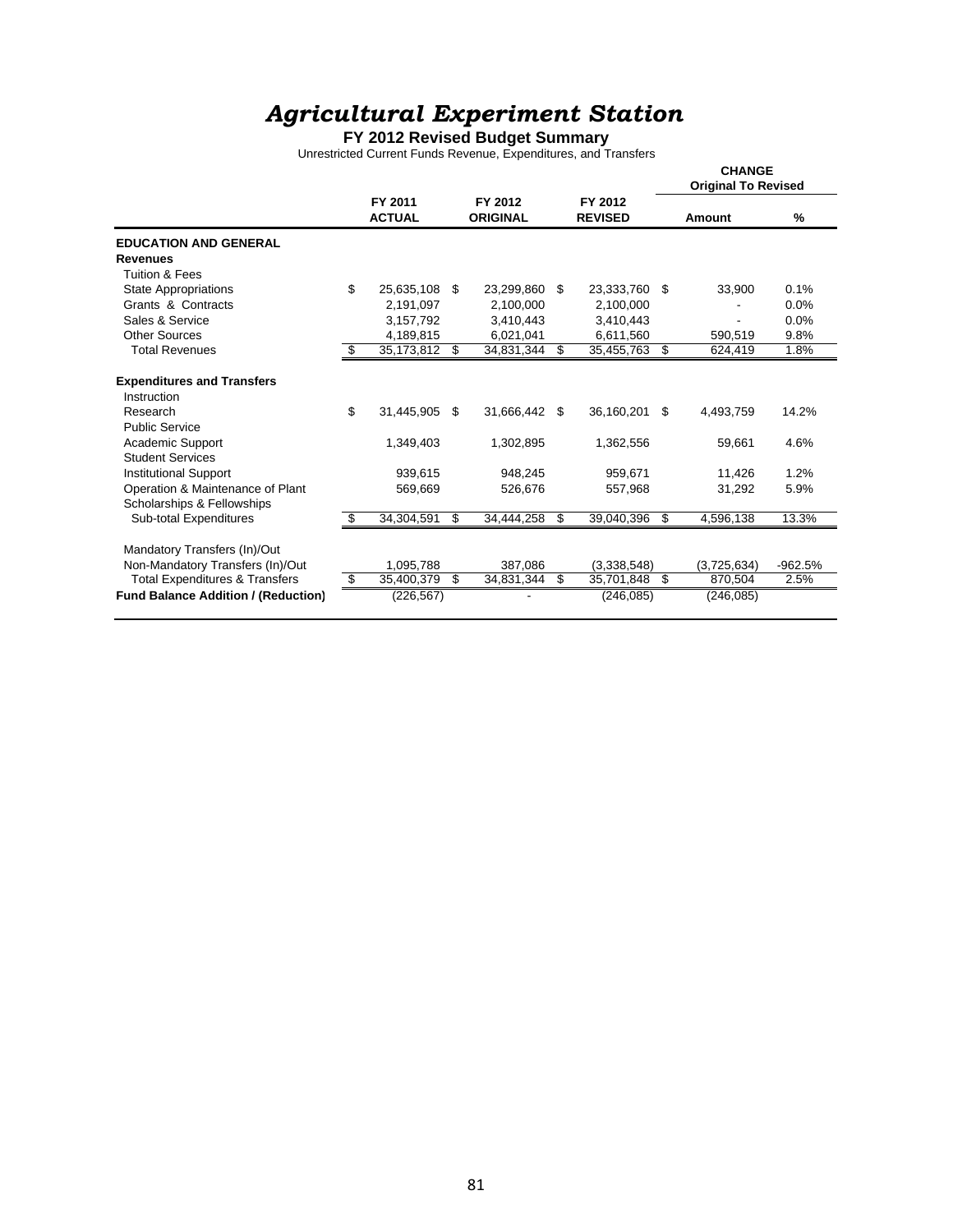# *Agricultural Experiment Station*

**FY 2012 Revised Budget Summary**

Unrestricted Current Funds Revenue, Expenditures, and Transfers

| | FY 2011 ACTUAL | FY 2012 ORIGINAL | FY 2012 REVISED | CHANGE Original To Revised Amount | % |
|---|---|---|---|---|---|
| **EDUCATION AND GENERAL** | | | | | |
| **Revenues** | | | | | |
| Tuition & Fees | | | | | |
| State Appropriations | $ 25,635,108 | $ 23,299,860 | $ 23,333,760 | $ 33,900 | 0.1% |
| Grants & Contracts | 2,191,097 | 2,100,000 | 2,100,000 | - | 0.0% |
| Sales & Service | 3,157,792 | 3,410,443 | 3,410,443 | - | 0.0% |
| Other Sources | 4,189,815 | 6,021,041 | 6,611,560 | 590,519 | 9.8% |
| Total Revenues | $ 35,173,812 | $ 34,831,344 | $ 35,455,763 | $ 624,419 | 1.8% |
| **Expenditures and Transfers** | | | | | |
| Instruction | | | | | |
| Research | $ 31,445,905 | $ 31,666,442 | $ 36,160,201 | $ 4,493,759 | 14.2% |
| Public Service | | | | | |
| Academic Support | 1,349,403 | 1,302,895 | 1,362,556 | 59,661 | 4.6% |
| Student Services | | | | | |
| Institutional Support | 939,615 | 948,245 | 959,671 | 11,426 | 1.2% |
| Operation & Maintenance of Plant | 569,669 | 526,676 | 557,968 | 31,292 | 5.9% |
| Scholarships & Fellowships | | | | | |
| Sub-total Expenditures | $ 34,304,591 | $ 34,444,258 | $ 39,040,396 | $ 4,596,138 | 13.3% |
| Mandatory Transfers (In)/Out | | | | | |
| Non-Mandatory Transfers (In)/Out | 1,095,788 | 387,086 | (3,338,548) | (3,725,634) | -962.5% |
| Total Expenditures & Transfers | $ 35,400,379 | $ 34,831,344 | $ 35,701,848 | $ 870,504 | 2.5% |
| **Fund Balance Addition / (Reduction)** | (226,567) | - | (246,085) | (246,085) | |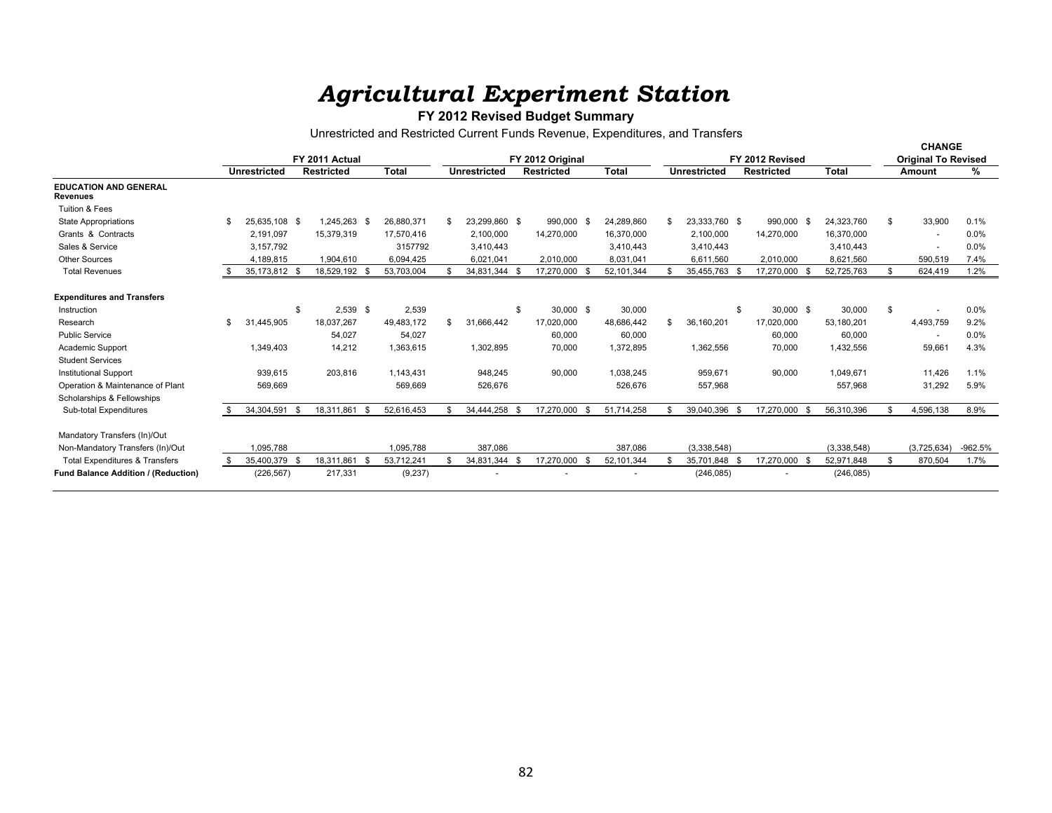# *Agricultural Experiment Station*

**FY 2012 Revised Budget Summary**

Unrestricted and Restricted Current Funds Revenue, Expenditures, and Transfers

| | FY 2011 Actual | | | FY 2012 Original | | | FY 2012 Revised | | | CHANGE Original To Revised | |
|---|---|---|---|---|---|---|---|---|---|---|---|
| | **Unrestricted** | **Restricted** | **Total** | **Unrestricted** | **Restricted** | **Total** | **Unrestricted** | **Restricted** | **Total** | **Amount** | **%** |
| **EDUCATION AND GENERAL Revenues** | | | | | | | | | | | |
| Tuition & Fees | | | | | | | | | | | |
| State Appropriations | $ 25,635,108 | $ 1,245,263 | $ 26,880,371 | $ 23,299,860 | $ 990,000 | $ 24,289,860 | $ 23,333,760 | $ 990,000 | $ 24,323,760 | $ 33,900 | 0.1% |
| Grants & Contracts | 2,191,097 | 15,379,319 | 17,570,416 | 2,100,000 | 14,270,000 | 16,370,000 | 2,100,000 | 14,270,000 | 16,370,000 | - | 0.0% |
| Sales & Service | 3,157,792 | | 3157792 | 3,410,443 | | 3,410,443 | 3,410,443 | | 3,410,443 | - | 0.0% |
| Other Sources | 4,189,815 | 1,904,610 | 6,094,425 | 6,021,041 | 2,010,000 | 8,031,041 | 6,611,560 | 2,010,000 | 8,621,560 | 590,519 | 7.4% |
| Total Revenues | $ 35,173,812 | $ 18,529,192 | $ 53,703,004 | $ 34,831,344 | $ 17,270,000 | $ 52,101,344 | $ 35,455,763 | $ 17,270,000 | $ 52,725,763 | $ 624,419 | 1.2% |
| **Expenditures and Transfers** | | | | | | | | | | | |
| Instruction | | $ 2,539 | $ 2,539 | | $ 30,000 | $ 30,000 | | $ 30,000 | $ 30,000 | $ - | 0.0% |
| Research | $ 31,445,905 | 18,037,267 | 49,483,172 | $ 31,666,442 | 17,020,000 | 48,686,442 | $ 36,160,201 | 17,020,000 | 53,180,201 | 4,493,759 | 9.2% |
| Public Service | | 54,027 | 54,027 | | 60,000 | 60,000 | | 60,000 | 60,000 | - | 0.0% |
| Academic Support | 1,349,403 | 14,212 | 1,363,615 | 1,302,895 | 70,000 | 1,372,895 | 1,362,556 | 70,000 | 1,432,556 | 59,661 | 4.3% |
| Student Services | | | | | | | | | | | |
| Institutional Support | 939,615 | 203,816 | 1,143,431 | 948,245 | 90,000 | 1,038,245 | 959,671 | 90,000 | 1,049,671 | 11,426 | 1.1% |
| Operation & Maintenance of Plant | 569,669 | | 569,669 | 526,676 | | 526,676 | 557,968 | | 557,968 | 31,292 | 5.9% |
| Scholarships & Fellowships | | | | | | | | | | | |
| Sub-total Expenditures | $ 34,304,591 | $ 18,311,861 | $ 52,616,453 | $ 34,444,258 | $ 17,270,000 | $ 51,714,258 | $ 39,040,396 | $ 17,270,000 | $ 56,310,396 | $ 4,596,138 | 8.9% |
| Mandatory Transfers (In)/Out | | | | | | | | | | | |
| Non-Mandatory Transfers (In)/Out | 1,095,788 | | 1,095,788 | 387,086 | | 387,086 | (3,338,548) | | (3,338,548) | (3,725,634) | -962.5% |
| Total Expenditures & Transfers | $ 35,400,379 | $ 18,311,861 | $ 53,712,241 | $ 34,831,344 | $ 17,270,000 | $ 52,101,344 | $ 35,701,848 | $ 17,270,000 | $ 52,971,848 | $ 870,504 | 1.7% |
| **Fund Balance Addition / (Reduction)** | (226,567) | 217,331 | (9,237) | - | - | - | (246,085) | - | (246,085) | | |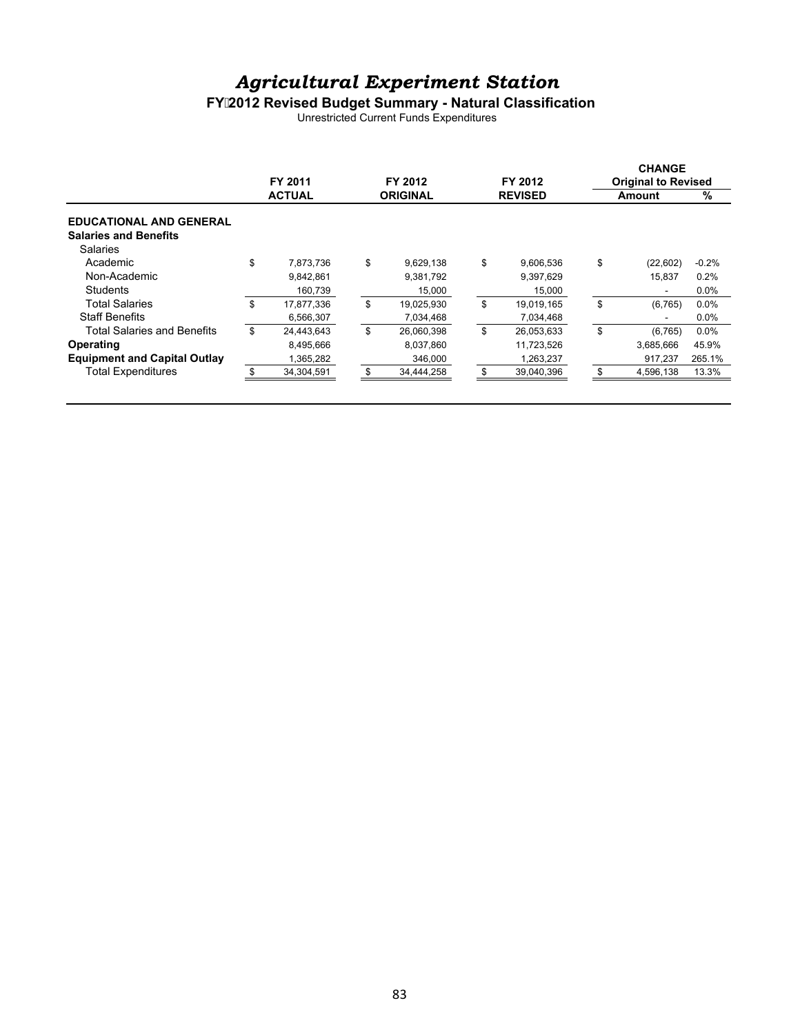# *Agricultural Experiment Station*

**FY 2012 Revised Budget Summary - Natural Classification**

Unrestricted Current Funds Expenditures

| | FY 2011 ACTUAL | FY 2012 ORIGINAL | FY 2012 REVISED | CHANGE Original to Revised Amount | % |
|---|---|---|---|---|---|
| **EDUCATIONAL AND GENERAL** | | | | | |
| **Salaries and Benefits** | | | | | |
| Salaries | | | | | |
| Academic | $ 7,873,736 | $ 9,629,138 | $ 9,606,536 | $ (22,602) | -0.2% |
| Non-Academic | 9,842,861 | 9,381,792 | 9,397,629 | 15,837 | 0.2% |
| Students | 160,739 | 15,000 | 15,000 | - | 0.0% |
| Total Salaries | $ 17,877,336 | $ 19,025,930 | $ 19,019,165 | $ (6,765) | 0.0% |
| Staff Benefits | 6,566,307 | 7,034,468 | 7,034,468 | - | 0.0% |
| Total Salaries and Benefits | $ 24,443,643 | $ 26,060,398 | $ 26,053,633 | $ (6,765) | 0.0% |
| **Operating** | 8,495,666 | 8,037,860 | 11,723,526 | 3,685,666 | 45.9% |
| **Equipment and Capital Outlay** | 1,365,282 | 346,000 | 1,263,237 | 917,237 | 265.1% |
| Total Expenditures | $ 34,304,591 | $ 34,444,258 | $ 39,040,396 | $ 4,596,138 | 13.3% |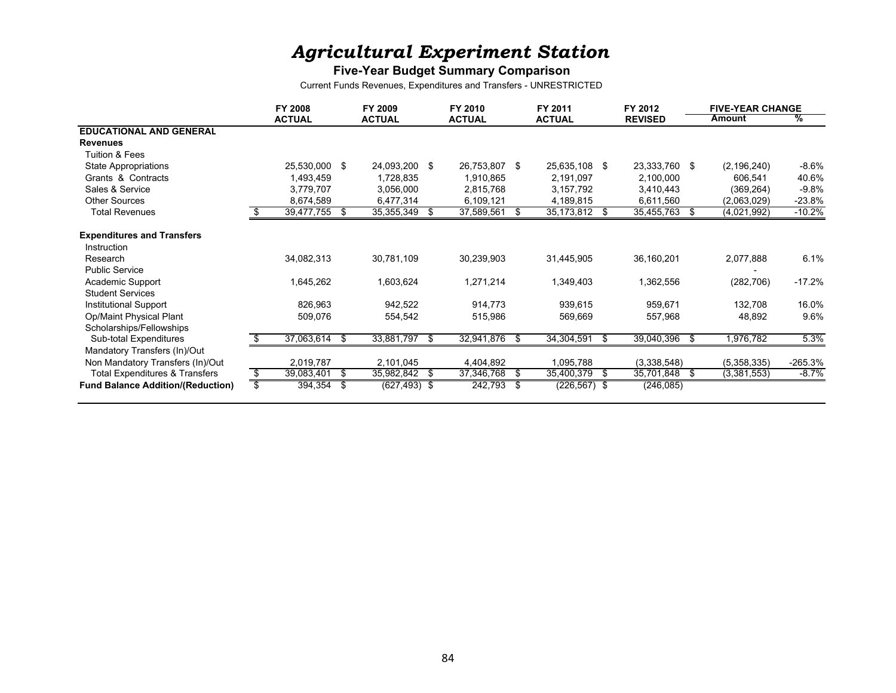# *Agricultural Experiment Station*

**Five-Year Budget Summary Comparison**

Current Funds Revenues, Expenditures and Transfers - UNRESTRICTED

| | FY 2008 ACTUAL | FY 2009 ACTUAL | FY 2010 ACTUAL | FY 2011 ACTUAL | FY 2012 REVISED | FIVE-YEAR CHANGE Amount | % |
|---|---|---|---|---|---|---|---|
| **EDUCATIONAL AND GENERAL** | | | | | | | |
| **Revenues** | | | | | | | |
| Tuition & Fees | | | | | | | |
| State Appropriations | 25,530,000 | $ 24,093,200 | $ 26,753,807 | $ 25,635,108 | $ 23,333,760 | $ (2,196,240) | -8.6% |
| Grants & Contracts | 1,493,459 | 1,728,835 | 1,910,865 | 2,191,097 | 2,100,000 | 606,541 | 40.6% |
| Sales & Service | 3,779,707 | 3,056,000 | 2,815,768 | 3,157,792 | 3,410,443 | (369,264) | -9.8% |
| Other Sources | 8,674,589 | 6,477,314 | 6,109,121 | 4,189,815 | 6,611,560 | (2,063,029) | -23.8% |
| Total Revenues | $ 39,477,755 | $ 35,355,349 | $ 37,589,561 | $ 35,173,812 | $ 35,455,763 | $ (4,021,992) | -10.2% |
| **Expenditures and Transfers** | | | | | | | |
| Instruction | | | | | | | |
| Research | 34,082,313 | 30,781,109 | 30,239,903 | 31,445,905 | 36,160,201 | 2,077,888 | 6.1% |
| Public Service | | | | | | - | |
| Academic Support | 1,645,262 | 1,603,624 | 1,271,214 | 1,349,403 | 1,362,556 | (282,706) | -17.2% |
| Student Services | | | | | | | |
| Institutional Support | 826,963 | 942,522 | 914,773 | 939,615 | 959,671 | 132,708 | 16.0% |
| Op/Maint Physical Plant | 509,076 | 554,542 | 515,986 | 569,669 | 557,968 | 48,892 | 9.6% |
| Scholarships/Fellowships | | | | | | | |
| Sub-total Expenditures | $ 37,063,614 | $ 33,881,797 | $ 32,941,876 | $ 34,304,591 | $ 39,040,396 | $ 1,976,782 | 5.3% |
| Mandatory Transfers (In)/Out | | | | | | | |
| Non Mandatory Transfers (In)/Out | 2,019,787 | 2,101,045 | 4,404,892 | 1,095,788 | (3,338,548) | (5,358,335) | -265.3% |
| Total Expenditures & Transfers | $ 39,083,401 | $ 35,982,842 | $ 37,346,768 | $ 35,400,379 | $ 35,701,848 | $ (3,381,553) | -8.7% |
| **Fund Balance Addition/(Reduction)** | $ 394,354 | $ (627,493) | $ 242,793 | $ (226,567) | $ (246,085) | | |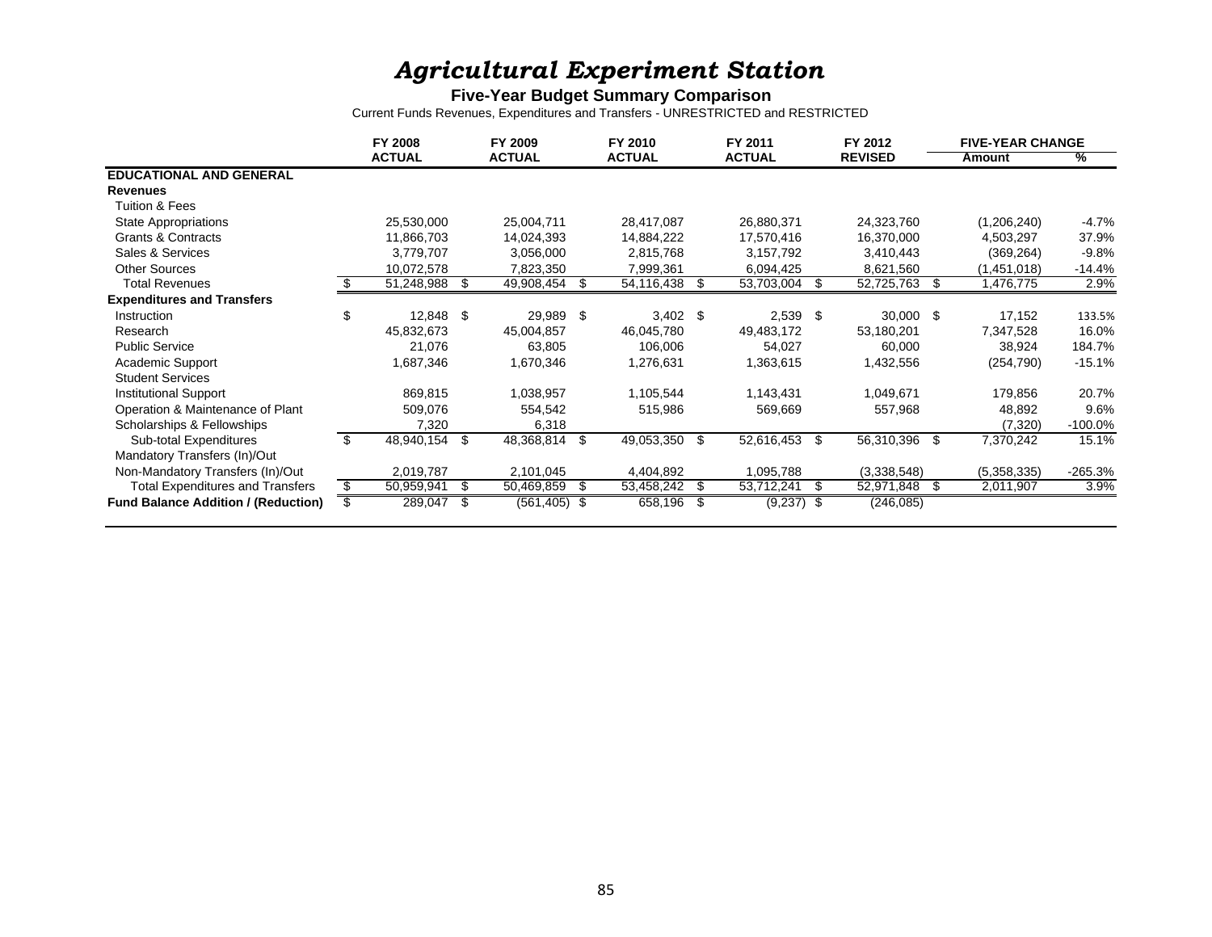# *Agricultural Experiment Station*

**Five-Year Budget Summary Comparison**

Current Funds Revenues, Expenditures and Transfers - UNRESTRICTED and RESTRICTED

| | FY 2008 ACTUAL | FY 2009 ACTUAL | FY 2010 ACTUAL | FY 2011 ACTUAL | FY 2012 REVISED | FIVE-YEAR CHANGE Amount | % |
|---|---|---|---|---|---|---|---|
| **EDUCATIONAL AND GENERAL** | | | | | | | |
| **Revenues** | | | | | | | |
| Tuition & Fees | | | | | | | |
| State Appropriations | 25,530,000 | 25,004,711 | 28,417,087 | 26,880,371 | 24,323,760 | (1,206,240) | -4.7% |
| Grants & Contracts | 11,866,703 | 14,024,393 | 14,884,222 | 17,570,416 | 16,370,000 | 4,503,297 | 37.9% |
| Sales & Services | 3,779,707 | 3,056,000 | 2,815,768 | 3,157,792 | 3,410,443 | (369,264) | -9.8% |
| Other Sources | 10,072,578 | 7,823,350 | 7,999,361 | 6,094,425 | 8,621,560 | (1,451,018) | -14.4% |
| Total Revenues | $ 51,248,988 | $ 49,908,454 | $ 54,116,438 | $ 53,703,004 | $ 52,725,763 | $ 1,476,775 | 2.9% |
| **Expenditures and Transfers** | | | | | | | |
| Instruction | $ 12,848 | $ 29,989 | $ 3,402 | $ 2,539 | $ 30,000 | $ 17,152 | 133.5% |
| Research | 45,832,673 | 45,004,857 | 46,045,780 | 49,483,172 | 53,180,201 | 7,347,528 | 16.0% |
| Public Service | 21,076 | 63,805 | 106,006 | 54,027 | 60,000 | 38,924 | 184.7% |
| Academic Support | 1,687,346 | 1,670,346 | 1,276,631 | 1,363,615 | 1,432,556 | (254,790) | -15.1% |
| Student Services | | | | | | | |
| Institutional Support | 869,815 | 1,038,957 | 1,105,544 | 1,143,431 | 1,049,671 | 179,856 | 20.7% |
| Operation & Maintenance of Plant | 509,076 | 554,542 | 515,986 | 569,669 | 557,968 | 48,892 | 9.6% |
| Scholarships & Fellowships | 7,320 | 6,318 | | | | (7,320) | -100.0% |
| Sub-total Expenditures | $ 48,940,154 | $ 48,368,814 | $ 49,053,350 | $ 52,616,453 | $ 56,310,396 | $ 7,370,242 | 15.1% |
| Mandatory Transfers (In)/Out | | | | | | | |
| Non-Mandatory Transfers (In)/Out | 2,019,787 | 2,101,045 | 4,404,892 | 1,095,788 | (3,338,548) | (5,358,335) | -265.3% |
| Total Expenditures and Transfers | $ 50,959,941 | $ 50,469,859 | $ 53,458,242 | $ 53,712,241 | $ 52,971,848 | $ 2,011,907 | 3.9% |
| **Fund Balance Addition / (Reduction)** | $ 289,047 | $ (561,405) | $ 658,196 | $ (9,237) | $ (246,085) | | |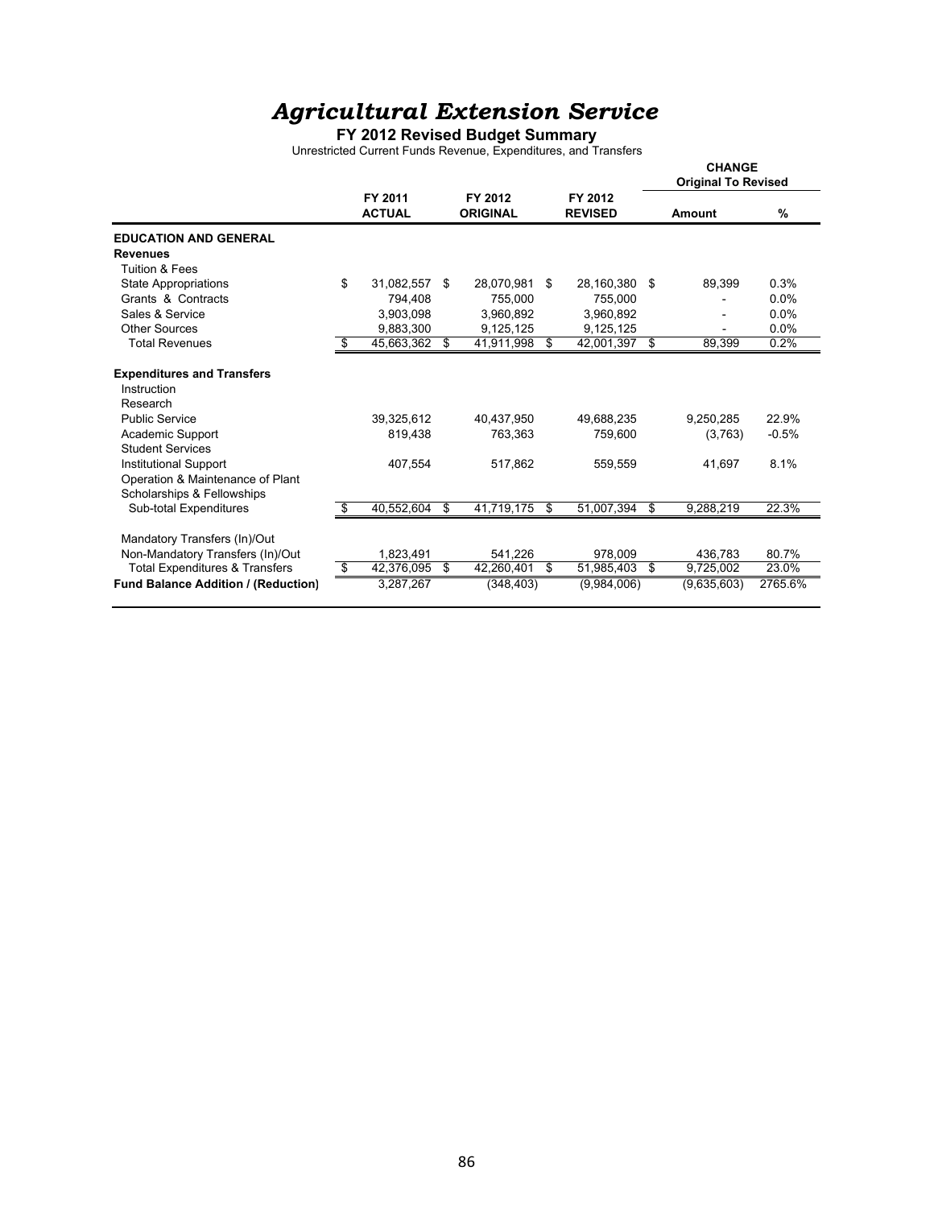# *Agricultural Extension Service*

**FY 2012 Revised Budget Summary**

Unrestricted Current Funds Revenue, Expenditures, and Transfers

| | FY 2011 ACTUAL | FY 2012 ORIGINAL | FY 2012 REVISED | CHANGE Original To Revised Amount | % |
|---|---|---|---|---|---|
| **EDUCATION AND GENERAL** | | | | | |
| **Revenues** | | | | | |
| Tuition & Fees | | | | | |
| State Appropriations | $ 31,082,557 | $ 28,070,981 | $ 28,160,380 | $ 89,399 | 0.3% |
| Grants & Contracts | 794,408 | 755,000 | 755,000 | - | 0.0% |
| Sales & Service | 3,903,098 | 3,960,892 | 3,960,892 | - | 0.0% |
| Other Sources | 9,883,300 | 9,125,125 | 9,125,125 | - | 0.0% |
| Total Revenues | $ 45,663,362 | $ 41,911,998 | $ 42,001,397 | $ 89,399 | 0.2% |
| **Expenditures and Transfers** | | | | | |
| Instruction | | | | | |
| Research | | | | | |
| Public Service | 39,325,612 | 40,437,950 | 49,688,235 | 9,250,285 | 22.9% |
| Academic Support | 819,438 | 763,363 | 759,600 | (3,763) | -0.5% |
| Student Services | | | | | |
| Institutional Support | 407,554 | 517,862 | 559,559 | 41,697 | 8.1% |
| Operation & Maintenance of Plant | | | | | |
| Scholarships & Fellowships | | | | | |
| Sub-total Expenditures | $ 40,552,604 | $ 41,719,175 | $ 51,007,394 | $ 9,288,219 | 22.3% |
| Mandatory Transfers (In)/Out | | | | | |
| Non-Mandatory Transfers (In)/Out | 1,823,491 | 541,226 | 978,009 | 436,783 | 80.7% |
| Total Expenditures & Transfers | $ 42,376,095 | $ 42,260,401 | $ 51,985,403 | $ 9,725,002 | 23.0% |
| **Fund Balance Addition / (Reduction)** | 3,287,267 | (348,403) | (9,984,006) | (9,635,603) | 2765.6% |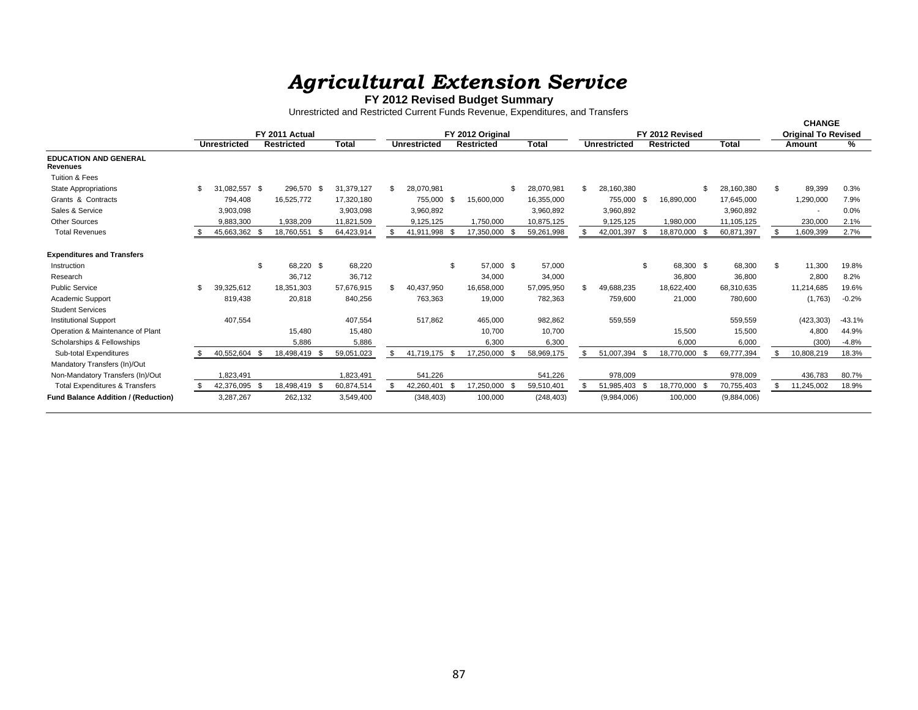# *Agricultural Extension Service*

**FY 2012 Revised Budget Summary**

Unrestricted and Restricted Current Funds Revenue, Expenditures, and Transfers

| | FY 2011 Actual | | | FY 2012 Original | | | FY 2012 Revised | | | CHANGE Original To Revised | |
|---|---|---|---|---|---|---|---|---|---|---|---|
| | Unrestricted | Restricted | Total | Unrestricted | Restricted | Total | Unrestricted | Restricted | Total | Amount | % |
| **EDUCATION AND GENERAL** | | | | | | | | | | | |
| **Revenues** | | | | | | | | | | | |
| Tuition & Fees | | | | | | | | | | | |
| State Appropriations | $ 31,082,557 | $ 296,570 | $ 31,379,127 | $ 28,070,981 | | $ 28,070,981 | $ 28,160,380 | | $ 28,160,380 | $ 89,399 | 0.3% |
| Grants & Contracts | 794,408 | 16,525,772 | 17,320,180 | 755,000 | $ 15,600,000 | 16,355,000 | 755,000 | $ 16,890,000 | 17,645,000 | 1,290,000 | 7.9% |
| Sales & Service | 3,903,098 | | 3,903,098 | 3,960,892 | | 3,960,892 | 3,960,892 | | 3,960,892 | - | 0.0% |
| Other Sources | 9,883,300 | 1,938,209 | 11,821,509 | 9,125,125 | 1,750,000 | 10,875,125 | 9,125,125 | 1,980,000 | 11,105,125 | 230,000 | 2.1% |
| Total Revenues | $ 45,663,362 | $ 18,760,551 | $ 64,423,914 | $ 41,911,998 | $ 17,350,000 | $ 59,261,998 | $ 42,001,397 | $ 18,870,000 | $ 60,871,397 | $ 1,609,399 | 2.7% |
| **Expenditures and Transfers** | | | | | | | | | | | |
| Instruction | | $ 68,220 | $ 68,220 | | $ 57,000 | $ 57,000 | | $ 68,300 | $ 68,300 | $ 11,300 | 19.8% |
| Research | | 36,712 | 36,712 | | 34,000 | 34,000 | | 36,800 | 36,800 | 2,800 | 8.2% |
| Public Service | $ 39,325,612 | 18,351,303 | 57,676,915 | $ 40,437,950 | 16,658,000 | 57,095,950 | $ 49,688,235 | 18,622,400 | 68,310,635 | 11,214,685 | 19.6% |
| Academic Support | 819,438 | 20,818 | 840,256 | 763,363 | 19,000 | 782,363 | 759,600 | 21,000 | 780,600 | (1,763) | -0.2% |
| Student Services | | | | | | | | | | | |
| Institutional Support | 407,554 | | 407,554 | 517,862 | 465,000 | 982,862 | 559,559 | | 559,559 | (423,303) | -43.1% |
| Operation & Maintenance of Plant | | 15,480 | 15,480 | | 10,700 | 10,700 | | 15,500 | 15,500 | 4,800 | 44.9% |
| Scholarships & Fellowships | | 5,886 | 5,886 | | 6,300 | 6,300 | | 6,000 | 6,000 | (300) | -4.8% |
| Sub-total Expenditures | $ 40,552,604 | $ 18,498,419 | $ 59,051,023 | $ 41,719,175 | $ 17,250,000 | $ 58,969,175 | $ 51,007,394 | $ 18,770,000 | $ 69,777,394 | $ 10,808,219 | 18.3% |
| Mandatory Transfers (In)/Out | | | | | | | | | | | |
| Non-Mandatory Transfers (In)/Out | 1,823,491 | | 1,823,491 | 541,226 | | 541,226 | 978,009 | | 978,009 | 436,783 | 80.7% |
| Total Expenditures & Transfers | $ 42,376,095 | $ 18,498,419 | $ 60,874,514 | $ 42,260,401 | $ 17,250,000 | $ 59,510,401 | $ 51,985,403 | $ 18,770,000 | $ 70,755,403 | $ 11,245,002 | 18.9% |
| **Fund Balance Addition / (Reduction)** | 3,287,267 | 262,132 | 3,549,400 | (348,403) | 100,000 | (248,403) | (9,984,006) | 100,000 | (9,884,006) | | |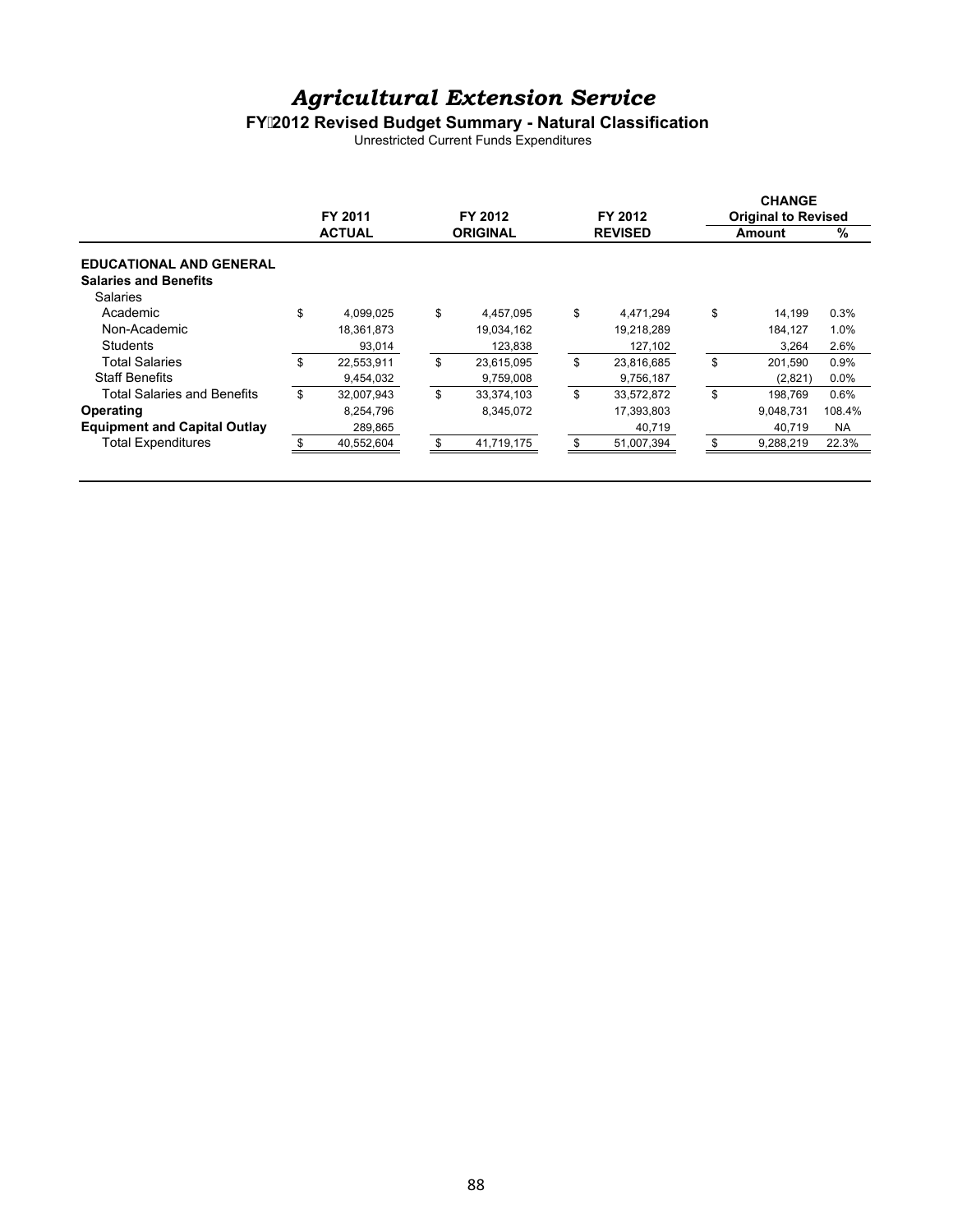# *Agricultural Extension Service*

## FY 2012 Revised Budget Summary - Natural Classification

Unrestricted Current Funds Expenditures

| | FY 2011 ACTUAL | FY 2012 ORIGINAL | FY 2012 REVISED | CHANGE Original to Revised Amount | % |
|---|---|---|---|---|---|
| **EDUCATIONAL AND GENERAL** | | | | | |
| **Salaries and Benefits** | | | | | |
| Salaries | | | | | |
| Academic | $ 4,099,025 | $ 4,457,095 | $ 4,471,294 | $ 14,199 | 0.3% |
| Non-Academic | 18,361,873 | 19,034,162 | 19,218,289 | 184,127 | 1.0% |
| Students | 93,014 | 123,838 | 127,102 | 3,264 | 2.6% |
| Total Salaries | $ 22,553,911 | $ 23,615,095 | $ 23,816,685 | $ 201,590 | 0.9% |
| Staff Benefits | 9,454,032 | 9,759,008 | 9,756,187 | (2,821) | 0.0% |
| Total Salaries and Benefits | $ 32,007,943 | $ 33,374,103 | $ 33,572,872 | $ 198,769 | 0.6% |
| **Operating** | 8,254,796 | 8,345,072 | 17,393,803 | 9,048,731 | 108.4% |
| **Equipment and Capital Outlay** | 289,865 | | 40,719 | 40,719 | NA |
| Total Expenditures | $ 40,552,604 | $ 41,719,175 | $ 51,007,394 | $ 9,288,219 | 22.3% |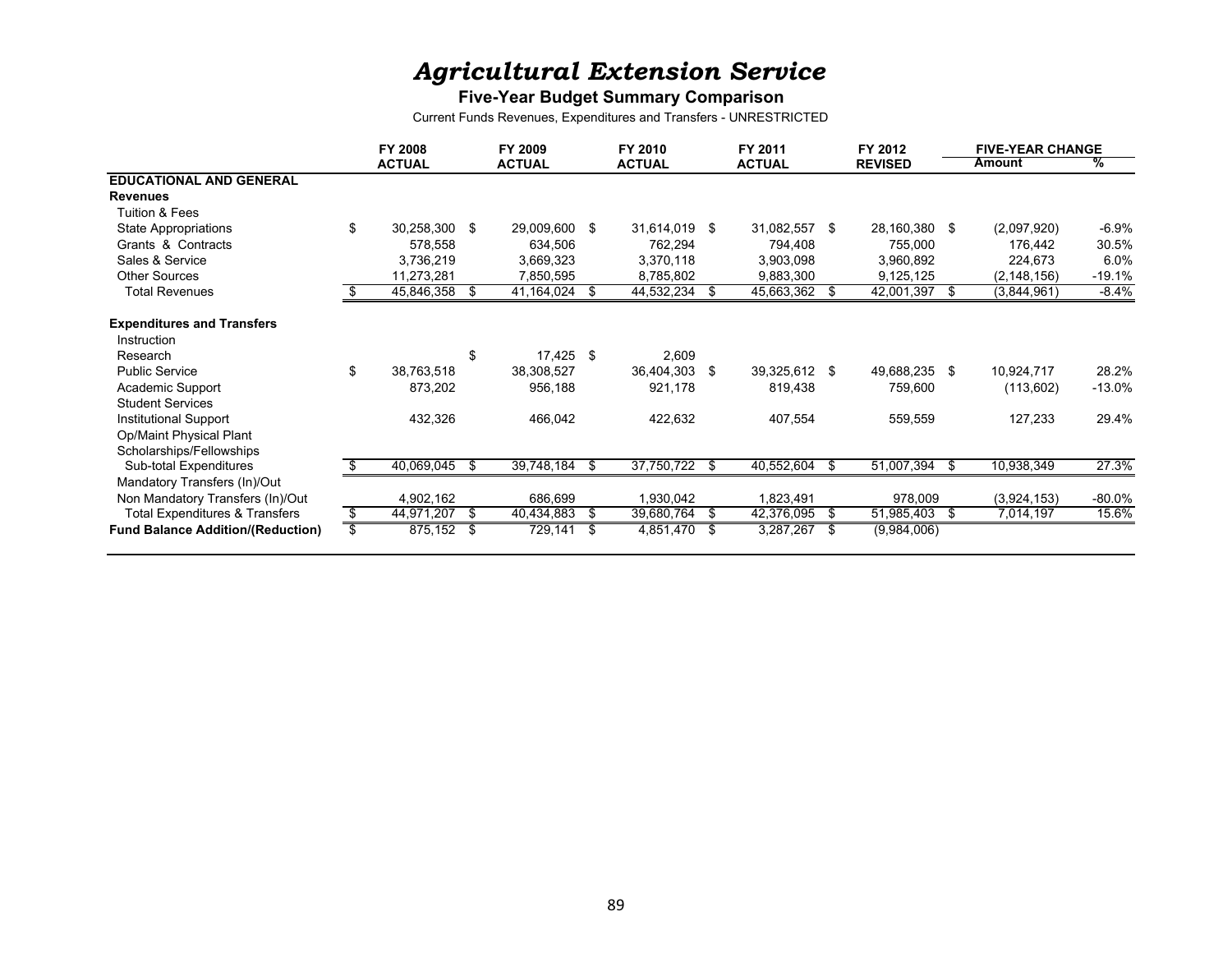# *Agricultural Extension Service*

**Five-Year Budget Summary Comparison**

Current Funds Revenues, Expenditures and Transfers - UNRESTRICTED

| | FY 2008 ACTUAL | FY 2009 ACTUAL | FY 2010 ACTUAL | FY 2011 ACTUAL | FY 2012 REVISED | FIVE-YEAR CHANGE Amount | % |
|---|---|---|---|---|---|---|---|
| **EDUCATIONAL AND GENERAL** | | | | | | | |
| **Revenues** | | | | | | | |
| Tuition & Fees | | | | | | | |
| State Appropriations | $ 30,258,300 | $ 29,009,600 | $ 31,614,019 | $ 31,082,557 | $ 28,160,380 | $ (2,097,920) | -6.9% |
| Grants & Contracts | 578,558 | 634,506 | 762,294 | 794,408 | 755,000 | 176,442 | 30.5% |
| Sales & Service | 3,736,219 | 3,669,323 | 3,370,118 | 3,903,098 | 3,960,892 | 224,673 | 6.0% |
| Other Sources | 11,273,281 | 7,850,595 | 8,785,802 | 9,883,300 | 9,125,125 | (2,148,156) | -19.1% |
| Total Revenues | $ 45,846,358 | $ 41,164,024 | $ 44,532,234 | $ 45,663,362 | $ 42,001,397 | $ (3,844,961) | -8.4% |
| **Expenditures and Transfers** | | | | | | | |
| Instruction | | | | | | | |
| Research | | $ 17,425 | $ 2,609 | | | | |
| Public Service | $ 38,763,518 | 38,308,527 | 36,404,303 | $ 39,325,612 | $ 49,688,235 | $ 10,924,717 | 28.2% |
| Academic Support | 873,202 | 956,188 | 921,178 | 819,438 | 759,600 | (113,602) | -13.0% |
| Student Services | | | | | | | |
| Institutional Support | 432,326 | 466,042 | 422,632 | 407,554 | 559,559 | 127,233 | 29.4% |
| Op/Maint Physical Plant | | | | | | | |
| Scholarships/Fellowships | | | | | | | |
| Sub-total Expenditures | $ 40,069,045 | $ 39,748,184 | $ 37,750,722 | $ 40,552,604 | $ 51,007,394 | $ 10,938,349 | 27.3% |
| Mandatory Transfers (In)/Out | | | | | | | |
| Non Mandatory Transfers (In)/Out | 4,902,162 | 686,699 | 1,930,042 | 1,823,491 | 978,009 | (3,924,153) | -80.0% |
| Total Expenditures & Transfers | $ 44,971,207 | $ 40,434,883 | $ 39,680,764 | $ 42,376,095 | $ 51,985,403 | $ 7,014,197 | 15.6% |
| **Fund Balance Addition/(Reduction)** | $ 875,152 | $ 729,141 | $ 4,851,470 | $ 3,287,267 | $ (9,984,006) | | |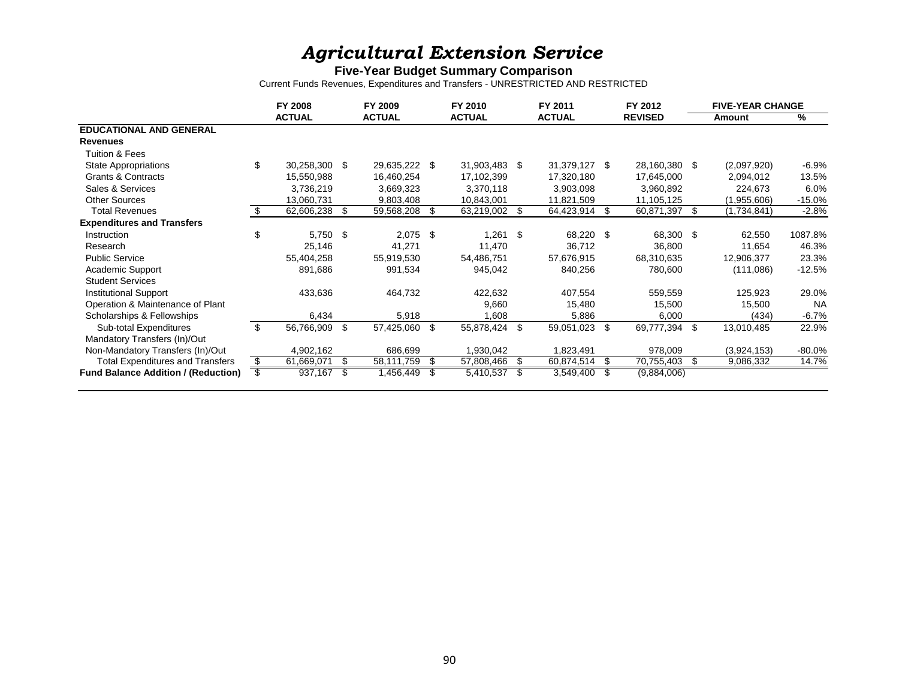# *Agricultural Extension Service*

**Five-Year Budget Summary Comparison**

Current Funds Revenues, Expenditures and Transfers - UNRESTRICTED AND RESTRICTED

| | FY 2008 ACTUAL | FY 2009 ACTUAL | FY 2010 ACTUAL | FY 2011 ACTUAL | FY 2012 REVISED | FIVE-YEAR CHANGE Amount | % |
|---|---|---|---|---|---|---|---|
| **EDUCATIONAL AND GENERAL** | | | | | | | |
| **Revenues** | | | | | | | |
| Tuition & Fees | | | | | | | |
| State Appropriations | $ 30,258,300 | $ 29,635,222 | $ 31,903,483 | $ 31,379,127 | $ 28,160,380 | $ (2,097,920) | -6.9% |
| Grants & Contracts | 15,550,988 | 16,460,254 | 17,102,399 | 17,320,180 | 17,645,000 | 2,094,012 | 13.5% |
| Sales & Services | 3,736,219 | 3,669,323 | 3,370,118 | 3,903,098 | 3,960,892 | 224,673 | 6.0% |
| Other Sources | 13,060,731 | 9,803,408 | 10,843,001 | 11,821,509 | 11,105,125 | (1,955,606) | -15.0% |
| Total Revenues | $ 62,606,238 | $ 59,568,208 | $ 63,219,002 | $ 64,423,914 | $ 60,871,397 | $ (1,734,841) | -2.8% |
| **Expenditures and Transfers** | | | | | | | |
| Instruction | $ 5,750 | $ 2,075 | $ 1,261 | $ 68,220 | $ 68,300 | $ 62,550 | 1087.8% |
| Research | 25,146 | 41,271 | 11,470 | 36,712 | 36,800 | 11,654 | 46.3% |
| Public Service | 55,404,258 | 55,919,530 | 54,486,751 | 57,676,915 | 68,310,635 | 12,906,377 | 23.3% |
| Academic Support | 891,686 | 991,534 | 945,042 | 840,256 | 780,600 | (111,086) | -12.5% |
| Student Services | | | | | | | |
| Institutional Support | 433,636 | 464,732 | 422,632 | 407,554 | 559,559 | 125,923 | 29.0% |
| Operation & Maintenance of Plant | | | 9,660 | 15,480 | 15,500 | 15,500 | NA |
| Scholarships & Fellowships | 6,434 | 5,918 | 1,608 | 5,886 | 6,000 | (434) | -6.7% |
| Sub-total Expenditures | $ 56,766,909 | $ 57,425,060 | $ 55,878,424 | $ 59,051,023 | $ 69,777,394 | $ 13,010,485 | 22.9% |
| Mandatory Transfers (In)/Out | | | | | | | |
| Non-Mandatory Transfers (In)/Out | 4,902,162 | 686,699 | 1,930,042 | 1,823,491 | 978,009 | (3,924,153) | -80.0% |
| Total Expenditures and Transfers | $ 61,669,071 | $ 58,111,759 | $ 57,808,466 | $ 60,874,514 | $ 70,755,403 | $ 9,086,332 | 14.7% |
| **Fund Balance Addition / (Reduction)** | $ 937,167 | $ 1,456,449 | $ 5,410,537 | $ 3,549,400 | $ (9,884,006) | | |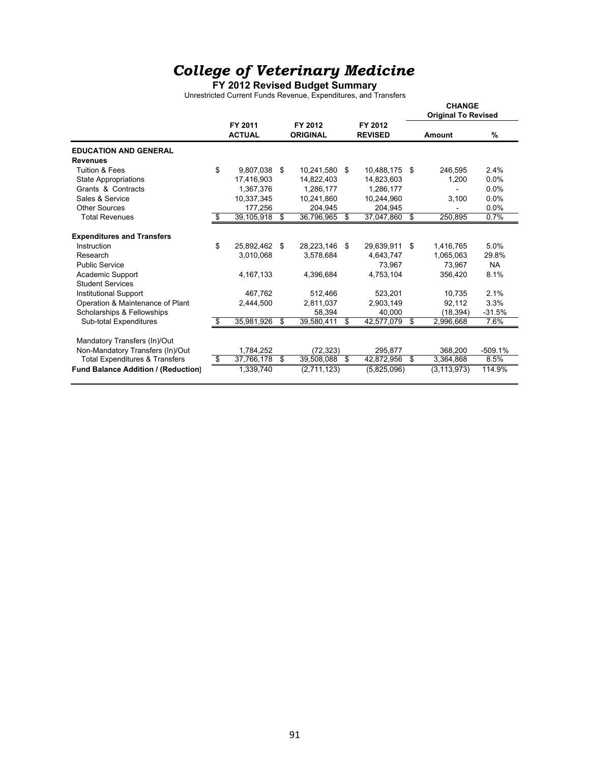# *College of Veterinary Medicine*

**FY 2012 Revised Budget Summary**

Unrestricted Current Funds Revenue, Expenditures, and Transfers

| | FY 2011 ACTUAL | FY 2012 ORIGINAL | FY 2012 REVISED | CHANGE Original To Revised Amount | % |
|---|---|---|---|---|---|
| **EDUCATION AND GENERAL** | | | | | |
| **Revenues** | | | | | |
| Tuition & Fees | $ 9,807,038 | $ 10,241,580 | $ 10,488,175 | $ 246,595 | 2.4% |
| State Appropriations | 17,416,903 | 14,822,403 | 14,823,603 | 1,200 | 0.0% |
| Grants & Contracts | 1,367,376 | 1,286,177 | 1,286,177 | - | 0.0% |
| Sales & Service | 10,337,345 | 10,241,860 | 10,244,960 | 3,100 | 0.0% |
| Other Sources | 177,256 | 204,945 | 204,945 | - | 0.0% |
| Total Revenues | $ 39,105,918 | $ 36,796,965 | $ 37,047,860 | $ 250,895 | 0.7% |
| **Expenditures and Transfers** | | | | | |
| Instruction | $ 25,892,462 | $ 28,223,146 | $ 29,639,911 | $ 1,416,765 | 5.0% |
| Research | 3,010,068 | 3,578,684 | 4,643,747 | 1,065,063 | 29.8% |
| Public Service | | | 73,967 | 73,967 | NA |
| Academic Support | 4,167,133 | 4,396,684 | 4,753,104 | 356,420 | 8.1% |
| Student Services | | | | | |
| Institutional Support | 467,762 | 512,466 | 523,201 | 10,735 | 2.1% |
| Operation & Maintenance of Plant | 2,444,500 | 2,811,037 | 2,903,149 | 92,112 | 3.3% |
| Scholarships & Fellowships | | 58,394 | 40,000 | (18,394) | -31.5% |
| Sub-total Expenditures | $ 35,981,926 | $ 39,580,411 | $ 42,577,079 | $ 2,996,668 | 7.6% |
| Mandatory Transfers (In)/Out | | | | | |
| Non-Mandatory Transfers (In)/Out | 1,784,252 | (72,323) | 295,877 | 368,200 | -509.1% |
| Total Expenditures & Transfers | $ 37,766,178 | $ 39,508,088 | $ 42,872,956 | $ 3,364,868 | 8.5% |
| **Fund Balance Addition / (Reduction)** | 1,339,740 | (2,711,123) | (5,825,096) | (3,113,973) | 114.9% |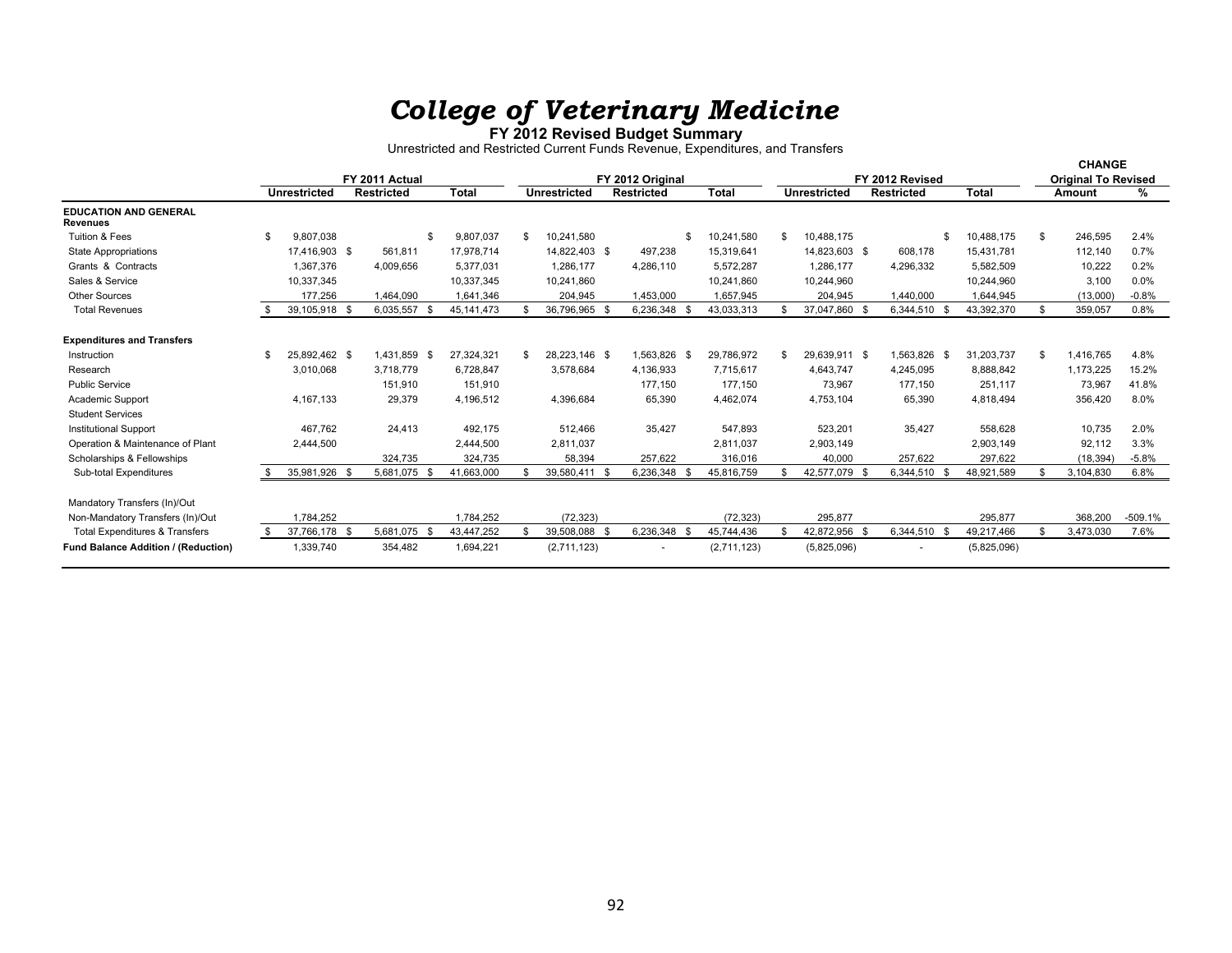# *College of Veterinary Medicine*

**FY 2012 Revised Budget Summary**

Unrestricted and Restricted Current Funds Revenue, Expenditures, and Transfers

| | FY 2011 Actual | | | FY 2012 Original | | | FY 2012 Revised | | | CHANGE Original To Revised | |
|---|---|---|---|---|---|---|---|---|---|---|---|
| | Unrestricted | Restricted | Total | Unrestricted | Restricted | Total | Unrestricted | Restricted | Total | Amount | % |
| **EDUCATION AND GENERAL** | | | | | | | | | | | |
| **Revenues** | | | | | | | | | | | |
| Tuition & Fees | $ 9,807,038 | | $ 9,807,037 | $ 10,241,580 | | $ 10,241,580 | $ 10,488,175 | | $ 10,488,175 | $ 246,595 | 2.4% |
| State Appropriations | 17,416,903 | $ 561,811 | 17,978,714 | 14,822,403 | $ 497,238 | 15,319,641 | 14,823,603 | $ 608,178 | 15,431,781 | 112,140 | 0.7% |
| Grants & Contracts | 1,367,376 | 4,009,656 | 5,377,031 | 1,286,177 | 4,286,110 | 5,572,287 | 1,286,177 | 4,296,332 | 5,582,509 | 10,222 | 0.2% |
| Sales & Service | 10,337,345 | | 10,337,345 | 10,241,860 | | 10,241,860 | 10,244,960 | | 10,244,960 | 3,100 | 0.0% |
| Other Sources | 177,256 | 1,464,090 | 1,641,346 | 204,945 | 1,453,000 | 1,657,945 | 204,945 | 1,440,000 | 1,644,945 | (13,000) | -0.8% |
| Total Revenues | $ 39,105,918 | $ 6,035,557 | $ 45,141,473 | $ 36,796,965 | $ 6,236,348 | $ 43,033,313 | $ 37,047,860 | $ 6,344,510 | $ 43,392,370 | $ 359,057 | 0.8% |
| **Expenditures and Transfers** | | | | | | | | | | | |
| Instruction | $ 25,892,462 | $ 1,431,859 | $ 27,324,321 | $ 28,223,146 | $ 1,563,826 | $ 29,786,972 | $ 29,639,911 | $ 1,563,826 | $ 31,203,737 | $ 1,416,765 | 4.8% |
| Research | 3,010,068 | 3,718,779 | 6,728,847 | 3,578,684 | 4,136,933 | 7,715,617 | 4,643,747 | 4,245,095 | 8,888,842 | 1,173,225 | 15.2% |
| Public Service | | 151,910 | 151,910 | | 177,150 | 177,150 | 73,967 | 177,150 | 251,117 | 73,967 | 41.8% |
| Academic Support | 4,167,133 | 29,379 | 4,196,512 | 4,396,684 | 65,390 | 4,462,074 | 4,753,104 | 65,390 | 4,818,494 | 356,420 | 8.0% |
| Student Services | | | | | | | | | | | |
| Institutional Support | 467,762 | 24,413 | 492,175 | 512,466 | 35,427 | 547,893 | 523,201 | 35,427 | 558,628 | 10,735 | 2.0% |
| Operation & Maintenance of Plant | 2,444,500 | | 2,444,500 | 2,811,037 | | 2,811,037 | 2,903,149 | | 2,903,149 | 92,112 | 3.3% |
| Scholarships & Fellowships | | 324,735 | 324,735 | 58,394 | 257,622 | 316,016 | 40,000 | 257,622 | 297,622 | (18,394) | -5.8% |
| Sub-total Expenditures | $ 35,981,926 | $ 5,681,075 | $ 41,663,000 | $ 39,580,411 | $ 6,236,348 | $ 45,816,759 | $ 42,577,079 | $ 6,344,510 | $ 48,921,589 | $ 3,104,830 | 6.8% |
| Mandatory Transfers (In)/Out | | | | | | | | | | | |
| Non-Mandatory Transfers (In)/Out | 1,784,252 | | 1,784,252 | (72,323) | | (72,323) | 295,877 | | 295,877 | 368,200 | -509.1% |
| Total Expenditures & Transfers | $ 37,766,178 | $ 5,681,075 | $ 43,447,252 | $ 39,508,088 | $ 6,236,348 | $ 45,744,436 | $ 42,872,956 | $ 6,344,510 | $ 49,217,466 | $ 3,473,030 | 7.6% |
| **Fund Balance Addition / (Reduction)** | 1,339,740 | 354,482 | 1,694,221 | (2,711,123) | - | (2,711,123) | (5,825,096) | - | (5,825,096) | | |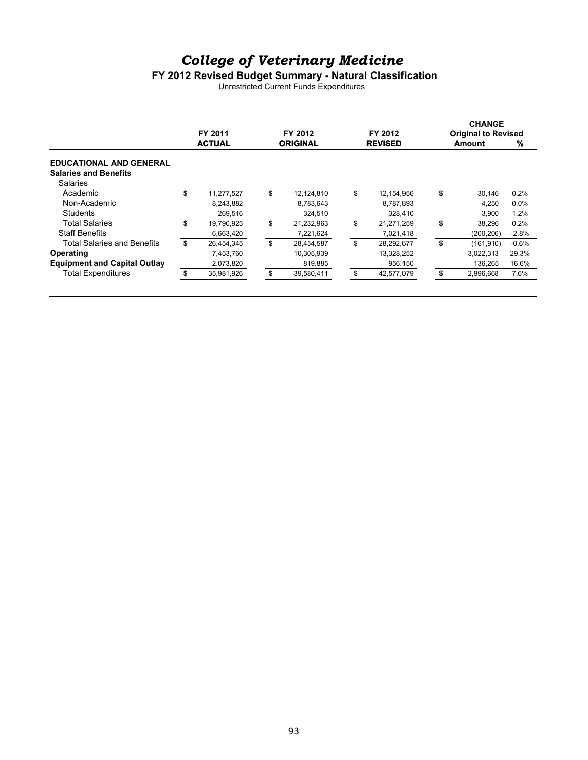# *College of Veterinary Medicine*

## FY 2012 Revised Budget Summary - Natural Classification

Unrestricted Current Funds Expenditures

| | FY 2011 ACTUAL | FY 2012 ORIGINAL | FY 2012 REVISED | CHANGE Original to Revised Amount | % |
|---|---|---|---|---|---|
| **EDUCATIONAL AND GENERAL** | | | | | |
| **Salaries and Benefits** | | | | | |
| Salaries | | | | | |
| Academic | $ 11,277,527 | $ 12,124,810 | $ 12,154,956 | $ 30,146 | 0.2% |
| Non-Academic | 8,243,882 | 8,783,643 | 8,787,893 | 4,250 | 0.0% |
| Students | 269,516 | 324,510 | 328,410 | 3,900 | 1.2% |
| Total Salaries | $ 19,790,925 | $ 21,232,963 | $ 21,271,259 | $ 38,296 | 0.2% |
| Staff Benefits | 6,663,420 | 7,221,624 | 7,021,418 | (200,206) | -2.8% |
| Total Salaries and Benefits | $ 26,454,345 | $ 28,454,587 | $ 28,292,677 | $ (161,910) | -0.6% |
| **Operating** | 7,453,760 | 10,305,939 | 13,328,252 | 3,022,313 | 29.3% |
| **Equipment and Capital Outlay** | 2,073,820 | 819,885 | 956,150 | 136,265 | 16.6% |
| Total Expenditures | $ 35,981,926 | $ 39,580,411 | $ 42,577,079 | $ 2,996,668 | 7.6% |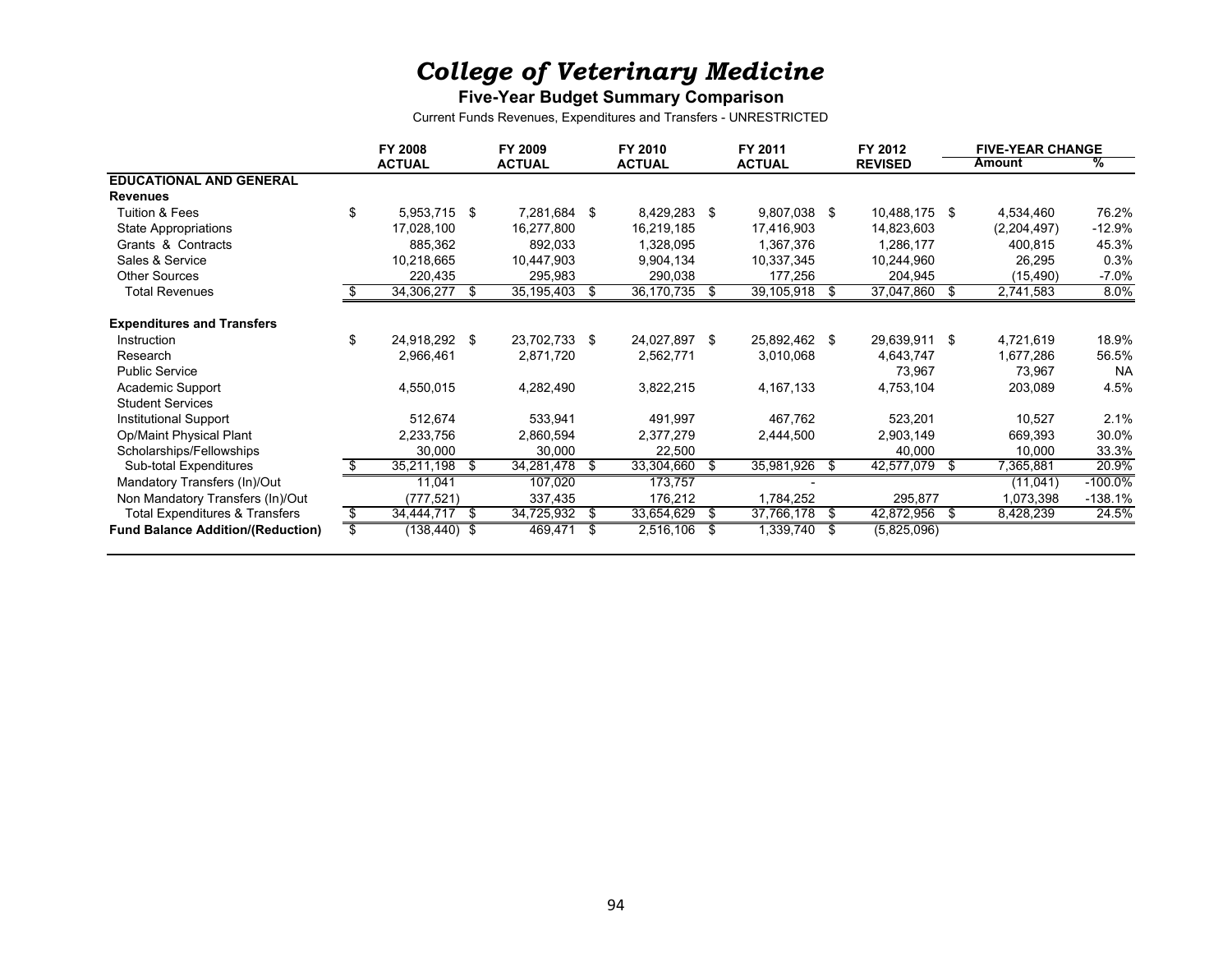# *College of Veterinary Medicine*

**Five-Year Budget Summary Comparison**

Current Funds Revenues, Expenditures and Transfers - UNRESTRICTED

| | FY 2008 ACTUAL | FY 2009 ACTUAL | FY 2010 ACTUAL | FY 2011 ACTUAL | FY 2012 REVISED | FIVE-YEAR CHANGE Amount | % |
|---|---|---|---|---|---|---|---|
| **EDUCATIONAL AND GENERAL** | | | | | | | |
| **Revenues** | | | | | | | |
| Tuition & Fees | $ 5,953,715 | $ 7,281,684 | $ 8,429,283 | $ 9,807,038 | $ 10,488,175 | $ 4,534,460 | 76.2% |
| State Appropriations | 17,028,100 | 16,277,800 | 16,219,185 | 17,416,903 | 14,823,603 | (2,204,497) | -12.9% |
| Grants & Contracts | 885,362 | 892,033 | 1,328,095 | 1,367,376 | 1,286,177 | 400,815 | 45.3% |
| Sales & Service | 10,218,665 | 10,447,903 | 9,904,134 | 10,337,345 | 10,244,960 | 26,295 | 0.3% |
| Other Sources | 220,435 | 295,983 | 290,038 | 177,256 | 204,945 | (15,490) | -7.0% |
| Total Revenues | $ 34,306,277 | $ 35,195,403 | $ 36,170,735 | $ 39,105,918 | $ 37,047,860 | $ 2,741,583 | 8.0% |
| | | | | | | | |
| **Expenditures and Transfers** | | | | | | | |
| Instruction | $ 24,918,292 | $ 23,702,733 | $ 24,027,897 | $ 25,892,462 | $ 29,639,911 | $ 4,721,619 | 18.9% |
| Research | 2,966,461 | 2,871,720 | 2,562,771 | 3,010,068 | 4,643,747 | 1,677,286 | 56.5% |
| Public Service | | | | | 73,967 | 73,967 | NA |
| Academic Support | 4,550,015 | 4,282,490 | 3,822,215 | 4,167,133 | 4,753,104 | 203,089 | 4.5% |
| Student Services | | | | | | | |
| Institutional Support | 512,674 | 533,941 | 491,997 | 467,762 | 523,201 | 10,527 | 2.1% |
| Op/Maint Physical Plant | 2,233,756 | 2,860,594 | 2,377,279 | 2,444,500 | 2,903,149 | 669,393 | 30.0% |
| Scholarships/Fellowships | 30,000 | 30,000 | 22,500 | | 40,000 | 10,000 | 33.3% |
| Sub-total Expenditures | $ 35,211,198 | $ 34,281,478 | $ 33,304,660 | $ 35,981,926 | $ 42,577,079 | $ 7,365,881 | 20.9% |
| Mandatory Transfers (In)/Out | 11,041 | 107,020 | 173,757 | - | | (11,041) | -100.0% |
| Non Mandatory Transfers (In)/Out | (777,521) | 337,435 | 176,212 | 1,784,252 | 295,877 | 1,073,398 | -138.1% |
| Total Expenditures & Transfers | $ 34,444,717 | $ 34,725,932 | $ 33,654,629 | $ 37,766,178 | $ 42,872,956 | $ 8,428,239 | 24.5% |
| **Fund Balance Addition/(Reduction)** | $ (138,440) | $ 469,471 | $ 2,516,106 | $ 1,339,740 | $ (5,825,096) | | |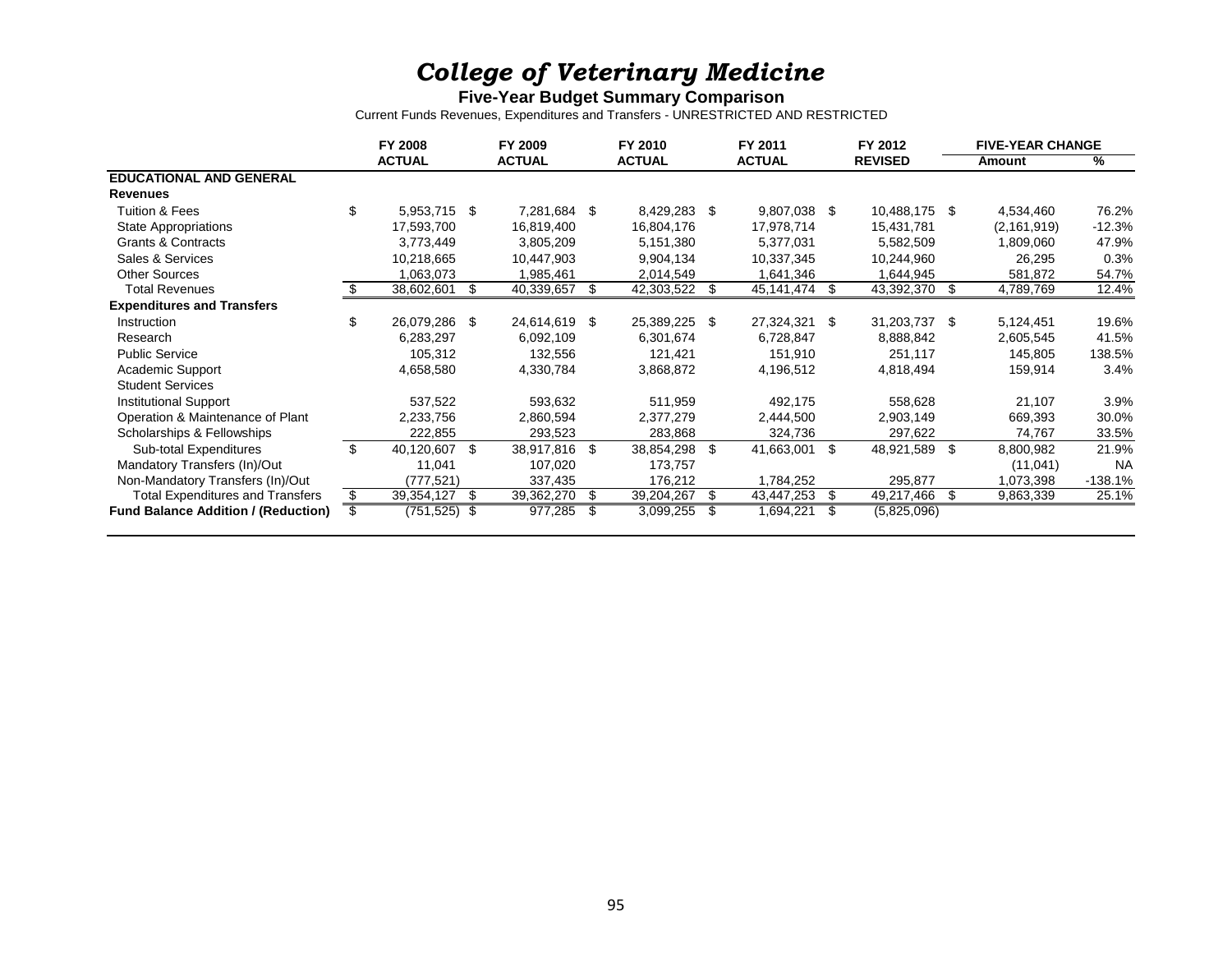# *College of Veterinary Medicine*

**Five-Year Budget Summary Comparison**

Current Funds Revenues, Expenditures and Transfers - UNRESTRICTED AND RESTRICTED

| | FY 2008 ACTUAL | FY 2009 ACTUAL | FY 2010 ACTUAL | FY 2011 ACTUAL | FY 2012 REVISED | FIVE-YEAR CHANGE Amount | % |
|---|---|---|---|---|---|---|---|
| **EDUCATIONAL AND GENERAL** | | | | | | | |
| **Revenues** | | | | | | | |
| Tuition & Fees | $ 5,953,715 | $ 7,281,684 | $ 8,429,283 | $ 9,807,038 | $ 10,488,175 | $ 4,534,460 | 76.2% |
| State Appropriations | 17,593,700 | 16,819,400 | 16,804,176 | 17,978,714 | 15,431,781 | (2,161,919) | -12.3% |
| Grants & Contracts | 3,773,449 | 3,805,209 | 5,151,380 | 5,377,031 | 5,582,509 | 1,809,060 | 47.9% |
| Sales & Services | 10,218,665 | 10,447,903 | 9,904,134 | 10,337,345 | 10,244,960 | 26,295 | 0.3% |
| Other Sources | 1,063,073 | 1,985,461 | 2,014,549 | 1,641,346 | 1,644,945 | 581,872 | 54.7% |
| Total Revenues | $ 38,602,601 | $ 40,339,657 | $ 42,303,522 | $ 45,141,474 | $ 43,392,370 | $ 4,789,769 | 12.4% |
| **Expenditures and Transfers** | | | | | | | |
| Instruction | $ 26,079,286 | $ 24,614,619 | $ 25,389,225 | $ 27,324,321 | $ 31,203,737 | $ 5,124,451 | 19.6% |
| Research | 6,283,297 | 6,092,109 | 6,301,674 | 6,728,847 | 8,888,842 | 2,605,545 | 41.5% |
| Public Service | 105,312 | 132,556 | 121,421 | 151,910 | 251,117 | 145,805 | 138.5% |
| Academic Support | 4,658,580 | 4,330,784 | 3,868,872 | 4,196,512 | 4,818,494 | 159,914 | 3.4% |
| Student Services | | | | | | | |
| Institutional Support | 537,522 | 593,632 | 511,959 | 492,175 | 558,628 | 21,107 | 3.9% |
| Operation & Maintenance of Plant | 2,233,756 | 2,860,594 | 2,377,279 | 2,444,500 | 2,903,149 | 669,393 | 30.0% |
| Scholarships & Fellowships | 222,855 | 293,523 | 283,868 | 324,736 | 297,622 | 74,767 | 33.5% |
| Sub-total Expenditures | $ 40,120,607 | $ 38,917,816 | $ 38,854,298 | $ 41,663,001 | $ 48,921,589 | $ 8,800,982 | 21.9% |
| Mandatory Transfers (In)/Out | 11,041 | 107,020 | 173,757 | | | (11,041) | NA |
| Non-Mandatory Transfers (In)/Out | (777,521) | 337,435 | 176,212 | 1,784,252 | 295,877 | 1,073,398 | -138.1% |
| Total Expenditures and Transfers | $ 39,354,127 | $ 39,362,270 | $ 39,204,267 | $ 43,447,253 | $ 49,217,466 | $ 9,863,339 | 25.1% |
| **Fund Balance Addition / (Reduction)** | $ (751,525) | $ 977,285 | $ 3,099,255 | $ 1,694,221 | $ (5,825,096) | | |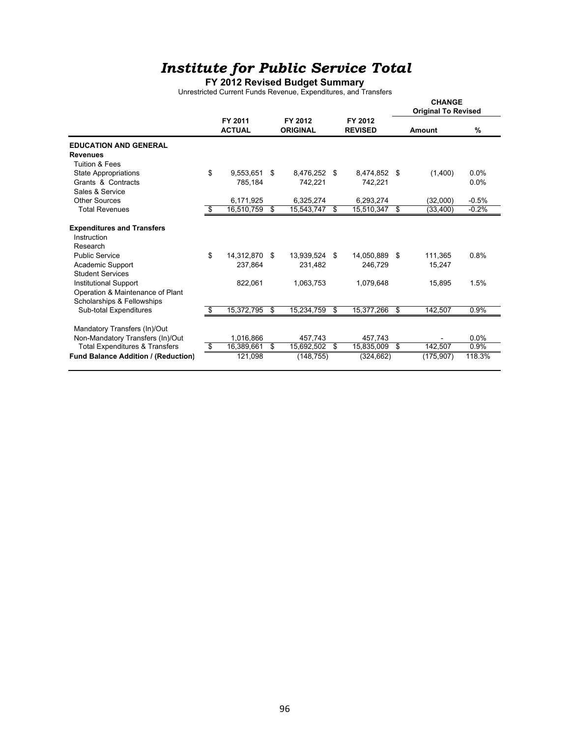# *Institute for Public Service Total*

**FY 2012 Revised Budget Summary**

Unrestricted Current Funds Revenue, Expenditures, and Transfers

| | FY 2011 ACTUAL | FY 2012 ORIGINAL | FY 2012 REVISED | CHANGE Original To Revised Amount | % |
|---|---|---|---|---|---|
| **EDUCATION AND GENERAL** | | | | | |
| **Revenues** | | | | | |
| Tuition & Fees | | | | | |
| State Appropriations | $ 9,553,651 | $ 8,476,252 | $ 8,474,852 | $ (1,400) | 0.0% |
| Grants & Contracts | 785,184 | 742,221 | 742,221 | | 0.0% |
| Sales & Service | | | | | |
| Other Sources | 6,171,925 | 6,325,274 | 6,293,274 | (32,000) | -0.5% |
| Total Revenues | $ 16,510,759 | $ 15,543,747 | $ 15,510,347 | $ (33,400) | -0.2% |
| **Expenditures and Transfers** | | | | | |
| Instruction | | | | | |
| Research | | | | | |
| Public Service | $ 14,312,870 | $ 13,939,524 | $ 14,050,889 | $ 111,365 | 0.8% |
| Academic Support | 237,864 | 231,482 | 246,729 | 15,247 | |
| Student Services | | | | | |
| Institutional Support | 822,061 | 1,063,753 | 1,079,648 | 15,895 | 1.5% |
| Operation & Maintenance of Plant | | | | | |
| Scholarships & Fellowships | | | | | |
| Sub-total Expenditures | $ 15,372,795 | $ 15,234,759 | $ 15,377,266 | $ 142,507 | 0.9% |
| Mandatory Transfers (In)/Out | | | | | |
| Non-Mandatory Transfers (In)/Out | 1,016,866 | 457,743 | 457,743 | - | 0.0% |
| Total Expenditures & Transfers | $ 16,389,661 | $ 15,692,502 | $ 15,835,009 | $ 142,507 | 0.9% |
| **Fund Balance Addition / (Reduction)** | 121,098 | (148,755) | (324,662) | (175,907) | 118.3% |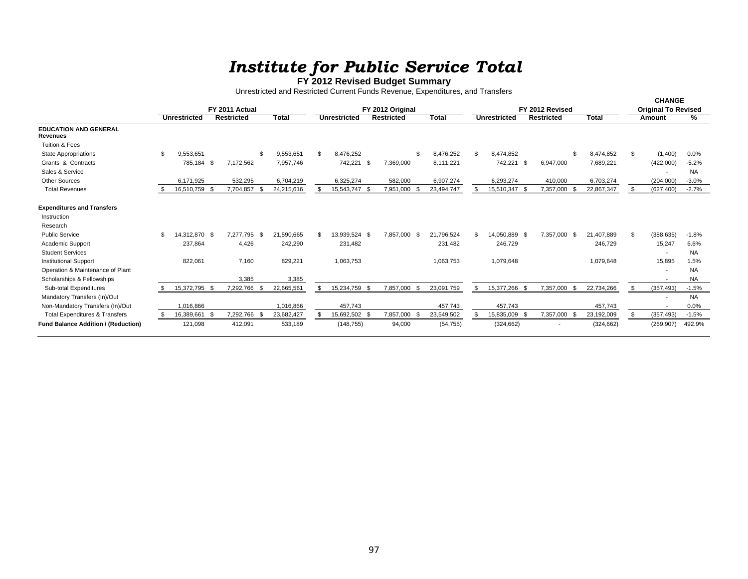# *Institute for Public Service Total*

**FY 2012 Revised Budget Summary**

Unrestricted and Restricted Current Funds Revenue, Expenditures, and Transfers

| | FY 2011 Actual | | | FY 2012 Original | | | FY 2012 Revised | | | CHANGE Original To Revised | |
|---|---|---|---|---|---|---|---|---|---|---|---|
| | Unrestricted | Restricted | Total | Unrestricted | Restricted | Total | Unrestricted | Restricted | Total | Amount | % |
| **EDUCATION AND GENERAL Revenues** | | | | | | | | | | | |
| Tuition & Fees | | | | | | | | | | | |
| State Appropriations | $ 9,553,651 | | $ 9,553,651 | $ 8,476,252 | | $ 8,476,252 | $ 8,474,852 | | $ 8,474,852 | $ (1,400) | 0.0% |
| Grants & Contracts | 785,184 | $ 7,172,562 | 7,957,746 | 742,221 | $ 7,369,000 | 8,111,221 | 742,221 | $ 6,947,000 | 7,689,221 | (422,000) | -5.2% |
| Sales & Service | | | | | | | | | | - | NA |
| Other Sources | 6,171,925 | 532,295 | 6,704,219 | 6,325,274 | 582,000 | 6,907,274 | 6,293,274 | 410,000 | 6,703,274 | (204,000) | -3.0% |
| Total Revenues | $ 16,510,759 | $ 7,704,857 | $ 24,215,616 | $ 15,543,747 | $ 7,951,000 | $ 23,494,747 | $ 15,510,347 | $ 7,357,000 | $ 22,867,347 | $ (627,400) | -2.7% |
| **Expenditures and Transfers** | | | | | | | | | | | |
| Instruction | | | | | | | | | | | |
| Research | | | | | | | | | | | |
| Public Service | $ 14,312,870 | $ 7,277,795 | $ 21,590,665 | $ 13,939,524 | $ 7,857,000 | $ 21,796,524 | $ 14,050,889 | $ 7,357,000 | $ 21,407,889 | $ (388,635) | -1.8% |
| Academic Support | 237,864 | 4,426 | 242,290 | 231,482 | | 231,482 | 246,729 | | 246,729 | 15,247 | 6.6% |
| Student Services | | | | | | | | | | - | NA |
| Institutional Support | 822,061 | 7,160 | 829,221 | 1,063,753 | | 1,063,753 | 1,079,648 | | 1,079,648 | 15,895 | 1.5% |
| Operation & Maintenance of Plant | | | | | | | | | | - | NA |
| Scholarships & Fellowships | | 3,385 | 3,385 | | | | | | | - | NA |
| Sub-total Expenditures | $ 15,372,795 | $ 7,292,766 | $ 22,665,561 | $ 15,234,759 | $ 7,857,000 | $ 23,091,759 | $ 15,377,266 | $ 7,357,000 | $ 22,734,266 | $ (357,493) | -1.5% |
| Mandatory Transfers (In)/Out | | | | | | | | | | - | NA |
| Non-Mandatory Transfers (In)/Out | 1,016,866 | | 1,016,866 | 457,743 | | 457,743 | 457,743 | | 457,743 | - | 0.0% |
| Total Expenditures & Transfers | $ 16,389,661 | $ 7,292,766 | $ 23,682,427 | $ 15,692,502 | $ 7,857,000 | $ 23,549,502 | $ 15,835,009 | $ 7,357,000 | $ 23,192,009 | $ (357,493) | -1.5% |
| **Fund Balance Addition / (Reduction)** | 121,098 | 412,091 | 533,189 | (148,755) | 94,000 | (54,755) | (324,662) | - | (324,662) | (269,907) | 492.9% |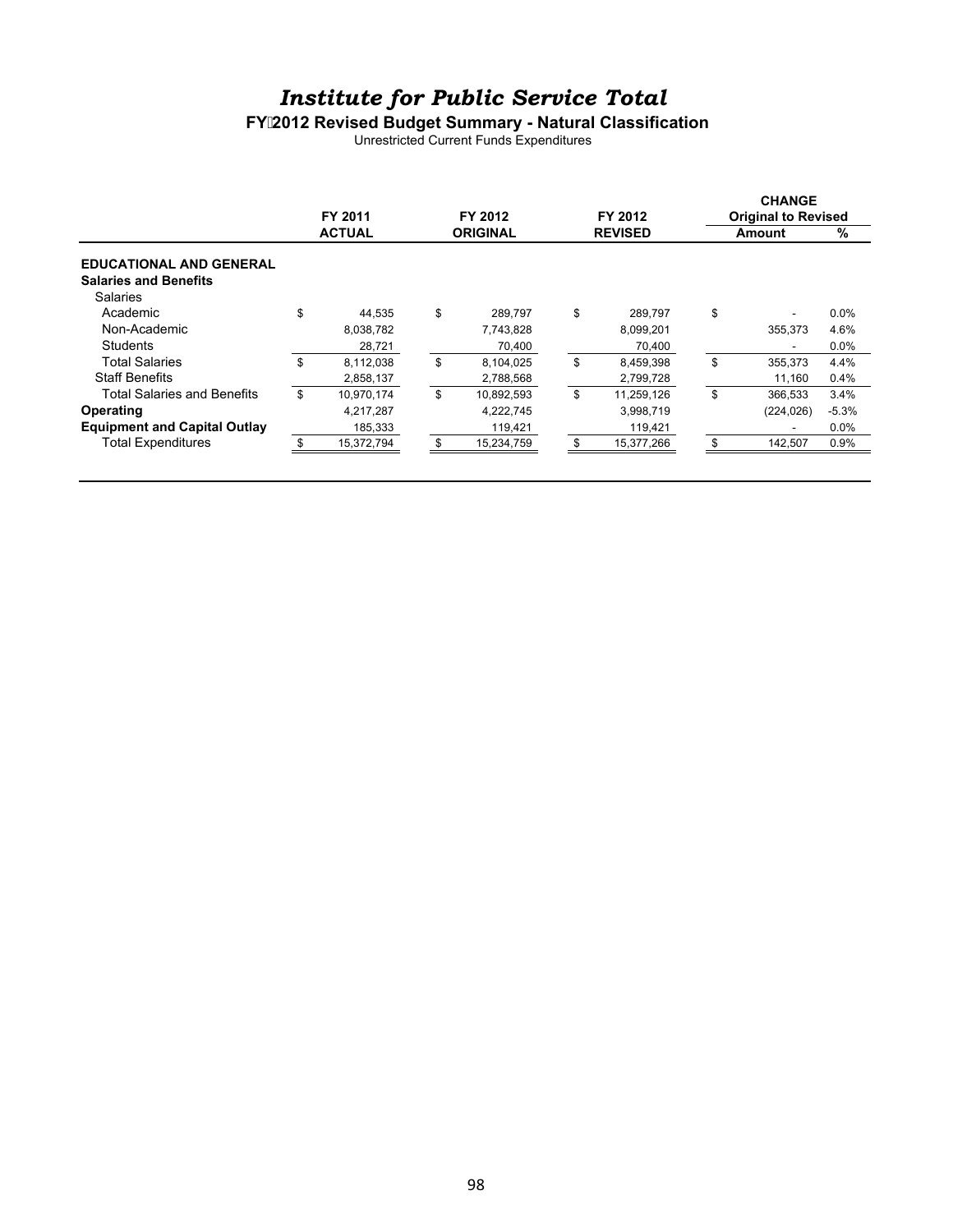# *Institute for Public Service Total*

## FY 2012 Revised Budget Summary - Natural Classification

Unrestricted Current Funds Expenditures

| | FY 2011 ACTUAL | FY 2012 ORIGINAL | FY 2012 REVISED | CHANGE Original to Revised Amount | % |
|---|---|---|---|---|---|
| **EDUCATIONAL AND GENERAL** | | | | | |
| **Salaries and Benefits** | | | | | |
| Salaries | | | | | |
| Academic | $ 44,535 | $ 289,797 | $ 289,797 | $ - | 0.0% |
| Non-Academic | 8,038,782 | 7,743,828 | 8,099,201 | 355,373 | 4.6% |
| Students | 28,721 | 70,400 | 70,400 | - | 0.0% |
| Total Salaries | $ 8,112,038 | $ 8,104,025 | $ 8,459,398 | $ 355,373 | 4.4% |
| Staff Benefits | 2,858,137 | 2,788,568 | 2,799,728 | 11,160 | 0.4% |
| Total Salaries and Benefits | $ 10,970,174 | $ 10,892,593 | $ 11,259,126 | $ 366,533 | 3.4% |
| **Operating** | 4,217,287 | 4,222,745 | 3,998,719 | (224,026) | -5.3% |
| **Equipment and Capital Outlay** | 185,333 | 119,421 | 119,421 | - | 0.0% |
| Total Expenditures | $ 15,372,794 | $ 15,234,759 | $ 15,377,266 | $ 142,507 | 0.9% |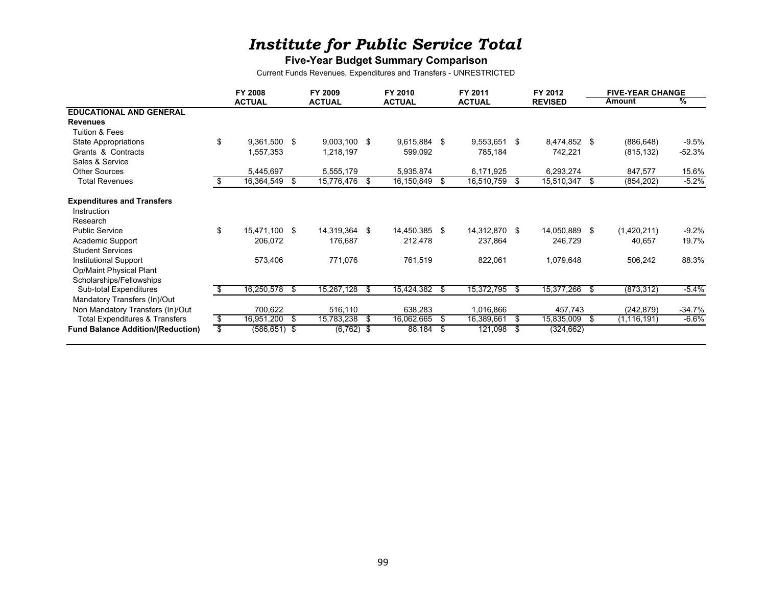# *Institute for Public Service Total*

### Five-Year Budget Summary Comparison

Current Funds Revenues, Expenditures and Transfers - UNRESTRICTED

| | FY 2008 ACTUAL | FY 2009 ACTUAL | FY 2010 ACTUAL | FY 2011 ACTUAL | FY 2012 REVISED | FIVE-YEAR CHANGE Amount | % |
|---|---|---|---|---|---|---|---|
| **EDUCATIONAL AND GENERAL** | | | | | | | |
| **Revenues** | | | | | | | |
| Tuition & Fees | | | | | | | |
| State Appropriations | $ 9,361,500 | $ 9,003,100 | $ 9,615,884 | $ 9,553,651 | $ 8,474,852 | $ (886,648) | -9.5% |
| Grants & Contracts | 1,557,353 | 1,218,197 | 599,092 | 785,184 | 742,221 | (815,132) | -52.3% |
| Sales & Service | | | | | | | |
| Other Sources | 5,445,697 | 5,555,179 | 5,935,874 | 6,171,925 | 6,293,274 | 847,577 | 15.6% |
| Total Revenues | $ 16,364,549 | $ 15,776,476 | $ 16,150,849 | $ 16,510,759 | $ 15,510,347 | $ (854,202) | -5.2% |
| **Expenditures and Transfers** | | | | | | | |
| Instruction | | | | | | | |
| Research | | | | | | | |
| Public Service | $ 15,471,100 | $ 14,319,364 | $ 14,450,385 | $ 14,312,870 | $ 14,050,889 | $ (1,420,211) | -9.2% |
| Academic Support | 206,072 | 176,687 | 212,478 | 237,864 | 246,729 | 40,657 | 19.7% |
| Student Services | | | | | | | |
| Institutional Support | 573,406 | 771,076 | 761,519 | 822,061 | 1,079,648 | 506,242 | 88.3% |
| Op/Maint Physical Plant | | | | | | | |
| Scholarships/Fellowships | | | | | | | |
| Sub-total Expenditures | $ 16,250,578 | $ 15,267,128 | $ 15,424,382 | $ 15,372,795 | $ 15,377,266 | $ (873,312) | -5.4% |
| Mandatory Transfers (In)/Out | | | | | | | |
| Non Mandatory Transfers (In)/Out | 700,622 | 516,110 | 638,283 | 1,016,866 | 457,743 | (242,879) | -34.7% |
| Total Expenditures & Transfers | $ 16,951,200 | $ 15,783,238 | $ 16,062,665 | $ 16,389,661 | $ 15,835,009 | $ (1,116,191) | -6.6% |
| **Fund Balance Addition/(Reduction)** | $ (586,651) | $ (6,762) | $ 88,184 | $ 121,098 | $ (324,662) | | |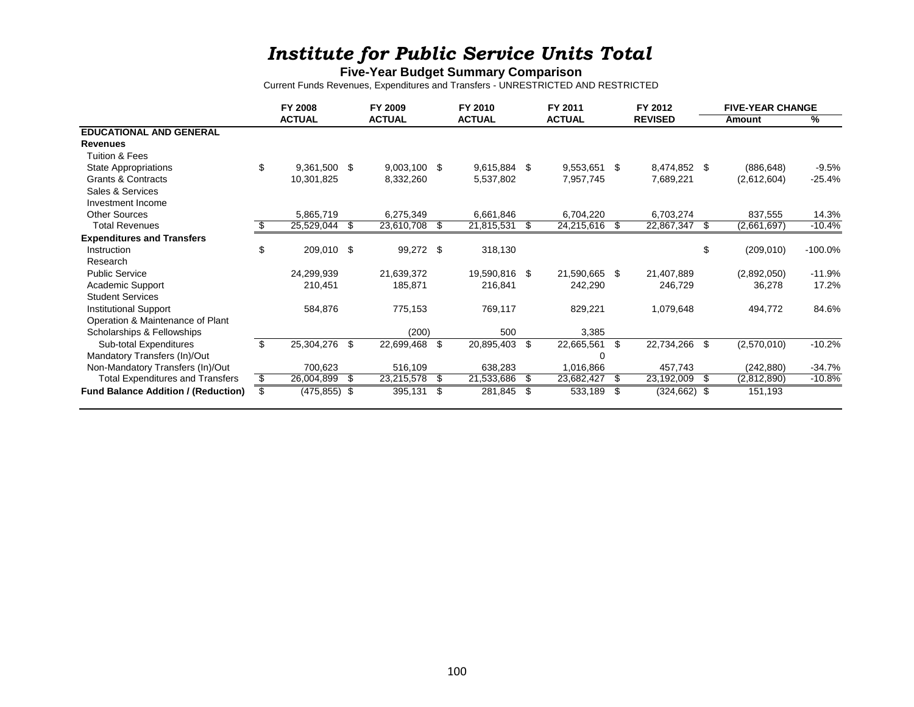# *Institute for Public Service Units Total*

**Five-Year Budget Summary Comparison**

Current Funds Revenues, Expenditures and Transfers - UNRESTRICTED AND RESTRICTED

| | FY 2008 ACTUAL | FY 2009 ACTUAL | FY 2010 ACTUAL | FY 2011 ACTUAL | FY 2012 REVISED | FIVE-YEAR CHANGE Amount | % |
|---|---|---|---|---|---|---|---|
| **EDUCATIONAL AND GENERAL** | | | | | | | |
| **Revenues** | | | | | | | |
| Tuition & Fees | | | | | | | |
| State Appropriations | $ 9,361,500 | $ 9,003,100 | $ 9,615,884 | $ 9,553,651 | $ 8,474,852 | $ (886,648) | -9.5% |
| Grants & Contracts | 10,301,825 | 8,332,260 | 5,537,802 | 7,957,745 | 7,689,221 | (2,612,604) | -25.4% |
| Sales & Services | | | | | | | |
| Investment Income | | | | | | | |
| Other Sources | 5,865,719 | 6,275,349 | 6,661,846 | 6,704,220 | 6,703,274 | 837,555 | 14.3% |
| Total Revenues | $ 25,529,044 | $ 23,610,708 | $ 21,815,531 | $ 24,215,616 | $ 22,867,347 | $ (2,661,697) | -10.4% |
| **Expenditures and Transfers** | | | | | | | |
| Instruction | $ 209,010 | $ 99,272 | $ 318,130 | | | $ (209,010) | -100.0% |
| Research | | | | | | | |
| Public Service | 24,299,939 | 21,639,372 | 19,590,816 | $ 21,590,665 | $ 21,407,889 | (2,892,050) | -11.9% |
| Academic Support | 210,451 | 185,871 | 216,841 | 242,290 | 246,729 | 36,278 | 17.2% |
| Student Services | | | | | | | |
| Institutional Support | 584,876 | 775,153 | 769,117 | 829,221 | 1,079,648 | 494,772 | 84.6% |
| Operation & Maintenance of Plant | | | | | | | |
| Scholarships & Fellowships | | (200) | 500 | 3,385 | | | |
| Sub-total Expenditures | $ 25,304,276 | $ 22,699,468 | $ 20,895,403 | $ 22,665,561 | $ 22,734,266 | $ (2,570,010) | -10.2% |
| Mandatory Transfers (In)/Out | | | | 0 | | | |
| Non-Mandatory Transfers (In)/Out | 700,623 | 516,109 | 638,283 | 1,016,866 | 457,743 | (242,880) | -34.7% |
| Total Expenditures and Transfers | $ 26,004,899 | $ 23,215,578 | $ 21,533,686 | $ 23,682,427 | $ 23,192,009 | $ (2,812,890) | -10.8% |
| **Fund Balance Addition / (Reduction)** | $ (475,855) | $ 395,131 | $ 281,845 | $ 533,189 | $ (324,662) | $ 151,193 | |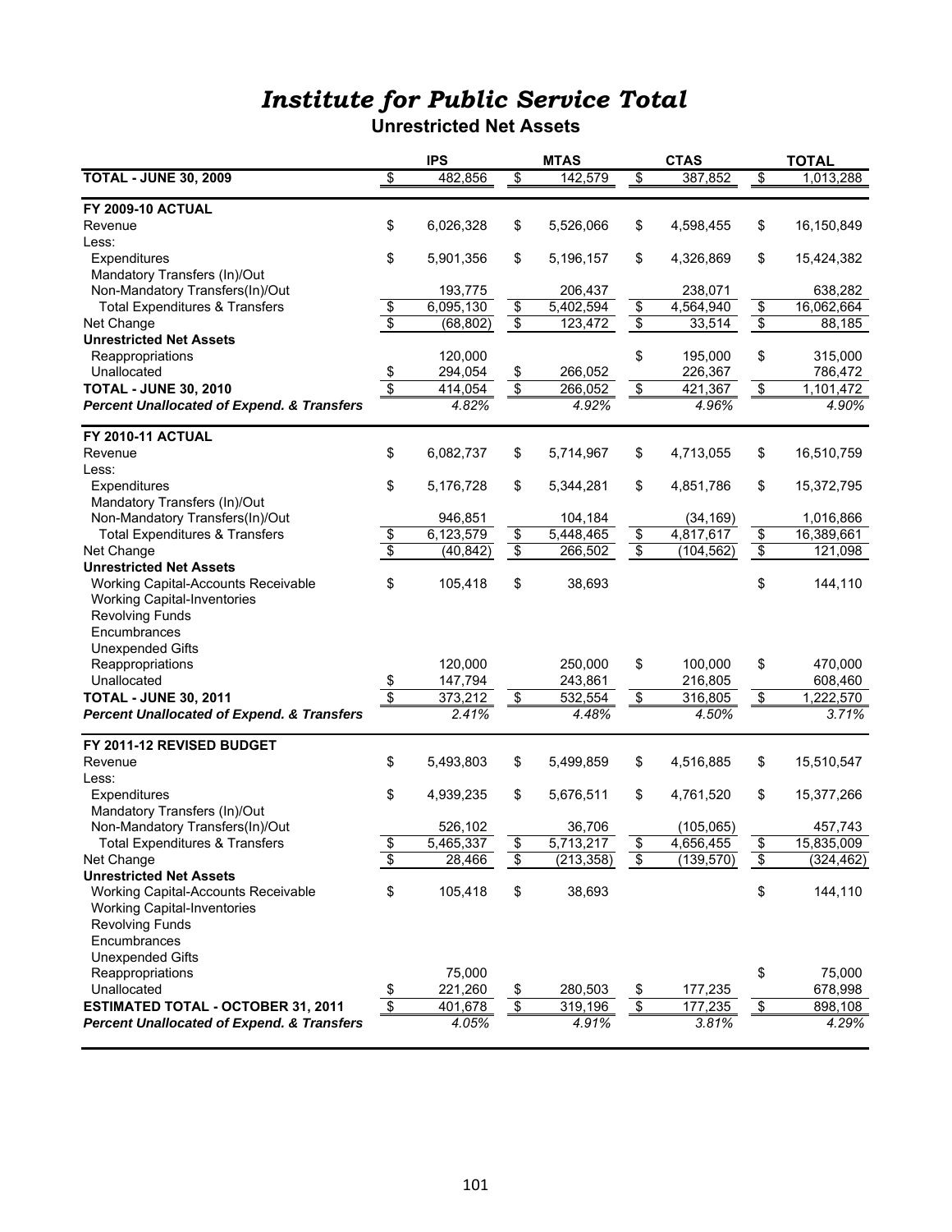# Institute for Public Service Total

## Unrestricted Net Assets

| | IPS | MTAS | CTAS | TOTAL |
|---|---|---|---|---|
| **TOTAL - JUNE 30, 2009** | $ 482,856 | $ 142,579 | $ 387,852 | $ 1,013,288 |
| **FY 2009-10 ACTUAL** | | | | |
| Revenue | $ 6,026,328 | $ 5,526,066 | $ 4,598,455 | $ 16,150,849 |
| Less: | | | | |
| Expenditures | $ 5,901,356 | $ 5,196,157 | $ 4,326,869 | $ 15,424,382 |
| Mandatory Transfers (In)/Out | | | | |
| Non-Mandatory Transfers(In)/Out | 193,775 | 206,437 | 238,071 | 638,282 |
| Total Expenditures & Transfers | $ 6,095,130 | $ 5,402,594 | $ 4,564,940 | $ 16,062,664 |
| Net Change | $ (68,802) | $ 123,472 | $ 33,514 | $ 88,185 |
| **Unrestricted Net Assets** | | | | |
| Reappropriations | 120,000 | | $ 195,000 | $ 315,000 |
| Unallocated | $ 294,054 | $ 266,052 | 226,367 | 786,472 |
| **TOTAL - JUNE 30, 2010** | $ 414,054 | $ 266,052 | $ 421,367 | $ 1,101,472 |
| ***Percent Unallocated of Expend. & Transfers*** | *4.82%* | *4.92%* | *4.96%* | *4.90%* |
| **FY 2010-11 ACTUAL** | | | | |
| Revenue | $ 6,082,737 | $ 5,714,967 | $ 4,713,055 | $ 16,510,759 |
| Less: | | | | |
| Expenditures | $ 5,176,728 | $ 5,344,281 | $ 4,851,786 | $ 15,372,795 |
| Mandatory Transfers (In)/Out | | | | |
| Non-Mandatory Transfers(In)/Out | 946,851 | 104,184 | (34,169) | 1,016,866 |
| Total Expenditures & Transfers | $ 6,123,579 | $ 5,448,465 | $ 4,817,617 | $ 16,389,661 |
| Net Change | $ (40,842) | $ 266,502 | $ (104,562) | $ 121,098 |
| **Unrestricted Net Assets** | | | | |
| Working Capital-Accounts Receivable | $ 105,418 | $ 38,693 | | $ 144,110 |
| Working Capital-Inventories | | | | |
| Revolving Funds | | | | |
| Encumbrances | | | | |
| Unexpended Gifts | | | | |
| Reappropriations | 120,000 | 250,000 | $ 100,000 | $ 470,000 |
| Unallocated | $ 147,794 | 243,861 | 216,805 | 608,460 |
| **TOTAL - JUNE 30, 2011** | $ 373,212 | $ 532,554 | $ 316,805 | $ 1,222,570 |
| ***Percent Unallocated of Expend. & Transfers*** | *2.41%* | *4.48%* | *4.50%* | *3.71%* |
| **FY 2011-12 REVISED BUDGET** | | | | |
| Revenue | $ 5,493,803 | $ 5,499,859 | $ 4,516,885 | $ 15,510,547 |
| Less: | | | | |
| Expenditures | $ 4,939,235 | $ 5,676,511 | $ 4,761,520 | $ 15,377,266 |
| Mandatory Transfers (In)/Out | | | | |
| Non-Mandatory Transfers(In)/Out | 526,102 | 36,706 | (105,065) | 457,743 |
| Total Expenditures & Transfers | $ 5,465,337 | $ 5,713,217 | $ 4,656,455 | $ 15,835,009 |
| Net Change | $ 28,466 | $ (213,358) | $ (139,570) | $ (324,462) |
| **Unrestricted Net Assets** | | | | |
| Working Capital-Accounts Receivable | $ 105,418 | $ 38,693 | | $ 144,110 |
| Working Capital-Inventories | | | | |
| Revolving Funds | | | | |
| Encumbrances | | | | |
| Unexpended Gifts | | | | |
| Reappropriations | 75,000 | | | $ 75,000 |
| Unallocated | $ 221,260 | $ 280,503 | $ 177,235 | 678,998 |
| **ESTIMATED TOTAL - OCTOBER 31, 2011** | $ 401,678 | $ 319,196 | $ 177,235 | $ 898,108 |
| ***Percent Unallocated of Expend. & Transfers*** | *4.05%* | *4.91%* | *3.81%* | *4.29%* |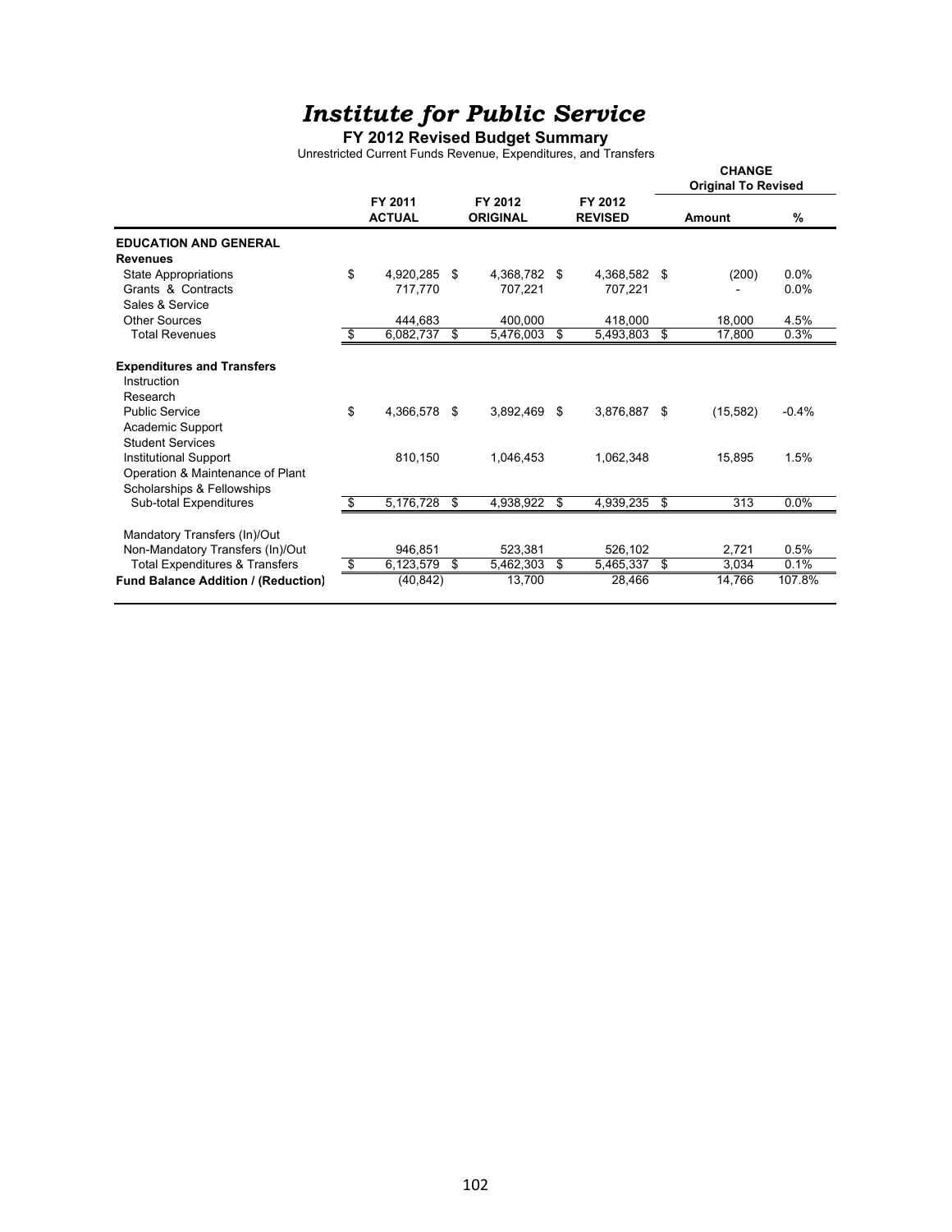# *Institute for Public Service*

**FY 2012 Revised Budget Summary**

Unrestricted Current Funds Revenue, Expenditures, and Transfers

| | FY 2011 ACTUAL | FY 2012 ORIGINAL | FY 2012 REVISED | CHANGE Original To Revised Amount | % |
|---|---|---|---|---|---|
| **EDUCATION AND GENERAL** | | | | | |
| **Revenues** | | | | | |
| State Appropriations | $ 4,920,285 | $ 4,368,782 | $ 4,368,582 | $ (200) | 0.0% |
| Grants & Contracts | 717,770 | 707,221 | 707,221 | - | 0.0% |
| Sales & Service | | | | | |
| Other Sources | 444,683 | 400,000 | 418,000 | 18,000 | 4.5% |
| Total Revenues | $ 6,082,737 | $ 5,476,003 | $ 5,493,803 | $ 17,800 | 0.3% |
| **Expenditures and Transfers** | | | | | |
| Instruction | | | | | |
| Research | | | | | |
| Public Service | $ 4,366,578 | $ 3,892,469 | $ 3,876,887 | $ (15,582) | -0.4% |
| Academic Support | | | | | |
| Student Services | | | | | |
| Institutional Support | 810,150 | 1,046,453 | 1,062,348 | 15,895 | 1.5% |
| Operation & Maintenance of Plant | | | | | |
| Scholarships & Fellowships | | | | | |
| Sub-total Expenditures | $ 5,176,728 | $ 4,938,922 | $ 4,939,235 | $ 313 | 0.0% |
| Mandatory Transfers (In)/Out | | | | | |
| Non-Mandatory Transfers (In)/Out | 946,851 | 523,381 | 526,102 | 2,721 | 0.5% |
| Total Expenditures & Transfers | $ 6,123,579 | $ 5,462,303 | $ 5,465,337 | $ 3,034 | 0.1% |
| **Fund Balance Addition / (Reduction)** | (40,842) | 13,700 | 28,466 | 14,766 | 107.8% |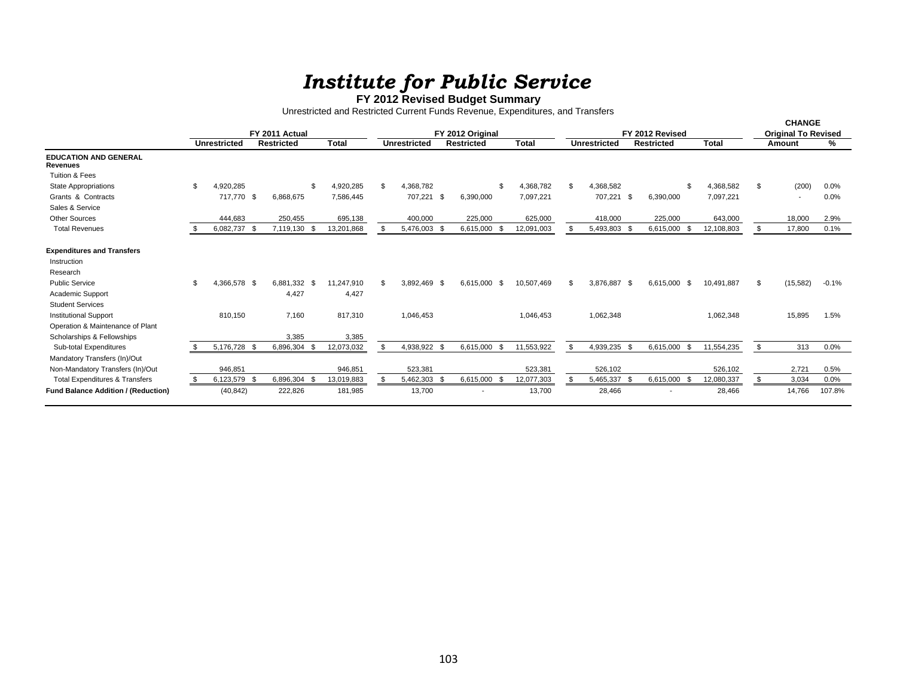# *Institute for Public Service*

**FY 2012 Revised Budget Summary**

Unrestricted and Restricted Current Funds Revenue, Expenditures, and Transfers

| | FY 2011 Actual | | | FY 2012 Original | | | FY 2012 Revised | | | CHANGE Original To Revised | |
|---|---|---|---|---|---|---|---|---|---|---|---|
| | **Unrestricted** | **Restricted** | **Total** | **Unrestricted** | **Restricted** | **Total** | **Unrestricted** | **Restricted** | **Total** | **Amount** | **%** |
| **EDUCATION AND GENERAL Revenues** | | | | | | | | | | | |
| Tuition & Fees | | | | | | | | | | | |
| State Appropriations | $ 4,920,285 | | $ 4,920,285 | $ 4,368,782 | | $ 4,368,782 | $ 4,368,582 | | $ 4,368,582 | $ (200) | 0.0% |
| Grants & Contracts | 717,770 | $ 6,868,675 | 7,586,445 | 707,221 | $ 6,390,000 | 7,097,221 | 707,221 | $ 6,390,000 | 7,097,221 | - | 0.0% |
| Sales & Service | | | | | | | | | | | |
| Other Sources | 444,683 | 250,455 | 695,138 | 400,000 | 225,000 | 625,000 | 418,000 | 225,000 | 643,000 | 18,000 | 2.9% |
| Total Revenues | $ 6,082,737 | $ 7,119,130 | $ 13,201,868 | $ 5,476,003 | $ 6,615,000 | $ 12,091,003 | $ 5,493,803 | $ 6,615,000 | $ 12,108,803 | $ 17,800 | 0.1% |
| **Expenditures and Transfers** | | | | | | | | | | | |
| Instruction | | | | | | | | | | | |
| Research | | | | | | | | | | | |
| Public Service | $ 4,366,578 | $ 6,881,332 | $ 11,247,910 | $ 3,892,469 | $ 6,615,000 | $ 10,507,469 | $ 3,876,887 | $ 6,615,000 | $ 10,491,887 | $ (15,582) | -0.1% |
| Academic Support | | 4,427 | 4,427 | | | | | | | | |
| Student Services | | | | | | | | | | | |
| Institutional Support | 810,150 | 7,160 | 817,310 | 1,046,453 | | 1,046,453 | 1,062,348 | | 1,062,348 | 15,895 | 1.5% |
| Operation & Maintenance of Plant | | | | | | | | | | | |
| Scholarships & Fellowships | | 3,385 | 3,385 | | | | | | | | |
| Sub-total Expenditures | $ 5,176,728 | $ 6,896,304 | $ 12,073,032 | $ 4,938,922 | $ 6,615,000 | $ 11,553,922 | $ 4,939,235 | $ 6,615,000 | $ 11,554,235 | $ 313 | 0.0% |
| Mandatory Transfers (In)/Out | | | | | | | | | | | |
| Non-Mandatory Transfers (In)/Out | 946,851 | | 946,851 | 523,381 | | 523,381 | 526,102 | | 526,102 | 2,721 | 0.5% |
| Total Expenditures & Transfers | $ 6,123,579 | $ 6,896,304 | $ 13,019,883 | $ 5,462,303 | $ 6,615,000 | $ 12,077,303 | $ 5,465,337 | $ 6,615,000 | $ 12,080,337 | $ 3,034 | 0.0% |
| **Fund Balance Addition / (Reduction)** | (40,842) | 222,826 | 181,985 | 13,700 | - | 13,700 | 28,466 | - | 28,466 | 14,766 | 107.8% |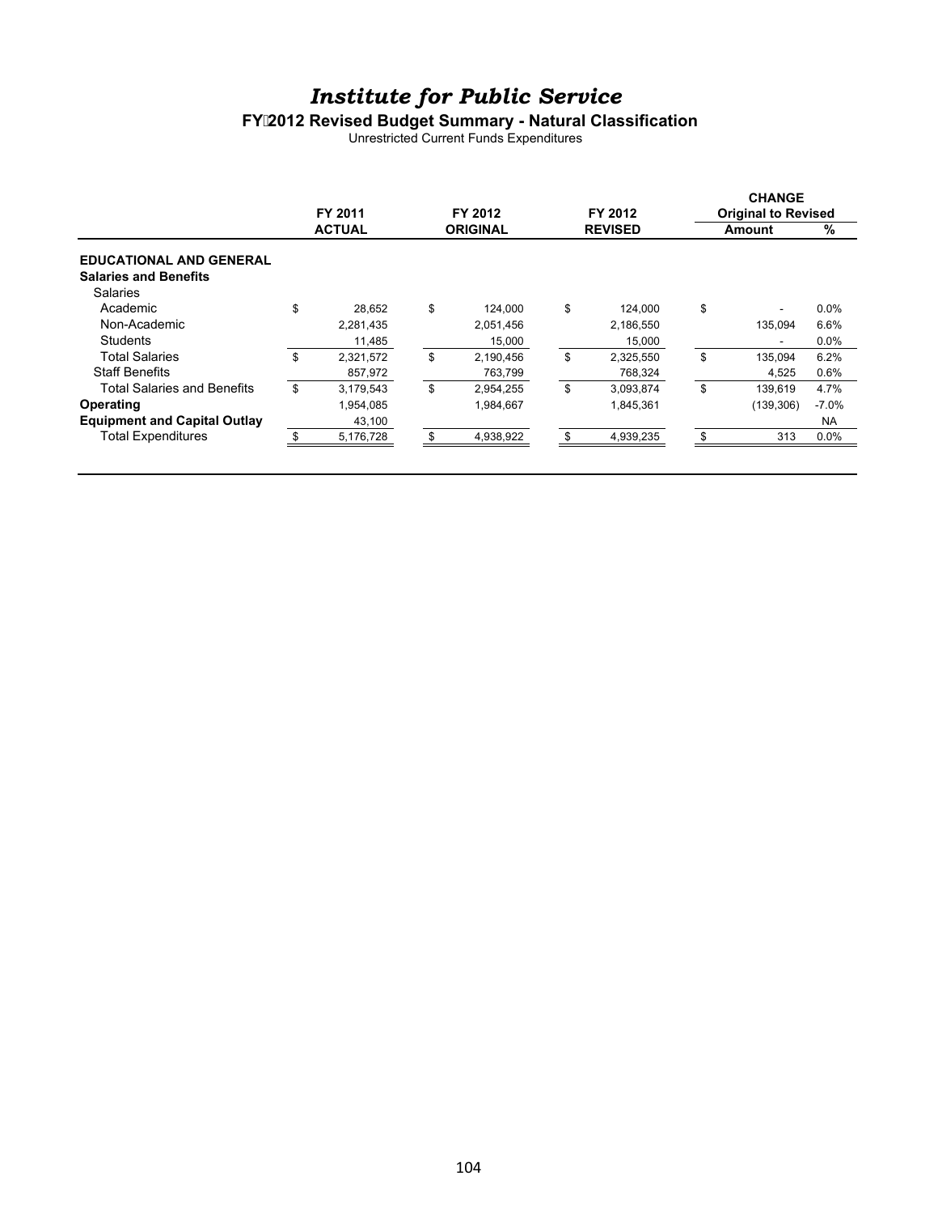# *Institute for Public Service*

**FY 2012 Revised Budget Summary - Natural Classification**

Unrestricted Current Funds Expenditures

| | FY 2011 ACTUAL | FY 2012 ORIGINAL | FY 2012 REVISED | CHANGE Original to Revised Amount | % |
|---|---|---|---|---|---|
| **EDUCATIONAL AND GENERAL** | | | | | |
| **Salaries and Benefits** | | | | | |
| Salaries | | | | | |
| Academic | $ 28,652 | $ 124,000 | $ 124,000 | $ - | 0.0% |
| Non-Academic | 2,281,435 | 2,051,456 | 2,186,550 | 135,094 | 6.6% |
| Students | 11,485 | 15,000 | 15,000 | - | 0.0% |
| Total Salaries | $ 2,321,572 | $ 2,190,456 | $ 2,325,550 | $ 135,094 | 6.2% |
| Staff Benefits | 857,972 | 763,799 | 768,324 | 4,525 | 0.6% |
| Total Salaries and Benefits | $ 3,179,543 | $ 2,954,255 | $ 3,093,874 | $ 139,619 | 4.7% |
| **Operating** | 1,954,085 | 1,984,667 | 1,845,361 | (139,306) | -7.0% |
| **Equipment and Capital Outlay** | 43,100 | | | | NA |
| Total Expenditures | $ 5,176,728 | $ 4,938,922 | $ 4,939,235 | $ 313 | 0.0% |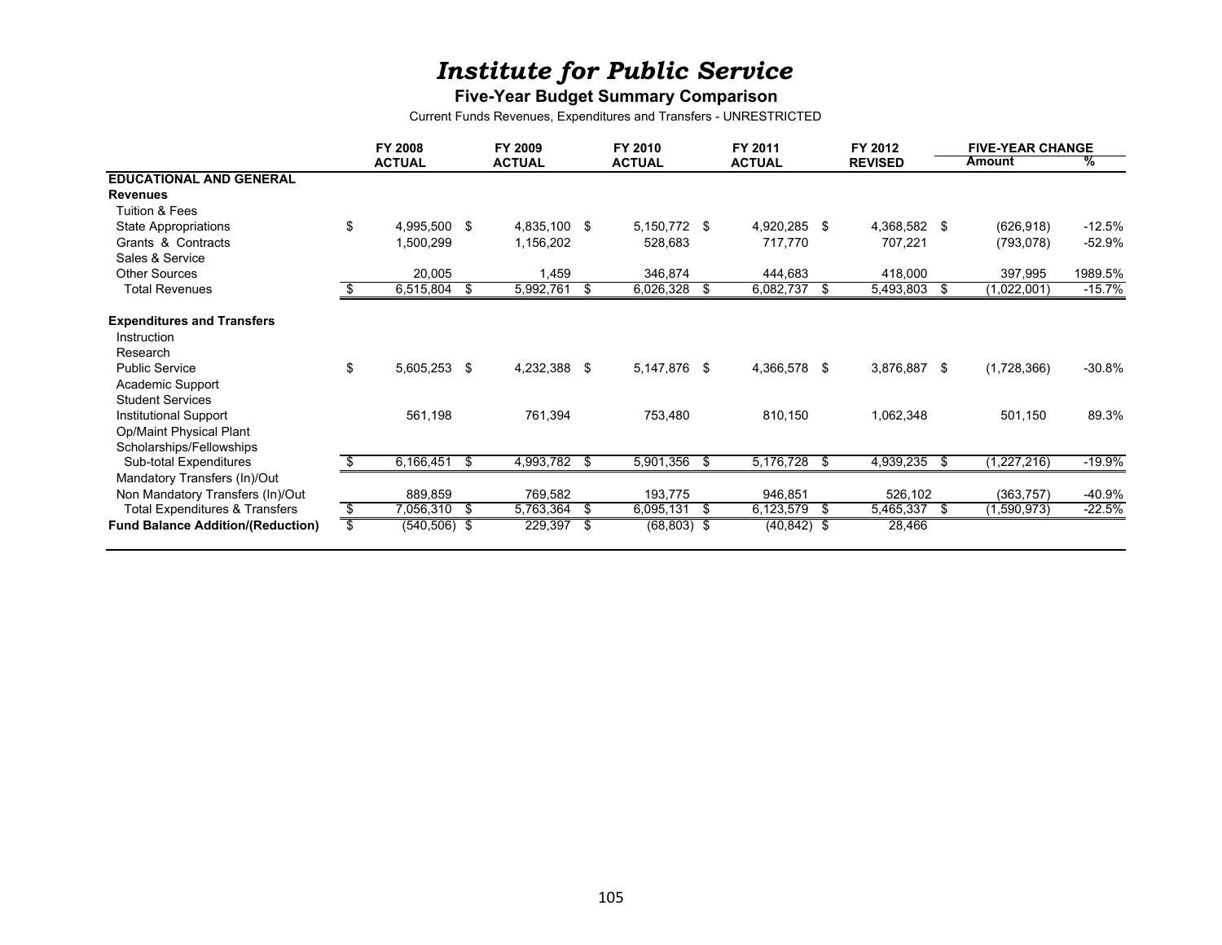# *Institute for Public Service*

**Five-Year Budget Summary Comparison**

Current Funds Revenues, Expenditures and Transfers - UNRESTRICTED

| | FY 2008 ACTUAL | FY 2009 ACTUAL | FY 2010 ACTUAL | FY 2011 ACTUAL | FY 2012 REVISED | FIVE-YEAR CHANGE Amount | % |
|---|---|---|---|---|---|---|---|
| **EDUCATIONAL AND GENERAL** | | | | | | | |
| **Revenues** | | | | | | | |
| Tuition & Fees | | | | | | | |
| State Appropriations | $ 4,995,500 | $ 4,835,100 | $ 5,150,772 | $ 4,920,285 | $ 4,368,582 | $ (626,918) | -12.5% |
| Grants & Contracts | 1,500,299 | 1,156,202 | 528,683 | 717,770 | 707,221 | (793,078) | -52.9% |
| Sales & Service | | | | | | | |
| Other Sources | 20,005 | 1,459 | 346,874 | 444,683 | 418,000 | 397,995 | 1989.5% |
| Total Revenues | $ 6,515,804 | $ 5,992,761 | $ 6,026,328 | $ 6,082,737 | $ 5,493,803 | $ (1,022,001) | -15.7% |
| **Expenditures and Transfers** | | | | | | | |
| Instruction | | | | | | | |
| Research | | | | | | | |
| Public Service | $ 5,605,253 | $ 4,232,388 | $ 5,147,876 | $ 4,366,578 | $ 3,876,887 | $ (1,728,366) | -30.8% |
| Academic Support | | | | | | | |
| Student Services | | | | | | | |
| Institutional Support | 561,198 | 761,394 | 753,480 | 810,150 | 1,062,348 | 501,150 | 89.3% |
| Op/Maint Physical Plant | | | | | | | |
| Scholarships/Fellowships | | | | | | | |
| Sub-total Expenditures | $ 6,166,451 | $ 4,993,782 | $ 5,901,356 | $ 5,176,728 | $ 4,939,235 | $ (1,227,216) | -19.9% |
| Mandatory Transfers (In)/Out | | | | | | | |
| Non Mandatory Transfers (In)/Out | 889,859 | 769,582 | 193,775 | 946,851 | 526,102 | (363,757) | -40.9% |
| Total Expenditures & Transfers | $ 7,056,310 | $ 5,763,364 | $ 6,095,131 | $ 6,123,579 | $ 5,465,337 | $ (1,590,973) | -22.5% |
| **Fund Balance Addition/(Reduction)** | $ (540,506) | $ 229,397 | $ (68,803) | $ (40,842) | $ 28,466 | | |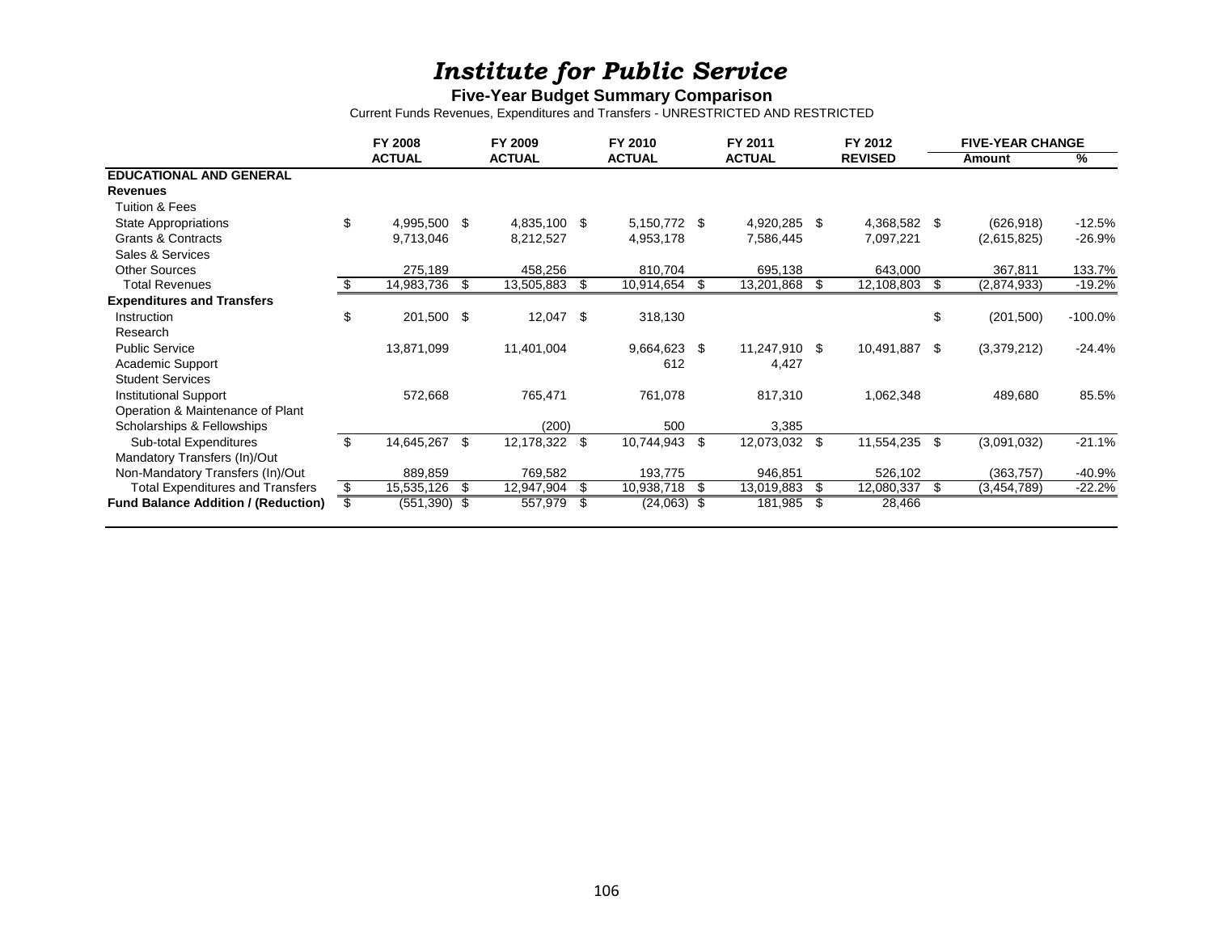# *Institute for Public Service*

**Five-Year Budget Summary Comparison**

Current Funds Revenues, Expenditures and Transfers - UNRESTRICTED AND RESTRICTED

| | FY 2008 ACTUAL | FY 2009 ACTUAL | FY 2010 ACTUAL | FY 2011 ACTUAL | FY 2012 REVISED | FIVE-YEAR CHANGE Amount | % |
|---|---|---|---|---|---|---|---|
| **EDUCATIONAL AND GENERAL** | | | | | | | |
| **Revenues** | | | | | | | |
| Tuition & Fees | | | | | | | |
| State Appropriations | $ 4,995,500 | $ 4,835,100 | $ 5,150,772 | $ 4,920,285 | $ 4,368,582 | $ (626,918) | -12.5% |
| Grants & Contracts | 9,713,046 | 8,212,527 | 4,953,178 | 7,586,445 | 7,097,221 | (2,615,825) | -26.9% |
| Sales & Services | | | | | | | |
| Other Sources | 275,189 | 458,256 | 810,704 | 695,138 | 643,000 | 367,811 | 133.7% |
| Total Revenues | $ 14,983,736 | $ 13,505,883 | $ 10,914,654 | $ 13,201,868 | $ 12,108,803 | $ (2,874,933) | -19.2% |
| **Expenditures and Transfers** | | | | | | | |
| Instruction | $ 201,500 | $ 12,047 | $ 318,130 | | | $ (201,500) | -100.0% |
| Research | | | | | | | |
| Public Service | 13,871,099 | 11,401,004 | 9,664,623 | $ 11,247,910 | $ 10,491,887 | $ (3,379,212) | -24.4% |
| Academic Support | | | 612 | 4,427 | | | |
| Student Services | | | | | | | |
| Institutional Support | 572,668 | 765,471 | 761,078 | 817,310 | 1,062,348 | 489,680 | 85.5% |
| Operation & Maintenance of Plant | | | | | | | |
| Scholarships & Fellowships | | (200) | 500 | 3,385 | | | |
| Sub-total Expenditures | $ 14,645,267 | $ 12,178,322 | $ 10,744,943 | $ 12,073,032 | $ 11,554,235 | $ (3,091,032) | -21.1% |
| Mandatory Transfers (In)/Out | | | | | | | |
| Non-Mandatory Transfers (In)/Out | 889,859 | 769,582 | 193,775 | 946,851 | 526,102 | (363,757) | -40.9% |
| Total Expenditures and Transfers | $ 15,535,126 | $ 12,947,904 | $ 10,938,718 | $ 13,019,883 | $ 12,080,337 | $ (3,454,789) | -22.2% |
| **Fund Balance Addition / (Reduction)** | $ (551,390) | $ 557,979 | $ (24,063) | $ 181,985 | $ 28,466 | | |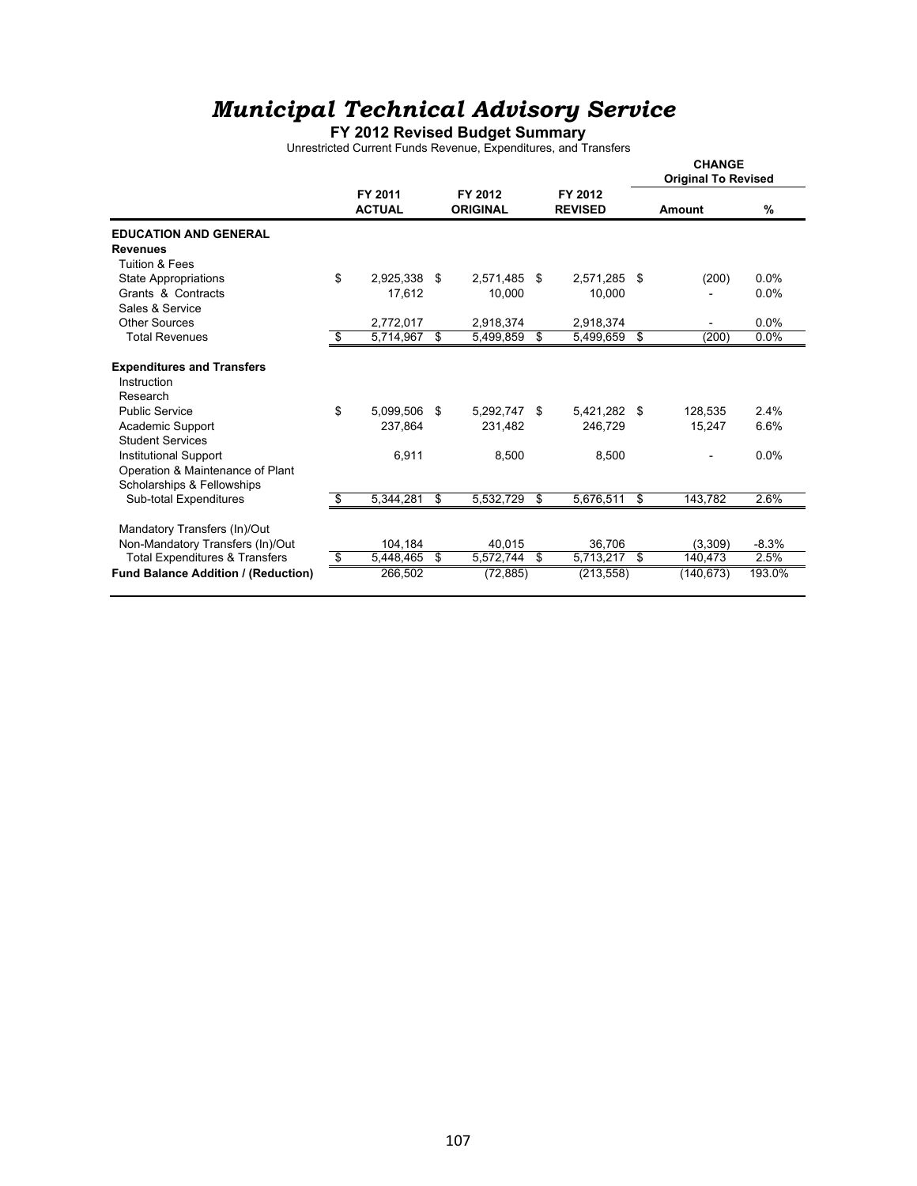# *Municipal Technical Advisory Service*

**FY 2012 Revised Budget Summary**

Unrestricted Current Funds Revenue, Expenditures, and Transfers

| | FY 2011 ACTUAL | FY 2012 ORIGINAL | FY 2012 REVISED | CHANGE Original To Revised Amount | % |
|---|---|---|---|---|---|
| **EDUCATION AND GENERAL** | | | | | |
| **Revenues** | | | | | |
| Tuition & Fees | | | | | |
| State Appropriations | $ 2,925,338 | $ 2,571,485 | $ 2,571,285 | $ (200) | 0.0% |
| Grants & Contracts | 17,612 | 10,000 | 10,000 | - | 0.0% |
| Sales & Service | | | | | |
| Other Sources | 2,772,017 | 2,918,374 | 2,918,374 | - | 0.0% |
| Total Revenues | $ 5,714,967 | $ 5,499,859 | $ 5,499,659 | $ (200) | 0.0% |
| **Expenditures and Transfers** | | | | | |
| Instruction | | | | | |
| Research | | | | | |
| Public Service | $ 5,099,506 | $ 5,292,747 | $ 5,421,282 | $ 128,535 | 2.4% |
| Academic Support | 237,864 | 231,482 | 246,729 | 15,247 | 6.6% |
| Student Services | | | | | |
| Institutional Support | 6,911 | 8,500 | 8,500 | - | 0.0% |
| Operation & Maintenance of Plant | | | | | |
| Scholarships & Fellowships | | | | | |
| Sub-total Expenditures | $ 5,344,281 | $ 5,532,729 | $ 5,676,511 | $ 143,782 | 2.6% |
| Mandatory Transfers (In)/Out | | | | | |
| Non-Mandatory Transfers (In)/Out | 104,184 | 40,015 | 36,706 | (3,309) | -8.3% |
| Total Expenditures & Transfers | $ 5,448,465 | $ 5,572,744 | $ 5,713,217 | $ 140,473 | 2.5% |
| **Fund Balance Addition / (Reduction)** | 266,502 | (72,885) | (213,558) | (140,673) | 193.0% |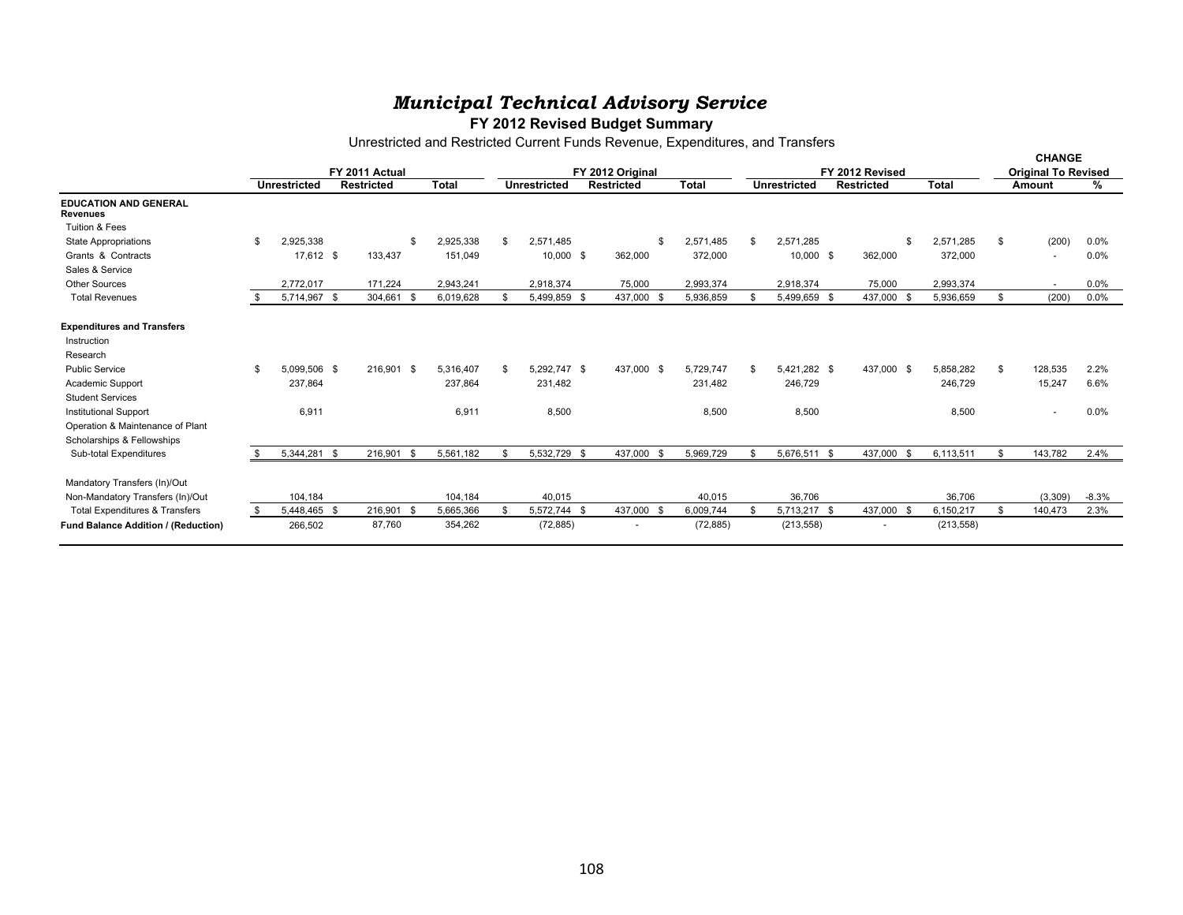# *Municipal Technical Advisory Service*

## FY 2012 Revised Budget Summary

Unrestricted and Restricted Current Funds Revenue, Expenditures, and Transfers

| | FY 2011 Actual | | | FY 2012 Original | | | FY 2012 Revised | | | CHANGE Original To Revised | |
|---|---|---|---|---|---|---|---|---|---|---|---|
| | Unrestricted | Restricted | Total | Unrestricted | Restricted | Total | Unrestricted | Restricted | Total | Amount | % |
| **EDUCATION AND GENERAL** | | | | | | | | | | | |
| **Revenues** | | | | | | | | | | | |
| Tuition & Fees | | | | | | | | | | | |
| State Appropriations | $ 2,925,338 | | $ 2,925,338 | $ 2,571,485 | | $ 2,571,485 | $ 2,571,285 | | $ 2,571,285 | $ (200) | 0.0% |
| Grants & Contracts | 17,612 | $ 133,437 | 151,049 | 10,000 | $ 362,000 | 372,000 | 10,000 | $ 362,000 | 372,000 | - | 0.0% |
| Sales & Service | | | | | | | | | | | |
| Other Sources | 2,772,017 | 171,224 | 2,943,241 | 2,918,374 | 75,000 | 2,993,374 | 2,918,374 | 75,000 | 2,993,374 | - | 0.0% |
| Total Revenues | $ 5,714,967 | $ 304,661 | $ 6,019,628 | $ 5,499,859 | $ 437,000 | $ 5,936,859 | $ 5,499,659 | $ 437,000 | $ 5,936,659 | $ (200) | 0.0% |
| **Expenditures and Transfers** | | | | | | | | | | | |
| Instruction | | | | | | | | | | | |
| Research | | | | | | | | | | | |
| Public Service | $ 5,099,506 | $ 216,901 | $ 5,316,407 | $ 5,292,747 | $ 437,000 | $ 5,729,747 | $ 5,421,282 | $ 437,000 | $ 5,858,282 | $ 128,535 | 2.2% |
| Academic Support | 237,864 | | 237,864 | 231,482 | | 231,482 | 246,729 | | 246,729 | 15,247 | 6.6% |
| Student Services | | | | | | | | | | | |
| Institutional Support | 6,911 | | 6,911 | 8,500 | | 8,500 | 8,500 | | 8,500 | - | 0.0% |
| Operation & Maintenance of Plant | | | | | | | | | | | |
| Scholarships & Fellowships | | | | | | | | | | | |
| Sub-total Expenditures | $ 5,344,281 | $ 216,901 | $ 5,561,182 | $ 5,532,729 | $ 437,000 | $ 5,969,729 | $ 5,676,511 | $ 437,000 | $ 6,113,511 | $ 143,782 | 2.4% |
| Mandatory Transfers (In)/Out | | | | | | | | | | | |
| Non-Mandatory Transfers (In)/Out | 104,184 | | 104,184 | 40,015 | | 40,015 | 36,706 | | 36,706 | (3,309) | -8.3% |
| Total Expenditures & Transfers | $ 5,448,465 | $ 216,901 | $ 5,665,366 | $ 5,572,744 | $ 437,000 | $ 6,009,744 | $ 5,713,217 | $ 437,000 | $ 6,150,217 | $ 140,473 | 2.3% |
| **Fund Balance Addition / (Reduction)** | 266,502 | 87,760 | 354,262 | (72,885) | - | (72,885) | (213,558) | - | (213,558) | | |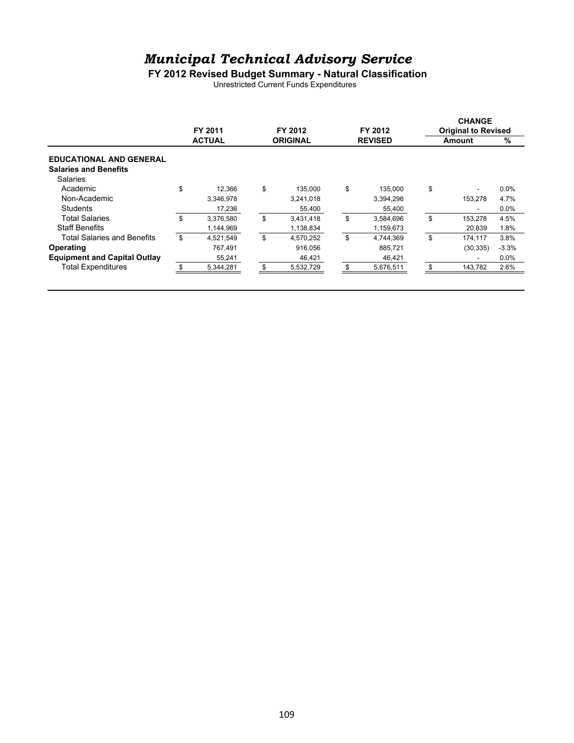# *Municipal Technical Advisory Service*

**FY 2012 Revised Budget Summary - Natural Classification**

Unrestricted Current Funds Expenditures

| | FY 2011 ACTUAL | FY 2012 ORIGINAL | FY 2012 REVISED | CHANGE Original to Revised Amount | % |
|---|---|---|---|---|---|
| **EDUCATIONAL AND GENERAL** | | | | | |
| **Salaries and Benefits** | | | | | |
| Salaries | | | | | |
| Academic | $ 12,366 | $ 135,000 | $ 135,000 | $ - | 0.0% |
| Non-Academic | 3,346,978 | 3,241,018 | 3,394,296 | 153,278 | 4.7% |
| Students | 17,236 | 55,400 | 55,400 | - | 0.0% |
| Total Salaries | $ 3,376,580 | $ 3,431,418 | $ 3,584,696 | $ 153,278 | 4.5% |
| Staff Benefits | 1,144,969 | 1,138,834 | 1,159,673 | 20,839 | 1.8% |
| Total Salaries and Benefits | $ 4,521,549 | $ 4,570,252 | $ 4,744,369 | $ 174,117 | 3.8% |
| **Operating** | 767,491 | 916,056 | 885,721 | (30,335) | -3.3% |
| **Equipment and Capital Outlay** | 55,241 | 46,421 | 46,421 | - | 0.0% |
| Total Expenditures | $ 5,344,281 | $ 5,532,729 | $ 5,676,511 | $ 143,782 | 2.6% |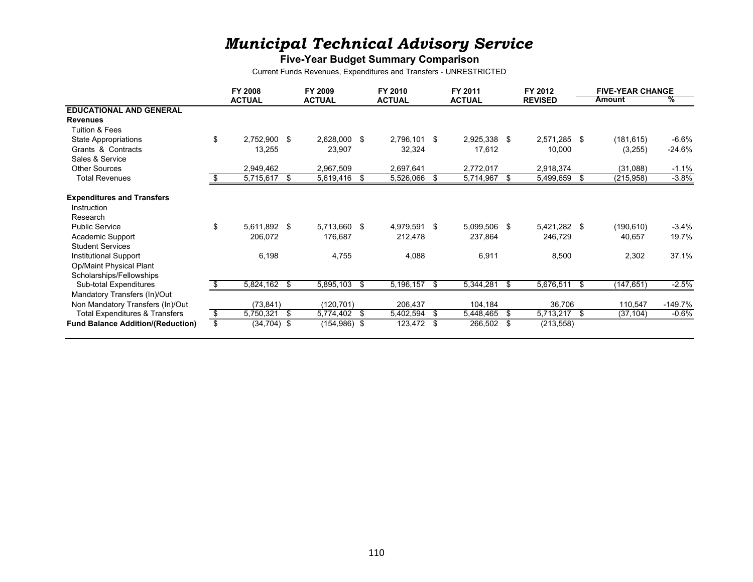# *Municipal Technical Advisory Service*

**Five-Year Budget Summary Comparison**

Current Funds Revenues, Expenditures and Transfers - UNRESTRICTED

| | FY 2008 ACTUAL | FY 2009 ACTUAL | FY 2010 ACTUAL | FY 2011 ACTUAL | FY 2012 REVISED | FIVE-YEAR CHANGE Amount | % |
|---|---|---|---|---|---|---|---|
| **EDUCATIONAL AND GENERAL** | | | | | | | |
| **Revenues** | | | | | | | |
| Tuition & Fees | | | | | | | |
| State Appropriations | $ 2,752,900 | $ 2,628,000 | $ 2,796,101 | $ 2,925,338 | $ 2,571,285 | $ (181,615) | -6.6% |
| Grants & Contracts | 13,255 | 23,907 | 32,324 | 17,612 | 10,000 | (3,255) | -24.6% |
| Sales & Service | | | | | | | |
| Other Sources | 2,949,462 | 2,967,509 | 2,697,641 | 2,772,017 | 2,918,374 | (31,088) | -1.1% |
| Total Revenues | $ 5,715,617 | $ 5,619,416 | $ 5,526,066 | $ 5,714,967 | $ 5,499,659 | $ (215,958) | -3.8% |
| **Expenditures and Transfers** | | | | | | | |
| Instruction | | | | | | | |
| Research | | | | | | | |
| Public Service | $ 5,611,892 | $ 5,713,660 | $ 4,979,591 | $ 5,099,506 | $ 5,421,282 | $ (190,610) | -3.4% |
| Academic Support | 206,072 | 176,687 | 212,478 | 237,864 | 246,729 | 40,657 | 19.7% |
| Student Services | | | | | | | |
| Institutional Support | 6,198 | 4,755 | 4,088 | 6,911 | 8,500 | 2,302 | 37.1% |
| Op/Maint Physical Plant | | | | | | | |
| Scholarships/Fellowships | | | | | | | |
| Sub-total Expenditures | $ 5,824,162 | $ 5,895,103 | $ 5,196,157 | $ 5,344,281 | $ 5,676,511 | $ (147,651) | -2.5% |
| Mandatory Transfers (In)/Out | | | | | | | |
| Non Mandatory Transfers (In)/Out | (73,841) | (120,701) | 206,437 | 104,184 | 36,706 | 110,547 | -149.7% |
| Total Expenditures & Transfers | $ 5,750,321 | $ 5,774,402 | $ 5,402,594 | $ 5,448,465 | $ 5,713,217 | $ (37,104) | -0.6% |
| **Fund Balance Addition/(Reduction)** | $ (34,704) | $ (154,986) | $ 123,472 | $ 266,502 | $ (213,558) | | |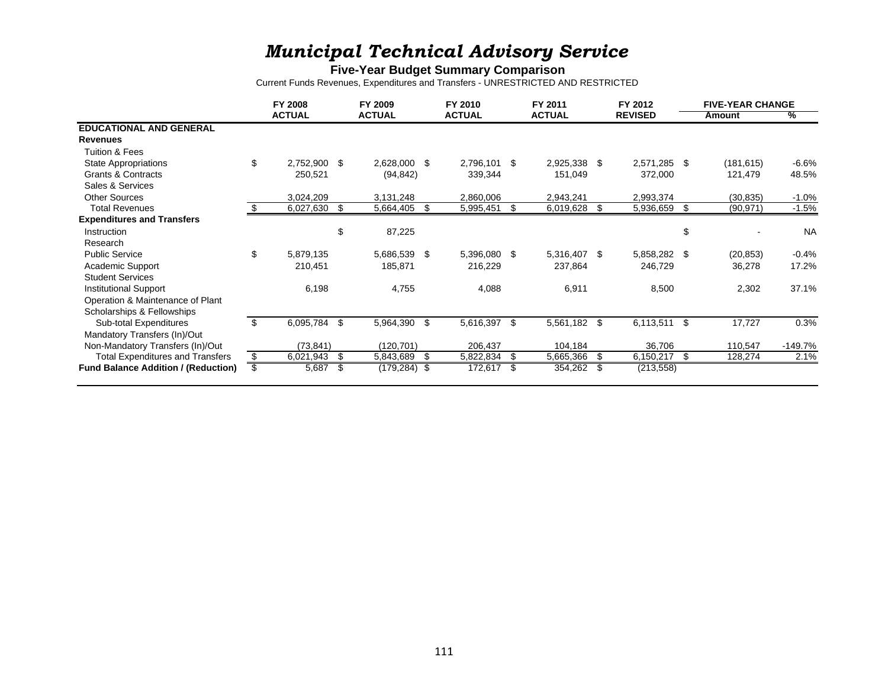# *Municipal Technical Advisory Service*

**Five-Year Budget Summary Comparison**

Current Funds Revenues, Expenditures and Transfers - UNRESTRICTED AND RESTRICTED

| | FY 2008 ACTUAL | FY 2009 ACTUAL | FY 2010 ACTUAL | FY 2011 ACTUAL | FY 2012 REVISED | FIVE-YEAR CHANGE Amount | % |
|---|---|---|---|---|---|---|---|
| **EDUCATIONAL AND GENERAL** | | | | | | | |
| **Revenues** | | | | | | | |
| Tuition & Fees | | | | | | | |
| State Appropriations | $ 2,752,900 | $ 2,628,000 | $ 2,796,101 | $ 2,925,338 | $ 2,571,285 | $ (181,615) | -6.6% |
| Grants & Contracts | 250,521 | (94,842) | 339,344 | 151,049 | 372,000 | 121,479 | 48.5% |
| Sales & Services | | | | | | | |
| Other Sources | 3,024,209 | 3,131,248 | 2,860,006 | 2,943,241 | 2,993,374 | (30,835) | -1.0% |
| Total Revenues | $ 6,027,630 | $ 5,664,405 | $ 5,995,451 | $ 6,019,628 | $ 5,936,659 | $ (90,971) | -1.5% |
| **Expenditures and Transfers** | | | | | | | |
| Instruction | | $ 87,225 | | | | $ - | NA |
| Research | | | | | | | |
| Public Service | $ 5,879,135 | 5,686,539 | $ 5,396,080 | $ 5,316,407 | $ 5,858,282 | $ (20,853) | -0.4% |
| Academic Support | 210,451 | 185,871 | 216,229 | 237,864 | 246,729 | 36,278 | 17.2% |
| Student Services | | | | | | | |
| Institutional Support | 6,198 | 4,755 | 4,088 | 6,911 | 8,500 | 2,302 | 37.1% |
| Operation & Maintenance of Plant | | | | | | | |
| Scholarships & Fellowships | | | | | | | |
| Sub-total Expenditures | $ 6,095,784 | $ 5,964,390 | $ 5,616,397 | $ 5,561,182 | $ 6,113,511 | $ 17,727 | 0.3% |
| Mandatory Transfers (In)/Out | | | | | | | |
| Non-Mandatory Transfers (In)/Out | (73,841) | (120,701) | 206,437 | 104,184 | 36,706 | 110,547 | -149.7% |
| Total Expenditures and Transfers | $ 6,021,943 | $ 5,843,689 | $ 5,822,834 | $ 5,665,366 | $ 6,150,217 | $ 128,274 | 2.1% |
| **Fund Balance Addition / (Reduction)** | $ 5,687 | $ (179,284) | $ 172,617 | $ 354,262 | $ (213,558) | | |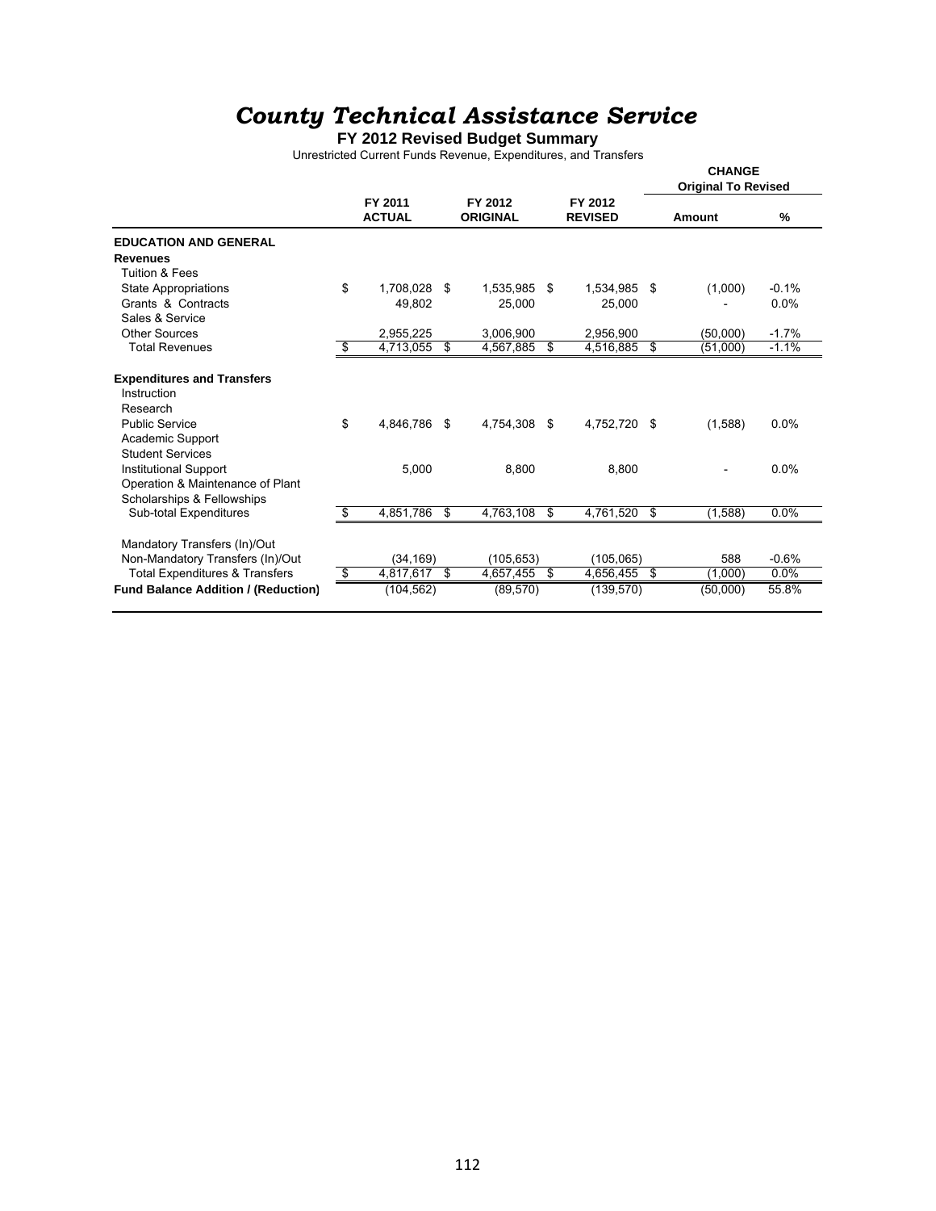# *County Technical Assistance Service*

**FY 2012 Revised Budget Summary**

Unrestricted Current Funds Revenue, Expenditures, and Transfers

| | FY 2011 ACTUAL | FY 2012 ORIGINAL | FY 2012 REVISED | CHANGE Original To Revised Amount | % |
|---|---|---|---|---|---|
| **EDUCATION AND GENERAL** | | | | | |
| **Revenues** | | | | | |
| Tuition & Fees | | | | | |
| State Appropriations | $ 1,708,028 | $ 1,535,985 | $ 1,534,985 | $ (1,000) | -0.1% |
| Grants & Contracts | 49,802 | 25,000 | 25,000 | - | 0.0% |
| Sales & Service | | | | | |
| Other Sources | 2,955,225 | 3,006,900 | 2,956,900 | (50,000) | -1.7% |
| Total Revenues | $ 4,713,055 | $ 4,567,885 | $ 4,516,885 | $ (51,000) | -1.1% |
| **Expenditures and Transfers** | | | | | |
| Instruction | | | | | |
| Research | | | | | |
| Public Service | $ 4,846,786 | $ 4,754,308 | $ 4,752,720 | $ (1,588) | 0.0% |
| Academic Support | | | | | |
| Student Services | | | | | |
| Institutional Support | 5,000 | 8,800 | 8,800 | - | 0.0% |
| Operation & Maintenance of Plant | | | | | |
| Scholarships & Fellowships | | | | | |
| Sub-total Expenditures | $ 4,851,786 | $ 4,763,108 | $ 4,761,520 | $ (1,588) | 0.0% |
| Mandatory Transfers (In)/Out | | | | | |
| Non-Mandatory Transfers (In)/Out | (34,169) | (105,653) | (105,065) | 588 | -0.6% |
| Total Expenditures & Transfers | $ 4,817,617 | $ 4,657,455 | $ 4,656,455 | $ (1,000) | 0.0% |
| **Fund Balance Addition / (Reduction)** | (104,562) | (89,570) | (139,570) | (50,000) | 55.8% |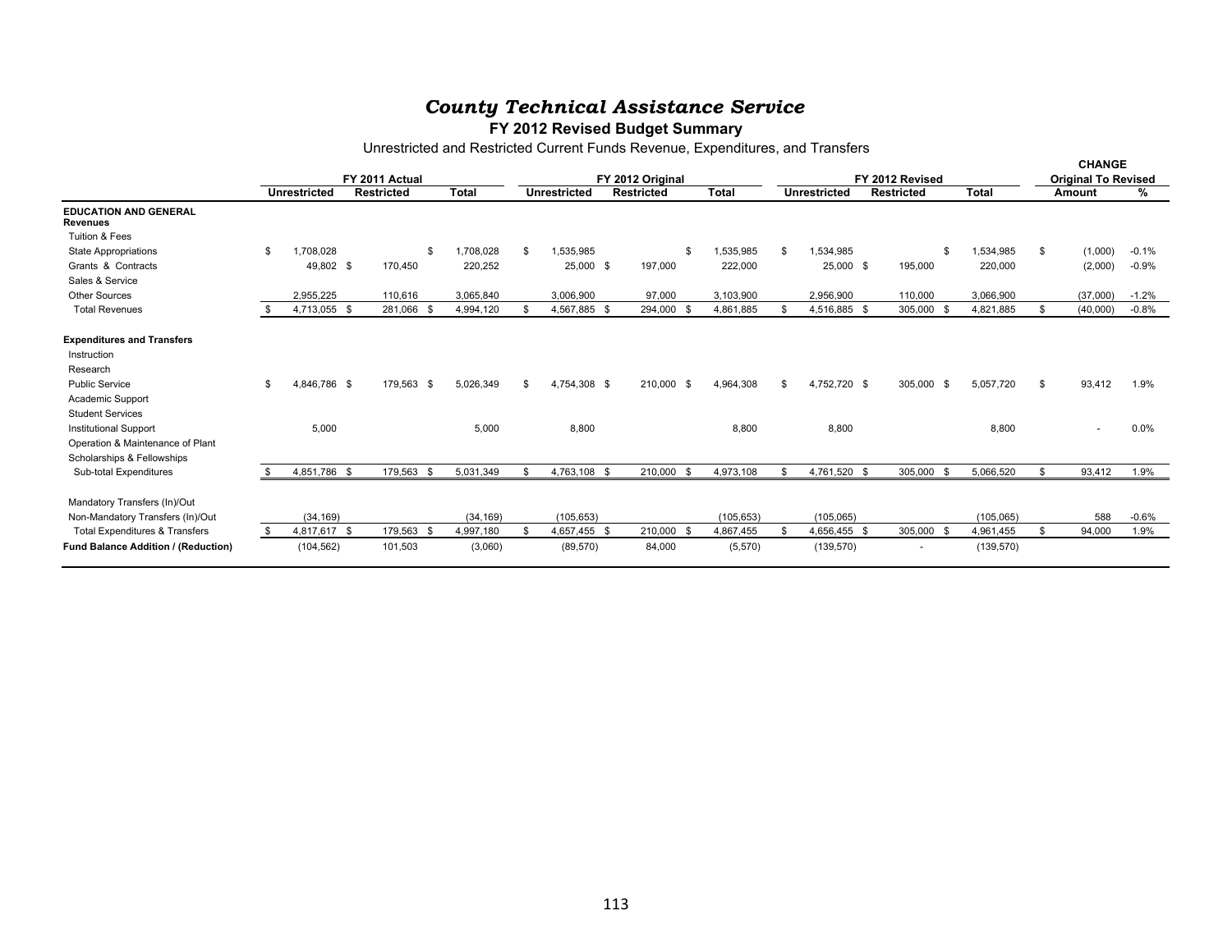# *County Technical Assistance Service*

**FY 2012 Revised Budget Summary**

Unrestricted and Restricted Current Funds Revenue, Expenditures, and Transfers

| | FY 2011 Actual | | | FY 2012 Original | | | FY 2012 Revised | | | CHANGE Original To Revised | |
|---|---|---|---|---|---|---|---|---|---|---|---|
| | Unrestricted | Restricted | Total | Unrestricted | Restricted | Total | Unrestricted | Restricted | Total | Amount | % |
| **EDUCATION AND GENERAL** | | | | | | | | | | | |
| **Revenues** | | | | | | | | | | | |
| Tuition & Fees | | | | | | | | | | | |
| State Appropriations | $ 1,708,028 | | $ 1,708,028 | $ 1,535,985 | | $ 1,535,985 | $ 1,534,985 | | $ 1,534,985 | $ (1,000) | -0.1% |
| Grants & Contracts | 49,802 | $ 170,450 | 220,252 | 25,000 | $ 197,000 | 222,000 | 25,000 | $ 195,000 | 220,000 | (2,000) | -0.9% |
| Sales & Service | | | | | | | | | | | |
| Other Sources | 2,955,225 | 110,616 | 3,065,840 | 3,006,900 | 97,000 | 3,103,900 | 2,956,900 | 110,000 | 3,066,900 | (37,000) | -1.2% |
| Total Revenues | $ 4,713,055 | $ 281,066 | $ 4,994,120 | $ 4,567,885 | $ 294,000 | $ 4,861,885 | $ 4,516,885 | $ 305,000 | $ 4,821,885 | $ (40,000) | -0.8% |
| **Expenditures and Transfers** | | | | | | | | | | | |
| Instruction | | | | | | | | | | | |
| Research | | | | | | | | | | | |
| Public Service | $ 4,846,786 | $ 179,563 | $ 5,026,349 | $ 4,754,308 | $ 210,000 | $ 4,964,308 | $ 4,752,720 | $ 305,000 | $ 5,057,720 | $ 93,412 | 1.9% |
| Academic Support | | | | | | | | | | | |
| Student Services | | | | | | | | | | | |
| Institutional Support | 5,000 | | 5,000 | 8,800 | | 8,800 | 8,800 | | 8,800 | - | 0.0% |
| Operation & Maintenance of Plant | | | | | | | | | | | |
| Scholarships & Fellowships | | | | | | | | | | | |
| Sub-total Expenditures | $ 4,851,786 | $ 179,563 | $ 5,031,349 | $ 4,763,108 | $ 210,000 | $ 4,973,108 | $ 4,761,520 | $ 305,000 | $ 5,066,520 | $ 93,412 | 1.9% |
| Mandatory Transfers (In)/Out | | | | | | | | | | | |
| Non-Mandatory Transfers (In)/Out | (34,169) | | (34,169) | (105,653) | | (105,653) | (105,065) | | (105,065) | 588 | -0.6% |
| Total Expenditures & Transfers | $ 4,817,617 | $ 179,563 | $ 4,997,180 | $ 4,657,455 | $ 210,000 | $ 4,867,455 | $ 4,656,455 | $ 305,000 | $ 4,961,455 | $ 94,000 | 1.9% |
| **Fund Balance Addition / (Reduction)** | (104,562) | 101,503 | (3,060) | (89,570) | 84,000 | (5,570) | (139,570) | - | (139,570) | | |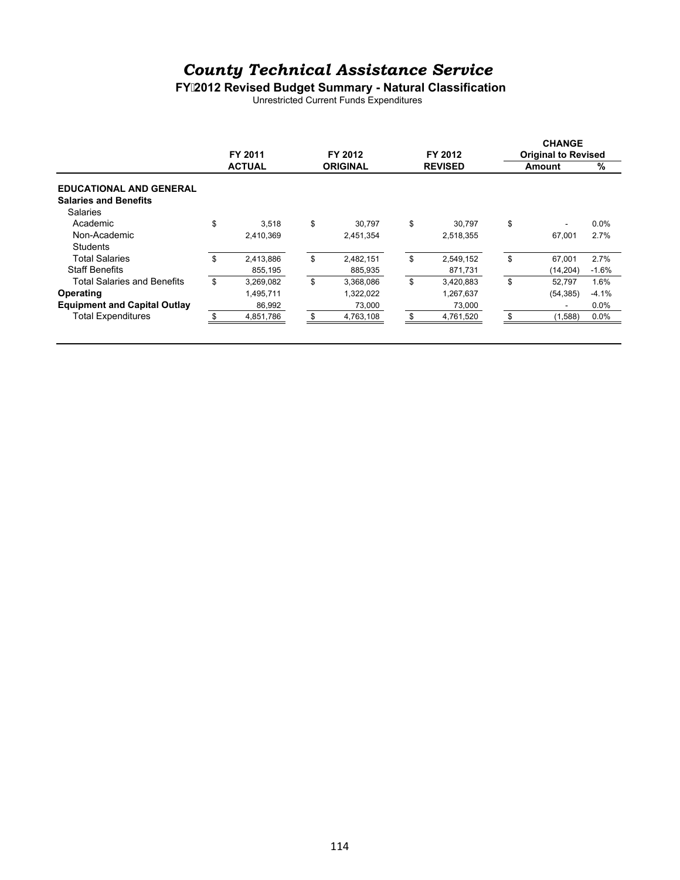# *County Technical Assistance Service*

**FY 2012 Revised Budget Summary - Natural Classification**

Unrestricted Current Funds Expenditures

| | FY 2011 ACTUAL | FY 2012 ORIGINAL | FY 2012 REVISED | CHANGE Original to Revised Amount | % |
|---|---|---|---|---|---|
| **EDUCATIONAL AND GENERAL** | | | | | |
| **Salaries and Benefits** | | | | | |
| Salaries | | | | | |
| Academic | $ 3,518 | $ 30,797 | $ 30,797 | $ - | 0.0% |
| Non-Academic | 2,410,369 | 2,451,354 | 2,518,355 | 67,001 | 2.7% |
| Students | | | | | |
| Total Salaries | $ 2,413,886 | $ 2,482,151 | $ 2,549,152 | $ 67,001 | 2.7% |
| Staff Benefits | 855,195 | 885,935 | 871,731 | (14,204) | -1.6% |
| Total Salaries and Benefits | $ 3,269,082 | $ 3,368,086 | $ 3,420,883 | $ 52,797 | 1.6% |
| **Operating** | 1,495,711 | 1,322,022 | 1,267,637 | (54,385) | -4.1% |
| **Equipment and Capital Outlay** | 86,992 | 73,000 | 73,000 | - | 0.0% |
| Total Expenditures | $ 4,851,786 | $ 4,763,108 | $ 4,761,520 | $ (1,588) | 0.0% |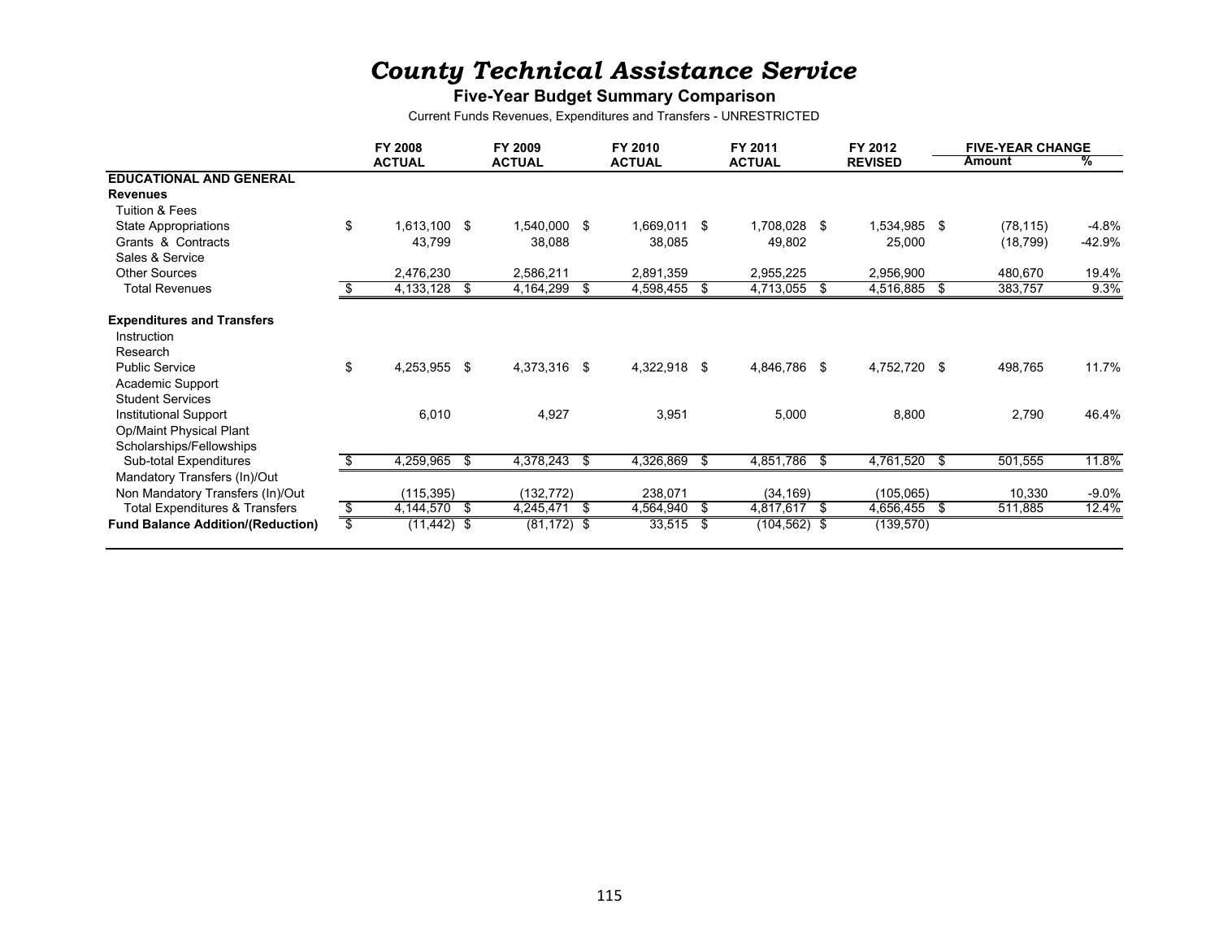# *County Technical Assistance Service*

## Five-Year Budget Summary Comparison

Current Funds Revenues, Expenditures and Transfers - UNRESTRICTED

| | FY 2008 ACTUAL | FY 2009 ACTUAL | FY 2010 ACTUAL | FY 2011 ACTUAL | FY 2012 REVISED | FIVE-YEAR CHANGE Amount | % |
|---|---|---|---|---|---|---|---|
| **EDUCATIONAL AND GENERAL** | | | | | | | |
| **Revenues** | | | | | | | |
| Tuition & Fees | | | | | | | |
| State Appropriations | $ 1,613,100 | $ 1,540,000 | $ 1,669,011 | $ 1,708,028 | $ 1,534,985 | $ (78,115) | -4.8% |
| Grants & Contracts | 43,799 | 38,088 | 38,085 | 49,802 | 25,000 | (18,799) | -42.9% |
| Sales & Service | | | | | | | |
| Other Sources | 2,476,230 | 2,586,211 | 2,891,359 | 2,955,225 | 2,956,900 | 480,670 | 19.4% |
| Total Revenues | $ 4,133,128 | $ 4,164,299 | $ 4,598,455 | $ 4,713,055 | $ 4,516,885 | $ 383,757 | 9.3% |
| **Expenditures and Transfers** | | | | | | | |
| Instruction | | | | | | | |
| Research | | | | | | | |
| Public Service | $ 4,253,955 | $ 4,373,316 | $ 4,322,918 | $ 4,846,786 | $ 4,752,720 | $ 498,765 | 11.7% |
| Academic Support | | | | | | | |
| Student Services | | | | | | | |
| Institutional Support | 6,010 | 4,927 | 3,951 | 5,000 | 8,800 | 2,790 | 46.4% |
| Op/Maint Physical Plant | | | | | | | |
| Scholarships/Fellowships | | | | | | | |
| Sub-total Expenditures | $ 4,259,965 | $ 4,378,243 | $ 4,326,869 | $ 4,851,786 | $ 4,761,520 | $ 501,555 | 11.8% |
| Mandatory Transfers (In)/Out | | | | | | | |
| Non Mandatory Transfers (In)/Out | (115,395) | (132,772) | 238,071 | (34,169) | (105,065) | 10,330 | -9.0% |
| Total Expenditures & Transfers | $ 4,144,570 | $ 4,245,471 | $ 4,564,940 | $ 4,817,617 | $ 4,656,455 | $ 511,885 | 12.4% |
| **Fund Balance Addition/(Reduction)** | $ (11,442) | $ (81,172) | $ 33,515 | $ (104,562) | $ (139,570) | | |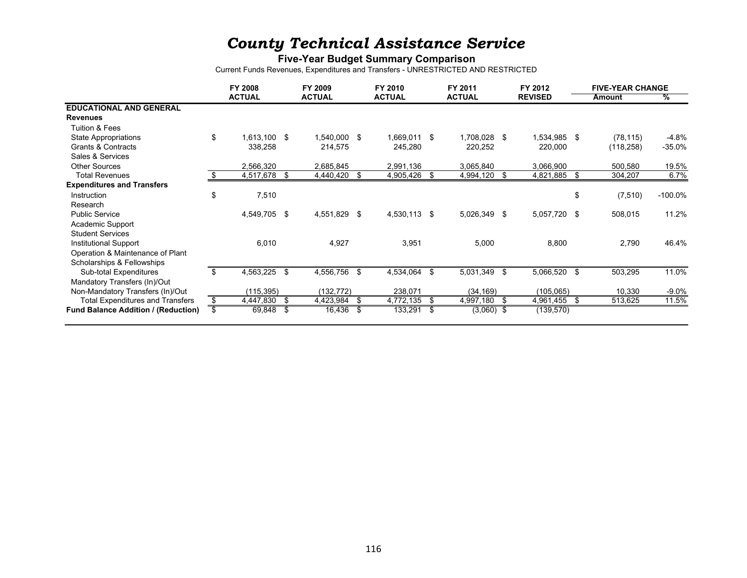# *County Technical Assistance Service*

## Five-Year Budget Summary Comparison

Current Funds Revenues, Expenditures and Transfers - UNRESTRICTED AND RESTRICTED

| | FY 2008 ACTUAL | FY 2009 ACTUAL | FY 2010 ACTUAL | FY 2011 ACTUAL | FY 2012 REVISED | FIVE-YEAR CHANGE Amount | % |
|---|---|---|---|---|---|---|---|
| **EDUCATIONAL AND GENERAL** | | | | | | | |
| **Revenues** | | | | | | | |
| Tuition & Fees | | | | | | | |
| State Appropriations | $ 1,613,100 | $ 1,540,000 | $ 1,669,011 | $ 1,708,028 | $ 1,534,985 | $ (78,115) | -4.8% |
| Grants & Contracts | 338,258 | 214,575 | 245,280 | 220,252 | 220,000 | (118,258) | -35.0% |
| Sales & Services | | | | | | | |
| Other Sources | 2,566,320 | 2,685,845 | 2,991,136 | 3,065,840 | 3,066,900 | 500,580 | 19.5% |
| Total Revenues | $ 4,517,678 | $ 4,440,420 | $ 4,905,426 | $ 4,994,120 | $ 4,821,885 | $ 304,207 | 6.7% |
| **Expenditures and Transfers** | | | | | | | |
| Instruction | $ 7,510 | | | | | $ (7,510) | -100.0% |
| Research | | | | | | | |
| Public Service | 4,549,705 | $ 4,551,829 | $ 4,530,113 | $ 5,026,349 | $ 5,057,720 | $ 508,015 | 11.2% |
| Academic Support | | | | | | | |
| Student Services | | | | | | | |
| Institutional Support | 6,010 | 4,927 | 3,951 | 5,000 | 8,800 | 2,790 | 46.4% |
| Operation & Maintenance of Plant | | | | | | | |
| Scholarships & Fellowships | | | | | | | |
| Sub-total Expenditures | $ 4,563,225 | $ 4,556,756 | $ 4,534,064 | $ 5,031,349 | $ 5,066,520 | $ 503,295 | 11.0% |
| Mandatory Transfers (In)/Out | | | | | | | |
| Non-Mandatory Transfers (In)/Out | (115,395) | (132,772) | 238,071 | (34,169) | (105,065) | 10,330 | -9.0% |
| Total Expenditures and Transfers | $ 4,447,830 | $ 4,423,984 | $ 4,772,135 | $ 4,997,180 | $ 4,961,455 | $ 513,625 | 11.5% |
| **Fund Balance Addition / (Reduction)** | $ 69,848 | $ 16,436 | $ 133,291 | $ (3,060) | $ (139,570) | | |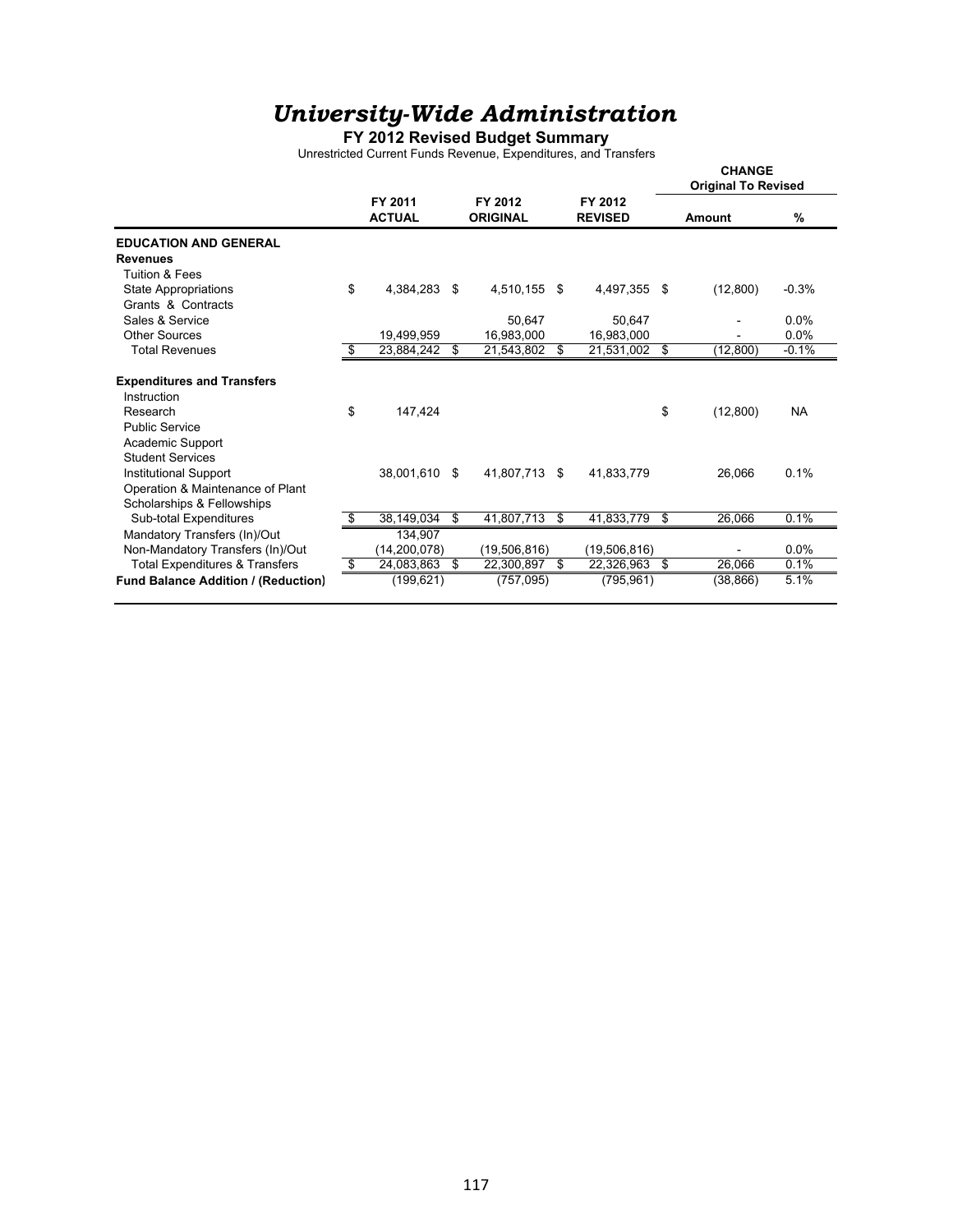# *University-Wide Administration*

## FY 2012 Revised Budget Summary

Unrestricted Current Funds Revenue, Expenditures, and Transfers

| | FY 2011 ACTUAL | FY 2012 ORIGINAL | FY 2012 REVISED | CHANGE Original To Revised Amount | % |
|---|---|---|---|---|---|
| **EDUCATION AND GENERAL** | | | | | |
| **Revenues** | | | | | |
| Tuition & Fees | | | | | |
| State Appropriations | $ 4,384,283 | $ 4,510,155 | $ 4,497,355 | $ (12,800) | -0.3% |
| Grants & Contracts | | | | | |
| Sales & Service | | 50,647 | 50,647 | - | 0.0% |
| Other Sources | 19,499,959 | 16,983,000 | 16,983,000 | - | 0.0% |
| Total Revenues | $ 23,884,242 | $ 21,543,802 | $ 21,531,002 | $ (12,800) | -0.1% |
| **Expenditures and Transfers** | | | | | |
| Instruction | | | | | |
| Research | $ 147,424 | | | $ (12,800) | NA |
| Public Service | | | | | |
| Academic Support | | | | | |
| Student Services | | | | | |
| Institutional Support | 38,001,610 | $ 41,807,713 | $ 41,833,779 | 26,066 | 0.1% |
| Operation & Maintenance of Plant | | | | | |
| Scholarships & Fellowships | | | | | |
| Sub-total Expenditures | $ 38,149,034 | $ 41,807,713 | $ 41,833,779 | $ 26,066 | 0.1% |
| Mandatory Transfers (In)/Out | 134,907 | | | | |
| Non-Mandatory Transfers (In)/Out | (14,200,078) | (19,506,816) | (19,506,816) | - | 0.0% |
| Total Expenditures & Transfers | $ 24,083,863 | $ 22,300,897 | $ 22,326,963 | $ 26,066 | 0.1% |
| **Fund Balance Addition / (Reduction)** | (199,621) | (757,095) | (795,961) | (38,866) | 5.1% |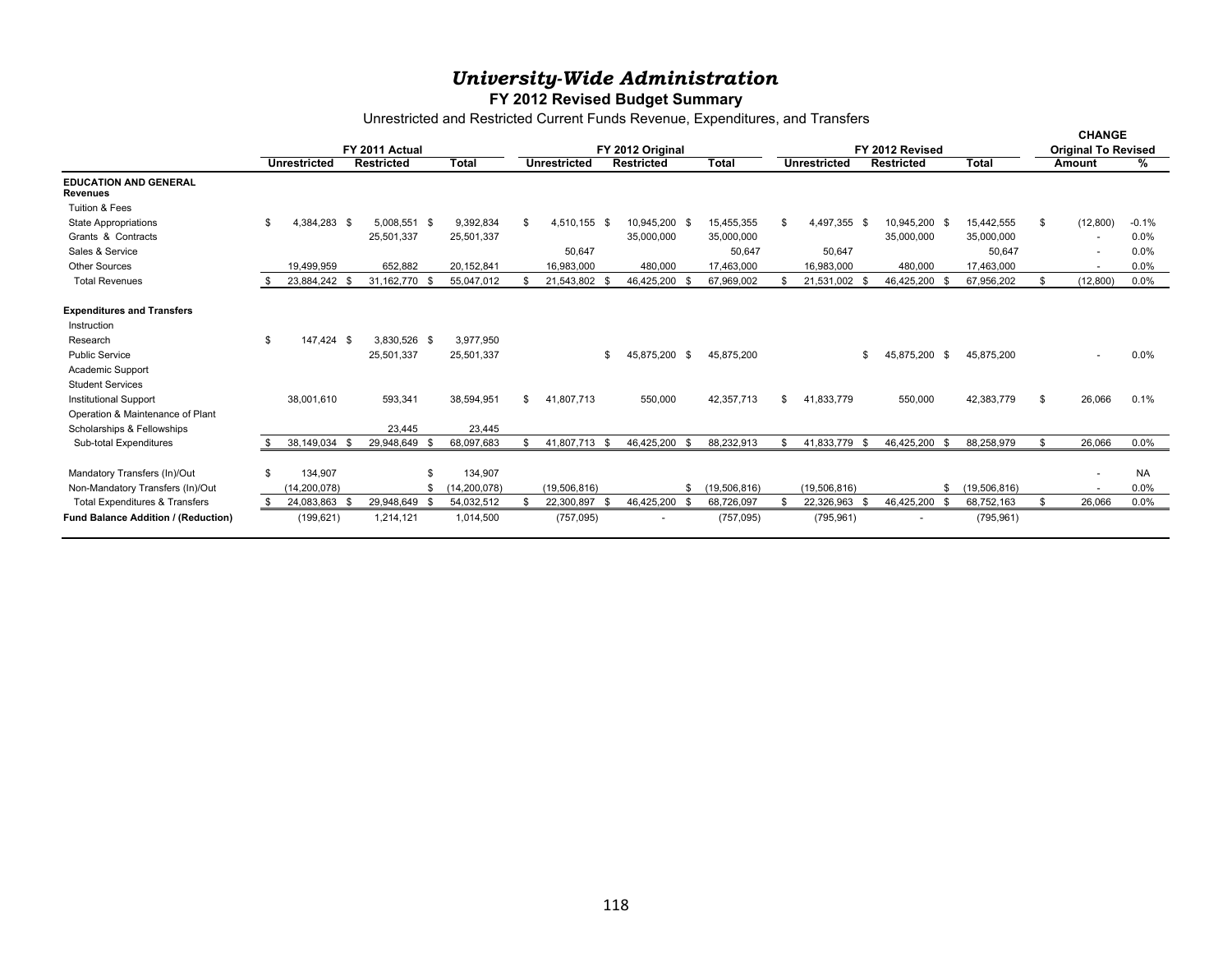# *University-Wide Administration*

## FY 2012 Revised Budget Summary

Unrestricted and Restricted Current Funds Revenue, Expenditures, and Transfers

| | FY 2011 Actual | | | FY 2012 Original | | | FY 2012 Revised | | | CHANGE Original To Revised | |
|---|---|---|---|---|---|---|---|---|---|---|---|
| | Unrestricted | Restricted | Total | Unrestricted | Restricted | Total | Unrestricted | Restricted | Total | Amount | % |
| **EDUCATION AND GENERAL Revenues** | | | | | | | | | | | |
| Tuition & Fees | | | | | | | | | | | |
| State Appropriations | $ 4,384,283 | $ 5,008,551 | $ 9,392,834 | $ 4,510,155 | $ 10,945,200 | $ 15,455,355 | $ 4,497,355 | $ 10,945,200 | $ 15,442,555 | $ (12,800) | -0.1% |
| Grants & Contracts | | 25,501,337 | 25,501,337 | | 35,000,000 | 35,000,000 | | 35,000,000 | 35,000,000 | - | 0.0% |
| Sales & Service | | | | 50,647 | | 50,647 | 50,647 | | 50,647 | - | 0.0% |
| Other Sources | 19,499,959 | 652,882 | 20,152,841 | 16,983,000 | 480,000 | 17,463,000 | 16,983,000 | 480,000 | 17,463,000 | - | 0.0% |
| Total Revenues | $ 23,884,242 | $ 31,162,770 | $ 55,047,012 | $ 21,543,802 | $ 46,425,200 | $ 67,969,002 | $ 21,531,002 | $ 46,425,200 | $ 67,956,202 | $ (12,800) | 0.0% |
| **Expenditures and Transfers** | | | | | | | | | | | |
| Instruction | | | | | | | | | | | |
| Research | $ 147,424 | $ 3,830,526 | $ 3,977,950 | | | | | | | | |
| Public Service | | 25,501,337 | 25,501,337 | | $ 45,875,200 | $ 45,875,200 | | $ 45,875,200 | $ 45,875,200 | - | 0.0% |
| Academic Support | | | | | | | | | | | |
| Student Services | | | | | | | | | | | |
| Institutional Support | 38,001,610 | 593,341 | 38,594,951 | $ 41,807,713 | 550,000 | 42,357,713 | $ 41,833,779 | 550,000 | 42,383,779 | $ 26,066 | 0.1% |
| Operation & Maintenance of Plant | | | | | | | | | | | |
| Scholarships & Fellowships | | 23,445 | 23,445 | | | | | | | | |
| Sub-total Expenditures | $ 38,149,034 | $ 29,948,649 | $ 68,097,683 | $ 41,807,713 | $ 46,425,200 | $ 88,232,913 | $ 41,833,779 | $ 46,425,200 | $ 88,258,979 | $ 26,066 | 0.0% |
| Mandatory Transfers (In)/Out | $ 134,907 | | $ 134,907 | | | | | | | - | NA |
| Non-Mandatory Transfers (In)/Out | (14,200,078) | | $ (14,200,078) | (19,506,816) | | $ (19,506,816) | (19,506,816) | | $ (19,506,816) | - | 0.0% |
| Total Expenditures & Transfers | $ 24,083,863 | $ 29,948,649 | $ 54,032,512 | $ 22,300,897 | $ 46,425,200 | $ 68,726,097 | $ 22,326,963 | $ 46,425,200 | $ 68,752,163 | $ 26,066 | 0.0% |
| **Fund Balance Addition / (Reduction)** | (199,621) | 1,214,121 | 1,014,500 | (757,095) | - | (757,095) | (795,961) | - | (795,961) | | |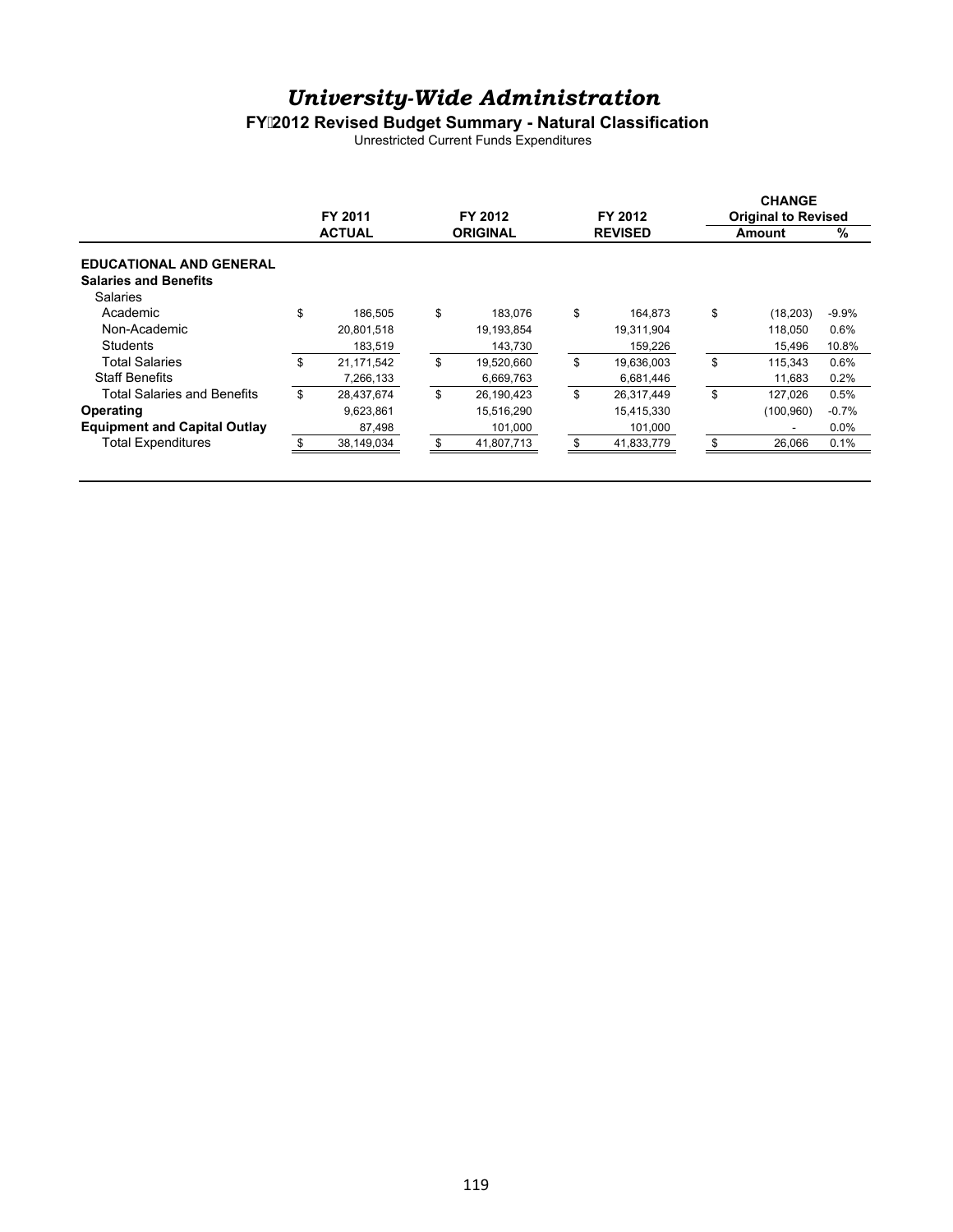# *University-Wide Administration*

## FY 2012 Revised Budget Summary - Natural Classification

Unrestricted Current Funds Expenditures

| | FY 2011 ACTUAL | FY 2012 ORIGINAL | FY 2012 REVISED | CHANGE Original to Revised Amount | % |
|---|---|---|---|---|---|
| **EDUCATIONAL AND GENERAL** | | | | | |
| **Salaries and Benefits** | | | | | |
| Salaries | | | | | |
| Academic | $ 186,505 | $ 183,076 | $ 164,873 | $ (18,203) | -9.9% |
| Non-Academic | 20,801,518 | 19,193,854 | 19,311,904 | 118,050 | 0.6% |
| Students | 183,519 | 143,730 | 159,226 | 15,496 | 10.8% |
| Total Salaries | $ 21,171,542 | $ 19,520,660 | $ 19,636,003 | $ 115,343 | 0.6% |
| Staff Benefits | 7,266,133 | 6,669,763 | 6,681,446 | 11,683 | 0.2% |
| Total Salaries and Benefits | $ 28,437,674 | $ 26,190,423 | $ 26,317,449 | $ 127,026 | 0.5% |
| **Operating** | 9,623,861 | 15,516,290 | 15,415,330 | (100,960) | -0.7% |
| **Equipment and Capital Outlay** | 87,498 | 101,000 | 101,000 | - | 0.0% |
| Total Expenditures | $ 38,149,034 | $ 41,807,713 | $ 41,833,779 | $ 26,066 | 0.1% |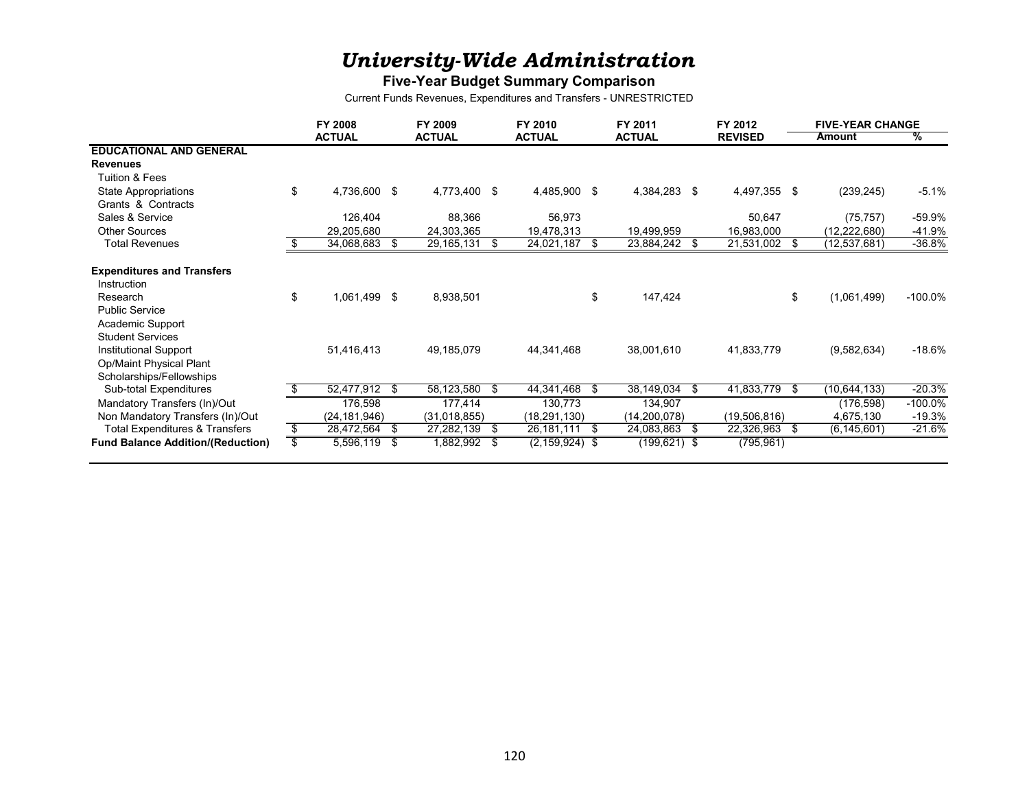# *University-Wide Administration*

## Five-Year Budget Summary Comparison

Current Funds Revenues, Expenditures and Transfers - UNRESTRICTED

| | FY 2008 ACTUAL | FY 2009 ACTUAL | FY 2010 ACTUAL | FY 2011 ACTUAL | FY 2012 REVISED | FIVE-YEAR CHANGE Amount | % |
|---|---|---|---|---|---|---|---|
| **EDUCATIONAL AND GENERAL** | | | | | | | |
| **Revenues** | | | | | | | |
| Tuition & Fees | | | | | | | |
| State Appropriations | $ 4,736,600 | $ 4,773,400 | $ 4,485,900 | $ 4,384,283 | $ 4,497,355 | $ (239,245) | -5.1% |
| Grants & Contracts | | | | | | | |
| Sales & Service | 126,404 | 88,366 | 56,973 | | 50,647 | (75,757) | -59.9% |
| Other Sources | 29,205,680 | 24,303,365 | 19,478,313 | 19,499,959 | 16,983,000 | (12,222,680) | -41.9% |
| Total Revenues | $ 34,068,683 | $ 29,165,131 | $ 24,021,187 | $ 23,884,242 | $ 21,531,002 | $ (12,537,681) | -36.8% |
| **Expenditures and Transfers** | | | | | | | |
| Instruction | | | | | | | |
| Research | $ 1,061,499 | $ 8,938,501 | | $ 147,424 | | $ (1,061,499) | -100.0% |
| Public Service | | | | | | | |
| Academic Support | | | | | | | |
| Student Services | | | | | | | |
| Institutional Support | 51,416,413 | 49,185,079 | 44,341,468 | 38,001,610 | 41,833,779 | (9,582,634) | -18.6% |
| Op/Maint Physical Plant | | | | | | | |
| Scholarships/Fellowships | | | | | | | |
| Sub-total Expenditures | $ 52,477,912 | $ 58,123,580 | $ 44,341,468 | $ 38,149,034 | $ 41,833,779 | $ (10,644,133) | -20.3% |
| Mandatory Transfers (In)/Out | 176,598 | 177,414 | 130,773 | 134,907 | | (176,598) | -100.0% |
| Non Mandatory Transfers (In)/Out | (24,181,946) | (31,018,855) | (18,291,130) | (14,200,078) | (19,506,816) | 4,675,130 | -19.3% |
| Total Expenditures & Transfers | $ 28,472,564 | $ 27,282,139 | $ 26,181,111 | $ 24,083,863 | $ 22,326,963 | $ (6,145,601) | -21.6% |
| **Fund Balance Addition/(Reduction)** | $ 5,596,119 | $ 1,882,992 | $ (2,159,924) | $ (199,621) | $ (795,961) | | |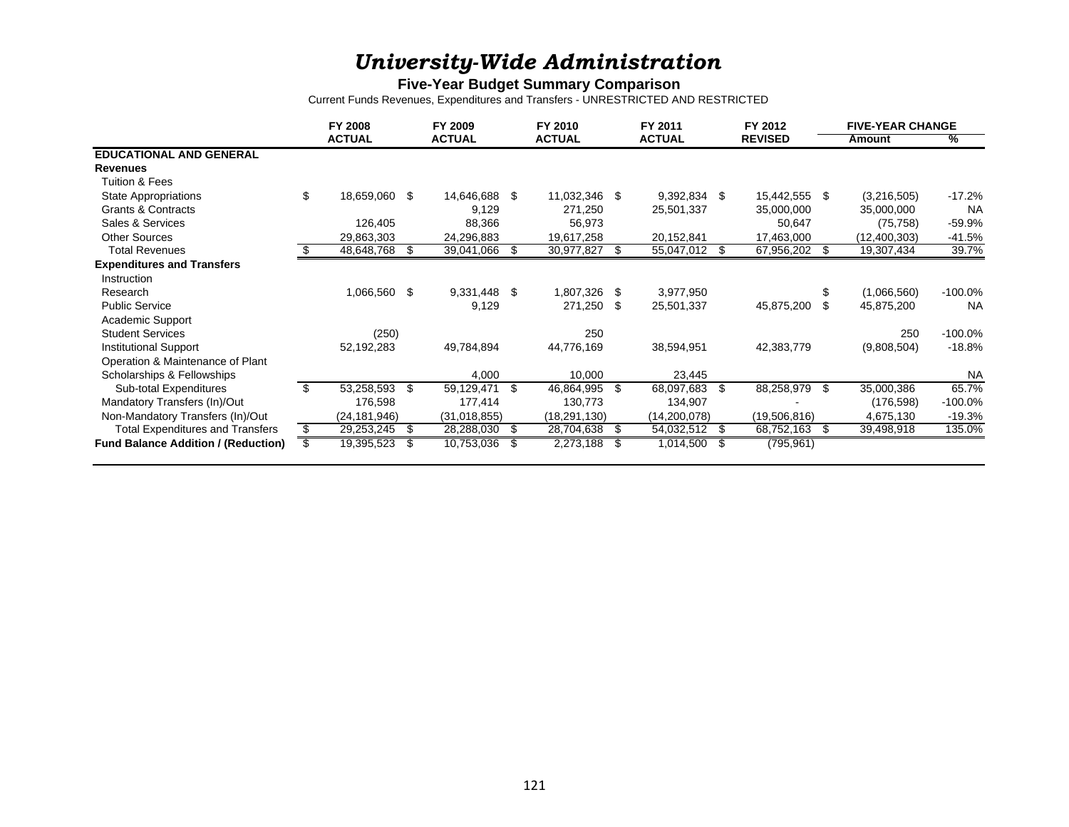# *University-Wide Administration*

**Five-Year Budget Summary Comparison**

Current Funds Revenues, Expenditures and Transfers - UNRESTRICTED AND RESTRICTED

| | FY 2008 ACTUAL | FY 2009 ACTUAL | FY 2010 ACTUAL | FY 2011 ACTUAL | FY 2012 REVISED | FIVE-YEAR CHANGE Amount | % |
|---|---|---|---|---|---|---|---|
| **EDUCATIONAL AND GENERAL** | | | | | | | |
| **Revenues** | | | | | | | |
| Tuition & Fees | | | | | | | |
| State Appropriations | $ 18,659,060 | $ 14,646,688 | $ 11,032,346 | $ 9,392,834 | $ 15,442,555 | $ (3,216,505) | -17.2% |
| Grants & Contracts | | 9,129 | 271,250 | 25,501,337 | 35,000,000 | 35,000,000 | NA |
| Sales & Services | 126,405 | 88,366 | 56,973 | | 50,647 | (75,758) | -59.9% |
| Other Sources | 29,863,303 | 24,296,883 | 19,617,258 | 20,152,841 | 17,463,000 | (12,400,303) | -41.5% |
| Total Revenues | $ 48,648,768 | $ 39,041,066 | $ 30,977,827 | $ 55,047,012 | $ 67,956,202 | $ 19,307,434 | 39.7% |
| **Expenditures and Transfers** | | | | | | | |
| Instruction | | | | | | | |
| Research | 1,066,560 | $ 9,331,448 | $ 1,807,326 | $ 3,977,950 | | $ (1,066,560) | -100.0% |
| Public Service | | 9,129 | 271,250 | $ 25,501,337 | 45,875,200 | $ 45,875,200 | NA |
| Academic Support | | | | | | | |
| Student Services | (250) | | 250 | | | 250 | -100.0% |
| Institutional Support | 52,192,283 | 49,784,894 | 44,776,169 | 38,594,951 | 42,383,779 | (9,808,504) | -18.8% |
| Operation & Maintenance of Plant | | | | | | | |
| Scholarships & Fellowships | | 4,000 | 10,000 | 23,445 | | | NA |
| Sub-total Expenditures | $ 53,258,593 | $ 59,129,471 | $ 46,864,995 | $ 68,097,683 | $ 88,258,979 | $ 35,000,386 | 65.7% |
| Mandatory Transfers (In)/Out | 176,598 | 177,414 | 130,773 | 134,907 | - | (176,598) | -100.0% |
| Non-Mandatory Transfers (In)/Out | (24,181,946) | (31,018,855) | (18,291,130) | (14,200,078) | (19,506,816) | 4,675,130 | -19.3% |
| Total Expenditures and Transfers | $ 29,253,245 | $ 28,288,030 | $ 28,704,638 | $ 54,032,512 | $ 68,752,163 | $ 39,498,918 | 135.0% |
| **Fund Balance Addition / (Reduction)** | $ 19,395,523 | $ 10,753,036 | $ 2,273,188 | $ 1,014,500 | $ (795,961) | | |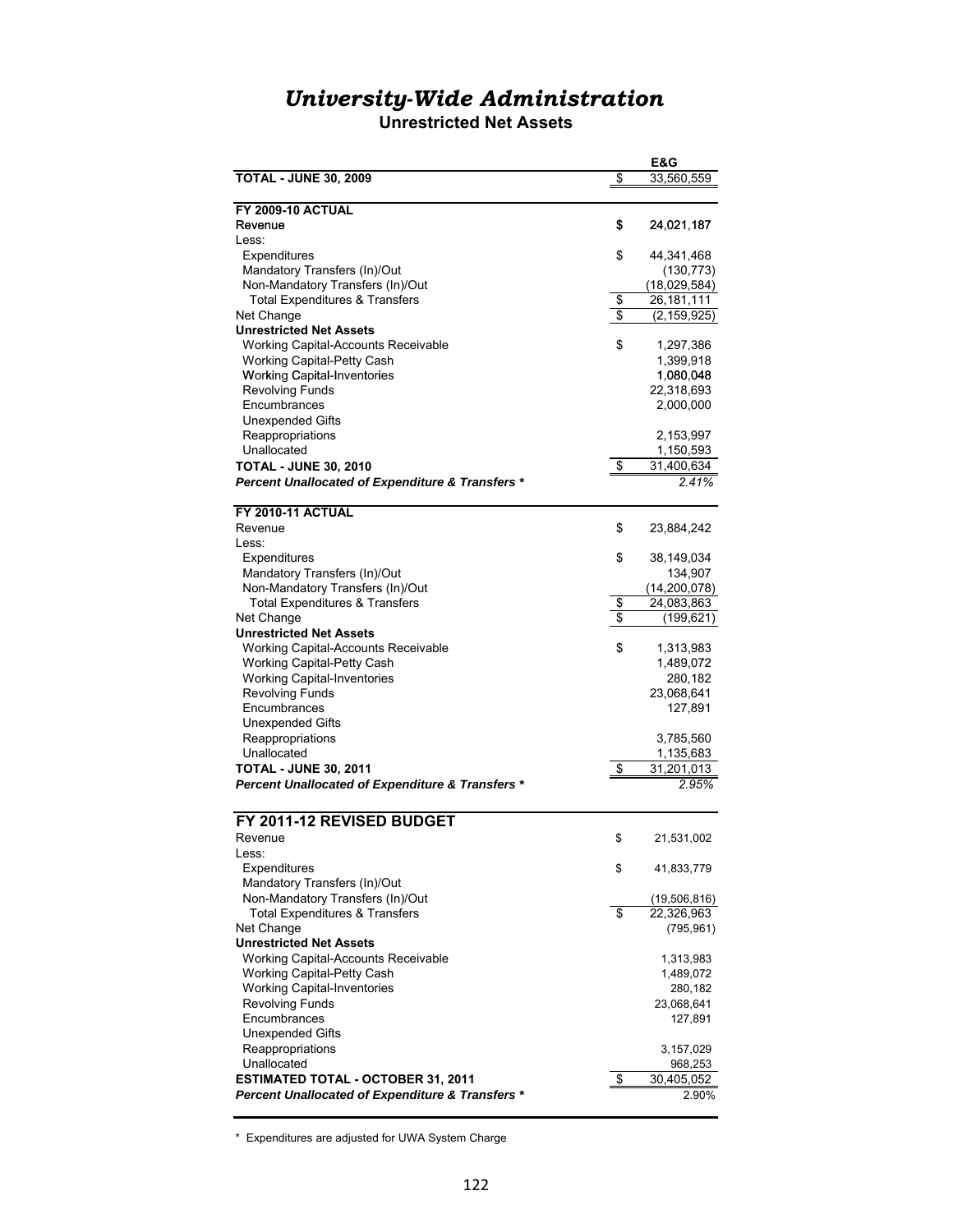# *University-Wide Administration*

## Unrestricted Net Assets

| | | E&G |
|---|---|---|
| **TOTAL - JUNE 30, 2009** | $ | 33,560,559 |
| | | |
| **FY 2009-10 ACTUAL** | | |
| Revenue | $ | 24,021,187 |
| Less: | | |
| Expenditures | $ | 44,341,468 |
| Mandatory Transfers (In)/Out | | (130,773) |
| Non-Mandatory Transfers (In)/Out | | (18,029,584) |
| Total Expenditures & Transfers | $ | 26,181,111 |
| Net Change | $ | (2,159,925) |
| **Unrestricted Net Assets** | | |
| Working Capital-Accounts Receivable | $ | 1,297,386 |
| Working Capital-Petty Cash | | 1,399,918 |
| Working Capital-Inventories | | 1,080,048 |
| Revolving Funds | | 22,318,693 |
| Encumbrances | | 2,000,000 |
| Unexpended Gifts | | |
| Reappropriations | | 2,153,997 |
| Unallocated | | 1,150,593 |
| **TOTAL - JUNE 30, 2010** | $ | 31,400,634 |
| ***Percent Unallocated of Expenditure & Transfers**** | | *2.41%* |
| | | |
| **FY 2010-11 ACTUAL** | | |
| Revenue | $ | 23,884,242 |
| Less: | | |
| Expenditures | $ | 38,149,034 |
| Mandatory Transfers (In)/Out | | 134,907 |
| Non-Mandatory Transfers (In)/Out | | (14,200,078) |
| Total Expenditures & Transfers | $ | 24,083,863 |
| Net Change | $ | (199,621) |
| **Unrestricted Net Assets** | | |
| Working Capital-Accounts Receivable | $ | 1,313,983 |
| Working Capital-Petty Cash | | 1,489,072 |
| Working Capital-Inventories | | 280,182 |
| Revolving Funds | | 23,068,641 |
| Encumbrances | | 127,891 |
| Unexpended Gifts | | |
| Reappropriations | | 3,785,560 |
| Unallocated | | 1,135,683 |
| **TOTAL - JUNE 30, 2011** | $ | 31,201,013 |
| ***Percent Unallocated of Expenditure & Transfers**** | | *2.95%* |
| | | |
| **FY 2011-12 REVISED BUDGET** | | |
| Revenue | $ | 21,531,002 |
| Less: | | |
| Expenditures | $ | 41,833,779 |
| Mandatory Transfers (In)/Out | | |
| Non-Mandatory Transfers (In)/Out | | (19,506,816) |
| Total Expenditures & Transfers | $ | 22,326,963 |
| Net Change | | (795,961) |
| **Unrestricted Net Assets** | | |
| Working Capital-Accounts Receivable | | 1,313,983 |
| Working Capital-Petty Cash | | 1,489,072 |
| Working Capital-Inventories | | 280,182 |
| Revolving Funds | | 23,068,641 |
| Encumbrances | | 127,891 |
| Unexpended Gifts | | |
| Reappropriations | | 3,157,029 |
| Unallocated | | 968,253 |
| **ESTIMATED TOTAL - OCTOBER 31, 2011** | $ | 30,405,052 |
| ***Percent Unallocated of Expenditure & Transfers**** | | 2.90% |

\* Expenditures are adjusted for UWA System Charge